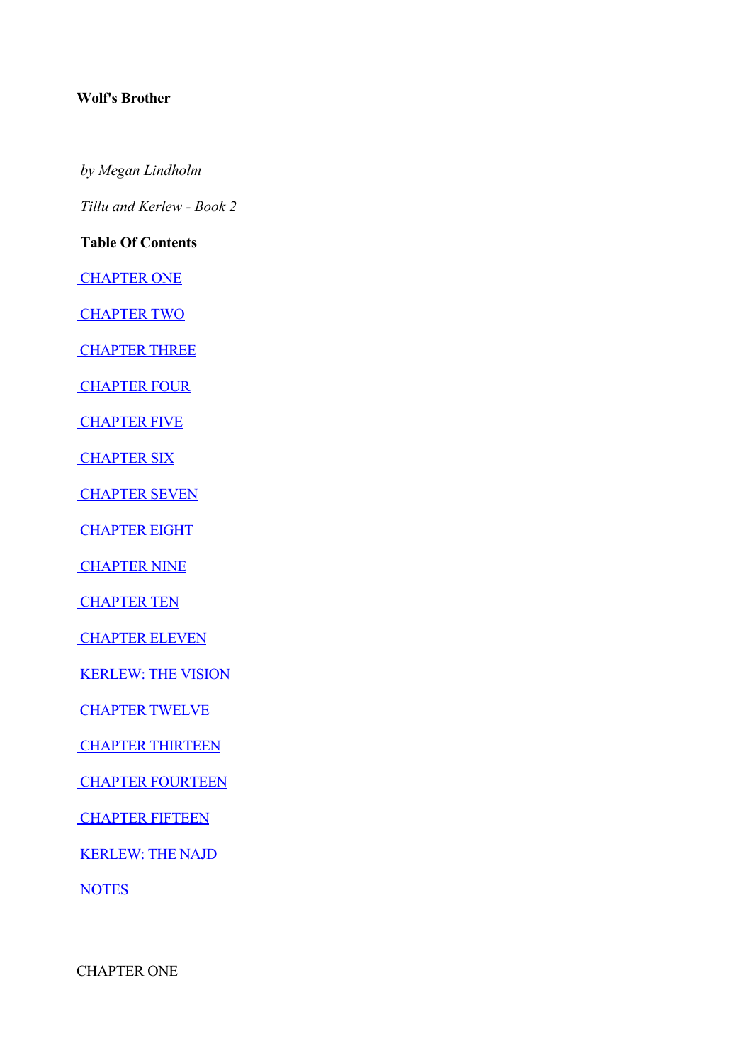# Wolf's Brother

*by Megan Lindholm*

*Tillu and Kerlew - Book 2*

**Table Of Contents**

CHAPTER ONE

CHAPTER TWO

CHAPTER THREE

CHAPTER FOUR

CHAPTER FIVE

CHAPTER SIX

CHAPTER SEVEN

CHAPTER EIGHT

CHAPTER NINE

CHAPTER TEN

CHAPTER ELEVEN

KERLEW: THE VISION

CHAPTER TWELVE

CHAPTER THIRTEEN

CHAPTER FOURTEEN

CHAPTER FIFTEEN

KERLEW: THE NAJD

NOTES

## CHAPTER ONE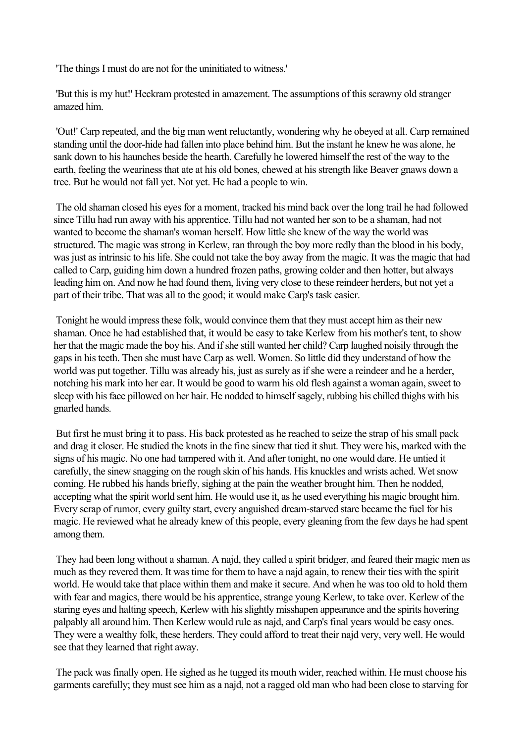'The things I must do are not for the uninitiated to witness.'

'But this is my hut!' Heckram protested in amazement. The assumptions of this scrawny old stranger amazed him.

'Out!' Carp repeated, and the big man went reluctantly, wondering why he obeyed at all. Carp remained standing until the door-hide had fallen into place behind him. But the instant he knew he was alone, he sank down to his haunches beside the hearth. Carefully he lowered himself the rest of the way to the earth, feeling the weariness that ate at his old bones, chewed at his strength like Beaver gnaws down a tree. But he would not fall yet. Not yet. He had a people to win.

The old shaman closed his eyes for a moment, tracked his mind back over the long trail he had followed since Tillu had run away with his apprentice. Tillu had not wanted her son to be a shaman, had not wanted to become the shaman's woman herself. How little she knew of the way the world was structured. The magic was strong in Kerlew, ran through the boy more redly than the blood in his body, was just as intrinsic to his life. She could not take the boy away from the magic. It was the magic that had called to Carp, guiding him down a hundred frozen paths, growing colder and then hotter, but always leading him on. And now he had found them, living very close to these reindeer herders, but not yet a part of their tribe. That was all to the good; it would make Carp's task easier.

Tonight he would impress these folk, would convince them that they must accept him as their new shaman. Once he had established that, it would be easy to take Kerlew from his mother's tent, to show her that the magic made the boy his. And if she still wanted her child? Carp laughed noisily through the gaps in his teeth. Then she must have Carp as well. Women. So little did they understand of how the world was put together. Tillu was already his, just as surely as if she were a reindeer and he a herder, notching his mark into her ear. It would be good to warm his old flesh against a woman again, sweet to sleep with his face pillowed on her hair. He nodded to himself sagely, rubbing his chilled thighs with his gnarled hands.

But first he must bring it to pass. His back protested as he reached to seize the strap of his small pack and drag it closer. He studied the knots in the fine sinew that tied it shut. They were his, marked with the signs of his magic. No one had tampered with it. And after tonight, no one would dare. He untied it carefully, the sinew snagging on the rough skin of his hands. His knuckles and wrists ached. Wet snow coming. He rubbed his hands briefly, sighing at the pain the weather brought him. Then he nodded, accepting what the spirit world sent him. He would use it, as he used everything his magic brought him. Every scrap of rumor, every guilty start, every anguished dream-starved stare became the fuel for his magic. He reviewed what he already knew of this people, every gleaning from the few days he had spent among them.

They had been long without a shaman. A najd, they called a spirit bridger, and feared their magic men as much as they revered them. It was time for them to have a najd again, to renew their ties with the spirit world. He would take that place within them and make it secure. And when he was too old to hold them with fear and magics, there would be his apprentice, strange young Kerlew, to take over. Kerlew of the staring eyes and halting speech, Kerlew with his slightly misshapen appearance and the spirits hovering palpably all around him. Then Kerlew would rule as najd, and Carp's final years would be easy ones. They were a wealthy folk, these herders. They could afford to treat their najd very, very well. He would see that they learned that right away.

The pack was finally open. He sighed as he tugged its mouth wider, reached within. He must choose his garments carefully; they must see him as a najd, not a ragged old man who had been close to starving for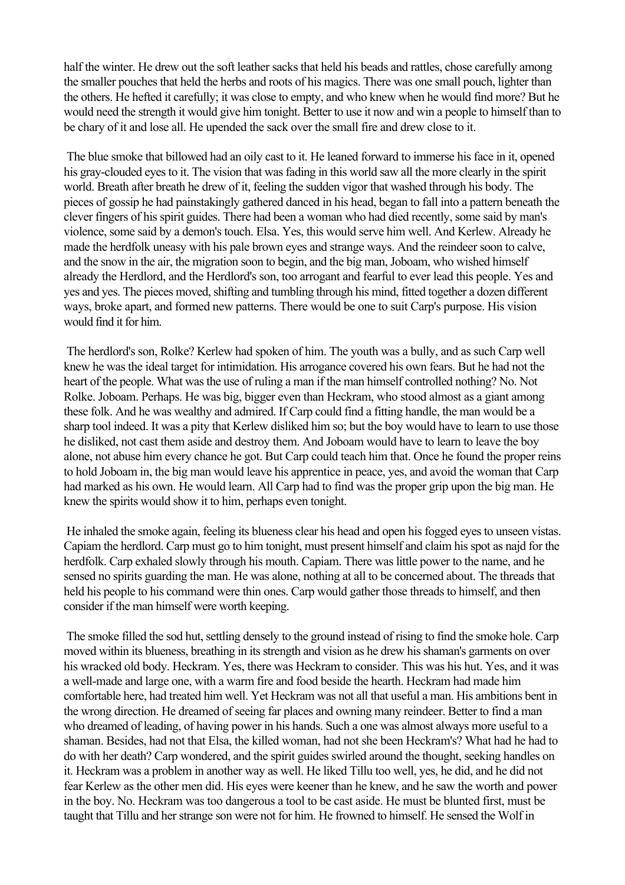half the winter. He drew out the soft leather sacks that held his beads and rattles, chose carefully among the smaller pouches that held the herbs and roots of his magics. There was one small pouch, lighter than the others. He hefted it carefully; it was close to empty, and who knew when he would find more? But he would need the strength it would give him tonight. Better to use it now and win a people to himself than to be chary of it and lose all. He upended the sack over the small fire and drew close to it.

The blue smoke that billowed had an oily cast to it. He leaned forward to immerse his face in it, opened his gray-clouded eyes to it. The vision that was fading in this world saw all the more clearly in the spirit world. Breath after breath he drew of it, feeling the sudden vigor that washed through his body. The pieces of gossip he had painstakingly gathered danced in his head, began to fall into a pattern beneath the clever fingers of his spirit guides. There had been a woman who had died recently, some said by man's violence, some said by a demon's touch. Elsa. Yes, this would serve him well. And Kerlew. Already he made the herdfolk uneasy with his pale brown eyes and strange ways. And the reindeer soon to calve, and the snow in the air, the migration soon to begin, and the big man, Joboam, who wished himself already the Herdlord, and the Herdlord's son, too arrogant and fearful to ever lead this people. Yes and yes and yes. The pieces moved, shifting and tumbling through his mind, fitted together a dozen different ways, broke apart, and formed new patterns. There would be one to suit Carp's purpose. His vision would find it for him.

The herdlord's son, Rolke? Kerlew had spoken of him. The youth was a bully, and as such Carp well knew he was the ideal target for intimidation. His arrogance covered his own fears. But he had not the heart of the people. What was the use of ruling a man if the man himself controlled nothing? No. Not Rolke. Joboam. Perhaps. He was big, bigger even than Heckram, who stood almost as a giant among these folk. And he was wealthy and admired. If Carp could find a fitting handle, the man would be a sharp tool indeed. It was a pity that Kerlew disliked him so; but the boy would have to learn to use those he disliked, not cast them aside and destroy them. And Joboam would have to learn to leave the boy alone, not abuse him every chance he got. But Carp could teach him that. Once he found the proper reins to hold Joboam in, the big man would leave his apprentice in peace, yes, and avoid the woman that Carp had marked as his own. He would learn. All Carp had to find was the proper grip upon the big man. He knew the spirits would show it to him, perhaps even tonight.

He inhaled the smoke again, feeling its blueness clear his head and open his fogged eyes to unseen vistas. Capiam the herdlord. Carp must go to him tonight, must present himself and claim his spot as najd for the herdfolk. Carp exhaled slowly through his mouth. Capiam. There was little power to the name, and he sensed no spirits guarding the man. He was alone, nothing at all to be concerned about. The threads that held his people to his command were thin ones. Carp would gather those threads to himself, and then consider if the man himself were worth keeping.

The smoke filled the sod hut, settling densely to the ground instead of rising to find the smoke hole. Carp moved within its blueness, breathing in its strength and vision as he drew his shaman's garments on over his wracked old body. Heckram. Yes, there was Heckram to consider. This was his hut. Yes, and it was a well-made and large one, with a warm fire and food beside the hearth. Heckram had made him comfortable here, had treated him well. Yet Heckram was not all that useful a man. His ambitions bent in the wrong direction. He dreamed of seeing far places and owning many reindeer. Better to find a man who dreamed of leading, of having power in his hands. Such a one was almost always more useful to a shaman. Besides, had not that Elsa, the killed woman, had not she been Heckram's? What had he had to do with her death? Carp wondered, and the spirit guides swirled around the thought, seeking handles on it. Heckram was a problem in another way as well. He liked Tillu too well, yes, he did, and he did not fear Kerlew as the other men did. His eyes were keener than he knew, and he saw the worth and power in the boy. No. Heckram was too dangerous a tool to be cast aside. He must be blunted first, must be taught that Tillu and her strange son were not for him. He frowned to himself. He sensed the Wolf in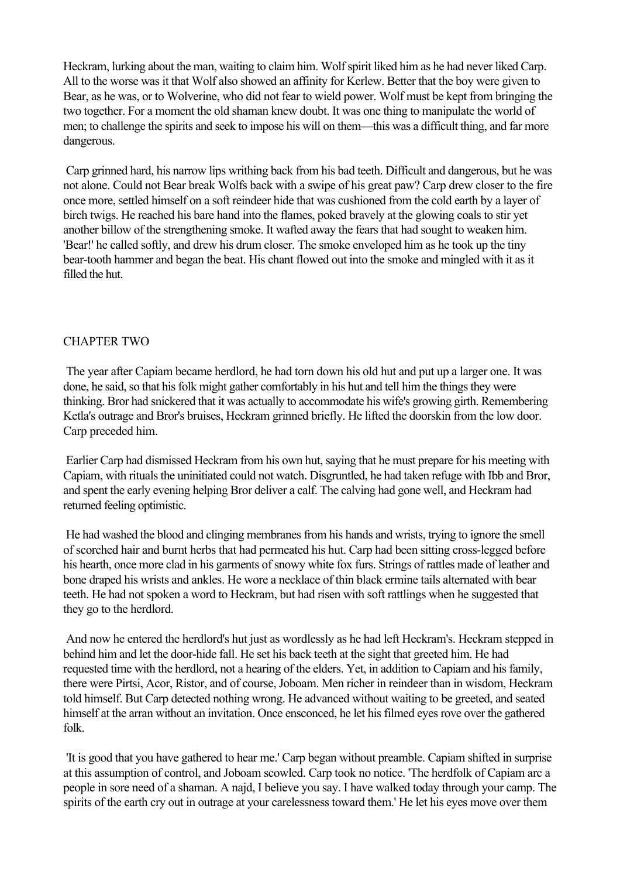Heckram, lurking about the man, waiting to claim him. Wolf spirit liked him as he had never liked Carp. All to the worse was it that Wolf also showed an affinity for Kerlew. Better that the boy were given to Bear, as he was, or to Wolverine, who did not fear to wield power. Wolf must be kept from bringing the two together. For a moment the old shaman knew doubt. It was one thing to manipulate the world of men; to challenge the spirits and seek to impose his will on them—this was a difficult thing, and far more dangerous.

Carp grinned hard, his narrow lips writhing back from his bad teeth. Difficult and dangerous, but he was not alone. Could not Bear break Wolfs back with a swipe of his great paw? Carp drew closer to the fire once more, settled himself on a soft reindeer hide that was cushioned from the cold earth by a layer of birch twigs. He reached his bare hand into the flames, poked bravely at the glowing coals to stir yet another billow of the strengthening smoke. It wafted away the fears that had sought to weaken him. 'Bear!' he called softly, and drew his drum closer. The smoke enveloped him as he took up the tiny bear-tooth hammer and began the beat. His chant flowed out into the smoke and mingled with it as it filled the hut.

## CHAPTER TWO

The year after Capiam became herdlord, he had torn down his old hut and put up a larger one. It was done, he said, so that his folk might gather comfortably in his hut and tell him the things they were thinking. Bror had snickered that it was actually to accommodate his wife's growing girth. Remembering Ketla's outrage and Bror's bruises, Heckram grinned briefly. He lifted the doorskin from the low door. Carp preceded him.

Earlier Carp had dismissed Heckram from his own hut, saying that he must prepare for his meeting with Capiam, with rituals the uninitiated could not watch. Disgruntled, he had taken refuge with Ibb and Bror, and spent the early evening helping Bror deliver a calf. The calving had gone well, and Heckram had returned feeling optimistic.

He had washed the blood and clinging membranes from his hands and wrists, trying to ignore the smell of scorched hair and burnt herbs that had permeated his hut. Carp had been sitting cross-legged before his hearth, once more clad in his garments of snowy white fox furs. Strings of rattles made of leather and bone draped his wrists and ankles. He wore a necklace of thin black ermine tails alternated with bear teeth. He had not spoken a word to Heckram, but had risen with soft rattlings when he suggested that they go to the herdlord.

And now he entered the herdlord's hut just as wordlessly as he had left Heckram's. Heckram stepped in behind him and let the door-hide fall. He set his back teeth at the sight that greeted him. He had requested time with the herdlord, not a hearing of the elders. Yet, in addition to Capiam and his family, there were Pirtsi, Acor, Ristor, and of course, Joboam. Men richer in reindeer than in wisdom, Heckram told himself. But Carp detected nothing wrong. He advanced without waiting to be greeted, and seated himself at the arran without an invitation. Once ensconced, he let his filmed eyes rove over the gathered folk.

'It is good that you have gathered to hear me.' Carp began without preamble. Capiam shifted in surprise at this assumption of control, and Joboam scowled. Carp took no notice. 'The herdfolk of Capiam arc a people in sore need of a shaman. A najd, I believe you say. I have walked today through your camp. The spirits of the earth cry out in outrage at your carelessness toward them.' He let his eyes move over them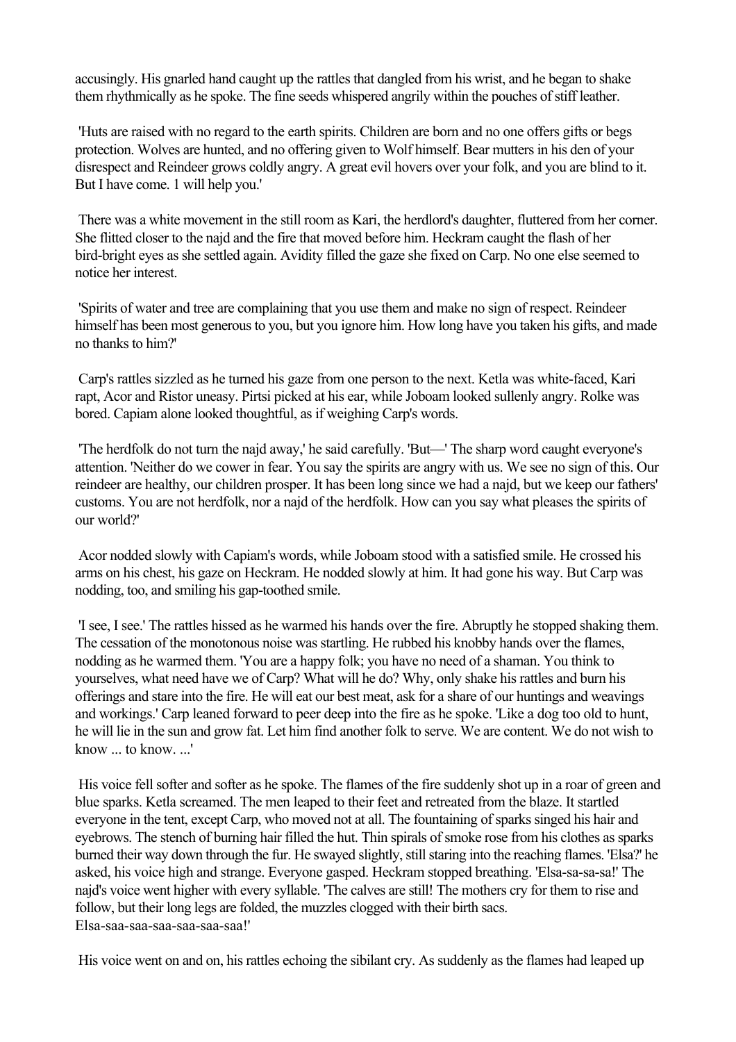accusingly. His gnarled hand caught up the rattles that dangled from his wrist, and he began to shake them rhythmically as he spoke. The fine seeds whispered angrily within the pouches of stiff leather.

'Huts are raised with no regard to the earth spirits. Children are born and no one offers gifts or begs protection. Wolves are hunted, and no offering given to Wolf himself. Bear mutters in his den of your disrespect and Reindeer grows coldly angry. A great evil hovers over your folk, and you are blind to it. But I have come. 1 will help you.'

There was a white movement in the still room as Kari, the herdlord's daughter, fluttered from her corner. She flitted closer to the najd and the fire that moved before him. Heckram caught the flash of her bird-bright eyes as she settled again. Avidity filled the gaze she fixed on Carp. No one else seemed to notice her interest.

'Spirits of water and tree are complaining that you use them and make no sign of respect. Reindeer himself has been most generous to you, but you ignore him. How long have you taken his gifts, and made no thanks to him?'

Carp's rattles sizzled as he turned his gaze from one person to the next. Ketla was white-faced, Kari rapt, Acor and Ristor uneasy. Pirtsi picked at his ear, while Joboam looked sullenly angry. Rolke was bored. Capiam alone looked thoughtful, as if weighing Carp's words.

'The herdfolk do not turn the najd away,' he said carefully. 'But—' The sharp word caught everyone's attention. 'Neither do we cower in fear. You say the spirits are angry with us. We see no sign of this. Our reindeer are healthy, our children prosper. It has been long since we had a najd, but we keep our fathers' customs. You are not herdfolk, nor a najd of the herdfolk. How can you say what pleases the spirits of our world?'

Acor nodded slowly with Capiam's words, while Joboam stood with a satisfied smile. He crossed his arms on his chest, his gaze on Heckram. He nodded slowly at him. It had gone his way. But Carp was nodding, too, and smiling his gap-toothed smile.

'I see, I see.' The rattles hissed as he warmed his hands over the fire. Abruptly he stopped shaking them. The cessation of the monotonous noise was startling. He rubbed his knobby hands over the flames, nodding as he warmed them. 'You are a happy folk; you have no need of a shaman. You think to yourselves, what need have we of Carp? What will he do? Why, only shake his rattles and burn his offerings and stare into the fire. He will eat our best meat, ask for a share of our huntings and weavings and workings.' Carp leaned forward to peer deep into the fire as he spoke. 'Like a dog too old to hunt, he will lie in the sun and grow fat. Let him find another folk to serve. We are content. We do not wish to know ... to know. ...'

His voice fell softer and softer as he spoke. The flames of the fire suddenly shot up in a roar of green and blue sparks. Ketla screamed. The men leaped to their feet and retreated from the blaze. It startled everyone in the tent, except Carp, who moved not at all. The fountaining of sparks singed his hair and eyebrows. The stench of burning hair filled the hut. Thin spirals of smoke rose from his clothes as sparks burned their way down through the fur. He swayed slightly, still staring into the reaching flames. 'Elsa?' he asked, his voice high and strange. Everyone gasped. Heckram stopped breathing. 'Elsa-sa-sa-sa!' The najd's voice went higher with every syllable. 'The calves are still! The mothers cry for them to rise and follow, but their long legs are folded, the muzzles clogged with their birth sacs. Elsa-saa-saa-saa-saa-saa-saa!'

His voice went on and on, his rattles echoing the sibilant cry. As suddenly as the flames had leaped up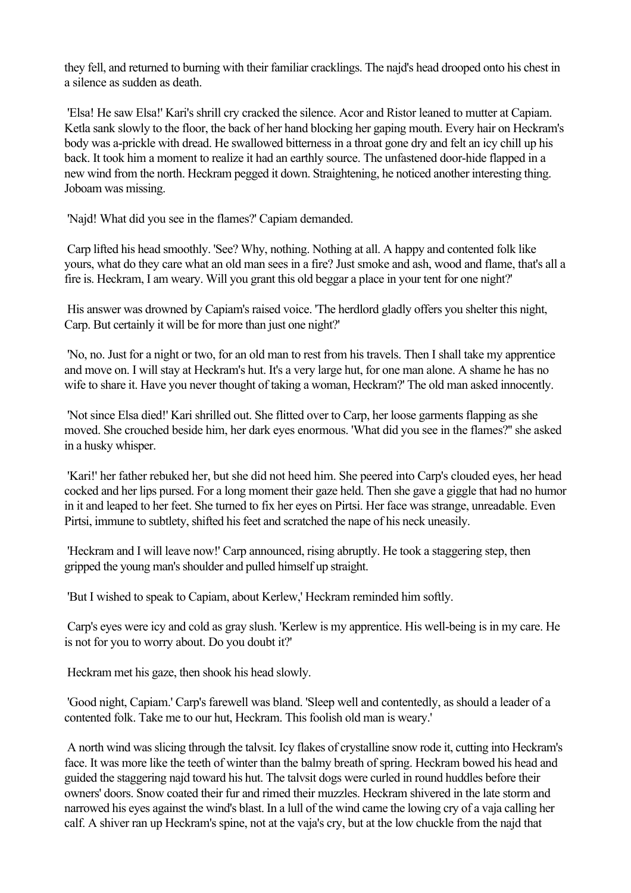they fell, and returned to burning with their familiar cracklings. The najd's head drooped onto his chest in a silence as sudden as death.

'Elsa! He saw Elsa!' Kari's shrill cry cracked the silence. Acor and Ristor leaned to mutter at Capiam. Ketla sank slowly to the floor, the back of her hand blocking her gaping mouth. Every hair on Heckram's body was a-prickle with dread. He swallowed bitterness in a throat gone dry and felt an icy chill up his back. It took him a moment to realize it had an earthly source. The unfastened door-hide flapped in a new wind from the north. Heckram pegged it down. Straightening, he noticed another interesting thing. Joboam was missing.

'Najd! What did you see in the flames?' Capiam demanded.

Carp lifted his head smoothly. 'See? Why, nothing. Nothing at all. A happy and contented folk like yours, what do they care what an old man sees in a fire? Just smoke and ash, wood and flame, that's all a fire is. Heckram, I am weary. Will you grant this old beggar a place in your tent for one night?'

His answer was drowned by Capiam's raised voice. 'The herdlord gladly offers you shelter this night, Carp. But certainly it will be for more than just one night?'

'No, no. Just for a night or two, for an old man to rest from his travels. Then I shall take my apprentice and move on. I will stay at Heckram's hut. It's a very large hut, for one man alone. A shame he has no wife to share it. Have you never thought of taking a woman, Heckram?' The old man asked innocently.

'Not since Elsa died!' Kari shrilled out. She flitted over to Carp, her loose garments flapping as she moved. She crouched beside him, her dark eyes enormous. 'What did you see in the flames?" she asked in a husky whisper.

'Kari!' her father rebuked her, but she did not heed him. She peered into Carp's clouded eyes, her head cocked and her lips pursed. For a long moment their gaze held. Then she gave a giggle that had no humor in it and leaped to her feet. She turned to fix her eyes on Pirtsi. Her face was strange, unreadable. Even Pirtsi, immune to subtlety, shifted his feet and scratched the nape of his neck uneasily.

'Heckram and I will leave now!' Carp announced, rising abruptly. He took a staggering step, then gripped the young man's shoulder and pulled himself up straight.

'But I wished to speak to Capiam, about Kerlew,' Heckram reminded him softly.

Carp's eyes were icy and cold as gray slush. 'Kerlew is my apprentice. His well-being is in my care. He is not for you to worry about. Do you doubt it?'

Heckram met his gaze, then shook his head slowly.

'Good night, Capiam.' Carp's farewell was bland. 'Sleep well and contentedly, as should a leader of a contented folk. Take me to our hut, Heckram. This foolish old man is weary.'

A north wind was slicing through the talvsit. Icy flakes of crystalline snow rode it, cutting into Heckram's face. It was more like the teeth of winter than the balmy breath of spring. Heckram bowed his head and guided the staggering najd toward his hut. The talvsit dogs were curled in round huddles before their owners' doors. Snow coated their fur and rimed their muzzles. Heckram shivered in the late storm and narrowed his eyes against the wind's blast. In a lull of the wind came the lowing cry of a vaja calling her calf. A shiver ran up Heckram's spine, not at the vaja's cry, but at the low chuckle from the najd that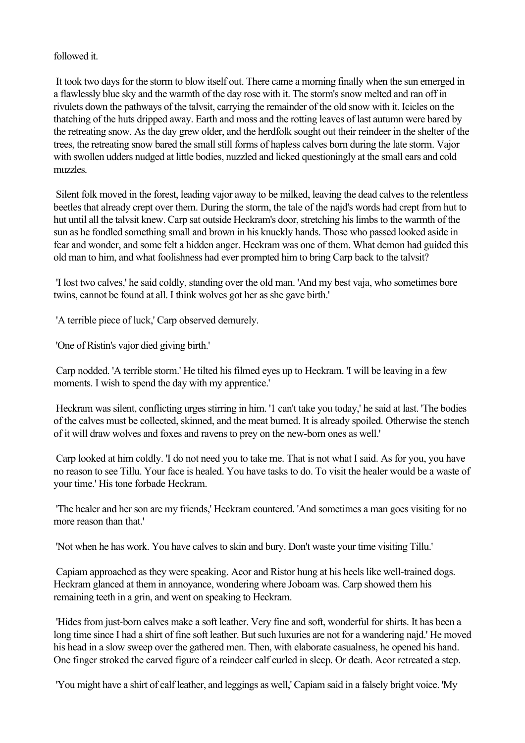followed it.

It took two days for the storm to blow itself out. There came a morning finally when the sun emerged in a flawlessly blue sky and the warmth of the day rose with it. The storm's snow melted and ran off in rivulets down the pathways of the talvsit, carrying the remainder of the old snow with it. Icicles on the thatching of the huts dripped away. Earth and moss and the rotting leaves of last autumn were bared by the retreating snow. As the day grew older, and the herdfolk sought out their reindeer in the shelter of the trees, the retreating snow bared the small still forms of hapless calves born during the late storm. Vajor with swollen udders nudged at little bodies, nuzzled and licked questioningly at the small ears and cold muzzles.

Silent folk moved in the forest, leading vajor away to be milked, leaving the dead calves to the relentless beetles that already crept over them. During the storm, the tale of the najd's words had crept from hut to hut until all the talvsit knew. Carp sat outside Heckram's door, stretching his limbs to the warmth of the sun as he fondled something small and brown in his knuckly hands. Those who passed looked aside in fear and wonder, and some felt a hidden anger. Heckram was one of them. What demon had guided this old man to him, and what foolishness had ever prompted him to bring Carp back to the talvsit?

'I lost two calves,' he said coldly, standing over the old man. 'And my best vaja, who sometimes bore twins, cannot be found at all. I think wolves got her as she gave birth.'

'A terrible piece of luck,' Carp observed demurely.

'One of Ristin's vajor died giving birth.'

Carp nodded. 'A terrible storm.' He tilted his filmed eyes up to Heckram. 'I will be leaving in a few moments. I wish to spend the day with my apprentice.'

Heckram was silent, conflicting urges stirring in him. '1 can't take you today,' he said at last. 'The bodies of the calves must be collected, skinned, and the meat burned. It is already spoiled. Otherwise the stench of it will draw wolves and foxes and ravens to prey on the new-born ones as well.'

Carp looked at him coldly. 'I do not need you to take me. That is not what I said. As for you, you have no reason to see Tillu. Your face is healed. You have tasks to do. To visit the healer would be a waste of your time.' His tone forbade Heckram.

'The healer and her son are my friends,' Heckram countered. 'And sometimes a man goes visiting for no more reason than that.'

'Not when he has work. You have calves to skin and bury. Don't waste your time visiting Tillu.'

Capiam approached as they were speaking. Acor and Ristor hung at his heels like well-trained dogs. Heckram glanced at them in annoyance, wondering where Joboam was. Carp showed them his remaining teeth in a grin, and went on speaking to Heckram.

'Hides from just-born calves make a soft leather. Very fine and soft, wonderful for shirts. It has been a long time since I had a shirt of fine soft leather. But such luxuries are not for a wandering najd.' He moved his head in a slow sweep over the gathered men. Then, with elaborate casualness, he opened his hand. One finger stroked the carved figure of a reindeer calf curled in sleep. Or death. Acor retreated a step.

'You might have a shirt of calf leather, and leggings as well,' Capiam said in a falsely bright voice. 'My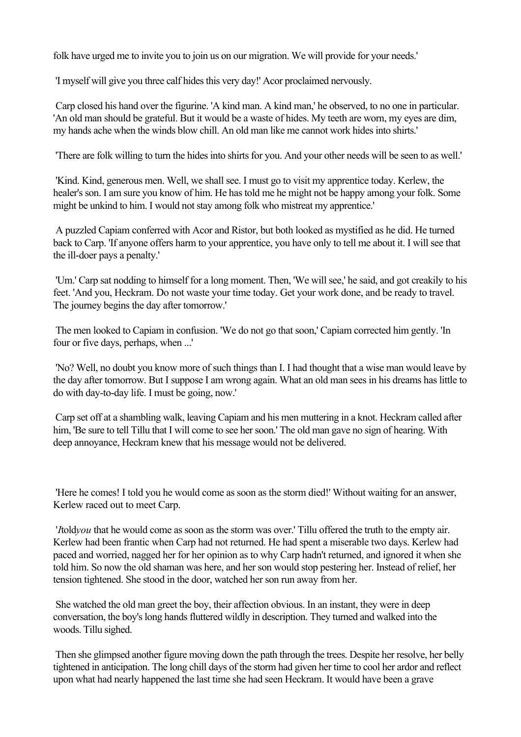folk have urged me to invite you to join us on our migration. We will provide for your needs.'

'I myself will give you three calf hides this very day!' Acor proclaimed nervously.

Carp closed his hand over the figurine. 'A kind man. A kind man,' he observed, to no one in particular. 'An old man should be grateful. But it would be a waste of hides. My teeth are worn, my eyes are dim, my hands ache when the winds blow chill. An old man like me cannot work hides into shirts.'

'There are folk willing to turn the hides into shirts for you. And your other needs will be seen to as well.'

'Kind. Kind, generous men. Well, we shall see. I must go to visit my apprentice today. Kerlew, the healer's son. I am sure you know of him. He has told me he might not be happy among your folk. Some might be unkind to him. I would not stay among folk who mistreat my apprentice.'

A puzzled Capiam conferred with Acor and Ristor, but both looked as mystified as he did. He turned back to Carp. 'If anyone offers harm to your apprentice, you have only to tell me about it. I will see that the ill-doer pays a penalty.'

'Um.' Carp sat nodding to himself for a long moment. Then, 'We will see,' he said, and got creakily to his feet. 'And you, Heckram. Do not waste your time today. Get your work done, and be ready to travel. The journey begins the day after tomorrow.'

The men looked to Capiam in confusion. 'We do not go that soon,' Capiam corrected him gently. 'In four or five days, perhaps, when ...'

'No? Well, no doubt you know more of such things than I. I had thought that a wise man would leave by the day after tomorrow. But I suppose I am wrong again. What an old man sees in his dreams has little to do with day-to-day life. I must be going, now.'

Carp set off at a shambling walk, leaving Capiam and his men muttering in a knot. Heckram called after him, 'Be sure to tell Tillu that I will come to see her soon.' The old man gave no sign of hearing. With deep annoyance, Heckram knew that his message would not be delivered.

'Here he comes! I told you he would come as soon as the storm died!' Without waiting for an answer, Kerlew raced out to meet Carp.

'*I* told *you* that he would come as soon as the storm was over.' Tillu offered the truth to the empty air. Kerlew had been frantic when Carp had not returned. He had spent a miserable two days. Kerlew had paced and worried, nagged her for her opinion as to why Carp hadn't returned, and ignored it when she told him. So now the old shaman was here, and her son would stop pestering her. Instead of relief, her tension tightened. She stood in the door, watched her son run away from her.

She watched the old man greet the boy, their affection obvious. In an instant, they were in deep conversation, the boy's long hands fluttered wildly in description. They turned and walked into the woods. Tillu sighed.

Then she glimpsed another figure moving down the path through the trees. Despite her resolve, her belly tightened in anticipation. The long chill days of the storm had given her time to cool her ardor and reflect upon what had nearly happened the last time she had seen Heckram. It would have been a grave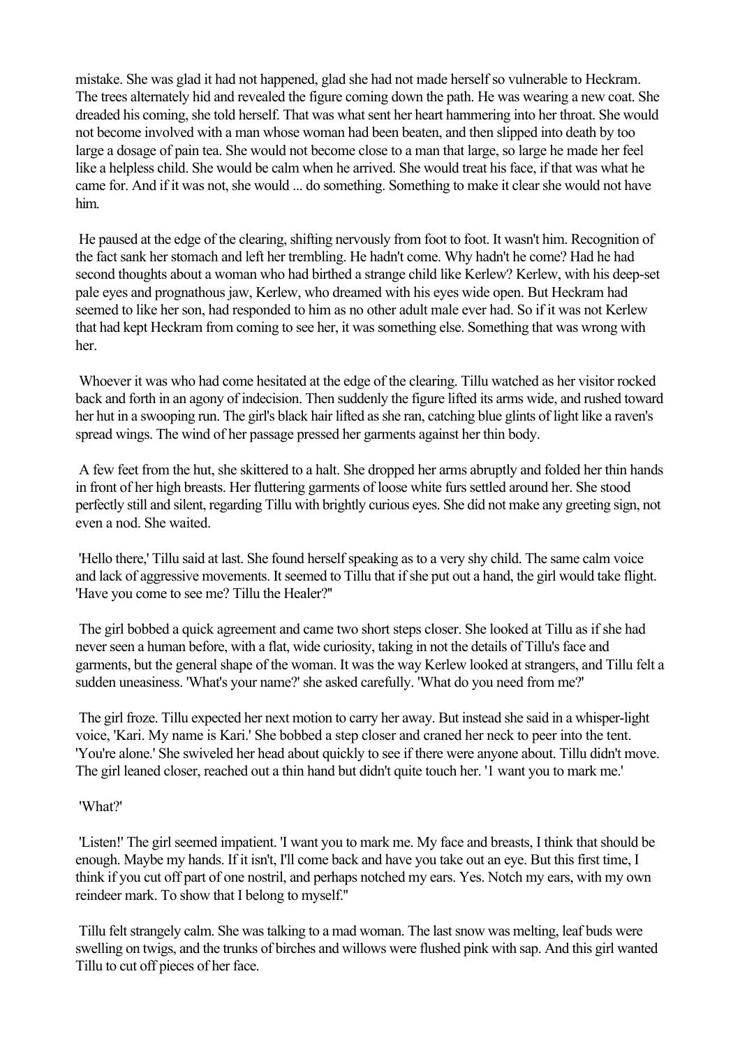mistake. She was glad it had not happened, glad she had not made herself so vulnerable to Heckram. The trees alternately hid and revealed the figure coming down the path. He was wearing a new coat. She dreaded his coming, she told herself. That was what sent her heart hammering into her throat. She would not become involved with a man whose woman had been beaten, and then slipped into death by too large a dosage of pain tea. She would not become close to a man that large, so large he made her feel like a helpless child. She would be calm when he arrived. She would treat his face, if that was what he came for. And if it was not, she would ... do something. Something to make it clear she would not have him.

He paused at the edge of the clearing, shifting nervously from foot to foot. It wasn't him. Recognition of the fact sank her stomach and left her trembling. He hadn't come. Why hadn't he come? Had he had second thoughts about a woman who had birthed a strange child like Kerlew? Kerlew, with his deep-set pale eyes and prognathous jaw, Kerlew, who dreamed with his eyes wide open. But Heckram had seemed to like her son, had responded to him as no other adult male ever had. So if it was not Kerlew that had kept Heckram from coming to see her, it was something else. Something that was wrong with her.

Whoever it was who had come hesitated at the edge of the clearing. Tillu watched as her visitor rocked back and forth in an agony of indecision. Then suddenly the figure lifted its arms wide, and rushed toward her hut in a swooping run. The girl's black hair lifted as she ran, catching blue glints of light like a raven's spread wings. The wind of her passage pressed her garments against her thin body.

A few feet from the hut, she skittered to a halt. She dropped her arms abruptly and folded her thin hands in front of her high breasts. Her fluttering garments of loose white furs settled around her. She stood perfectly still and silent, regarding Tillu with brightly curious eyes. She did not make any greeting sign, not even a nod. She waited.

'Hello there,' Tillu said at last. She found herself speaking as to a very shy child. The same calm voice and lack of aggressive movements. It seemed to Tillu that if she put out a hand, the girl would take flight. 'Have you come to see me? Tillu the Healer?"

The girl bobbed a quick agreement and came two short steps closer. She looked at Tillu as if she had never seen a human before, with a flat, wide curiosity, taking in not the details of Tillu's face and garments, but the general shape of the woman. It was the way Kerlew looked at strangers, and Tillu felt a sudden uneasiness. 'What's your name?' she asked carefully. 'What do you need from me?'

The girl froze. Tillu expected her next motion to carry her away. But instead she said in a whisper-light voice, 'Kari. My name is Kari.' She bobbed a step closer and craned her neck to peer into the tent. 'You're alone.' She swiveled her head about quickly to see if there were anyone about. Tillu didn't move. The girl leaned closer, reached out a thin hand but didn't quite touch her. '1 want you to mark me.'

'What?'

'Listen!' The girl seemed impatient. 'I want you to mark me. My face and breasts, I think that should be enough. Maybe my hands. If it isn't, I'll come back and have you take out an eye. But this first time, I think if you cut off part of one nostril, and perhaps notched my ears. Yes. Notch my ears, with my own reindeer mark. To show that I belong to myself."

Tillu felt strangely calm. She was talking to a mad woman. The last snow was melting, leaf buds were swelling on twigs, and the trunks of birches and willows were flushed pink with sap. And this girl wanted Tillu to cut off pieces of her face.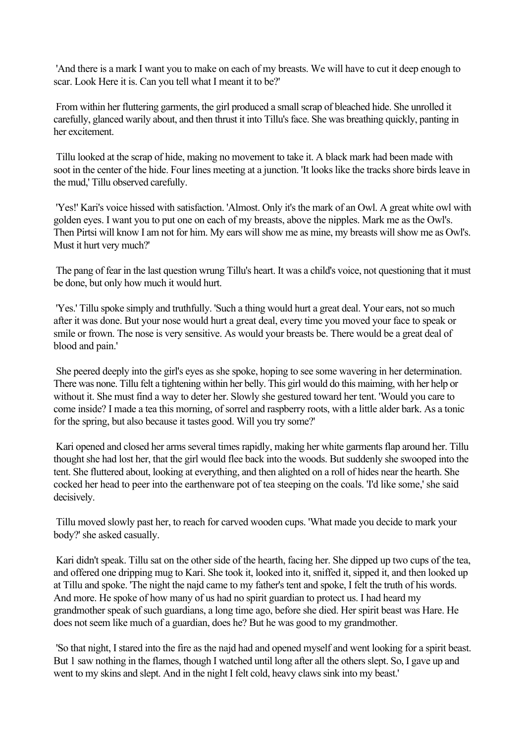'And there is a mark I want you to make on each of my breasts. We will have to cut it deep enough to scar. Look Here it is. Can you tell what I meant it to be?'

From within her fluttering garments, the girl produced a small scrap of bleached hide. She unrolled it carefully, glanced warily about, and then thrust it into Tillu's face. She was breathing quickly, panting in her excitement.

Tillu looked at the scrap of hide, making no movement to take it. A black mark had been made with soot in the center of the hide. Four lines meeting at a junction. 'It looks like the tracks shore birds leave in the mud,' Tillu observed carefully.

'Yes!' Kari's voice hissed with satisfaction. 'Almost. Only it's the mark of an Owl. A great white owl with golden eyes. I want you to put one on each of my breasts, above the nipples. Mark me as the Owl's. Then Pirtsi will know I am not for him. My ears will show me as mine, my breasts will show me as Owl's. Must it hurt very much?'

The pang of fear in the last question wrung Tillu's heart. It was a child's voice, not questioning that it must be done, but only how much it would hurt.

'Yes.' Tillu spoke simply and truthfully. 'Such a thing would hurt a great deal. Your ears, not so much after it was done. But your nose would hurt a great deal, every time you moved your face to speak or smile or frown. The nose is very sensitive. As would your breasts be. There would be a great deal of blood and pain.'

She peered deeply into the girl's eyes as she spoke, hoping to see some wavering in her determination. There was none. Tillu felt a tightening within her belly. This girl would do this maiming, with her help or without it. She must find a way to deter her. Slowly she gestured toward her tent. 'Would you care to come inside? I made a tea this morning, of sorrel and raspberry roots, with a little alder bark. As a tonic for the spring, but also because it tastes good. Will you try some?'

Kari opened and closed her arms several times rapidly, making her white garments flap around her. Tillu thought she had lost her, that the girl would flee back into the woods. But suddenly she swooped into the tent. She fluttered about, looking at everything, and then alighted on a roll of hides near the hearth. She cocked her head to peer into the earthenware pot of tea steeping on the coals. 'I'd like some,' she said decisively.

Tillu moved slowly past her, to reach for carved wooden cups. 'What made you decide to mark your body?' she asked casually.

Kari didn't speak. Tillu sat on the other side of the hearth, facing her. She dipped up two cups of the tea, and offered one dripping mug to Kari. She took it, looked into it, sniffed it, sipped it, and then looked up at Tillu and spoke. 'The night the najd came to my father's tent and spoke, I felt the truth of his words. And more. He spoke of how many of us had no spirit guardian to protect us. I had heard my grandmother speak of such guardians, a long time ago, before she died. Her spirit beast was Hare. He does not seem like much of a guardian, does he? But he was good to my grandmother.

'So that night, I stared into the fire as the najd had and opened myself and went looking for a spirit beast. But 1 saw nothing in the flames, though I watched until long after all the others slept. So, I gave up and went to my skins and slept. And in the night I felt cold, heavy claws sink into my beast.'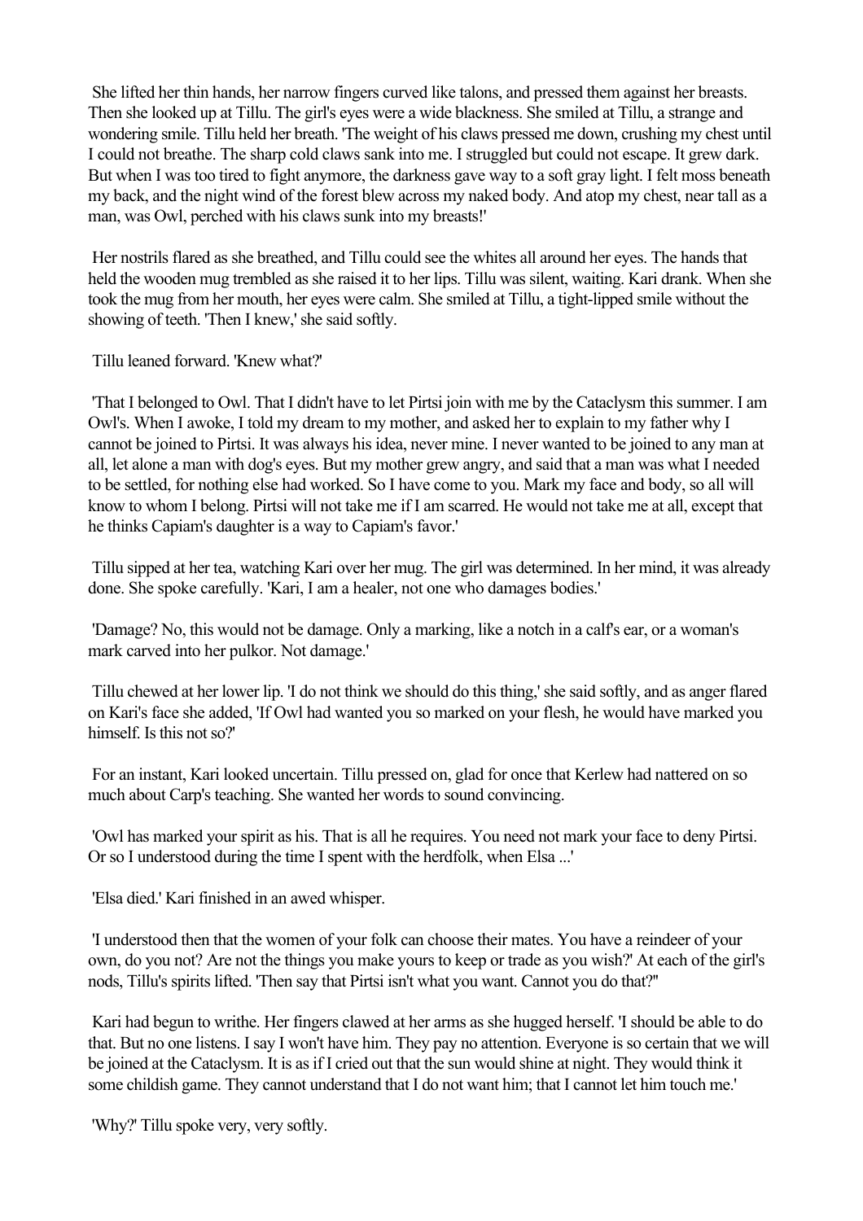She lifted her thin hands, her narrow fingers curved like talons, and pressed them against her breasts. Then she looked up at Tillu. The girl's eyes were a wide blackness. She smiled at Tillu, a strange and wondering smile. Tillu held her breath. 'The weight of his claws pressed me down, crushing my chest until I could not breathe. The sharp cold claws sank into me. I struggled but could not escape. It grew dark. But when I was too tired to fight anymore, the darkness gave way to a soft gray light. I felt moss beneath my back, and the night wind of the forest blew across my naked body. And atop my chest, near tall as a man, was Owl, perched with his claws sunk into my breasts!'

Her nostrils flared as she breathed, and Tillu could see the whites all around her eyes. The hands that held the wooden mug trembled as she raised it to her lips. Tillu was silent, waiting. Kari drank. When she took the mug from her mouth, her eyes were calm. She smiled at Tillu, a tight-lipped smile without the showing of teeth. 'Then I knew,' she said softly.

Tillu leaned forward. 'Knew what?'

'That I belonged to Owl. That I didn't have to let Pirtsi join with me by the Cataclysm this summer. I am Owl's. When I awoke, I told my dream to my mother, and asked her to explain to my father why I cannot be joined to Pirtsi. It was always his idea, never mine. I never wanted to be joined to any man at all, let alone a man with dog's eyes. But my mother grew angry, and said that a man was what I needed to be settled, for nothing else had worked. So I have come to you. Mark my face and body, so all will know to whom I belong. Pirtsi will not take me if I am scarred. He would not take me at all, except that he thinks Capiam's daughter is a way to Capiam's favor.'

Tillu sipped at her tea, watching Kari over her mug. The girl was determined. In her mind, it was already done. She spoke carefully. 'Kari, I am a healer, not one who damages bodies.'

'Damage? No, this would not be damage. Only a marking, like a notch in a calf's ear, or a woman's mark carved into her pulkor. Not damage.'

Tillu chewed at her lower lip. 'I do not think we should do this thing,' she said softly, and as anger flared on Kari's face she added, 'If Owl had wanted you so marked on your flesh, he would have marked you himself. Is this not so?'

For an instant, Kari looked uncertain. Tillu pressed on, glad for once that Kerlew had nattered on so much about Carp's teaching. She wanted her words to sound convincing.

'Owl has marked your spirit as his. That is all he requires. You need not mark your face to deny Pirtsi. Or so I understood during the time I spent with the herdfolk, when Elsa ...'

'Elsa died.' Kari finished in an awed whisper.

'I understood then that the women of your folk can choose their mates. You have a reindeer of your own, do you not? Are not the things you make yours to keep or trade as you wish?' At each of the girl's nods, Tillu's spirits lifted. 'Then say that Pirtsi isn't what you want. Cannot you do that?"

Kari had begun to writhe. Her fingers clawed at her arms as she hugged herself. 'I should be able to do that. But no one listens. I say I won't have him. They pay no attention. Everyone is so certain that we will be joined at the Cataclysm. It is as if I cried out that the sun would shine at night. They would think it some childish game. They cannot understand that I do not want him; that I cannot let him touch me.'

'Why?' Tillu spoke very, very softly.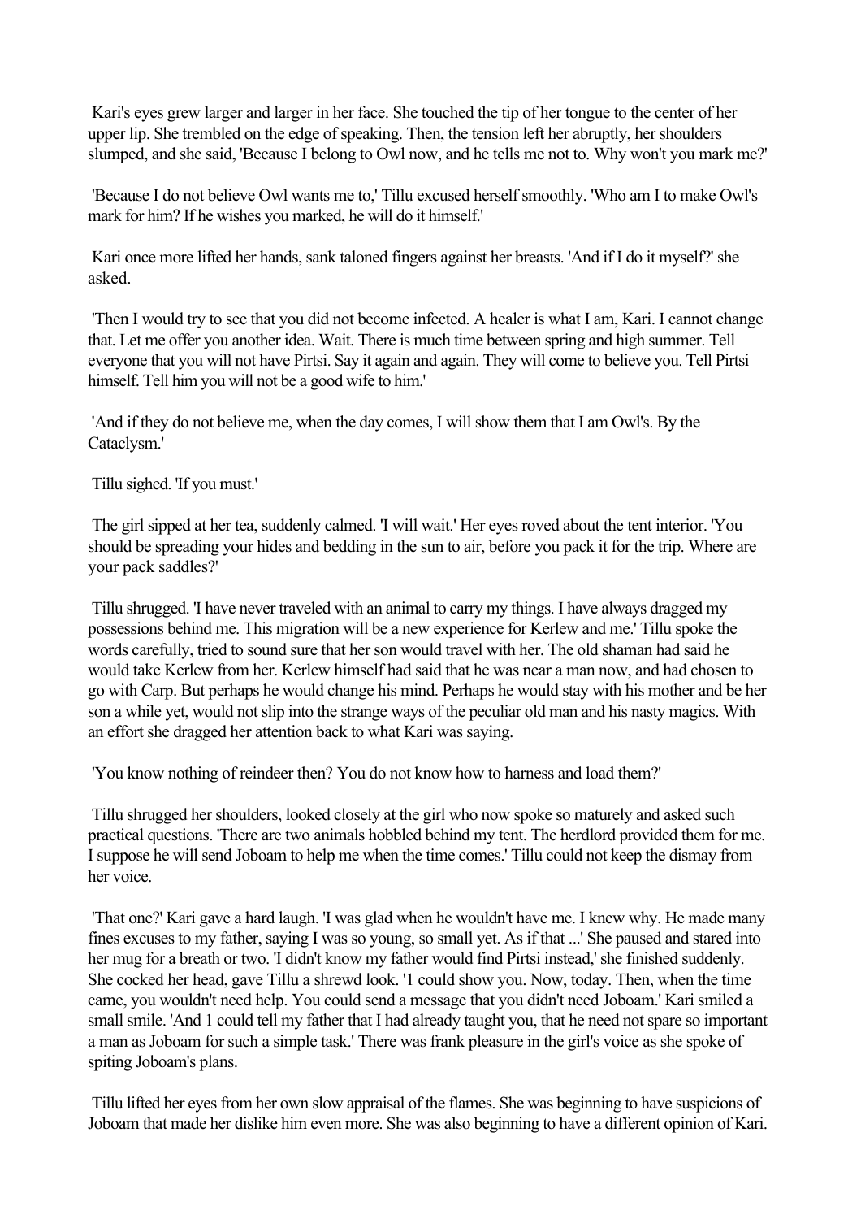Kari's eyes grew larger and larger in her face. She touched the tip of her tongue to the center of her upper lip. She trembled on the edge of speaking. Then, the tension left her abruptly, her shoulders slumped, and she said, 'Because I belong to Owl now, and he tells me not to. Why won't you mark me?'

'Because I do not believe Owl wants me to,' Tillu excused herself smoothly. 'Who am I to make Owl's mark for him? If he wishes you marked, he will do it himself.'

Kari once more lifted her hands, sank taloned fingers against her breasts. 'And if I do it myself?' she asked.

'Then I would try to see that you did not become infected. A healer is what I am, Kari. I cannot change that. Let me offer you another idea. Wait. There is much time between spring and high summer. Tell everyone that you will not have Pirtsi. Say it again and again. They will come to believe you. Tell Pirtsi himself. Tell him you will not be a good wife to him.'

'And if they do not believe me, when the day comes, I will show them that I am Owl's. By the Cataclysm.'

Tillu sighed. 'If you must.'

The girl sipped at her tea, suddenly calmed. 'I will wait.' Her eyes roved about the tent interior. 'You should be spreading your hides and bedding in the sun to air, before you pack it for the trip. Where are your pack saddles?'

Tillu shrugged. 'I have never traveled with an animal to carry my things. I have always dragged my possessions behind me. This migration will be a new experience for Kerlew and me.' Tillu spoke the words carefully, tried to sound sure that her son would travel with her. The old shaman had said he would take Kerlew from her. Kerlew himself had said that he was near a man now, and had chosen to go with Carp. But perhaps he would change his mind. Perhaps he would stay with his mother and be her son a while yet, would not slip into the strange ways of the peculiar old man and his nasty magics. With an effort she dragged her attention back to what Kari was saying.

'You know nothing of reindeer then? You do not know how to harness and load them?'

Tillu shrugged her shoulders, looked closely at the girl who now spoke so maturely and asked such practical questions. 'There are two animals hobbled behind my tent. The herdlord provided them for me. I suppose he will send Joboam to help me when the time comes.' Tillu could not keep the dismay from her voice.

'That one?' Kari gave a hard laugh. 'I was glad when he wouldn't have me. I knew why. He made many fines excuses to my father, saying I was so young, so small yet. As if that ...' She paused and stared into her mug for a breath or two. 'I didn't know my father would find Pirtsi instead,' she finished suddenly. She cocked her head, gave Tillu a shrewd look. '1 could show you. Now, today. Then, when the time came, you wouldn't need help. You could send a message that you didn't need Joboam.' Kari smiled a small smile. 'And 1 could tell my father that I had already taught you, that he need not spare so important a man as Joboam for such a simple task.' There was frank pleasure in the girl's voice as she spoke of spiting Joboam's plans.

Tillu lifted her eyes from her own slow appraisal of the flames. She was beginning to have suspicions of Joboam that made her dislike him even more. She was also beginning to have a different opinion of Kari.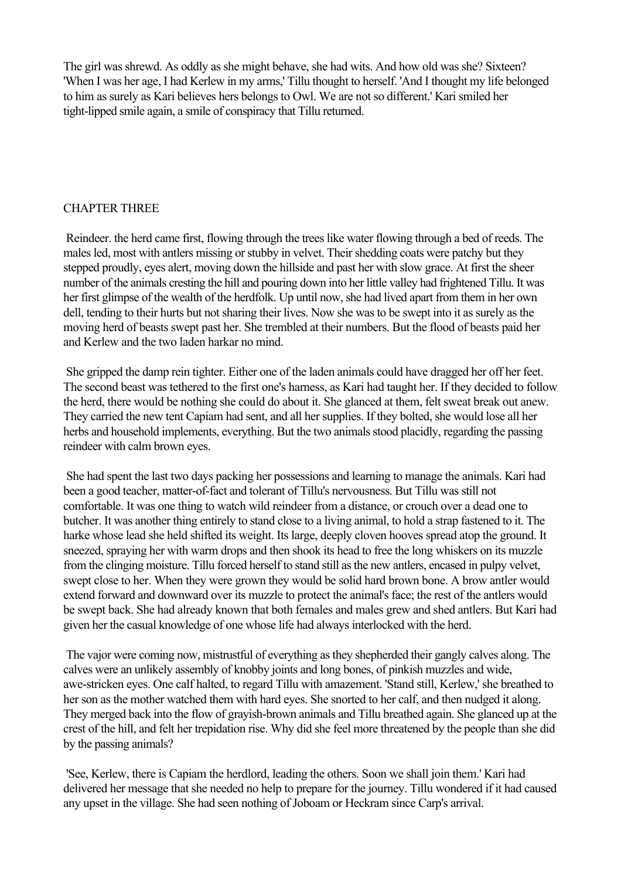The girl was shrewd. As oddly as she might behave, she had wits. And how old was she? Sixteen? 'When I was her age, I had Kerlew in my arms,' Tillu thought to herself. 'And I thought my life belonged to him as surely as Kari believes hers belongs to Owl. We are not so different.' Kari smiled her tight-lipped smile again, a smile of conspiracy that Tillu returned.

## CHAPTER THREE

Reindeer. the herd came first, flowing through the trees like water flowing through a bed of reeds. The males led, most with antlers missing or stubby in velvet. Their shedding coats were patchy but they stepped proudly, eyes alert, moving down the hillside and past her with slow grace. At first the sheer number of the animals cresting the hill and pouring down into her little valley had frightened Tillu. It was her first glimpse of the wealth of the herdfolk. Up until now, she had lived apart from them in her own dell, tending to their hurts but not sharing their lives. Now she was to be swept into it as surely as the moving herd of beasts swept past her. She trembled at their numbers. But the flood of beasts paid her and Kerlew and the two laden harkar no mind.

She gripped the damp rein tighter. Either one of the laden animals could have dragged her off her feet. The second beast was tethered to the first one's harness, as Kari had taught her. If they decided to follow the herd, there would be nothing she could do about it. She glanced at them, felt sweat break out anew. They carried the new tent Capiam had sent, and all her supplies. If they bolted, she would lose all her herbs and household implements, everything. But the two animals stood placidly, regarding the passing reindeer with calm brown eyes.

She had spent the last two days packing her possessions and learning to manage the animals. Kari had been a good teacher, matter-of-fact and tolerant of Tillu's nervousness. But Tillu was still not comfortable. It was one thing to watch wild reindeer from a distance, or crouch over a dead one to butcher. It was another thing entirely to stand close to a living animal, to hold a strap fastened to it. The harke whose lead she held shifted its weight. Its large, deeply cloven hooves spread atop the ground. It sneezed, spraying her with warm drops and then shook its head to free the long whiskers on its muzzle from the clinging moisture. Tillu forced herself to stand still as the new antlers, encased in pulpy velvet, swept close to her. When they were grown they would be solid hard brown bone. A brow antler would extend forward and downward over its muzzle to protect the animal's face; the rest of the antlers would be swept back. She had already known that both females and males grew and shed antlers. But Kari had given her the casual knowledge of one whose life had always interlocked with the herd.

The vajor were coming now, mistrustful of everything as they shepherded their gangly calves along. The calves were an unlikely assembly of knobby joints and long bones, of pinkish muzzles and wide, awe-stricken eyes. One calf halted, to regard Tillu with amazement. 'Stand still, Kerlew,' she breathed to her son as the mother watched them with hard eyes. She snorted to her calf, and then nudged it along. They merged back into the flow of grayish-brown animals and Tillu breathed again. She glanced up at the crest of the hill, and felt her trepidation rise. Why did she feel more threatened by the people than she did by the passing animals?

'See, Kerlew, there is Capiam the herdlord, leading the others. Soon we shall join them.' Kari had delivered her message that she needed no help to prepare for the journey. Tillu wondered if it had caused any upset in the village. She had seen nothing of Joboam or Heckram since Carp's arrival.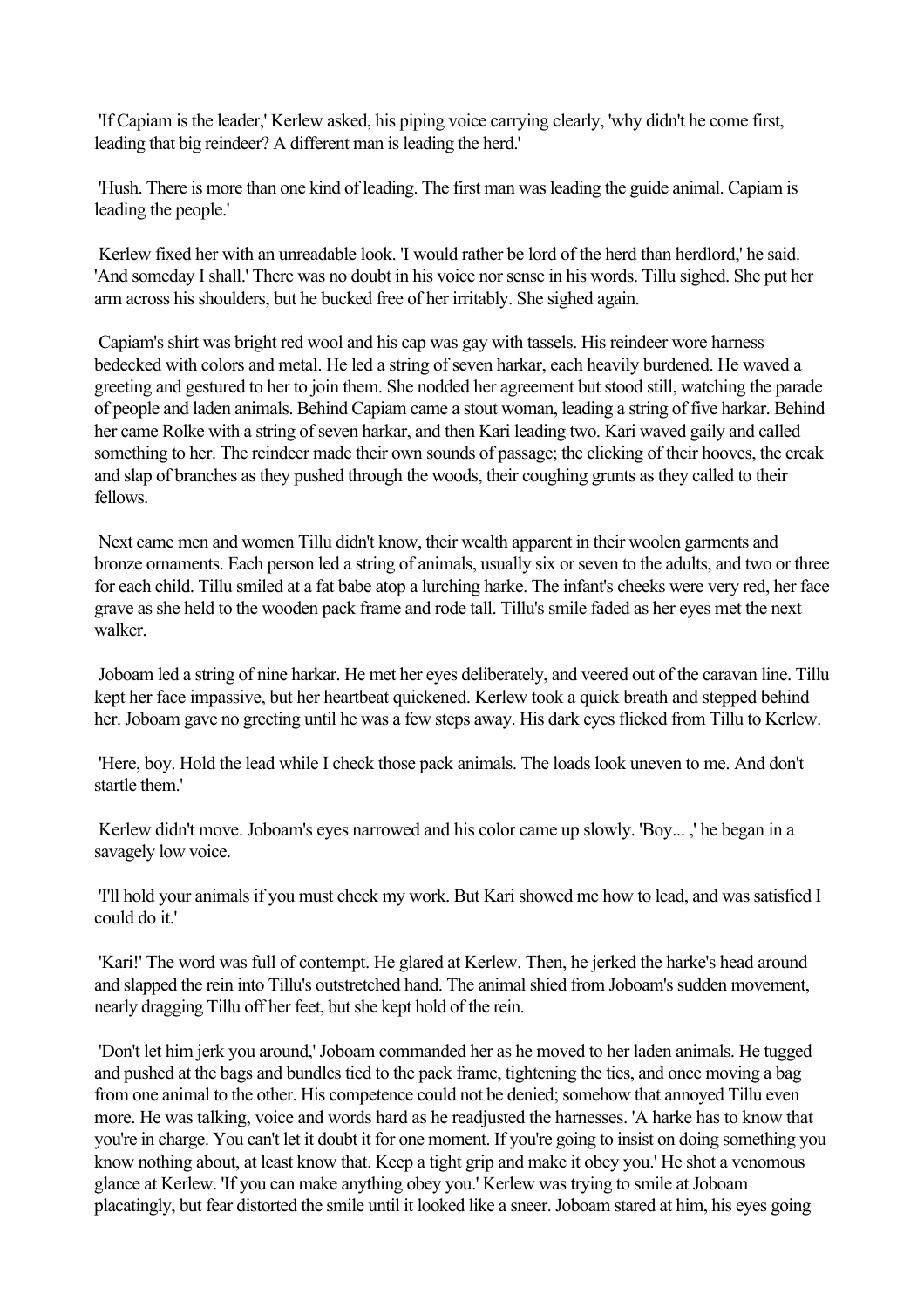'If Capiam is the leader,' Kerlew asked, his piping voice carrying clearly, 'why didn't he come first, leading that big reindeer? A different man is leading the herd.'

'Hush. There is more than one kind of leading. The first man was leading the guide animal. Capiam is leading the people.'

Kerlew fixed her with an unreadable look. 'I would rather be lord of the herd than herdlord,' he said. 'And someday I shall.' There was no doubt in his voice nor sense in his words. Tillu sighed. She put her arm across his shoulders, but he bucked free of her irritably. She sighed again.

Capiam's shirt was bright red wool and his cap was gay with tassels. His reindeer wore harness bedecked with colors and metal. He led a string of seven harkar, each heavily burdened. He waved a greeting and gestured to her to join them. She nodded her agreement but stood still, watching the parade of people and laden animals. Behind Capiam came a stout woman, leading a string of five harkar. Behind her came Rolke with a string of seven harkar, and then Kari leading two. Kari waved gaily and called something to her. The reindeer made their own sounds of passage; the clicking of their hooves, the creak and slap of branches as they pushed through the woods, their coughing grunts as they called to their fellows.

Next came men and women Tillu didn't know, their wealth apparent in their woolen garments and bronze ornaments. Each person led a string of animals, usually six or seven to the adults, and two or three for each child. Tillu smiled at a fat babe atop a lurching harke. The infant's cheeks were very red, her face grave as she held to the wooden pack frame and rode tall. Tillu's smile faded as her eyes met the next walker.

Joboam led a string of nine harkar. He met her eyes deliberately, and veered out of the caravan line. Tillu kept her face impassive, but her heartbeat quickened. Kerlew took a quick breath and stepped behind her. Joboam gave no greeting until he was a few steps away. His dark eyes flicked from Tillu to Kerlew.

'Here, boy. Hold the lead while I check those pack animals. The loads look uneven to me. And don't startle them.'

Kerlew didn't move. Joboam's eyes narrowed and his color came up slowly. 'Boy... ,' he began in a savagely low voice.

'I'll hold your animals if you must check my work. But Kari showed me how to lead, and was satisfied I could do it.'

'Kari!' The word was full of contempt. He glared at Kerlew. Then, he jerked the harke's head around and slapped the rein into Tillu's outstretched hand. The animal shied from Joboam's sudden movement, nearly dragging Tillu off her feet, but she kept hold of the rein.

'Don't let him jerk you around,' Joboam commanded her as he moved to her laden animals. He tugged and pushed at the bags and bundles tied to the pack frame, tightening the ties, and once moving a bag from one animal to the other. His competence could not be denied; somehow that annoyed Tillu even more. He was talking, voice and words hard as he readjusted the harnesses. 'A harke has to know that you're in charge. You can't let it doubt it for one moment. If you're going to insist on doing something you know nothing about, at least know that. Keep a tight grip and make it obey you.' He shot a venomous glance at Kerlew. 'If you can make anything obey you.' Kerlew was trying to smile at Joboam placatingly, but fear distorted the smile until it looked like a sneer. Joboam stared at him, his eyes going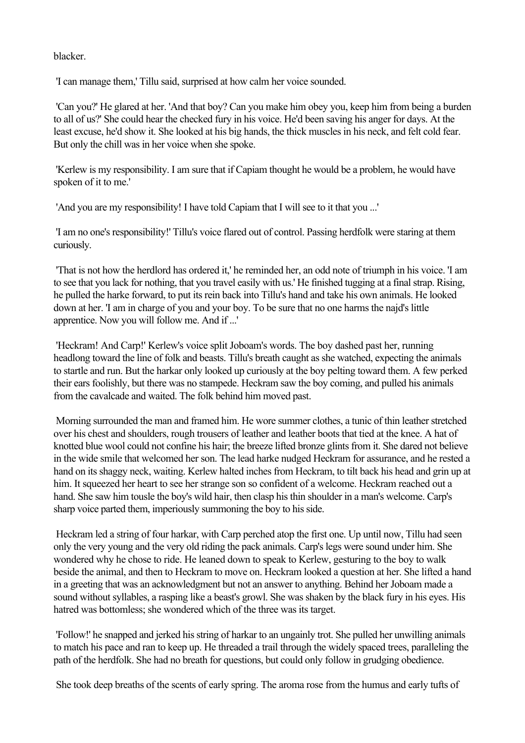blacker.

'I can manage them,' Tillu said, surprised at how calm her voice sounded.

'Can you?' He glared at her. 'And that boy? Can you make him obey you, keep him from being a burden to all of us?' She could hear the checked fury in his voice. He'd been saving his anger for days. At the least excuse, he'd show it. She looked at his big hands, the thick muscles in his neck, and felt cold fear. But only the chill was in her voice when she spoke.

'Kerlew is my responsibility. I am sure that if Capiam thought he would be a problem, he would have spoken of it to me.'

'And you are my responsibility! I have told Capiam that I will see to it that you ...'

'I am no one's responsibility!' Tillu's voice flared out of control. Passing herdfolk were staring at them curiously.

'That is not how the herdlord has ordered it,' he reminded her, an odd note of triumph in his voice. 'I am to see that you lack for nothing, that you travel easily with us.' He finished tugging at a final strap. Rising, he pulled the harke forward, to put its rein back into Tillu's hand and take his own animals. He looked down at her. 'I am in charge of you and your boy. To be sure that no one harms the najd's little apprentice. Now you will follow me. And if ...'

'Heckram! And Carp!' Kerlew's voice split Joboam's words. The boy dashed past her, running headlong toward the line of folk and beasts. Tillu's breath caught as she watched, expecting the animals to startle and run. But the harkar only looked up curiously at the boy pelting toward them. A few perked their ears foolishly, but there was no stampede. Heckram saw the boy coming, and pulled his animals from the cavalcade and waited. The folk behind him moved past.

Morning surrounded the man and framed him. He wore summer clothes, a tunic of thin leather stretched over his chest and shoulders, rough trousers of leather and leather boots that tied at the knee. A hat of knotted blue wool could not confine his hair; the breeze lifted bronze glints from it. She dared not believe in the wide smile that welcomed her son. The lead harke nudged Heckram for assurance, and he rested a hand on its shaggy neck, waiting. Kerlew halted inches from Heckram, to tilt back his head and grin up at him. It squeezed her heart to see her strange son so confident of a welcome. Heckram reached out a hand. She saw him tousle the boy's wild hair, then clasp his thin shoulder in a man's welcome. Carp's sharp voice parted them, imperiously summoning the boy to his side.

Heckram led a string of four harkar, with Carp perched atop the first one. Up until now, Tillu had seen only the very young and the very old riding the pack animals. Carp's legs were sound under him. She wondered why he chose to ride. He leaned down to speak to Kerlew, gesturing to the boy to walk beside the animal, and then to Heckram to move on. Heckram looked a question at her. She lifted a hand in a greeting that was an acknowledgment but not an answer to anything. Behind her Joboam made a sound without syllables, a rasping like a beast's growl. She was shaken by the black fury in his eyes. His hatred was bottomless; she wondered which of the three was its target.

'Follow!' he snapped and jerked his string of harkar to an ungainly trot. She pulled her unwilling animals to match his pace and ran to keep up. He threaded a trail through the widely spaced trees, paralleling the path of the herdfolk. She had no breath for questions, but could only follow in grudging obedience.

She took deep breaths of the scents of early spring. The aroma rose from the humus and early tufts of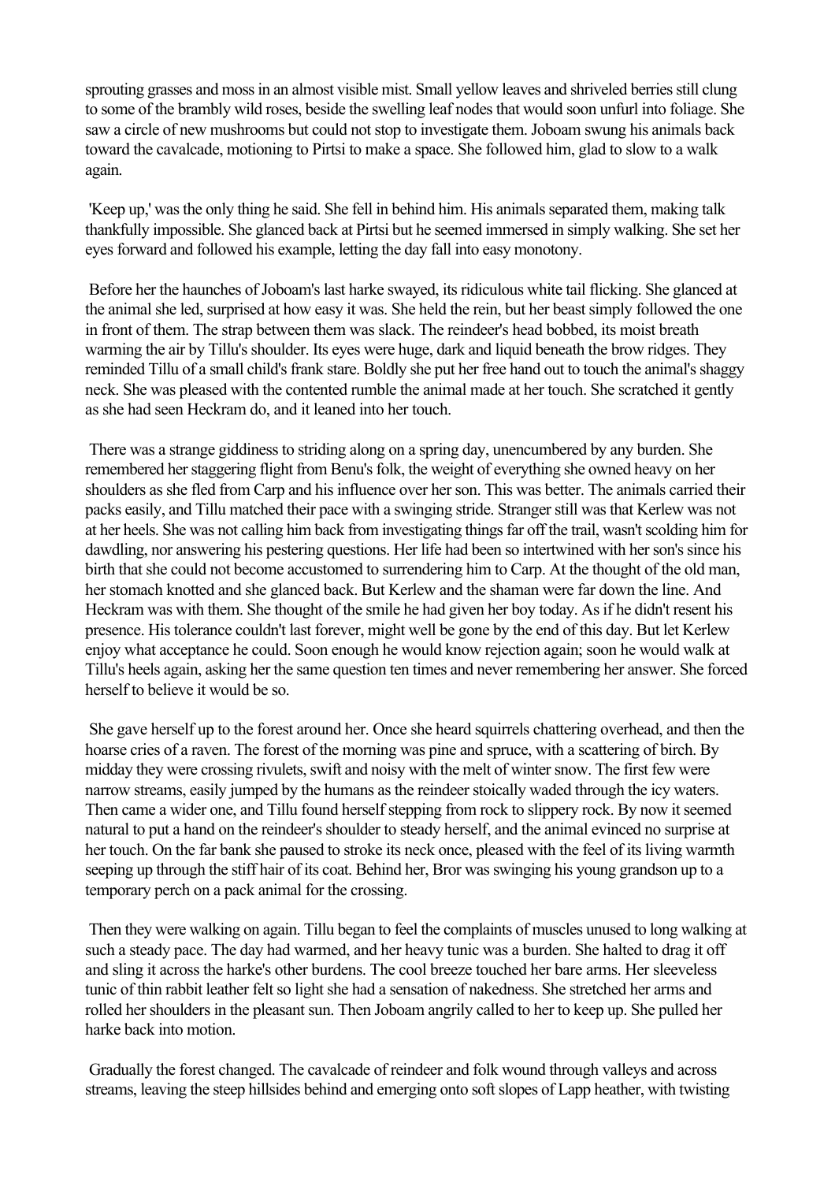sprouting grasses and moss in an almost visible mist. Small yellow leaves and shriveled berries still clung to some of the brambly wild roses, beside the swelling leaf nodes that would soon unfurl into foliage. She saw a circle of new mushrooms but could not stop to investigate them. Joboam swung his animals back toward the cavalcade, motioning to Pirtsi to make a space. She followed him, glad to slow to a walk again.

'Keep up,' was the only thing he said. She fell in behind him. His animals separated them, making talk thankfully impossible. She glanced back at Pirtsi but he seemed immersed in simply walking. She set her eyes forward and followed his example, letting the day fall into easy monotony.

Before her the haunches of Joboam's last harke swayed, its ridiculous white tail flicking. She glanced at the animal she led, surprised at how easy it was. She held the rein, but her beast simply followed the one in front of them. The strap between them was slack. The reindeer's head bobbed, its moist breath warming the air by Tillu's shoulder. Its eyes were huge, dark and liquid beneath the brow ridges. They reminded Tillu of a small child's frank stare. Boldly she put her free hand out to touch the animal's shaggy neck. She was pleased with the contented rumble the animal made at her touch. She scratched it gently as she had seen Heckram do, and it leaned into her touch.

There was a strange giddiness to striding along on a spring day, unencumbered by any burden. She remembered her staggering flight from Benu's folk, the weight of everything she owned heavy on her shoulders as she fled from Carp and his influence over her son. This was better. The animals carried their packs easily, and Tillu matched their pace with a swinging stride. Stranger still was that Kerlew was not at her heels. She was not calling him back from investigating things far off the trail, wasn't scolding him for dawdling, nor answering his pestering questions. Her life had been so intertwined with her son's since his birth that she could not become accustomed to surrendering him to Carp. At the thought of the old man, her stomach knotted and she glanced back. But Kerlew and the shaman were far down the line. And Heckram was with them. She thought of the smile he had given her boy today. As if he didn't resent his presence. His tolerance couldn't last forever, might well be gone by the end of this day. But let Kerlew enjoy what acceptance he could. Soon enough he would know rejection again; soon he would walk at Tillu's heels again, asking her the same question ten times and never remembering her answer. She forced herself to believe it would be so.

She gave herself up to the forest around her. Once she heard squirrels chattering overhead, and then the hoarse cries of a raven. The forest of the morning was pine and spruce, with a scattering of birch. By midday they were crossing rivulets, swift and noisy with the melt of winter snow. The first few were narrow streams, easily jumped by the humans as the reindeer stoically waded through the icy waters. Then came a wider one, and Tillu found herself stepping from rock to slippery rock. By now it seemed natural to put a hand on the reindeer's shoulder to steady herself, and the animal evinced no surprise at her touch. On the far bank she paused to stroke its neck once, pleased with the feel of its living warmth seeping up through the stiff hair of its coat. Behind her, Bror was swinging his young grandson up to a temporary perch on a pack animal for the crossing.

Then they were walking on again. Tillu began to feel the complaints of muscles unused to long walking at such a steady pace. The day had warmed, and her heavy tunic was a burden. She halted to drag it off and sling it across the harke's other burdens. The cool breeze touched her bare arms. Her sleeveless tunic of thin rabbit leather felt so light she had a sensation of nakedness. She stretched her arms and rolled her shoulders in the pleasant sun. Then Joboam angrily called to her to keep up. She pulled her harke back into motion.

Gradually the forest changed. The cavalcade of reindeer and folk wound through valleys and across streams, leaving the steep hillsides behind and emerging onto soft slopes of Lapp heather, with twisting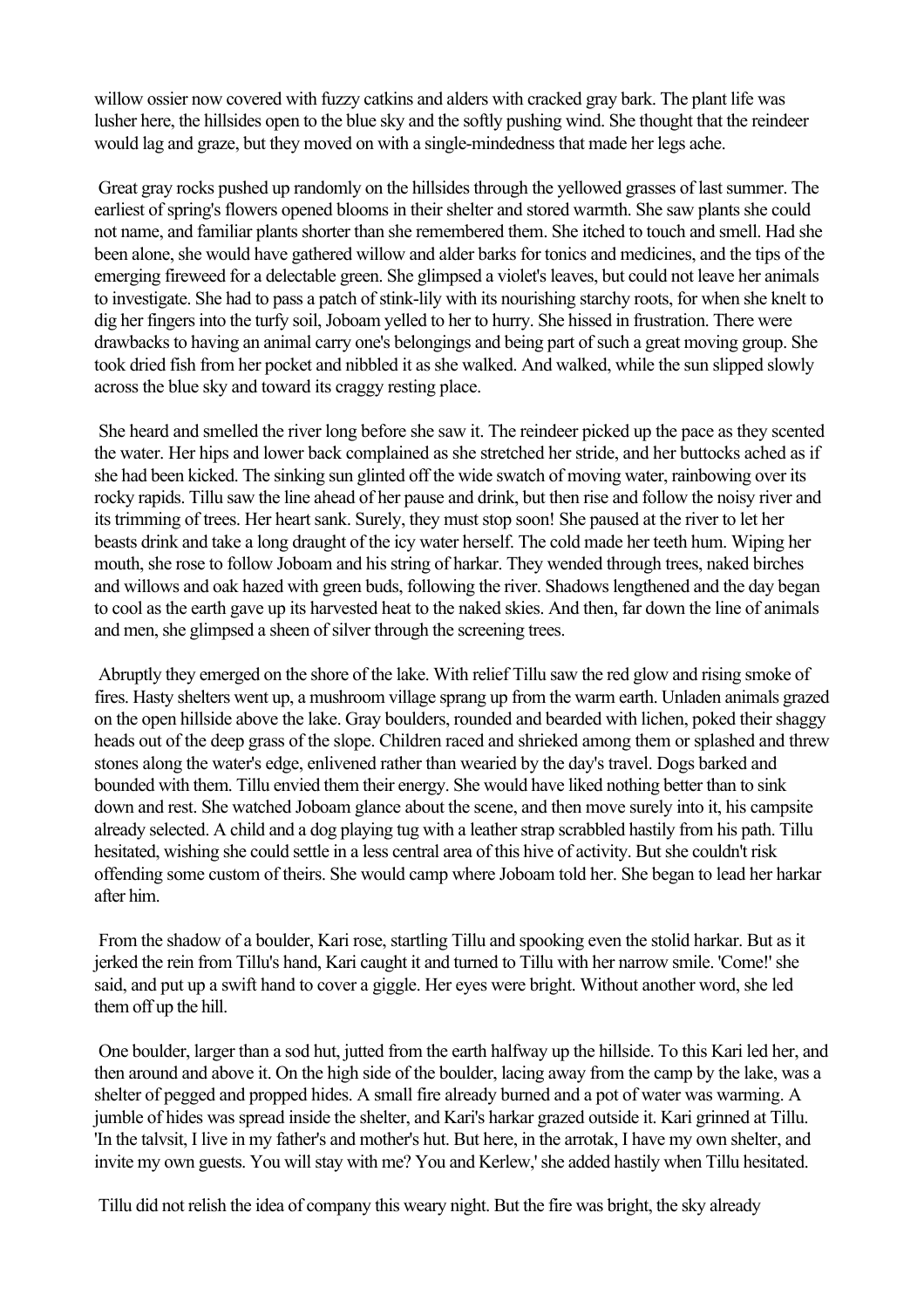willow ossier now covered with fuzzy catkins and alders with cracked gray bark. The plant life was lusher here, the hillsides open to the blue sky and the softly pushing wind. She thought that the reindeer would lag and graze, but they moved on with a single-mindedness that made her legs ache.

Great gray rocks pushed up randomly on the hillsides through the yellowed grasses of last summer. The earliest of spring's flowers opened blooms in their shelter and stored warmth. She saw plants she could not name, and familiar plants shorter than she remembered them. She itched to touch and smell. Had she been alone, she would have gathered willow and alder barks for tonics and medicines, and the tips of the emerging fireweed for a delectable green. She glimpsed a violet's leaves, but could not leave her animals to investigate. She had to pass a patch of stink-lily with its nourishing starchy roots, for when she knelt to dig her fingers into the turfy soil, Joboam yelled to her to hurry. She hissed in frustration. There were drawbacks to having an animal carry one's belongings and being part of such a great moving group. She took dried fish from her pocket and nibbled it as she walked. And walked, while the sun slipped slowly across the blue sky and toward its craggy resting place.

She heard and smelled the river long before she saw it. The reindeer picked up the pace as they scented the water. Her hips and lower back complained as she stretched her stride, and her buttocks ached as if she had been kicked. The sinking sun glinted off the wide swatch of moving water, rainbowing over its rocky rapids. Tillu saw the line ahead of her pause and drink, but then rise and follow the noisy river and its trimming of trees. Her heart sank. Surely, they must stop soon! She paused at the river to let her beasts drink and take a long draught of the icy water herself. The cold made her teeth hum. Wiping her mouth, she rose to follow Joboam and his string of harkar. They wended through trees, naked birches and willows and oak hazed with green buds, following the river. Shadows lengthened and the day began to cool as the earth gave up its harvested heat to the naked skies. And then, far down the line of animals and men, she glimpsed a sheen of silver through the screening trees.

Abruptly they emerged on the shore of the lake. With relief Tillu saw the red glow and rising smoke of fires. Hasty shelters went up, a mushroom village sprang up from the warm earth. Unladen animals grazed on the open hillside above the lake. Gray boulders, rounded and bearded with lichen, poked their shaggy heads out of the deep grass of the slope. Children raced and shrieked among them or splashed and threw stones along the water's edge, enlivened rather than wearied by the day's travel. Dogs barked and bounded with them. Tillu envied them their energy. She would have liked nothing better than to sink down and rest. She watched Joboam glance about the scene, and then move surely into it, his campsite already selected. A child and a dog playing tug with a leather strap scrabbled hastily from his path. Tillu hesitated, wishing she could settle in a less central area of this hive of activity. But she couldn't risk offending some custom of theirs. She would camp where Joboam told her. She began to lead her harkar after him.

From the shadow of a boulder, Kari rose, startling Tillu and spooking even the stolid harkar. But as it jerked the rein from Tillu's hand, Kari caught it and turned to Tillu with her narrow smile. 'Come!' she said, and put up a swift hand to cover a giggle. Her eyes were bright. Without another word, she led them off up the hill.

One boulder, larger than a sod hut, jutted from the earth halfway up the hillside. To this Kari led her, and then around and above it. On the high side of the boulder, lacing away from the camp by the lake, was a shelter of pegged and propped hides. A small fire already burned and a pot of water was warming. A jumble of hides was spread inside the shelter, and Kari's harkar grazed outside it. Kari grinned at Tillu. 'In the talvsit, I live in my father's and mother's hut. But here, in the arrotak, I have my own shelter, and invite my own guests. You will stay with me? You and Kerlew,' she added hastily when Tillu hesitated.

Tillu did not relish the idea of company this weary night. But the fire was bright, the sky already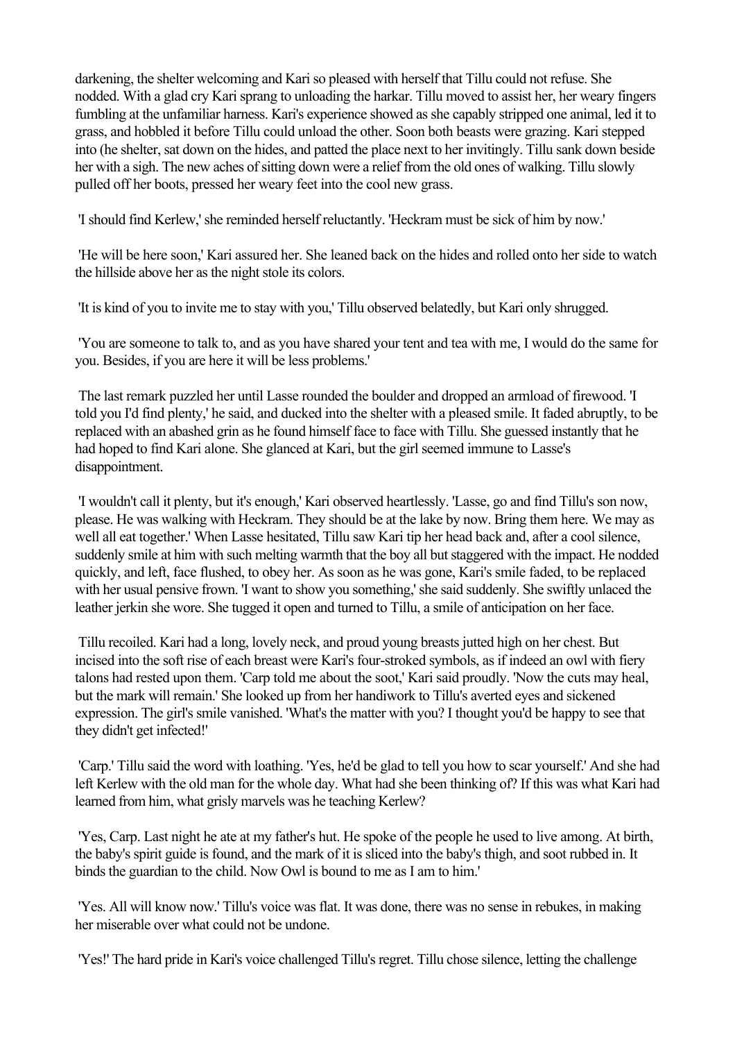darkening, the shelter welcoming and Kari so pleased with herself that Tillu could not refuse. She nodded. With a glad cry Kari sprang to unloading the harkar. Tillu moved to assist her, her weary fingers fumbling at the unfamiliar harness. Kari's experience showed as she capably stripped one animal, led it to grass, and hobbled it before Tillu could unload the other. Soon both beasts were grazing. Kari stepped into (he shelter, sat down on the hides, and patted the place next to her invitingly. Tillu sank down beside her with a sigh. The new aches of sitting down were a relief from the old ones of walking. Tillu slowly pulled off her boots, pressed her weary feet into the cool new grass.

'I should find Kerlew,' she reminded herself reluctantly. 'Heckram must be sick of him by now.'

'He will be here soon,' Kari assured her. She leaned back on the hides and rolled onto her side to watch the hillside above her as the night stole its colors.

'It is kind of you to invite me to stay with you,' Tillu observed belatedly, but Kari only shrugged.

'You are someone to talk to, and as you have shared your tent and tea with me, I would do the same for you. Besides, if you are here it will be less problems.'

The last remark puzzled her until Lasse rounded the boulder and dropped an armload of firewood. 'I told you I'd find plenty,' he said, and ducked into the shelter with a pleased smile. It faded abruptly, to be replaced with an abashed grin as he found himself face to face with Tillu. She guessed instantly that he had hoped to find Kari alone. She glanced at Kari, but the girl seemed immune to Lasse's disappointment.

'I wouldn't call it plenty, but it's enough,' Kari observed heartlessly. 'Lasse, go and find Tillu's son now, please. He was walking with Heckram. They should be at the lake by now. Bring them here. We may as well all eat together.' When Lasse hesitated, Tillu saw Kari tip her head back and, after a cool silence, suddenly smile at him with such melting warmth that the boy all but staggered with the impact. He nodded quickly, and left, face flushed, to obey her. As soon as he was gone, Kari's smile faded, to be replaced with her usual pensive frown. 'I want to show you something,' she said suddenly. She swiftly unlaced the leather jerkin she wore. She tugged it open and turned to Tillu, a smile of anticipation on her face.

Tillu recoiled. Kari had a long, lovely neck, and proud young breasts jutted high on her chest. But incised into the soft rise of each breast were Kari's four-stroked symbols, as if indeed an owl with fiery talons had rested upon them. 'Carp told me about the soot,' Kari said proudly. 'Now the cuts may heal, but the mark will remain.' She looked up from her handiwork to Tillu's averted eyes and sickened expression. The girl's smile vanished. 'What's the matter with you? I thought you'd be happy to see that they didn't get infected!'

'Carp.' Tillu said the word with loathing. 'Yes, he'd be glad to tell you how to scar yourself.' And she had left Kerlew with the old man for the whole day. What had she been thinking of? If this was what Kari had learned from him, what grisly marvels was he teaching Kerlew?

'Yes, Carp. Last night he ate at my father's hut. He spoke of the people he used to live among. At birth, the baby's spirit guide is found, and the mark of it is sliced into the baby's thigh, and soot rubbed in. It binds the guardian to the child. Now Owl is bound to me as I am to him.'

'Yes. All will know now.' Tillu's voice was flat. It was done, there was no sense in rebukes, in making her miserable over what could not be undone.

'Yes!' The hard pride in Kari's voice challenged Tillu's regret. Tillu chose silence, letting the challenge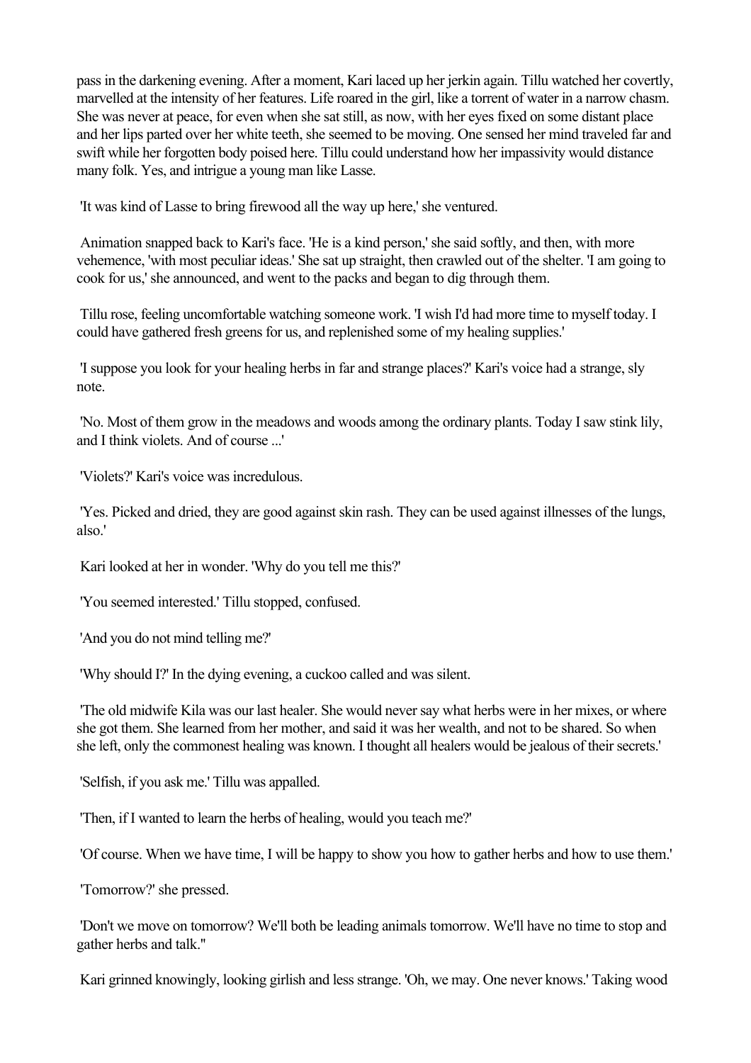pass in the darkening evening. After a moment, Kari laced up her jerkin again. Tillu watched her covertly, marvelled at the intensity of her features. Life roared in the girl, like a torrent of water in a narrow chasm. She was never at peace, for even when she sat still, as now, with her eyes fixed on some distant place and her lips parted over her white teeth, she seemed to be moving. One sensed her mind traveled far and swift while her forgotten body poised here. Tillu could understand how her impassivity would distance many folk. Yes, and intrigue a young man like Lasse.

'It was kind of Lasse to bring firewood all the way up here,' she ventured.

Animation snapped back to Kari's face. 'He is a kind person,' she said softly, and then, with more vehemence, 'with most peculiar ideas.' She sat up straight, then crawled out of the shelter. 'I am going to cook for us,' she announced, and went to the packs and began to dig through them.

Tillu rose, feeling uncomfortable watching someone work. 'I wish I'd had more time to myself today. I could have gathered fresh greens for us, and replenished some of my healing supplies.'

'I suppose you look for your healing herbs in far and strange places?' Kari's voice had a strange, sly note.

'No. Most of them grow in the meadows and woods among the ordinary plants. Today I saw stink lily, and I think violets. And of course ...'

'Violets?' Kari's voice was incredulous.

'Yes. Picked and dried, they are good against skin rash. They can be used against illnesses of the lungs, also.'

Kari looked at her in wonder. 'Why do you tell me this?'

'You seemed interested.' Tillu stopped, confused.

'And you do not mind telling me?'

'Why should I?' In the dying evening, a cuckoo called and was silent.

'The old midwife Kila was our last healer. She would never say what herbs were in her mixes, or where she got them. She learned from her mother, and said it was her wealth, and not to be shared. So when she left, only the commonest healing was known. I thought all healers would be jealous of their secrets.'

'Selfish, if you ask me.' Tillu was appalled.

'Then, if I wanted to learn the herbs of healing, would you teach me?'

'Of course. When we have time, I will be happy to show you how to gather herbs and how to use them.'

'Tomorrow?' she pressed.

'Don't we move on tomorrow? We'll both be leading animals tomorrow. We'll have no time to stop and gather herbs and talk."

Kari grinned knowingly, looking girlish and less strange. 'Oh, we may. One never knows.' Taking wood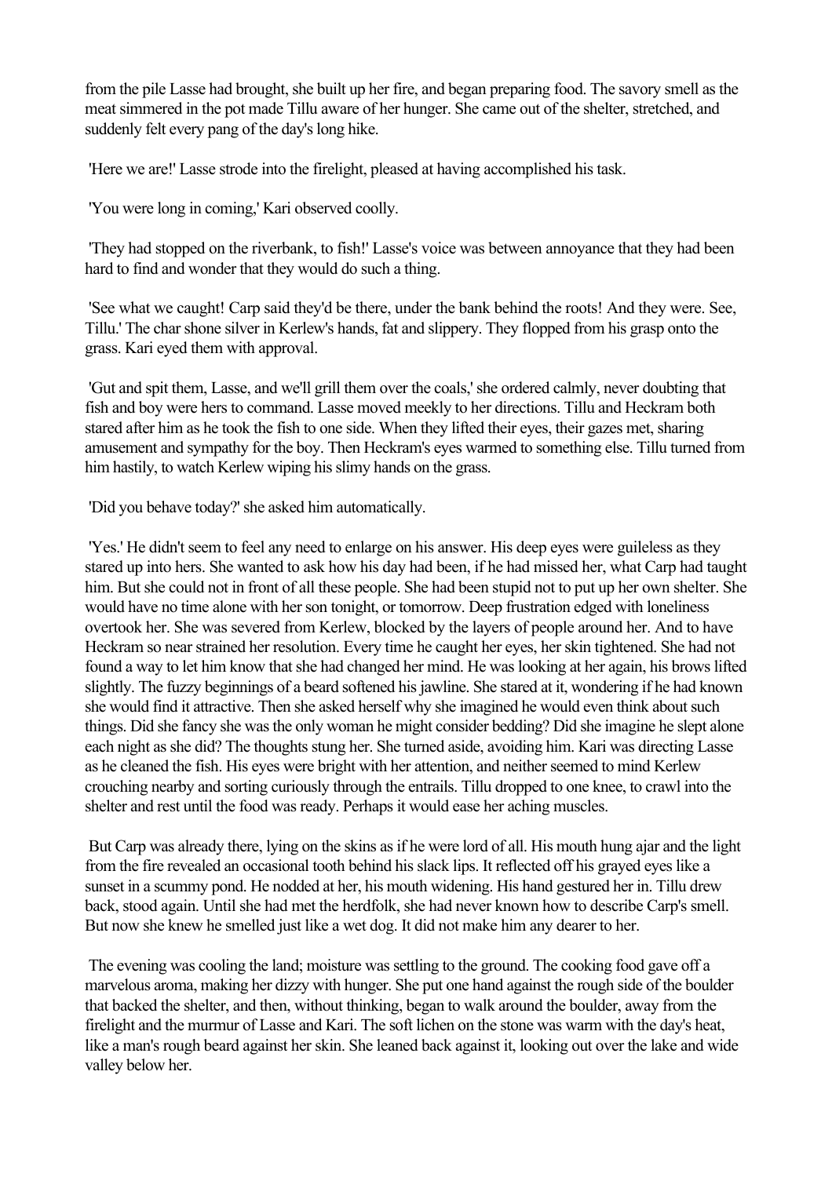from the pile Lasse had brought, she built up her fire, and began preparing food. The savory smell as the meat simmered in the pot made Tillu aware of her hunger. She came out of the shelter, stretched, and suddenly felt every pang of the day's long hike.

'Here we are!' Lasse strode into the firelight, pleased at having accomplished his task.

'You were long in coming,' Kari observed coolly.

'They had stopped on the riverbank, to fish!' Lasse's voice was between annoyance that they had been hard to find and wonder that they would do such a thing.

'See what we caught! Carp said they'd be there, under the bank behind the roots! And they were. See, Tillu.' The char shone silver in Kerlew's hands, fat and slippery. They flopped from his grasp onto the grass. Kari eyed them with approval.

'Gut and spit them, Lasse, and we'll grill them over the coals,' she ordered calmly, never doubting that fish and boy were hers to command. Lasse moved meekly to her directions. Tillu and Heckram both stared after him as he took the fish to one side. When they lifted their eyes, their gazes met, sharing amusement and sympathy for the boy. Then Heckram's eyes warmed to something else. Tillu turned from him hastily, to watch Kerlew wiping his slimy hands on the grass.

'Did you behave today?' she asked him automatically.

'Yes.' He didn't seem to feel any need to enlarge on his answer. His deep eyes were guileless as they stared up into hers. She wanted to ask how his day had been, if he had missed her, what Carp had taught him. But she could not in front of all these people. She had been stupid not to put up her own shelter. She would have no time alone with her son tonight, or tomorrow. Deep frustration edged with loneliness overtook her. She was severed from Kerlew, blocked by the layers of people around her. And to have Heckram so near strained her resolution. Every time he caught her eyes, her skin tightened. She had not found a way to let him know that she had changed her mind. He was looking at her again, his brows lifted slightly. The fuzzy beginnings of a beard softened his jawline. She stared at it, wondering if he had known she would find it attractive. Then she asked herself why she imagined he would even think about such things. Did she fancy she was the only woman he might consider bedding? Did she imagine he slept alone each night as she did? The thoughts stung her. She turned aside, avoiding him. Kari was directing Lasse as he cleaned the fish. His eyes were bright with her attention, and neither seemed to mind Kerlew crouching nearby and sorting curiously through the entrails. Tillu dropped to one knee, to crawl into the shelter and rest until the food was ready. Perhaps it would ease her aching muscles.

But Carp was already there, lying on the skins as if he were lord of all. His mouth hung ajar and the light from the fire revealed an occasional tooth behind his slack lips. It reflected off his grayed eyes like a sunset in a scummy pond. He nodded at her, his mouth widening. His hand gestured her in. Tillu drew back, stood again. Until she had met the herdfolk, she had never known how to describe Carp's smell. But now she knew he smelled just like a wet dog. It did not make him any dearer to her.

The evening was cooling the land; moisture was settling to the ground. The cooking food gave off a marvelous aroma, making her dizzy with hunger. She put one hand against the rough side of the boulder that backed the shelter, and then, without thinking, began to walk around the boulder, away from the firelight and the murmur of Lasse and Kari. The soft lichen on the stone was warm with the day's heat, like a man's rough beard against her skin. She leaned back against it, looking out over the lake and wide valley below her.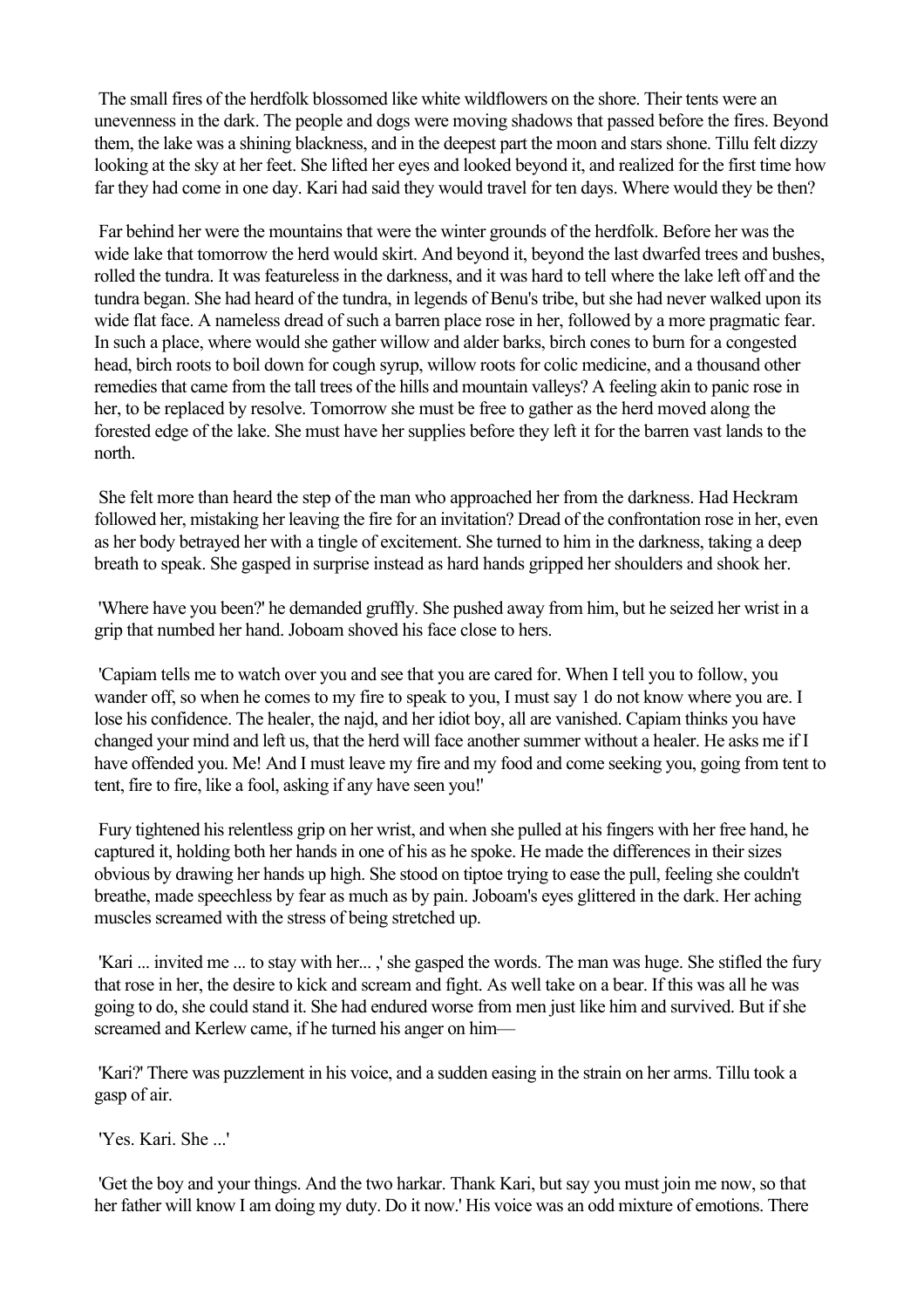The small fires of the herdfolk blossomed like white wildflowers on the shore. Their tents were an unevenness in the dark. The people and dogs were moving shadows that passed before the fires. Beyond them, the lake was a shining blackness, and in the deepest part the moon and stars shone. Tillu felt dizzy looking at the sky at her feet. She lifted her eyes and looked beyond it, and realized for the first time how far they had come in one day. Kari had said they would travel for ten days. Where would they be then?

Far behind her were the mountains that were the winter grounds of the herdfolk. Before her was the wide lake that tomorrow the herd would skirt. And beyond it, beyond the last dwarfed trees and bushes, rolled the tundra. It was featureless in the darkness, and it was hard to tell where the lake left off and the tundra began. She had heard of the tundra, in legends of Benu's tribe, but she had never walked upon its wide flat face. A nameless dread of such a barren place rose in her, followed by a more pragmatic fear. In such a place, where would she gather willow and alder barks, birch cones to burn for a congested head, birch roots to boil down for cough syrup, willow roots for colic medicine, and a thousand other remedies that came from the tall trees of the hills and mountain valleys? A feeling akin to panic rose in her, to be replaced by resolve. Tomorrow she must be free to gather as the herd moved along the forested edge of the lake. She must have her supplies before they left it for the barren vast lands to the north.

She felt more than heard the step of the man who approached her from the darkness. Had Heckram followed her, mistaking her leaving the fire for an invitation? Dread of the confrontation rose in her, even as her body betrayed her with a tingle of excitement. She turned to him in the darkness, taking a deep breath to speak. She gasped in surprise instead as hard hands gripped her shoulders and shook her.

'Where have you been?' he demanded gruffly. She pushed away from him, but he seized her wrist in a grip that numbed her hand. Joboam shoved his face close to hers.

'Capiam tells me to watch over you and see that you are cared for. When I tell you to follow, you wander off, so when he comes to my fire to speak to you, I must say 1 do not know where you are. I lose his confidence. The healer, the najd, and her idiot boy, all are vanished. Capiam thinks you have changed your mind and left us, that the herd will face another summer without a healer. He asks me if I have offended you. Me! And I must leave my fire and my food and come seeking you, going from tent to tent, fire to fire, like a fool, asking if any have seen you!'

Fury tightened his relentless grip on her wrist, and when she pulled at his fingers with her free hand, he captured it, holding both her hands in one of his as he spoke. He made the differences in their sizes obvious by drawing her hands up high. She stood on tiptoe trying to ease the pull, feeling she couldn't breathe, made speechless by fear as much as by pain. Joboam's eyes glittered in the dark. Her aching muscles screamed with the stress of being stretched up.

'Kari ... invited me ... to stay with her... ,' she gasped the words. The man was huge. She stifled the fury that rose in her, the desire to kick and scream and fight. As well take on a bear. If this was all he was going to do, she could stand it. She had endured worse from men just like him and survived. But if she screamed and Kerlew came, if he turned his anger on him—

'Kari?' There was puzzlement in his voice, and a sudden easing in the strain on her arms. Tillu took a gasp of air.

'Yes. Kari. She ...'

'Get the boy and your things. And the two harkar. Thank Kari, but say you must join me now, so that her father will know I am doing my duty. Do it now.' His voice was an odd mixture of emotions. There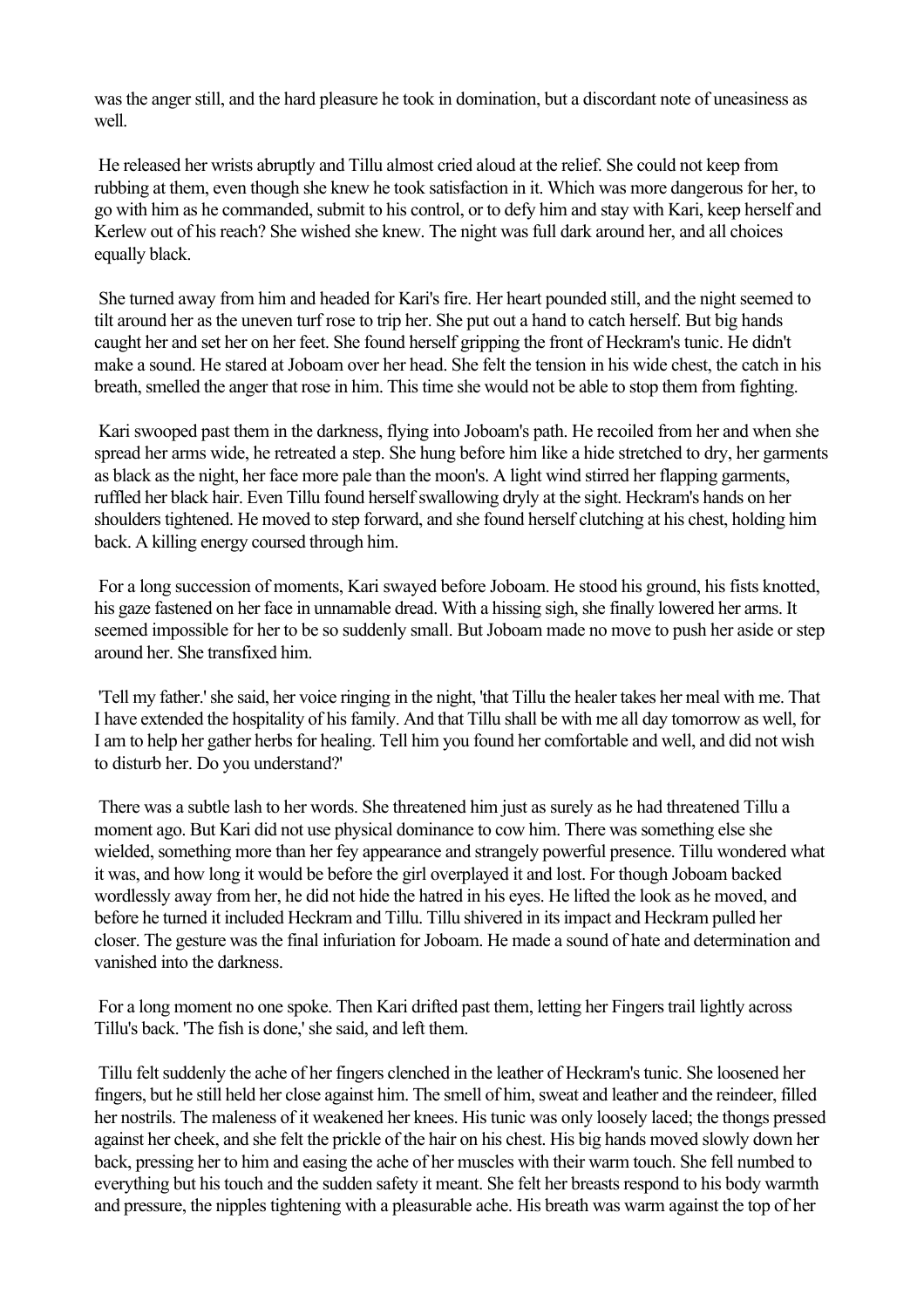was the anger still, and the hard pleasure he took in domination, but a discordant note of uneasiness as well.

He released her wrists abruptly and Tillu almost cried aloud at the relief. She could not keep from rubbing at them, even though she knew he took satisfaction in it. Which was more dangerous for her, to go with him as he commanded, submit to his control, or to defy him and stay with Kari, keep herself and Kerlew out of his reach? She wished she knew. The night was full dark around her, and all choices equally black.

She turned away from him and headed for Kari's fire. Her heart pounded still, and the night seemed to tilt around her as the uneven turf rose to trip her. She put out a hand to catch herself. But big hands caught her and set her on her feet. She found herself gripping the front of Heckram's tunic. He didn't make a sound. He stared at Joboam over her head. She felt the tension in his wide chest, the catch in his breath, smelled the anger that rose in him. This time she would not be able to stop them from fighting.

Kari swooped past them in the darkness, flying into Joboam's path. He recoiled from her and when she spread her arms wide, he retreated a step. She hung before him like a hide stretched to dry, her garments as black as the night, her face more pale than the moon's. A light wind stirred her flapping garments, ruffled her black hair. Even Tillu found herself swallowing dryly at the sight. Heckram's hands on her shoulders tightened. He moved to step forward, and she found herself clutching at his chest, holding him back. A killing energy coursed through him.

For a long succession of moments, Kari swayed before Joboam. He stood his ground, his fists knotted, his gaze fastened on her face in unnamable dread. With a hissing sigh, she finally lowered her arms. It seemed impossible for her to be so suddenly small. But Joboam made no move to push her aside or step around her. She transfixed him.

'Tell my father.' she said, her voice ringing in the night, 'that Tillu the healer takes her meal with me. That I have extended the hospitality of his family. And that Tillu shall be with me all day tomorrow as well, for I am to help her gather herbs for healing. Tell him you found her comfortable and well, and did not wish to disturb her. Do you understand?'

There was a subtle lash to her words. She threatened him just as surely as he had threatened Tillu a moment ago. But Kari did not use physical dominance to cow him. There was something else she wielded, something more than her fey appearance and strangely powerful presence. Tillu wondered what it was, and how long it would be before the girl overplayed it and lost. For though Joboam backed wordlessly away from her, he did not hide the hatred in his eyes. He lifted the look as he moved, and before he turned it included Heckram and Tillu. Tillu shivered in its impact and Heckram pulled her closer. The gesture was the final infuriation for Joboam. He made a sound of hate and determination and vanished into the darkness.

For a long moment no one spoke. Then Kari drifted past them, letting her Fingers trail lightly across Tillu's back. 'The fish is done,' she said, and left them.

Tillu felt suddenly the ache of her fingers clenched in the leather of Heckram's tunic. She loosened her fingers, but he still held her close against him. The smell of him, sweat and leather and the reindeer, filled her nostrils. The maleness of it weakened her knees. His tunic was only loosely laced; the thongs pressed against her cheek, and she felt the prickle of the hair on his chest. His big hands moved slowly down her back, pressing her to him and easing the ache of her muscles with their warm touch. She fell numbed to everything but his touch and the sudden safety it meant. She felt her breasts respond to his body warmth and pressure, the nipples tightening with a pleasurable ache. His breath was warm against the top of her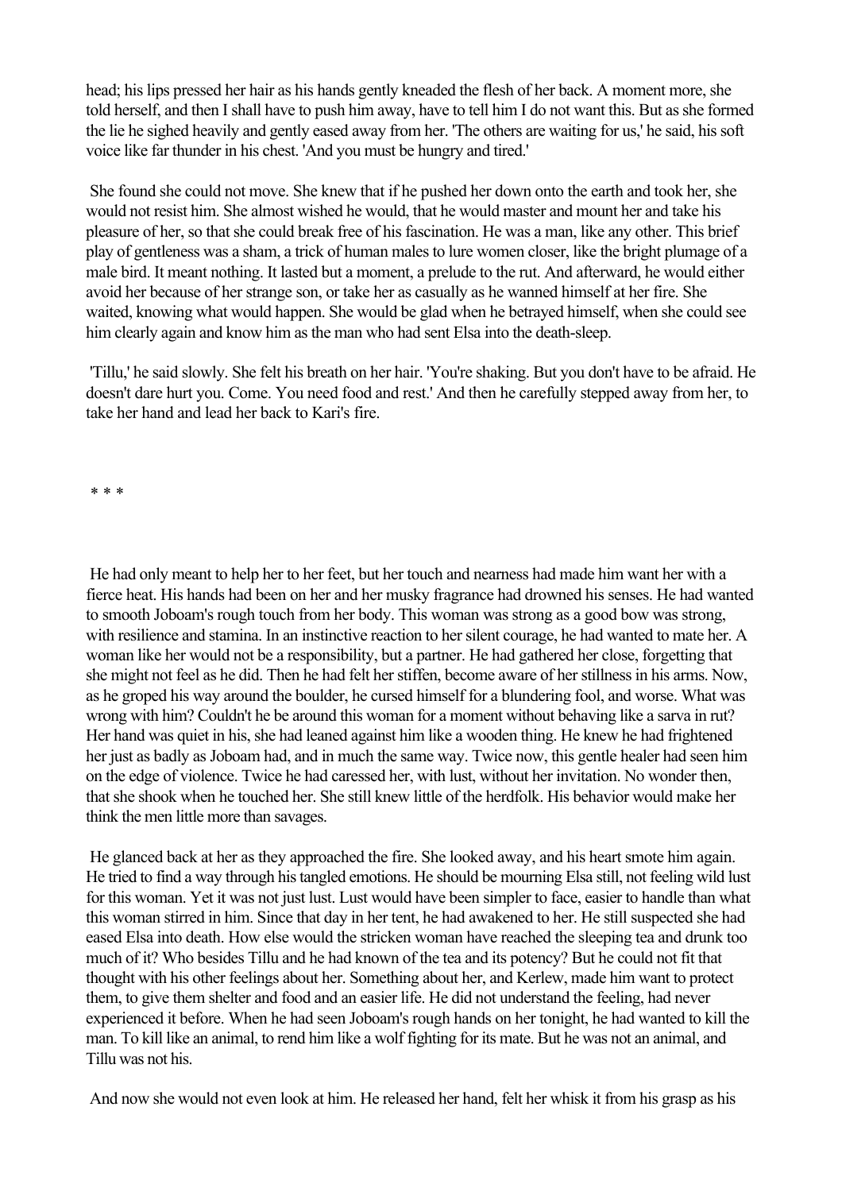head; his lips pressed her hair as his hands gently kneaded the flesh of her back. A moment more, she told herself, and then I shall have to push him away, have to tell him I do not want this. But as she formed the lie he sighed heavily and gently eased away from her. 'The others are waiting for us,' he said, his soft voice like far thunder in his chest. 'And you must be hungry and tired.'

She found she could not move. She knew that if he pushed her down onto the earth and took her, she would not resist him. She almost wished he would, that he would master and mount her and take his pleasure of her, so that she could break free of his fascination. He was a man, like any other. This brief play of gentleness was a sham, a trick of human males to lure women closer, like the bright plumage of a male bird. It meant nothing. It lasted but a moment, a prelude to the rut. And afterward, he would either avoid her because of her strange son, or take her as casually as he wanned himself at her fire. She waited, knowing what would happen. She would be glad when he betrayed himself, when she could see him clearly again and know him as the man who had sent Elsa into the death-sleep.

'Tillu,' he said slowly. She felt his breath on her hair. 'You're shaking. But you don't have to be afraid. He doesn't dare hurt you. Come. You need food and rest.' And then he carefully stepped away from her, to take her hand and lead her back to Kari's fire.

* * *

He had only meant to help her to her feet, but her touch and nearness had made him want her with a fierce heat. His hands had been on her and her musky fragrance had drowned his senses. He had wanted to smooth Joboam's rough touch from her body. This woman was strong as a good bow was strong, with resilience and stamina. In an instinctive reaction to her silent courage, he had wanted to mate her. A woman like her would not be a responsibility, but a partner. He had gathered her close, forgetting that she might not feel as he did. Then he had felt her stiffen, become aware of her stillness in his arms. Now, as he groped his way around the boulder, he cursed himself for a blundering fool, and worse. What was wrong with him? Couldn't he be around this woman for a moment without behaving like a sarva in rut? Her hand was quiet in his, she had leaned against him like a wooden thing. He knew he had frightened her just as badly as Joboam had, and in much the same way. Twice now, this gentle healer had seen him on the edge of violence. Twice he had caressed her, with lust, without her invitation. No wonder then, that she shook when he touched her. She still knew little of the herdfolk. His behavior would make her think the men little more than savages.

He glanced back at her as they approached the fire. She looked away, and his heart smote him again. He tried to find a way through his tangled emotions. He should be mourning Elsa still, not feeling wild lust for this woman. Yet it was not just lust. Lust would have been simpler to face, easier to handle than what this woman stirred in him. Since that day in her tent, he had awakened to her. He still suspected she had eased Elsa into death. How else would the stricken woman have reached the sleeping tea and drunk too much of it? Who besides Tillu and he had known of the tea and its potency? But he could not fit that thought with his other feelings about her. Something about her, and Kerlew, made him want to protect them, to give them shelter and food and an easier life. He did not understand the feeling, had never experienced it before. When he had seen Joboam's rough hands on her tonight, he had wanted to kill the man. To kill like an animal, to rend him like a wolf fighting for its mate. But he was not an animal, and Tillu was not his.

And now she would not even look at him. He released her hand, felt her whisk it from his grasp as his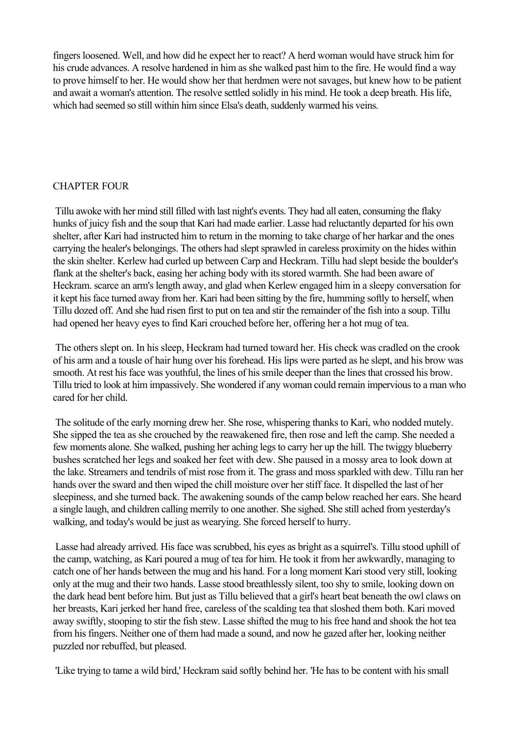fingers loosened. Well, and how did he expect her to react? A herd woman would have struck him for his crude advances. A resolve hardened in him as she walked past him to the fire. He would find a way to prove himself to her. He would show her that herdmen were not savages, but knew how to be patient and await a woman's attention. The resolve settled solidly in his mind. He took a deep breath. His life, which had seemed so still within him since Elsa's death, suddenly warmed his veins.

## CHAPTER FOUR

Tillu awoke with her mind still filled with last night's events. They had all eaten, consuming the flaky hunks of juicy fish and the soup that Kari had made earlier. Lasse had reluctantly departed for his own shelter, after Kari had instructed him to return in the morning to take charge of her harkar and the ones carrying the healer's belongings. The others had slept sprawled in careless proximity on the hides within the skin shelter. Kerlew had curled up between Carp and Heckram. Tillu had slept beside the boulder's flank at the shelter's back, easing her aching body with its stored warmth. She had been aware of Heckram. scarce an arm's length away, and glad when Kerlew engaged him in a sleepy conversation for it kept his face turned away from her. Kari had been sitting by the fire, humming softly to herself, when Tillu dozed off. And she had risen first to put on tea and stir the remainder of the fish into a soup. Tillu had opened her heavy eyes to find Kari crouched before her, offering her a hot mug of tea.

The others slept on. In his sleep, Heckram had turned toward her. His check was cradled on the crook of his arm and a tousle of hair hung over his forehead. His lips were parted as he slept, and his brow was smooth. At rest his face was youthful, the lines of his smile deeper than the lines that crossed his brow. Tillu tried to look at him impassively. She wondered if any woman could remain impervious to a man who cared for her child.

The solitude of the early morning drew her. She rose, whispering thanks to Kari, who nodded mutely. She sipped the tea as she crouched by the reawakened fire, then rose and left the camp. She needed a few moments alone. She walked, pushing her aching legs to carry her up the hill. The twiggy blueberry bushes scratched her legs and soaked her feet with dew. She paused in a mossy area to look down at the lake. Streamers and tendrils of mist rose from it. The grass and moss sparkled with dew. Tillu ran her hands over the sward and then wiped the chill moisture over her stiff face. It dispelled the last of her sleepiness, and she turned back. The awakening sounds of the camp below reached her ears. She heard a single laugh, and children calling merrily to one another. She sighed. She still ached from yesterday's walking, and today's would be just as wearying. She forced herself to hurry.

Lasse had already arrived. His face was scrubbed, his eyes as bright as a squirrel's. Tillu stood uphill of the camp, watching, as Kari poured a mug of tea for him. He took it from her awkwardly, managing to catch one of her hands between the mug and his hand. For a long moment Kari stood very still, looking only at the mug and their two hands. Lasse stood breathlessly silent, too shy to smile, looking down on the dark head bent before him. But just as Tillu believed that a girl's heart beat beneath the owl claws on her breasts, Kari jerked her hand free, careless of the scalding tea that sloshed them both. Kari moved away swiftly, stooping to stir the fish stew. Lasse shifted the mug to his free hand and shook the hot tea from his fingers. Neither one of them had made a sound, and now he gazed after her, looking neither puzzled nor rebuffed, but pleased.

'Like trying to tame a wild bird,' Heckram said softly behind her. 'He has to be content with his small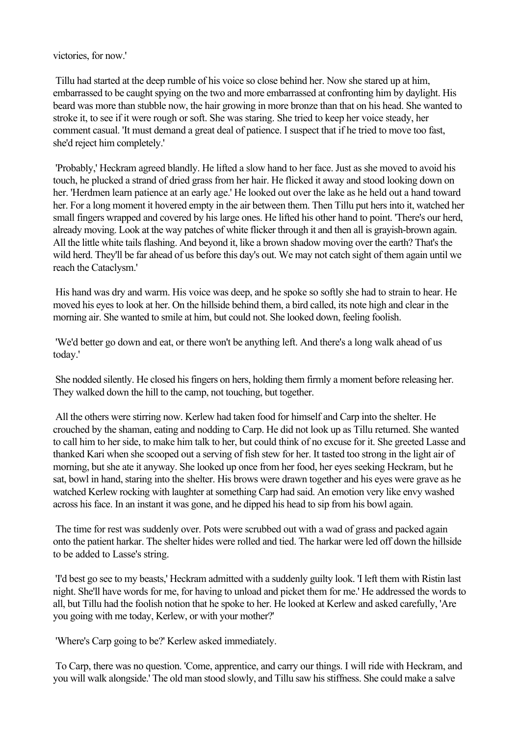victories, for now.'

Tillu had started at the deep rumble of his voice so close behind her. Now she stared up at him, embarrassed to be caught spying on the two and more embarrassed at confronting him by daylight. His beard was more than stubble now, the hair growing in more bronze than that on his head. She wanted to stroke it, to see if it were rough or soft. She was staring. She tried to keep her voice steady, her comment casual. 'It must demand a great deal of patience. I suspect that if he tried to move too fast, she'd reject him completely.'

'Probably,' Heckram agreed blandly. He lifted a slow hand to her face. Just as she moved to avoid his touch, he plucked a strand of dried grass from her hair. He flicked it away and stood looking down on her. 'Herdmen learn patience at an early age.' He looked out over the lake as he held out a hand toward her. For a long moment it hovered empty in the air between them. Then Tillu put hers into it, watched her small fingers wrapped and covered by his large ones. He lifted his other hand to point. 'There's our herd, already moving. Look at the way patches of white flicker through it and then all is grayish-brown again. All the little white tails flashing. And beyond it, like a brown shadow moving over the earth? That's the wild herd. They'll be far ahead of us before this day's out. We may not catch sight of them again until we reach the Cataclysm.'

His hand was dry and warm. His voice was deep, and he spoke so softly she had to strain to hear. He moved his eyes to look at her. On the hillside behind them, a bird called, its note high and clear in the morning air. She wanted to smile at him, but could not. She looked down, feeling foolish.

'We'd better go down and eat, or there won't be anything left. And there's a long walk ahead of us today.'

She nodded silently. He closed his fingers on hers, holding them firmly a moment before releasing her. They walked down the hill to the camp, not touching, but together.

All the others were stirring now. Kerlew had taken food for himself and Carp into the shelter. He crouched by the shaman, eating and nodding to Carp. He did not look up as Tillu returned. She wanted to call him to her side, to make him talk to her, but could think of no excuse for it. She greeted Lasse and thanked Kari when she scooped out a serving of fish stew for her. It tasted too strong in the light air of morning, but she ate it anyway. She looked up once from her food, her eyes seeking Heckram, but he sat, bowl in hand, staring into the shelter. His brows were drawn together and his eyes were grave as he watched Kerlew rocking with laughter at something Carp had said. An emotion very like envy washed across his face. In an instant it was gone, and he dipped his head to sip from his bowl again.

The time for rest was suddenly over. Pots were scrubbed out with a wad of grass and packed again onto the patient harkar. The shelter hides were rolled and tied. The harkar were led off down the hillside to be added to Lasse's string.

'I'd best go see to my beasts,' Heckram admitted with a suddenly guilty look. 'I left them with Ristin last night. She'll have words for me, for having to unload and picket them for me.' He addressed the words to all, but Tillu had the foolish notion that he spoke to her. He looked at Kerlew and asked carefully, 'Are you going with me today, Kerlew, or with your mother?'

'Where's Carp going to be?' Kerlew asked immediately.

To Carp, there was no question. 'Come, apprentice, and carry our things. I will ride with Heckram, and you will walk alongside.' The old man stood slowly, and Tillu saw his stiffness. She could make a salve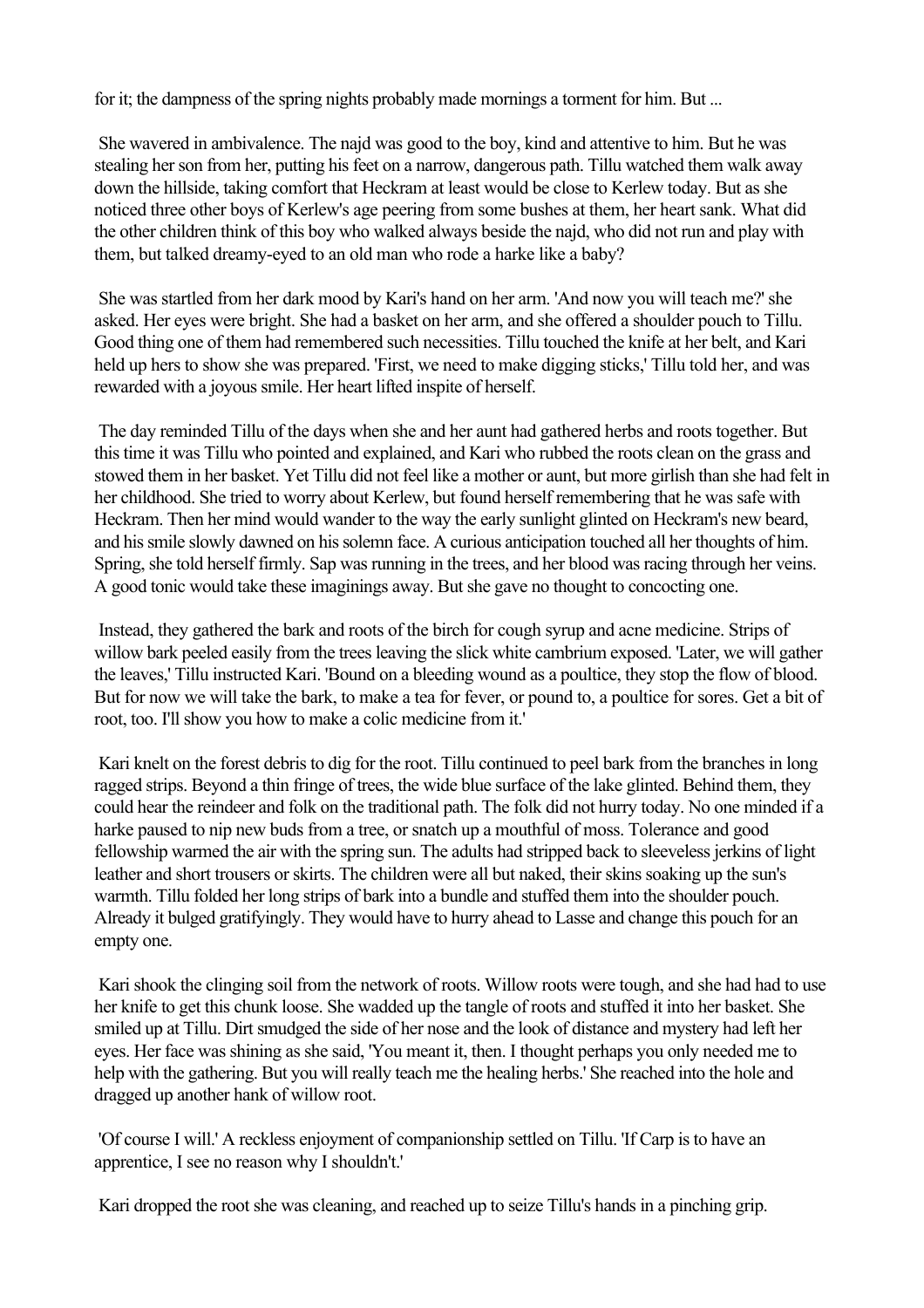for it; the dampness of the spring nights probably made mornings a torment for him. But ...

She wavered in ambivalence. The najd was good to the boy, kind and attentive to him. But he was stealing her son from her, putting his feet on a narrow, dangerous path. Tillu watched them walk away down the hillside, taking comfort that Heckram at least would be close to Kerlew today. But as she noticed three other boys of Kerlew's age peering from some bushes at them, her heart sank. What did the other children think of this boy who walked always beside the najd, who did not run and play with them, but talked dreamy-eyed to an old man who rode a harke like a baby?

She was startled from her dark mood by Kari's hand on her arm. 'And now you will teach me?' she asked. Her eyes were bright. She had a basket on her arm, and she offered a shoulder pouch to Tillu. Good thing one of them had remembered such necessities. Tillu touched the knife at her belt, and Kari held up hers to show she was prepared. 'First, we need to make digging sticks,' Tillu told her, and was rewarded with a joyous smile. Her heart lifted inspite of herself.

The day reminded Tillu of the days when she and her aunt had gathered herbs and roots together. But this time it was Tillu who pointed and explained, and Kari who rubbed the roots clean on the grass and stowed them in her basket. Yet Tillu did not feel like a mother or aunt, but more girlish than she had felt in her childhood. She tried to worry about Kerlew, but found herself remembering that he was safe with Heckram. Then her mind would wander to the way the early sunlight glinted on Heckram's new beard, and his smile slowly dawned on his solemn face. A curious anticipation touched all her thoughts of him. Spring, she told herself firmly. Sap was running in the trees, and her blood was racing through her veins. A good tonic would take these imaginings away. But she gave no thought to concocting one.

Instead, they gathered the bark and roots of the birch for cough syrup and acne medicine. Strips of willow bark peeled easily from the trees leaving the slick white cambrium exposed. 'Later, we will gather the leaves,' Tillu instructed Kari. 'Bound on a bleeding wound as a poultice, they stop the flow of blood. But for now we will take the bark, to make a tea for fever, or pound to, a poultice for sores. Get a bit of root, too. I'll show you how to make a colic medicine from it.'

Kari knelt on the forest debris to dig for the root. Tillu continued to peel bark from the branches in long ragged strips. Beyond a thin fringe of trees, the wide blue surface of the lake glinted. Behind them, they could hear the reindeer and folk on the traditional path. The folk did not hurry today. No one minded if a harke paused to nip new buds from a tree, or snatch up a mouthful of moss. Tolerance and good fellowship warmed the air with the spring sun. The adults had stripped back to sleeveless jerkins of light leather and short trousers or skirts. The children were all but naked, their skins soaking up the sun's warmth. Tillu folded her long strips of bark into a bundle and stuffed them into the shoulder pouch. Already it bulged gratifyingly. They would have to hurry ahead to Lasse and change this pouch for an empty one.

Kari shook the clinging soil from the network of roots. Willow roots were tough, and she had had to use her knife to get this chunk loose. She wadded up the tangle of roots and stuffed it into her basket. She smiled up at Tillu. Dirt smudged the side of her nose and the look of distance and mystery had left her eyes. Her face was shining as she said, 'You meant it, then. I thought perhaps you only needed me to help with the gathering. But you will really teach me the healing herbs.' She reached into the hole and dragged up another hank of willow root.

'Of course I will.' A reckless enjoyment of companionship settled on Tillu. 'If Carp is to have an apprentice, I see no reason why I shouldn't.'

Kari dropped the root she was cleaning, and reached up to seize Tillu's hands in a pinching grip.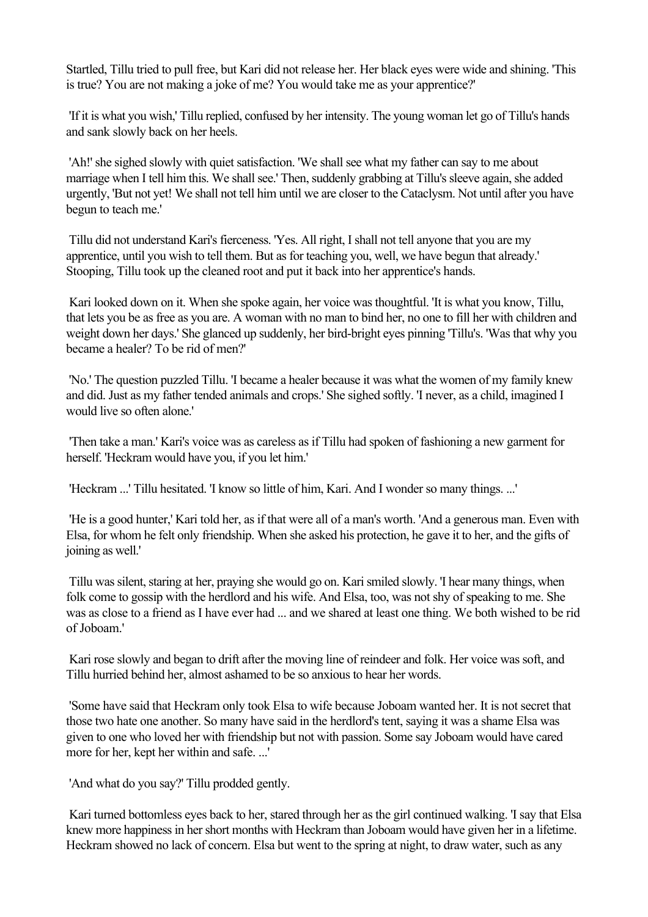Startled, Tillu tried to pull free, but Kari did not release her. Her black eyes were wide and shining. 'This is true? You are not making a joke of me? You would take me as your apprentice?'

'If it is what you wish,' Tillu replied, confused by her intensity. The young woman let go of Tillu's hands and sank slowly back on her heels.

'Ah!' she sighed slowly with quiet satisfaction. 'We shall see what my father can say to me about marriage when I tell him this. We shall see.' Then, suddenly grabbing at Tillu's sleeve again, she added urgently, 'But not yet! We shall not tell him until we are closer to the Cataclysm. Not until after you have begun to teach me.'

Tillu did not understand Kari's fierceness. 'Yes. All right, I shall not tell anyone that you are my apprentice, until you wish to tell them. But as for teaching you, well, we have begun that already.' Stooping, Tillu took up the cleaned root and put it back into her apprentice's hands.

Kari looked down on it. When she spoke again, her voice was thoughtful. 'It is what you know, Tillu, that lets you be as free as you are. A woman with no man to bind her, no one to fill her with children and weight down her days.' She glanced up suddenly, her bird-bright eyes pinning 'Tillu's. 'Was that why you became a healer? To be rid of men?'

'No.' The question puzzled Tillu. 'I became a healer because it was what the women of my family knew and did. Just as my father tended animals and crops.' She sighed softly. 'I never, as a child, imagined I would live so often alone.'

'Then take a man.' Kari's voice was as careless as if Tillu had spoken of fashioning a new garment for herself. 'Heckram would have you, if you let him.'

'Heckram ...' Tillu hesitated. 'I know so little of him, Kari. And I wonder so many things. ...'

'He is a good hunter,' Kari told her, as if that were all of a man's worth. 'And a generous man. Even with Elsa, for whom he felt only friendship. When she asked his protection, he gave it to her, and the gifts of joining as well.'

Tillu was silent, staring at her, praying she would go on. Kari smiled slowly. 'I hear many things, when folk come to gossip with the herdlord and his wife. And Elsa, too, was not shy of speaking to me. She was as close to a friend as I have ever had ... and we shared at least one thing. We both wished to be rid of Joboam.'

Kari rose slowly and began to drift after the moving line of reindeer and folk. Her voice was soft, and Tillu hurried behind her, almost ashamed to be so anxious to hear her words.

'Some have said that Heckram only took Elsa to wife because Joboam wanted her. It is not secret that those two hate one another. So many have said in the herdlord's tent, saying it was a shame Elsa was given to one who loved her with friendship but not with passion. Some say Joboam would have cared more for her, kept her within and safe. ...'

'And what do you say?' Tillu prodded gently.

Kari turned bottomless eyes back to her, stared through her as the girl continued walking. 'I say that Elsa knew more happiness in her short months with Heckram than Joboam would have given her in a lifetime. Heckram showed no lack of concern. Elsa but went to the spring at night, to draw water, such as any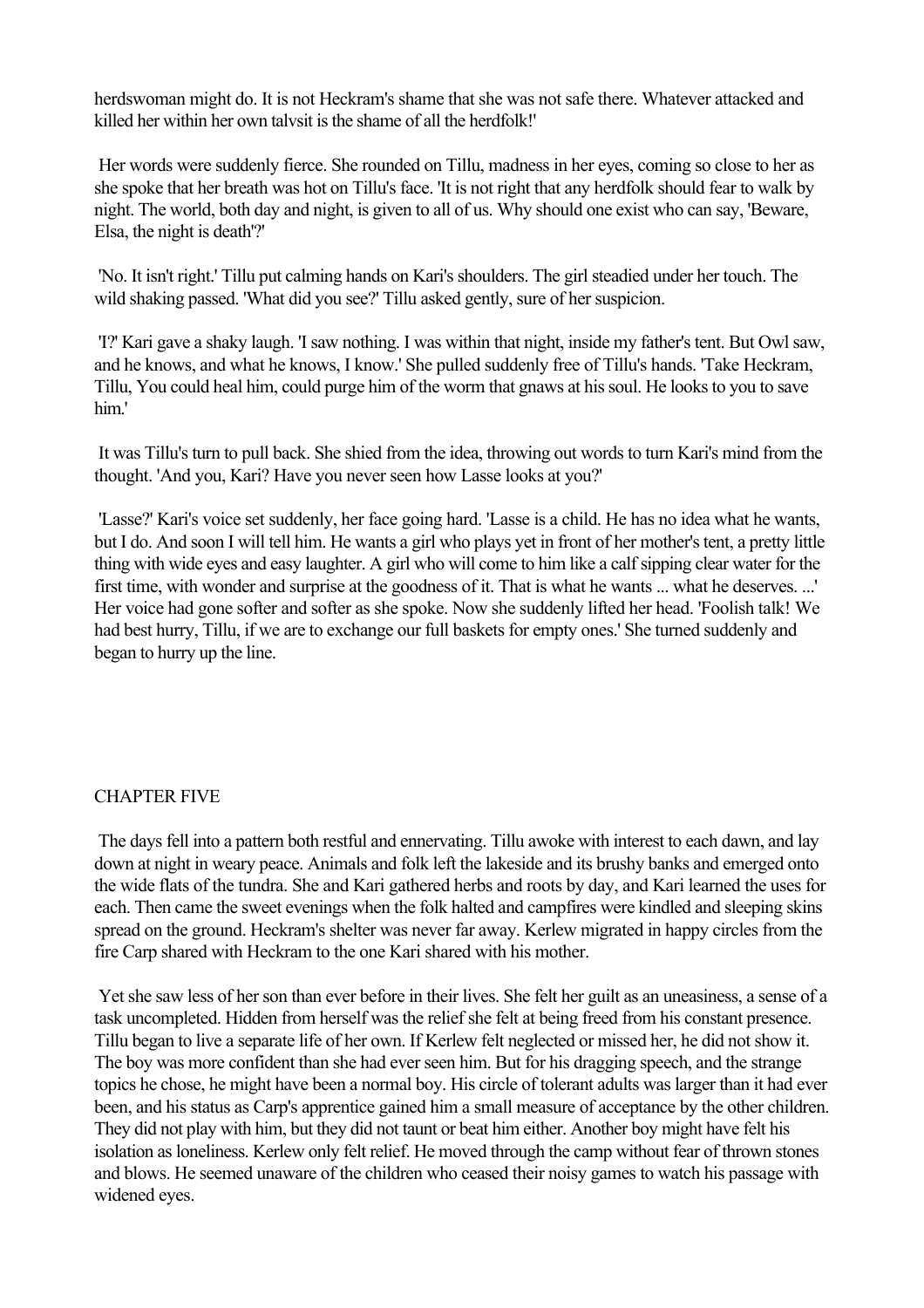herdswoman might do. It is not Heckram's shame that she was not safe there. Whatever attacked and killed her within her own talvsit is the shame of all the herdfolk!'

Her words were suddenly fierce. She rounded on Tillu, madness in her eyes, coming so close to her as she spoke that her breath was hot on Tillu's face. 'It is not right that any herdfolk should fear to walk by night. The world, both day and night, is given to all of us. Why should one exist who can say, 'Beware, Elsa, the night is death'?'

'No. It isn't right.' Tillu put calming hands on Kari's shoulders. The girl steadied under her touch. The wild shaking passed. 'What did you see?' Tillu asked gently, sure of her suspicion.

'I?' Kari gave a shaky laugh. 'I saw nothing. I was within that night, inside my father's tent. But Owl saw, and he knows, and what he knows, I know.' She pulled suddenly free of Tillu's hands. 'Take Heckram, Tillu, You could heal him, could purge him of the worm that gnaws at his soul. He looks to you to save him.'

It was Tillu's turn to pull back. She shied from the idea, throwing out words to turn Kari's mind from the thought. 'And you, Kari? Have you never seen how Lasse looks at you?'

'Lasse?' Kari's voice set suddenly, her face going hard. 'Lasse is a child. He has no idea what he wants, but I do. And soon I will tell him. He wants a girl who plays yet in front of her mother's tent, a pretty little thing with wide eyes and easy laughter. A girl who will come to him like a calf sipping clear water for the first time, with wonder and surprise at the goodness of it. That is what he wants ... what he deserves. ...' Her voice had gone softer and softer as she spoke. Now she suddenly lifted her head. 'Foolish talk! We had best hurry, Tillu, if we are to exchange our full baskets for empty ones.' She turned suddenly and began to hurry up the line.

## CHAPTER FIVE

The days fell into a pattern both restful and ennervating. Tillu awoke with interest to each dawn, and lay down at night in weary peace. Animals and folk left the lakeside and its brushy banks and emerged onto the wide flats of the tundra. She and Kari gathered herbs and roots by day, and Kari learned the uses for each. Then came the sweet evenings when the folk halted and campfires were kindled and sleeping skins spread on the ground. Heckram's shelter was never far away. Kerlew migrated in happy circles from the fire Carp shared with Heckram to the one Kari shared with his mother.

Yet she saw less of her son than ever before in their lives. She felt her guilt as an uneasiness, a sense of a task uncompleted. Hidden from herself was the relief she felt at being freed from his constant presence. Tillu began to live a separate life of her own. If Kerlew felt neglected or missed her, he did not show it. The boy was more confident than she had ever seen him. But for his dragging speech, and the strange topics he chose, he might have been a normal boy. His circle of tolerant adults was larger than it had ever been, and his status as Carp's apprentice gained him a small measure of acceptance by the other children. They did not play with him, but they did not taunt or beat him either. Another boy might have felt his isolation as loneliness. Kerlew only felt relief. He moved through the camp without fear of thrown stones and blows. He seemed unaware of the children who ceased their noisy games to watch his passage with widened eyes.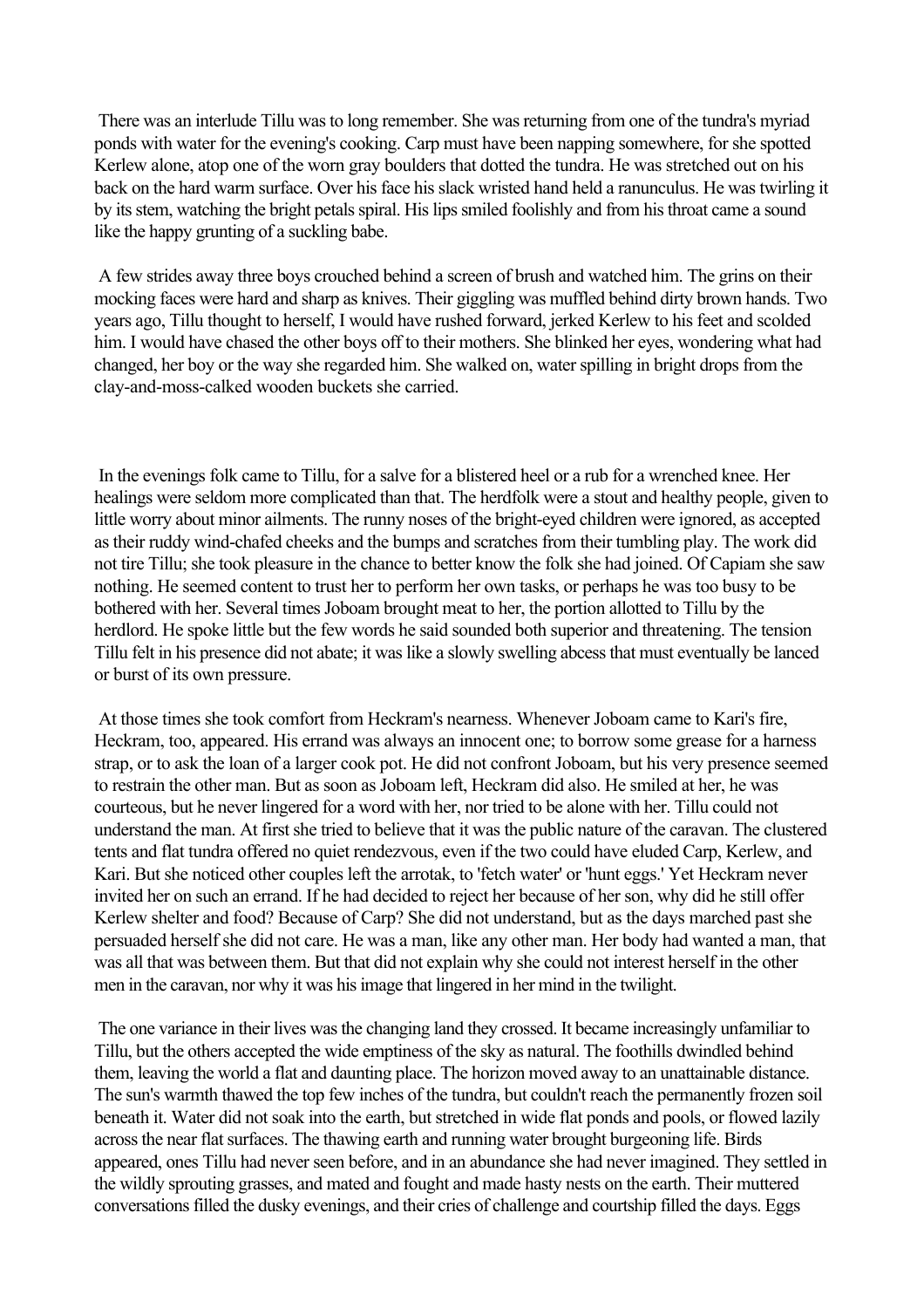There was an interlude Tillu was to long remember. She was returning from one of the tundra's myriad ponds with water for the evening's cooking. Carp must have been napping somewhere, for she spotted Kerlew alone, atop one of the worn gray boulders that dotted the tundra. He was stretched out on his back on the hard warm surface. Over his face his slack wristed hand held a ranunculus. He was twirling it by its stem, watching the bright petals spiral. His lips smiled foolishly and from his throat came a sound like the happy grunting of a suckling babe.

A few strides away three boys crouched behind a screen of brush and watched him. The grins on their mocking faces were hard and sharp as knives. Their giggling was muffled behind dirty brown hands. Two years ago, Tillu thought to herself, I would have rushed forward, jerked Kerlew to his feet and scolded him. I would have chased the other boys off to their mothers. She blinked her eyes, wondering what had changed, her boy or the way she regarded him. She walked on, water spilling in bright drops from the clay-and-moss-calked wooden buckets she carried.

In the evenings folk came to Tillu, for a salve for a blistered heel or a rub for a wrenched knee. Her healings were seldom more complicated than that. The herdfolk were a stout and healthy people, given to little worry about minor ailments. The runny noses of the bright-eyed children were ignored, as accepted as their ruddy wind-chafed cheeks and the bumps and scratches from their tumbling play. The work did not tire Tillu; she took pleasure in the chance to better know the folk she had joined. Of Capiam she saw nothing. He seemed content to trust her to perform her own tasks, or perhaps he was too busy to be bothered with her. Several times Joboam brought meat to her, the portion allotted to Tillu by the herdlord. He spoke little but the few words he said sounded both superior and threatening. The tension Tillu felt in his presence did not abate; it was like a slowly swelling abcess that must eventually be lanced or burst of its own pressure.

At those times she took comfort from Heckram's nearness. Whenever Joboam came to Kari's fire, Heckram, too, appeared. His errand was always an innocent one; to borrow some grease for a harness strap, or to ask the loan of a larger cook pot. He did not confront Joboam, but his very presence seemed to restrain the other man. But as soon as Joboam left, Heckram did also. He smiled at her, he was courteous, but he never lingered for a word with her, nor tried to be alone with her. Tillu could not understand the man. At first she tried to believe that it was the public nature of the caravan. The clustered tents and flat tundra offered no quiet rendezvous, even if the two could have eluded Carp, Kerlew, and Kari. But she noticed other couples left the arrotak, to 'fetch water' or 'hunt eggs.' Yet Heckram never invited her on such an errand. If he had decided to reject her because of her son, why did he still offer Kerlew shelter and food? Because of Carp? She did not understand, but as the days marched past she persuaded herself she did not care. He was a man, like any other man. Her body had wanted a man, that was all that was between them. But that did not explain why she could not interest herself in the other men in the caravan, nor why it was his image that lingered in her mind in the twilight.

The one variance in their lives was the changing land they crossed. It became increasingly unfamiliar to Tillu, but the others accepted the wide emptiness of the sky as natural. The foothills dwindled behind them, leaving the world a flat and daunting place. The horizon moved away to an unattainable distance. The sun's warmth thawed the top few inches of the tundra, but couldn't reach the permanently frozen soil beneath it. Water did not soak into the earth, but stretched in wide flat ponds and pools, or flowed lazily across the near flat surfaces. The thawing earth and running water brought burgeoning life. Birds appeared, ones Tillu had never seen before, and in an abundance she had never imagined. They settled in the wildly sprouting grasses, and mated and fought and made hasty nests on the earth. Their muttered conversations filled the dusky evenings, and their cries of challenge and courtship filled the days. Eggs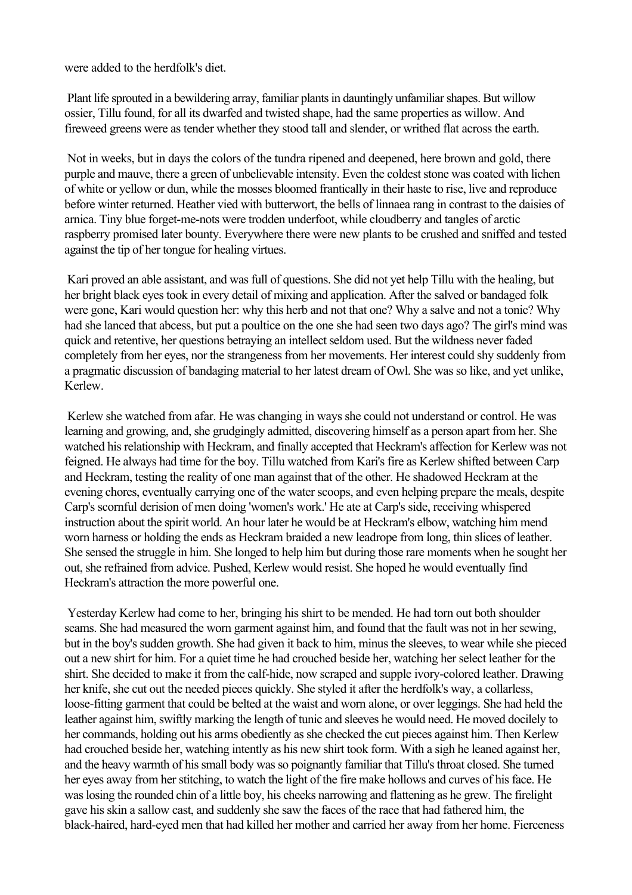were added to the herdfolk's diet.

Plant life sprouted in a bewildering array, familiar plants in dauntingly unfamiliar shapes. But willow ossier, Tillu found, for all its dwarfed and twisted shape, had the same properties as willow. And fireweed greens were as tender whether they stood tall and slender, or writhed flat across the earth.

Not in weeks, but in days the colors of the tundra ripened and deepened, here brown and gold, there purple and mauve, there a green of unbelievable intensity. Even the coldest stone was coated with lichen of white or yellow or dun, while the mosses bloomed frantically in their haste to rise, live and reproduce before winter returned. Heather vied with butterwort, the bells of linnaea rang in contrast to the daisies of arnica. Tiny blue forget-me-nots were trodden underfoot, while cloudberry and tangles of arctic raspberry promised later bounty. Everywhere there were new plants to be crushed and sniffed and tested against the tip of her tongue for healing virtues.

Kari proved an able assistant, and was full of questions. She did not yet help Tillu with the healing, but her bright black eyes took in every detail of mixing and application. After the salved or bandaged folk were gone, Kari would question her: why this herb and not that one? Why a salve and not a tonic? Why had she lanced that abcess, but put a poultice on the one she had seen two days ago? The girl's mind was quick and retentive, her questions betraying an intellect seldom used. But the wildness never faded completely from her eyes, nor the strangeness from her movements. Her interest could shy suddenly from a pragmatic discussion of bandaging material to her latest dream of Owl. She was so like, and yet unlike, Kerlew.

Kerlew she watched from afar. He was changing in ways she could not understand or control. He was learning and growing, and, she grudgingly admitted, discovering himself as a person apart from her. She watched his relationship with Heckram, and finally accepted that Heckram's affection for Kerlew was not feigned. He always had time for the boy. Tillu watched from Kari's fire as Kerlew shifted between Carp and Heckram, testing the reality of one man against that of the other. He shadowed Heckram at the evening chores, eventually carrying one of the water scoops, and even helping prepare the meals, despite Carp's scornful derision of men doing 'women's work.' He ate at Carp's side, receiving whispered instruction about the spirit world. An hour later he would be at Heckram's elbow, watching him mend worn harness or holding the ends as Heckram braided a new leadrope from long, thin slices of leather. She sensed the struggle in him. She longed to help him but during those rare moments when he sought her out, she refrained from advice. Pushed, Kerlew would resist. She hoped he would eventually find Heckram's attraction the more powerful one.

Yesterday Kerlew had come to her, bringing his shirt to be mended. He had torn out both shoulder seams. She had measured the worn garment against him, and found that the fault was not in her sewing, but in the boy's sudden growth. She had given it back to him, minus the sleeves, to wear while she pieced out a new shirt for him. For a quiet time he had crouched beside her, watching her select leather for the shirt. She decided to make it from the calf-hide, now scraped and supple ivory-colored leather. Drawing her knife, she cut out the needed pieces quickly. She styled it after the herdfolk's way, a collarless, loose-fitting garment that could be belted at the waist and worn alone, or over leggings. She had held the leather against him, swiftly marking the length of tunic and sleeves he would need. He moved docilely to her commands, holding out his arms obediently as she checked the cut pieces against him. Then Kerlew had crouched beside her, watching intently as his new shirt took form. With a sigh he leaned against her, and the heavy warmth of his small body was so poignantly familiar that Tillu's throat closed. She turned her eyes away from her stitching, to watch the light of the fire make hollows and curves of his face. He was losing the rounded chin of a little boy, his cheeks narrowing and flattening as he grew. The firelight gave his skin a sallow cast, and suddenly she saw the faces of the race that had fathered him, the black-haired, hard-eyed men that had killed her mother and carried her away from her home. Fierceness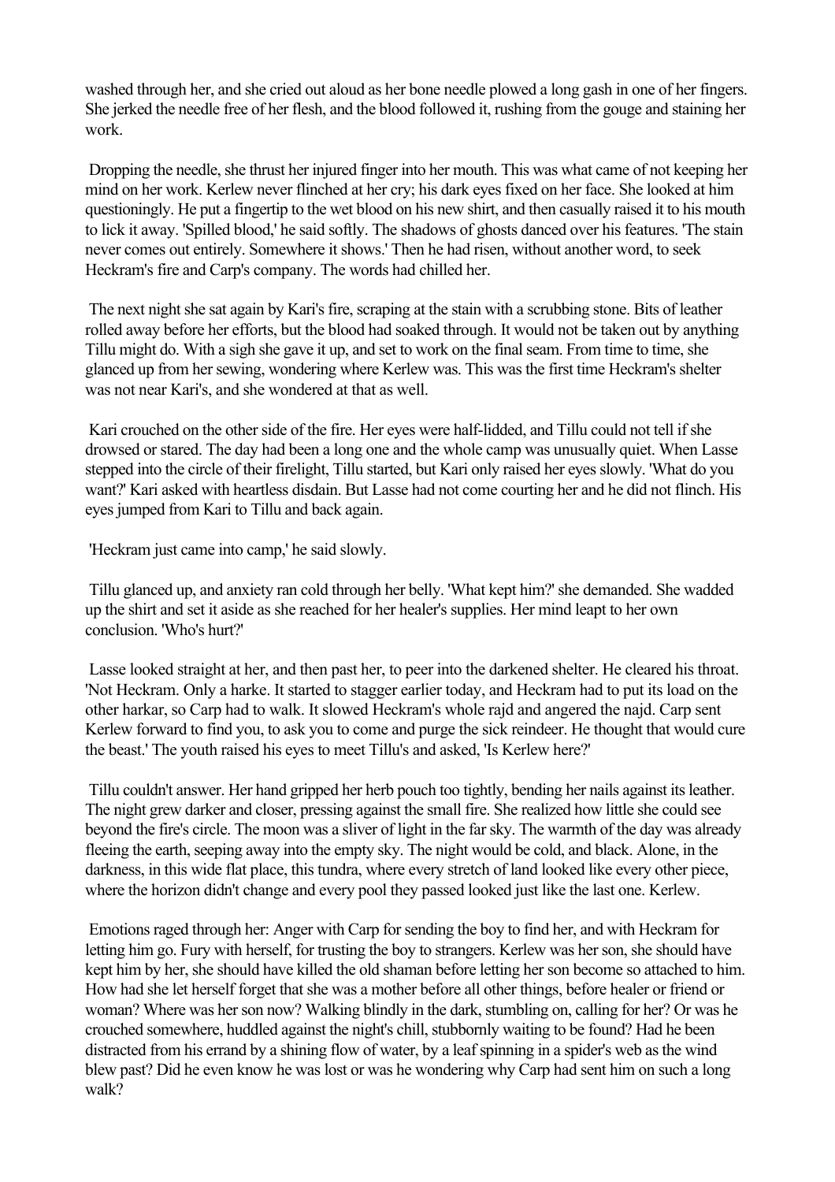washed through her, and she cried out aloud as her bone needle plowed a long gash in one of her fingers. She jerked the needle free of her flesh, and the blood followed it, rushing from the gouge and staining her work.

Dropping the needle, she thrust her injured finger into her mouth. This was what came of not keeping her mind on her work. Kerlew never flinched at her cry; his dark eyes fixed on her face. She looked at him questioningly. He put a fingertip to the wet blood on his new shirt, and then casually raised it to his mouth to lick it away. 'Spilled blood,' he said softly. The shadows of ghosts danced over his features. 'The stain never comes out entirely. Somewhere it shows.' Then he had risen, without another word, to seek Heckram's fire and Carp's company. The words had chilled her.

The next night she sat again by Kari's fire, scraping at the stain with a scrubbing stone. Bits of leather rolled away before her efforts, but the blood had soaked through. It would not be taken out by anything Tillu might do. With a sigh she gave it up, and set to work on the final seam. From time to time, she glanced up from her sewing, wondering where Kerlew was. This was the first time Heckram's shelter was not near Kari's, and she wondered at that as well.

Kari crouched on the other side of the fire. Her eyes were half-lidded, and Tillu could not tell if she drowsed or stared. The day had been a long one and the whole camp was unusually quiet. When Lasse stepped into the circle of their firelight, Tillu started, but Kari only raised her eyes slowly. 'What do you want?' Kari asked with heartless disdain. But Lasse had not come courting her and he did not flinch. His eyes jumped from Kari to Tillu and back again.

'Heckram just came into camp,' he said slowly.

Tillu glanced up, and anxiety ran cold through her belly. 'What kept him?' she demanded. She wadded up the shirt and set it aside as she reached for her healer's supplies. Her mind leapt to her own conclusion. 'Who's hurt?'

Lasse looked straight at her, and then past her, to peer into the darkened shelter. He cleared his throat. 'Not Heckram. Only a harke. It started to stagger earlier today, and Heckram had to put its load on the other harkar, so Carp had to walk. It slowed Heckram's whole rajd and angered the najd. Carp sent Kerlew forward to find you, to ask you to come and purge the sick reindeer. He thought that would cure the beast.' The youth raised his eyes to meet Tillu's and asked, 'Is Kerlew here?'

Tillu couldn't answer. Her hand gripped her herb pouch too tightly, bending her nails against its leather. The night grew darker and closer, pressing against the small fire. She realized how little she could see beyond the fire's circle. The moon was a sliver of light in the far sky. The warmth of the day was already fleeing the earth, seeping away into the empty sky. The night would be cold, and black. Alone, in the darkness, in this wide flat place, this tundra, where every stretch of land looked like every other piece, where the horizon didn't change and every pool they passed looked just like the last one. Kerlew.

Emotions raged through her: Anger with Carp for sending the boy to find her, and with Heckram for letting him go. Fury with herself, for trusting the boy to strangers. Kerlew was her son, she should have kept him by her, she should have killed the old shaman before letting her son become so attached to him. How had she let herself forget that she was a mother before all other things, before healer or friend or woman? Where was her son now? Walking blindly in the dark, stumbling on, calling for her? Or was he crouched somewhere, huddled against the night's chill, stubbornly waiting to be found? Had he been distracted from his errand by a shining flow of water, by a leaf spinning in a spider's web as the wind blew past? Did he even know he was lost or was he wondering why Carp had sent him on such a long walk?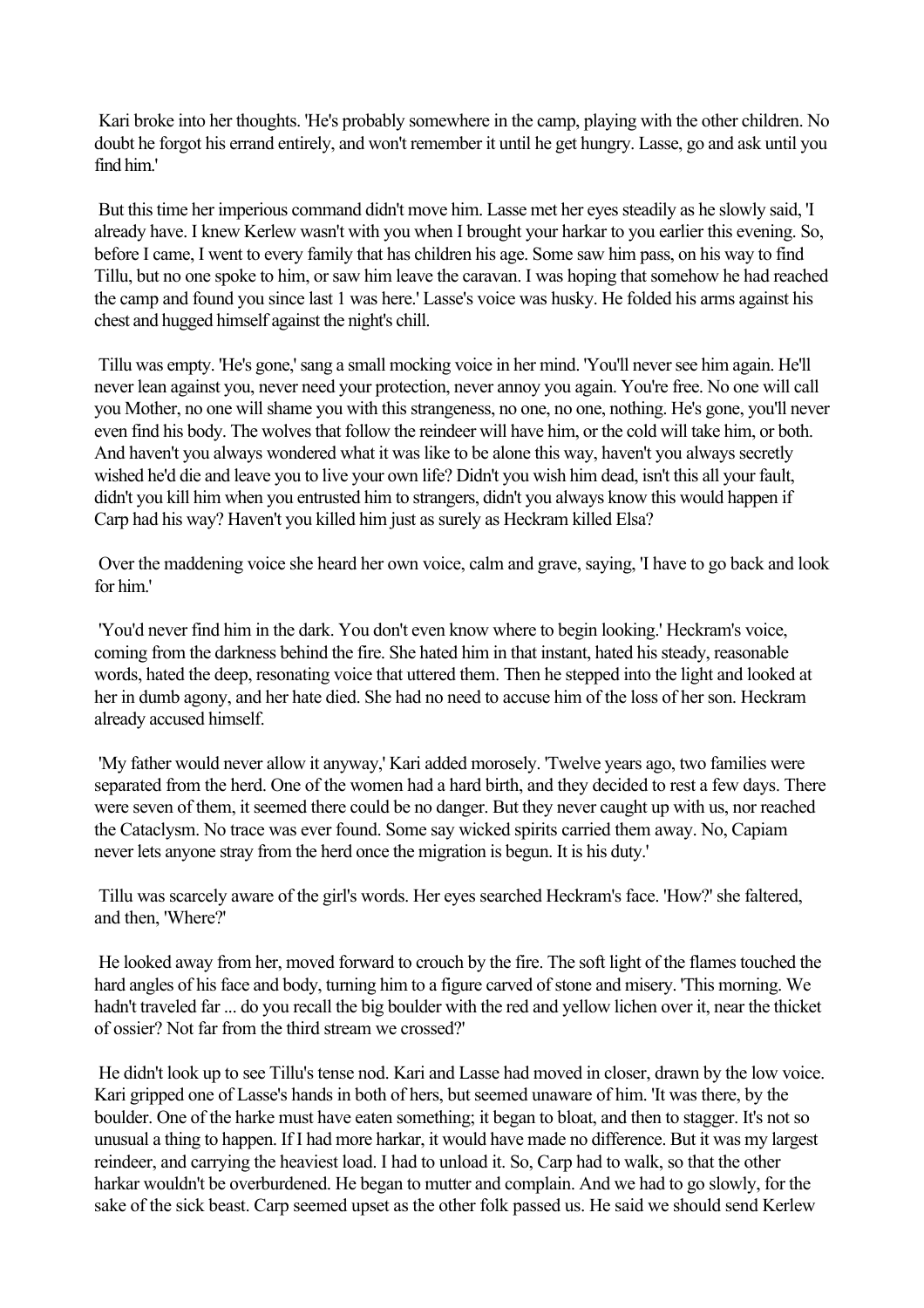Kari broke into her thoughts. 'He's probably somewhere in the camp, playing with the other children. No doubt he forgot his errand entirely, and won't remember it until he get hungry. Lasse, go and ask until you find him.'

But this time her imperious command didn't move him. Lasse met her eyes steadily as he slowly said, 'I already have. I knew Kerlew wasn't with you when I brought your harkar to you earlier this evening. So, before I came, I went to every family that has children his age. Some saw him pass, on his way to find Tillu, but no one spoke to him, or saw him leave the caravan. I was hoping that somehow he had reached the camp and found you since last 1 was here.' Lasse's voice was husky. He folded his arms against his chest and hugged himself against the night's chill.

Tillu was empty. 'He's gone,' sang a small mocking voice in her mind. 'You'll never see him again. He'll never lean against you, never need your protection, never annoy you again. You're free. No one will call you Mother, no one will shame you with this strangeness, no one, no one, nothing. He's gone, you'll never even find his body. The wolves that follow the reindeer will have him, or the cold will take him, or both. And haven't you always wondered what it was like to be alone this way, haven't you always secretly wished he'd die and leave you to live your own life? Didn't you wish him dead, isn't this all your fault, didn't you kill him when you entrusted him to strangers, didn't you always know this would happen if Carp had his way? Haven't you killed him just as surely as Heckram killed Elsa?

Over the maddening voice she heard her own voice, calm and grave, saying, 'I have to go back and look for him.'

'You'd never find him in the dark. You don't even know where to begin looking.' Heckram's voice, coming from the darkness behind the fire. She hated him in that instant, hated his steady, reasonable words, hated the deep, resonating voice that uttered them. Then he stepped into the light and looked at her in dumb agony, and her hate died. She had no need to accuse him of the loss of her son. Heckram already accused himself.

'My father would never allow it anyway,' Kari added morosely. 'Twelve years ago, two families were separated from the herd. One of the women had a hard birth, and they decided to rest a few days. There were seven of them, it seemed there could be no danger. But they never caught up with us, nor reached the Cataclysm. No trace was ever found. Some say wicked spirits carried them away. No, Capiam never lets anyone stray from the herd once the migration is begun. It is his duty.'

Tillu was scarcely aware of the girl's words. Her eyes searched Heckram's face. 'How?' she faltered, and then, 'Where?'

He looked away from her, moved forward to crouch by the fire. The soft light of the flames touched the hard angles of his face and body, turning him to a figure carved of stone and misery. 'This morning. We hadn't traveled far ... do you recall the big boulder with the red and yellow lichen over it, near the thicket of ossier? Not far from the third stream we crossed?'

He didn't look up to see Tillu's tense nod. Kari and Lasse had moved in closer, drawn by the low voice. Kari gripped one of Lasse's hands in both of hers, but seemed unaware of him. 'It was there, by the boulder. One of the harke must have eaten something; it began to bloat, and then to stagger. It's not so unusual a thing to happen. If I had more harkar, it would have made no difference. But it was my largest reindeer, and carrying the heaviest load. I had to unload it. So, Carp had to walk, so that the other harkar wouldn't be overburdened. He began to mutter and complain. And we had to go slowly, for the sake of the sick beast. Carp seemed upset as the other folk passed us. He said we should send Kerlew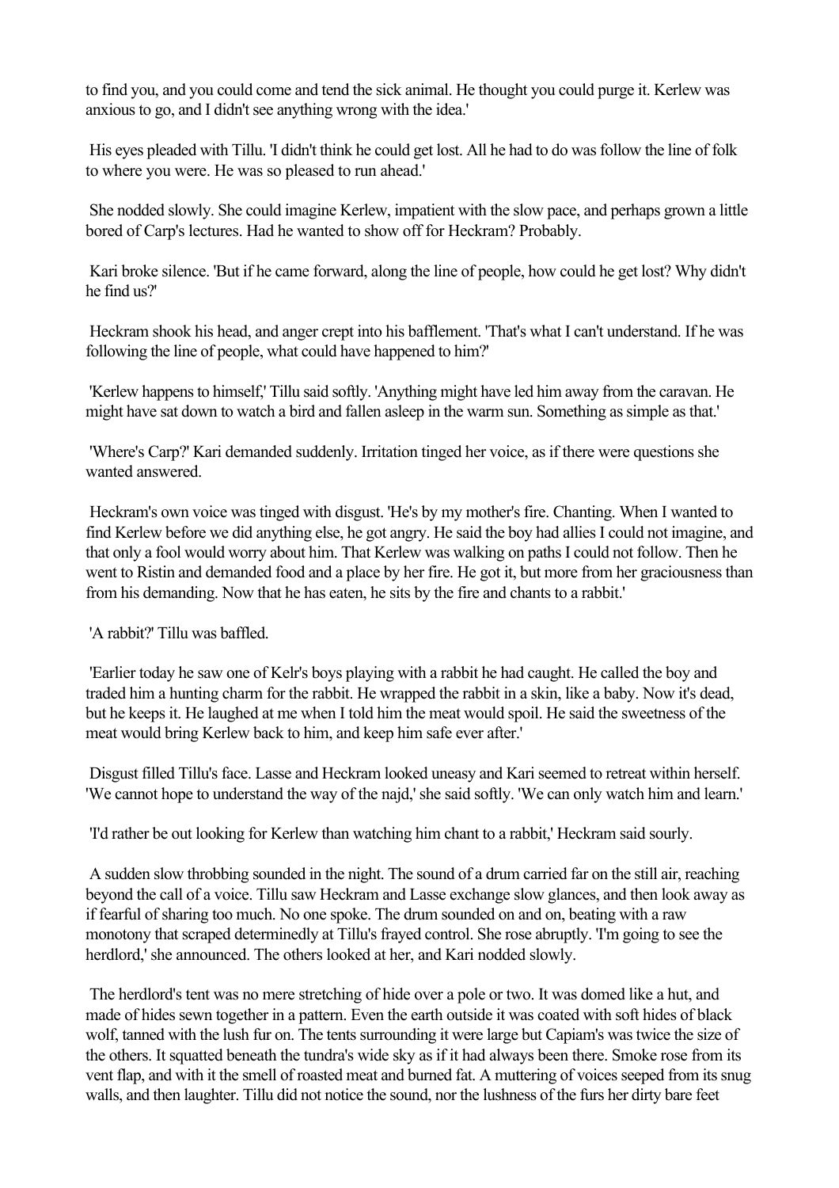to find you, and you could come and tend the sick animal. He thought you could purge it. Kerlew was anxious to go, and I didn't see anything wrong with the idea.'

His eyes pleaded with Tillu. 'I didn't think he could get lost. All he had to do was follow the line of folk to where you were. He was so pleased to run ahead.'

She nodded slowly. She could imagine Kerlew, impatient with the slow pace, and perhaps grown a little bored of Carp's lectures. Had he wanted to show off for Heckram? Probably.

Kari broke silence. 'But if he came forward, along the line of people, how could he get lost? Why didn't he find us?'

Heckram shook his head, and anger crept into his bafflement. 'That's what I can't understand. If he was following the line of people, what could have happened to him?'

'Kerlew happens to himself,' Tillu said softly. 'Anything might have led him away from the caravan. He might have sat down to watch a bird and fallen asleep in the warm sun. Something as simple as that.'

'Where's Carp?' Kari demanded suddenly. Irritation tinged her voice, as if there were questions she wanted answered.

Heckram's own voice was tinged with disgust. 'He's by my mother's fire. Chanting. When I wanted to find Kerlew before we did anything else, he got angry. He said the boy had allies I could not imagine, and that only a fool would worry about him. That Kerlew was walking on paths I could not follow. Then he went to Ristin and demanded food and a place by her fire. He got it, but more from her graciousness than from his demanding. Now that he has eaten, he sits by the fire and chants to a rabbit.'

'A rabbit?' Tillu was baffled.

'Earlier today he saw one of Kelr's boys playing with a rabbit he had caught. He called the boy and traded him a hunting charm for the rabbit. He wrapped the rabbit in a skin, like a baby. Now it's dead, but he keeps it. He laughed at me when I told him the meat would spoil. He said the sweetness of the meat would bring Kerlew back to him, and keep him safe ever after.'

Disgust filled Tillu's face. Lasse and Heckram looked uneasy and Kari seemed to retreat within herself. 'We cannot hope to understand the way of the najd,' she said softly. 'We can only watch him and learn.'

'I'd rather be out looking for Kerlew than watching him chant to a rabbit,' Heckram said sourly.

A sudden slow throbbing sounded in the night. The sound of a drum carried far on the still air, reaching beyond the call of a voice. Tillu saw Heckram and Lasse exchange slow glances, and then look away as if fearful of sharing too much. No one spoke. The drum sounded on and on, beating with a raw monotony that scraped determinedly at Tillu's frayed control. She rose abruptly. 'I'm going to see the herdlord,' she announced. The others looked at her, and Kari nodded slowly.

The herdlord's tent was no mere stretching of hide over a pole or two. It was domed like a hut, and made of hides sewn together in a pattern. Even the earth outside it was coated with soft hides of black wolf, tanned with the lush fur on. The tents surrounding it were large but Capiam's was twice the size of the others. It squatted beneath the tundra's wide sky as if it had always been there. Smoke rose from its vent flap, and with it the smell of roasted meat and burned fat. A muttering of voices seeped from its snug walls, and then laughter. Tillu did not notice the sound, nor the lushness of the furs her dirty bare feet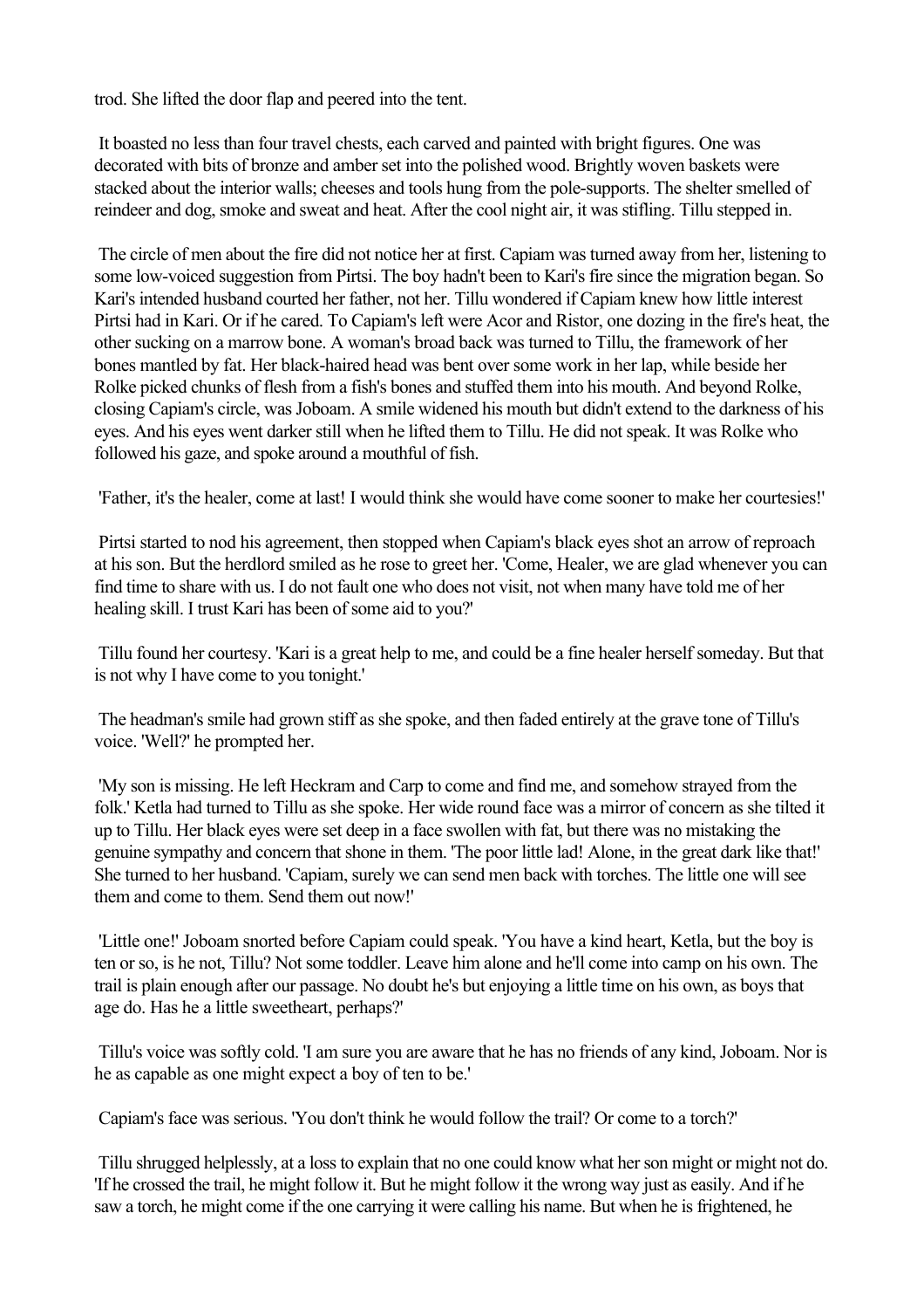trod. She lifted the door flap and peered into the tent.

It boasted no less than four travel chests, each carved and painted with bright figures. One was decorated with bits of bronze and amber set into the polished wood. Brightly woven baskets were stacked about the interior walls; cheeses and tools hung from the pole-supports. The shelter smelled of reindeer and dog, smoke and sweat and heat. After the cool night air, it was stifling. Tillu stepped in.

The circle of men about the fire did not notice her at first. Capiam was turned away from her, listening to some low-voiced suggestion from Pirtsi. The boy hadn't been to Kari's fire since the migration began. So Kari's intended husband courted her father, not her. Tillu wondered if Capiam knew how little interest Pirtsi had in Kari. Or if he cared. To Capiam's left were Acor and Ristor, one dozing in the fire's heat, the other sucking on a marrow bone. A woman's broad back was turned to Tillu, the framework of her bones mantled by fat. Her black-haired head was bent over some work in her lap, while beside her Rolke picked chunks of flesh from a fish's bones and stuffed them into his mouth. And beyond Rolke, closing Capiam's circle, was Joboam. A smile widened his mouth but didn't extend to the darkness of his eyes. And his eyes went darker still when he lifted them to Tillu. He did not speak. It was Rolke who followed his gaze, and spoke around a mouthful of fish.

'Father, it's the healer, come at last! I would think she would have come sooner to make her courtesies!'

Pirtsi started to nod his agreement, then stopped when Capiam's black eyes shot an arrow of reproach at his son. But the herdlord smiled as he rose to greet her. 'Come, Healer, we are glad whenever you can find time to share with us. I do not fault one who does not visit, not when many have told me of her healing skill. I trust Kari has been of some aid to you?'

Tillu found her courtesy. 'Kari is a great help to me, and could be a fine healer herself someday. But that is not why I have come to you tonight.'

The headman's smile had grown stiff as she spoke, and then faded entirely at the grave tone of Tillu's voice. 'Well?' he prompted her.

'My son is missing. He left Heckram and Carp to come and find me, and somehow strayed from the folk.' Ketla had turned to Tillu as she spoke. Her wide round face was a mirror of concern as she tilted it up to Tillu. Her black eyes were set deep in a face swollen with fat, but there was no mistaking the genuine sympathy and concern that shone in them. 'The poor little lad! Alone, in the great dark like that!' She turned to her husband. 'Capiam, surely we can send men back with torches. The little one will see them and come to them. Send them out now!'

'Little one!' Joboam snorted before Capiam could speak. 'You have a kind heart, Ketla, but the boy is ten or so, is he not, Tillu? Not some toddler. Leave him alone and he'll come into camp on his own. The trail is plain enough after our passage. No doubt he's but enjoying a little time on his own, as boys that age do. Has he a little sweetheart, perhaps?'

Tillu's voice was softly cold. 'I am sure you are aware that he has no friends of any kind, Joboam. Nor is he as capable as one might expect a boy of ten to be.'

Capiam's face was serious. 'You don't think he would follow the trail? Or come to a torch?'

Tillu shrugged helplessly, at a loss to explain that no one could know what her son might or might not do. 'If he crossed the trail, he might follow it. But he might follow it the wrong way just as easily. And if he saw a torch, he might come if the one carrying it were calling his name. But when he is frightened, he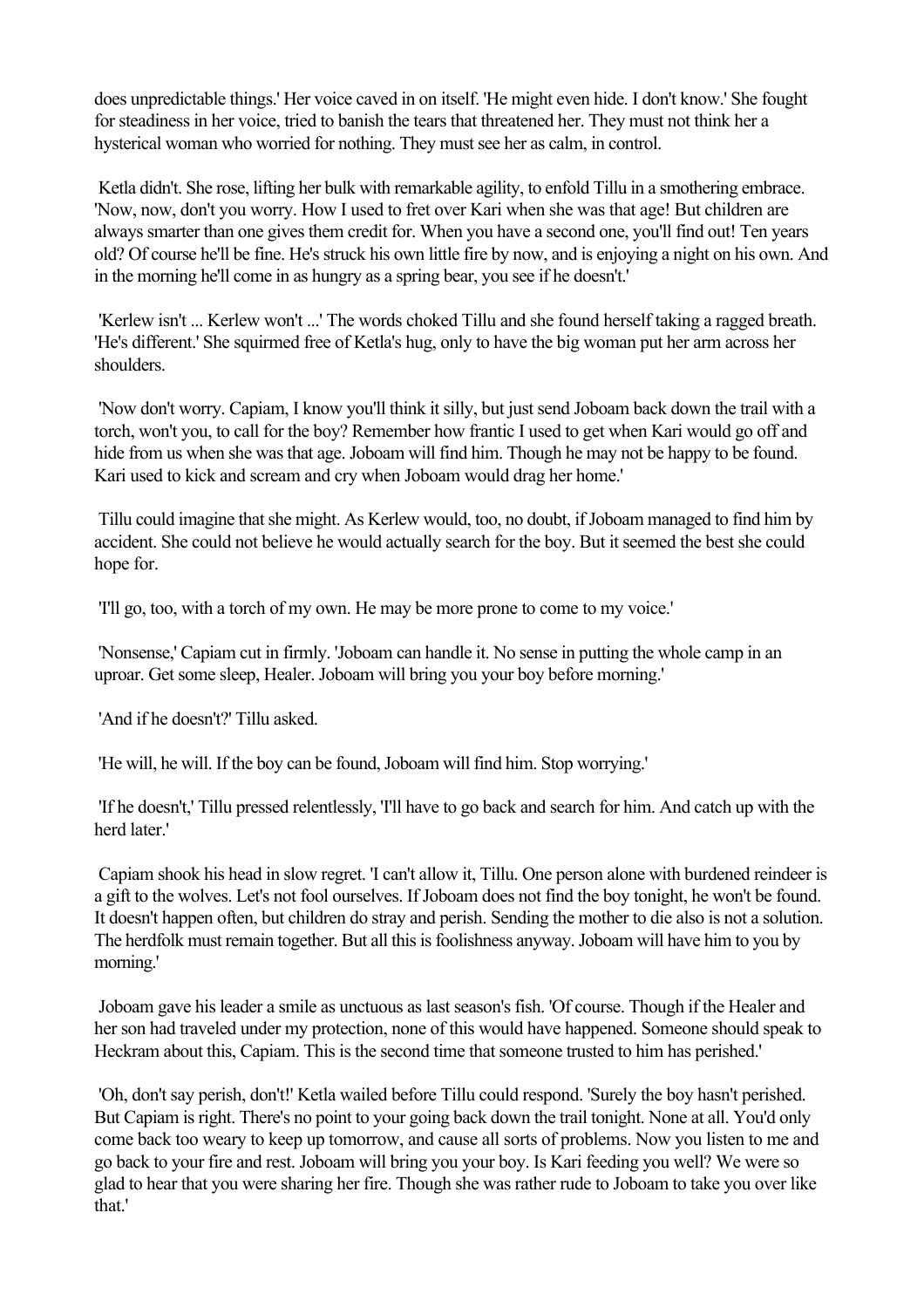does unpredictable things.' Her voice caved in on itself. 'He might even hide. I don't know.' She fought for steadiness in her voice, tried to banish the tears that threatened her. They must not think her a hysterical woman who worried for nothing. They must see her as calm, in control.

Ketla didn't. She rose, lifting her bulk with remarkable agility, to enfold Tillu in a smothering embrace. 'Now, now, don't you worry. How I used to fret over Kari when she was that age! But children are always smarter than one gives them credit for. When you have a second one, you'll find out! Ten years old? Of course he'll be fine. He's struck his own little fire by now, and is enjoying a night on his own. And in the morning he'll come in as hungry as a spring bear, you see if he doesn't.'

'Kerlew isn't ... Kerlew won't ...' The words choked Tillu and she found herself taking a ragged breath. 'He's different.' She squirmed free of Ketla's hug, only to have the big woman put her arm across her shoulders.

'Now don't worry. Capiam, I know you'll think it silly, but just send Joboam back down the trail with a torch, won't you, to call for the boy? Remember how frantic I used to get when Kari would go off and hide from us when she was that age. Joboam will find him. Though he may not be happy to be found. Kari used to kick and scream and cry when Joboam would drag her home.'

Tillu could imagine that she might. As Kerlew would, too, no doubt, if Joboam managed to find him by accident. She could not believe he would actually search for the boy. But it seemed the best she could hope for.

'I'll go, too, with a torch of my own. He may be more prone to come to my voice.'

'Nonsense,' Capiam cut in firmly. 'Joboam can handle it. No sense in putting the whole camp in an uproar. Get some sleep, Healer. Joboam will bring you your boy before morning.'

'And if he doesn't?' Tillu asked.

'He will, he will. If the boy can be found, Joboam will find him. Stop worrying.'

'If he doesn't,' Tillu pressed relentlessly, 'I'll have to go back and search for him. And catch up with the herd later.'

Capiam shook his head in slow regret. 'I can't allow it, Tillu. One person alone with burdened reindeer is a gift to the wolves. Let's not fool ourselves. If Joboam does not find the boy tonight, he won't be found. It doesn't happen often, but children do stray and perish. Sending the mother to die also is not a solution. The herdfolk must remain together. But all this is foolishness anyway. Joboam will have him to you by morning.'

Joboam gave his leader a smile as unctuous as last season's fish. 'Of course. Though if the Healer and her son had traveled under my protection, none of this would have happened. Someone should speak to Heckram about this, Capiam. This is the second time that someone trusted to him has perished.'

'Oh, don't say perish, don't!' Ketla wailed before Tillu could respond. 'Surely the boy hasn't perished. But Capiam is right. There's no point to your going back down the trail tonight. None at all. You'd only come back too weary to keep up tomorrow, and cause all sorts of problems. Now you listen to me and go back to your fire and rest. Joboam will bring you your boy. Is Kari feeding you well? We were so glad to hear that you were sharing her fire. Though she was rather rude to Joboam to take you over like that.'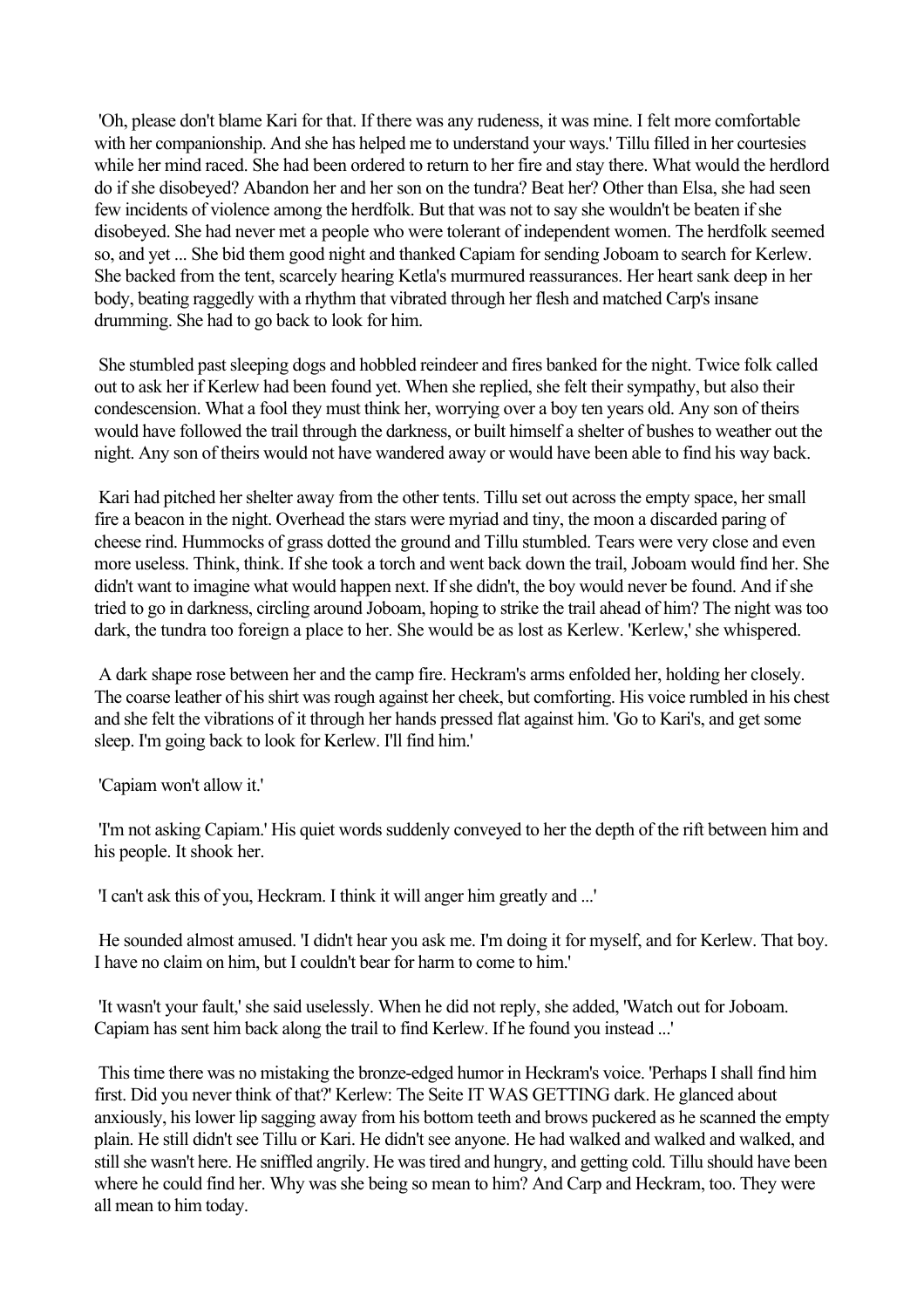'Oh, please don't blame Kari for that. If there was any rudeness, it was mine. I felt more comfortable with her companionship. And she has helped me to understand your ways.' Tillu filled in her courtesies while her mind raced. She had been ordered to return to her fire and stay there. What would the herdlord do if she disobeyed? Abandon her and her son on the tundra? Beat her? Other than Elsa, she had seen few incidents of violence among the herdfolk. But that was not to say she wouldn't be beaten if she disobeyed. She had never met a people who were tolerant of independent women. The herdfolk seemed so, and yet ... She bid them good night and thanked Capiam for sending Joboam to search for Kerlew. She backed from the tent, scarcely hearing Ketla's murmured reassurances. Her heart sank deep in her body, beating raggedly with a rhythm that vibrated through her flesh and matched Carp's insane drumming. She had to go back to look for him.

She stumbled past sleeping dogs and hobbled reindeer and fires banked for the night. Twice folk called out to ask her if Kerlew had been found yet. When she replied, she felt their sympathy, but also their condescension. What a fool they must think her, worrying over a boy ten years old. Any son of theirs would have followed the trail through the darkness, or built himself a shelter of bushes to weather out the night. Any son of theirs would not have wandered away or would have been able to find his way back.

Kari had pitched her shelter away from the other tents. Tillu set out across the empty space, her small fire a beacon in the night. Overhead the stars were myriad and tiny, the moon a discarded paring of cheese rind. Hummocks of grass dotted the ground and Tillu stumbled. Tears were very close and even more useless. Think, think. If she took a torch and went back down the trail, Joboam would find her. She didn't want to imagine what would happen next. If she didn't, the boy would never be found. And if she tried to go in darkness, circling around Joboam, hoping to strike the trail ahead of him? The night was too dark, the tundra too foreign a place to her. She would be as lost as Kerlew. 'Kerlew,' she whispered.

A dark shape rose between her and the camp fire. Heckram's arms enfolded her, holding her closely. The coarse leather of his shirt was rough against her cheek, but comforting. His voice rumbled in his chest and she felt the vibrations of it through her hands pressed flat against him. 'Go to Kari's, and get some sleep. I'm going back to look for Kerlew. I'll find him.'

'Capiam won't allow it.'

'I'm not asking Capiam.' His quiet words suddenly conveyed to her the depth of the rift between him and his people. It shook her.

'I can't ask this of you, Heckram. I think it will anger him greatly and ...'

He sounded almost amused. 'I didn't hear you ask me. I'm doing it for myself, and for Kerlew. That boy. I have no claim on him, but I couldn't bear for harm to come to him.'

'It wasn't your fault,' she said uselessly. When he did not reply, she added, 'Watch out for Joboam. Capiam has sent him back along the trail to find Kerlew. If he found you instead ...'

This time there was no mistaking the bronze-edged humor in Heckram's voice. 'Perhaps I shall find him first. Did you never think of that?' Kerlew: The Seite IT WAS GETTING dark. He glanced about anxiously, his lower lip sagging away from his bottom teeth and brows puckered as he scanned the empty plain. He still didn't see Tillu or Kari. He didn't see anyone. He had walked and walked and walked, and still she wasn't here. He sniffled angrily. He was tired and hungry, and getting cold. Tillu should have been where he could find her. Why was she being so mean to him? And Carp and Heckram, too. They were all mean to him today.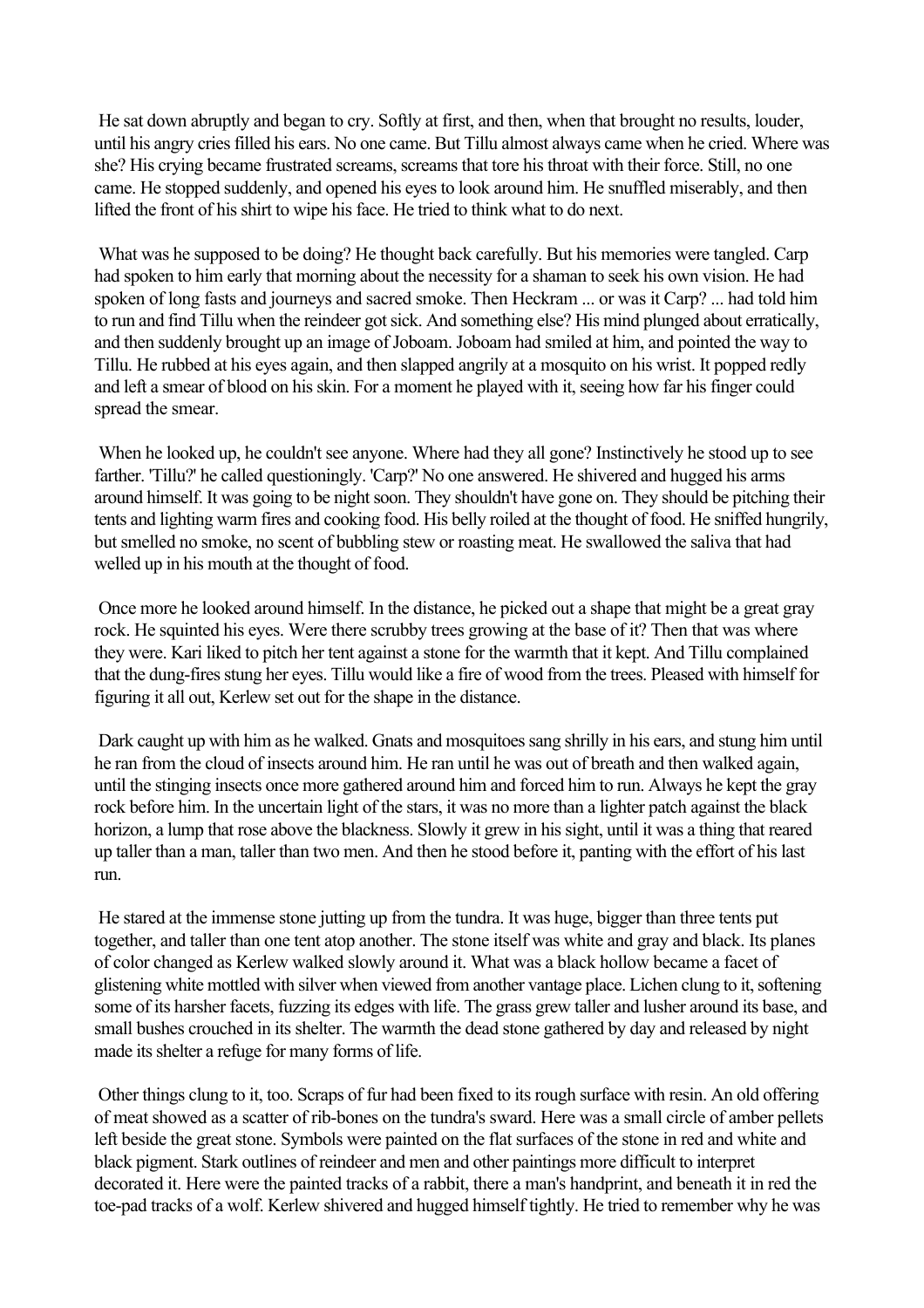He sat down abruptly and began to cry. Softly at first, and then, when that brought no results, louder, until his angry cries filled his ears. No one came. But Tillu almost always came when he cried. Where was she? His crying became frustrated screams, screams that tore his throat with their force. Still, no one came. He stopped suddenly, and opened his eyes to look around him. He snuffled miserably, and then lifted the front of his shirt to wipe his face. He tried to think what to do next.

What was he supposed to be doing? He thought back carefully. But his memories were tangled. Carp had spoken to him early that morning about the necessity for a shaman to seek his own vision. He had spoken of long fasts and journeys and sacred smoke. Then Heckram ... or was it Carp? ... had told him to run and find Tillu when the reindeer got sick. And something else? His mind plunged about erratically, and then suddenly brought up an image of Joboam. Joboam had smiled at him, and pointed the way to Tillu. He rubbed at his eyes again, and then slapped angrily at a mosquito on his wrist. It popped redly and left a smear of blood on his skin. For a moment he played with it, seeing how far his finger could spread the smear.

When he looked up, he couldn't see anyone. Where had they all gone? Instinctively he stood up to see farther. 'Tillu?' he called questioningly. 'Carp?' No one answered. He shivered and hugged his arms around himself. It was going to be night soon. They shouldn't have gone on. They should be pitching their tents and lighting warm fires and cooking food. His belly roiled at the thought of food. He sniffed hungrily, but smelled no smoke, no scent of bubbling stew or roasting meat. He swallowed the saliva that had welled up in his mouth at the thought of food.

Once more he looked around himself. In the distance, he picked out a shape that might be a great gray rock. He squinted his eyes. Were there scrubby trees growing at the base of it? Then that was where they were. Kari liked to pitch her tent against a stone for the warmth that it kept. And Tillu complained that the dung-fires stung her eyes. Tillu would like a fire of wood from the trees. Pleased with himself for figuring it all out, Kerlew set out for the shape in the distance.

Dark caught up with him as he walked. Gnats and mosquitoes sang shrilly in his ears, and stung him until he ran from the cloud of insects around him. He ran until he was out of breath and then walked again, until the stinging insects once more gathered around him and forced him to run. Always he kept the gray rock before him. In the uncertain light of the stars, it was no more than a lighter patch against the black horizon, a lump that rose above the blackness. Slowly it grew in his sight, until it was a thing that reared up taller than a man, taller than two men. And then he stood before it, panting with the effort of his last run.

He stared at the immense stone jutting up from the tundra. It was huge, bigger than three tents put together, and taller than one tent atop another. The stone itself was white and gray and black. Its planes of color changed as Kerlew walked slowly around it. What was a black hollow became a facet of glistening white mottled with silver when viewed from another vantage place. Lichen clung to it, softening some of its harsher facets, fuzzing its edges with life. The grass grew taller and lusher around its base, and small bushes crouched in its shelter. The warmth the dead stone gathered by day and released by night made its shelter a refuge for many forms of life.

Other things clung to it, too. Scraps of fur had been fixed to its rough surface with resin. An old offering of meat showed as a scatter of rib-bones on the tundra's sward. Here was a small circle of amber pellets left beside the great stone. Symbols were painted on the flat surfaces of the stone in red and white and black pigment. Stark outlines of reindeer and men and other paintings more difficult to interpret decorated it. Here were the painted tracks of a rabbit, there a man's handprint, and beneath it in red the toe-pad tracks of a wolf. Kerlew shivered and hugged himself tightly. He tried to remember why he was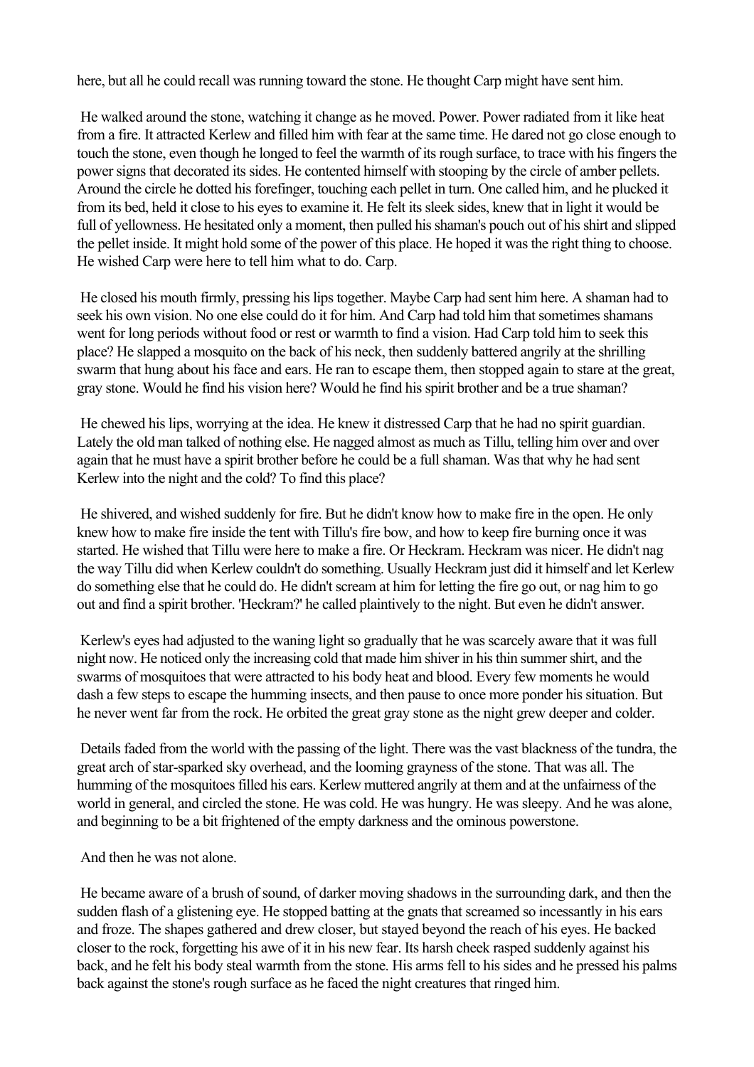here, but all he could recall was running toward the stone. He thought Carp might have sent him.

He walked around the stone, watching it change as he moved. Power. Power radiated from it like heat from a fire. It attracted Kerlew and filled him with fear at the same time. He dared not go close enough to touch the stone, even though he longed to feel the warmth of its rough surface, to trace with his fingers the power signs that decorated its sides. He contented himself with stooping by the circle of amber pellets. Around the circle he dotted his forefinger, touching each pellet in turn. One called him, and he plucked it from its bed, held it close to his eyes to examine it. He felt its sleek sides, knew that in light it would be full of yellowness. He hesitated only a moment, then pulled his shaman's pouch out of his shirt and slipped the pellet inside. It might hold some of the power of this place. He hoped it was the right thing to choose. He wished Carp were here to tell him what to do. Carp.

He closed his mouth firmly, pressing his lips together. Maybe Carp had sent him here. A shaman had to seek his own vision. No one else could do it for him. And Carp had told him that sometimes shamans went for long periods without food or rest or warmth to find a vision. Had Carp told him to seek this place? He slapped a mosquito on the back of his neck, then suddenly battered angrily at the shrilling swarm that hung about his face and ears. He ran to escape them, then stopped again to stare at the great, gray stone. Would he find his vision here? Would he find his spirit brother and be a true shaman?

He chewed his lips, worrying at the idea. He knew it distressed Carp that he had no spirit guardian. Lately the old man talked of nothing else. He nagged almost as much as Tillu, telling him over and over again that he must have a spirit brother before he could be a full shaman. Was that why he had sent Kerlew into the night and the cold? To find this place?

He shivered, and wished suddenly for fire. But he didn't know how to make fire in the open. He only knew how to make fire inside the tent with Tillu's fire bow, and how to keep fire burning once it was started. He wished that Tillu were here to make a fire. Or Heckram. Heckram was nicer. He didn't nag the way Tillu did when Kerlew couldn't do something. Usually Heckram just did it himself and let Kerlew do something else that he could do. He didn't scream at him for letting the fire go out, or nag him to go out and find a spirit brother. 'Heckram?' he called plaintively to the night. But even he didn't answer.

Kerlew's eyes had adjusted to the waning light so gradually that he was scarcely aware that it was full night now. He noticed only the increasing cold that made him shiver in his thin summer shirt, and the swarms of mosquitoes that were attracted to his body heat and blood. Every few moments he would dash a few steps to escape the humming insects, and then pause to once more ponder his situation. But he never went far from the rock. He orbited the great gray stone as the night grew deeper and colder.

Details faded from the world with the passing of the light. There was the vast blackness of the tundra, the great arch of star-sparked sky overhead, and the looming grayness of the stone. That was all. The humming of the mosquitoes filled his ears. Kerlew muttered angrily at them and at the unfairness of the world in general, and circled the stone. He was cold. He was hungry. He was sleepy. And he was alone, and beginning to be a bit frightened of the empty darkness and the ominous powerstone.

And then he was not alone.

He became aware of a brush of sound, of darker moving shadows in the surrounding dark, and then the sudden flash of a glistening eye. He stopped batting at the gnats that screamed so incessantly in his ears and froze. The shapes gathered and drew closer, but stayed beyond the reach of his eyes. He backed closer to the rock, forgetting his awe of it in his new fear. Its harsh cheek rasped suddenly against his back, and he felt his body steal warmth from the stone. His arms fell to his sides and he pressed his palms back against the stone's rough surface as he faced the night creatures that ringed him.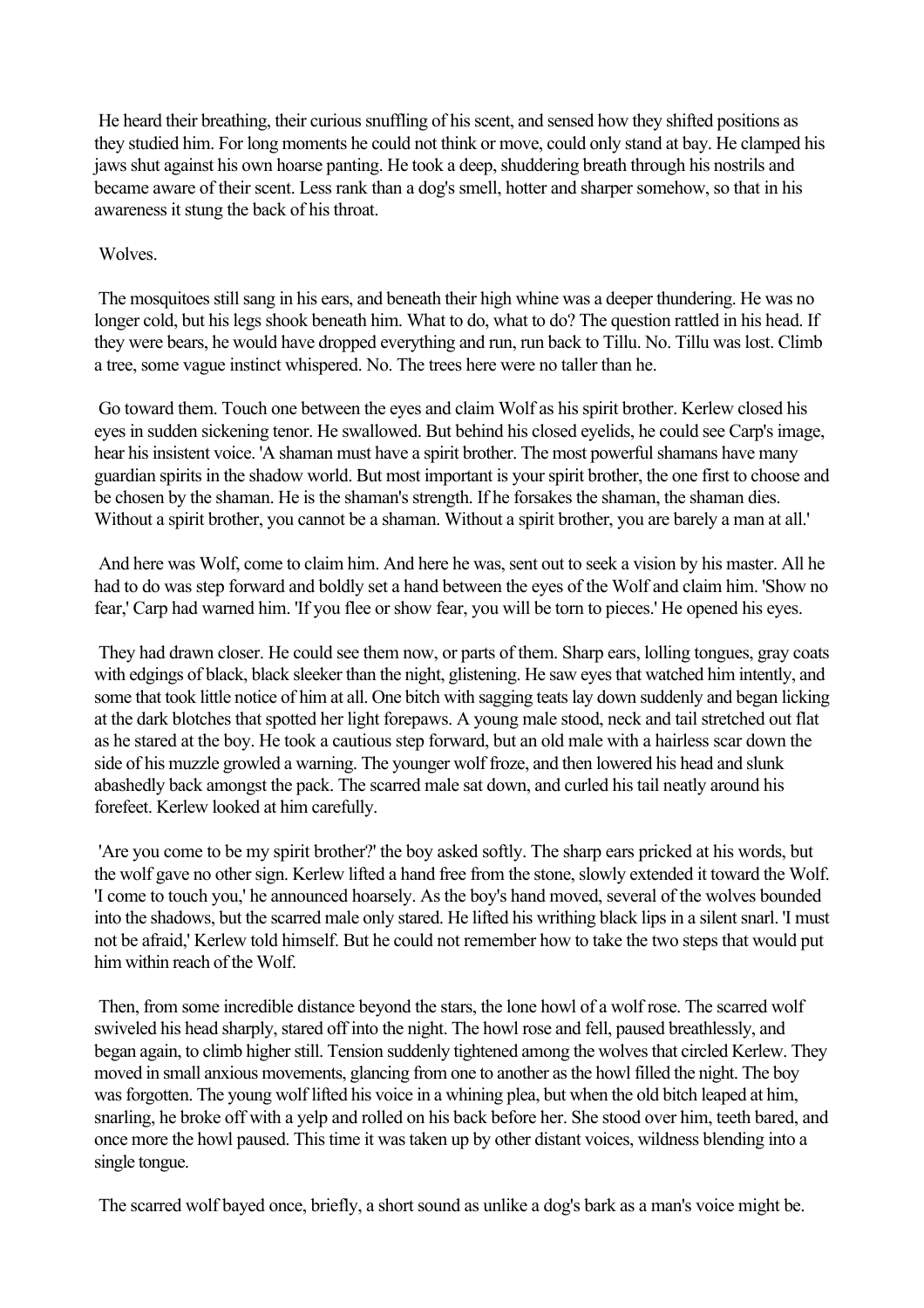He heard their breathing, their curious snuffling of his scent, and sensed how they shifted positions as they studied him. For long moments he could not think or move, could only stand at bay. He clamped his jaws shut against his own hoarse panting. He took a deep, shuddering breath through his nostrils and became aware of their scent. Less rank than a dog's smell, hotter and sharper somehow, so that in his awareness it stung the back of his throat.

Wolves.

The mosquitoes still sang in his ears, and beneath their high whine was a deeper thundering. He was no longer cold, but his legs shook beneath him. What to do, what to do? The question rattled in his head. If they were bears, he would have dropped everything and run, run back to Tillu. No. Tillu was lost. Climb a tree, some vague instinct whispered. No. The trees here were no taller than he.

Go toward them. Touch one between the eyes and claim Wolf as his spirit brother. Kerlew closed his eyes in sudden sickening tenor. He swallowed. But behind his closed eyelids, he could see Carp's image, hear his insistent voice. 'A shaman must have a spirit brother. The most powerful shamans have many guardian spirits in the shadow world. But most important is your spirit brother, the one first to choose and be chosen by the shaman. He is the shaman's strength. If he forsakes the shaman, the shaman dies. Without a spirit brother, you cannot be a shaman. Without a spirit brother, you are barely a man at all.'

And here was Wolf, come to claim him. And here he was, sent out to seek a vision by his master. All he had to do was step forward and boldly set a hand between the eyes of the Wolf and claim him. 'Show no fear,' Carp had warned him. 'If you flee or show fear, you will be torn to pieces.' He opened his eyes.

They had drawn closer. He could see them now, or parts of them. Sharp ears, lolling tongues, gray coats with edgings of black, black sleeker than the night, glistening. He saw eyes that watched him intently, and some that took little notice of him at all. One bitch with sagging teats lay down suddenly and began licking at the dark blotches that spotted her light forepaws. A young male stood, neck and tail stretched out flat as he stared at the boy. He took a cautious step forward, but an old male with a hairless scar down the side of his muzzle growled a warning. The younger wolf froze, and then lowered his head and slunk abashedly back amongst the pack. The scarred male sat down, and curled his tail neatly around his forefeet. Kerlew looked at him carefully.

'Are you come to be my spirit brother?' the boy asked softly. The sharp ears pricked at his words, but the wolf gave no other sign. Kerlew lifted a hand free from the stone, slowly extended it toward the Wolf. 'I come to touch you,' he announced hoarsely. As the boy's hand moved, several of the wolves bounded into the shadows, but the scarred male only stared. He lifted his writhing black lips in a silent snarl. 'I must not be afraid,' Kerlew told himself. But he could not remember how to take the two steps that would put him within reach of the Wolf.

Then, from some incredible distance beyond the stars, the lone howl of a wolf rose. The scarred wolf swiveled his head sharply, stared off into the night. The howl rose and fell, paused breathlessly, and began again, to climb higher still. Tension suddenly tightened among the wolves that circled Kerlew. They moved in small anxious movements, glancing from one to another as the howl filled the night. The boy was forgotten. The young wolf lifted his voice in a whining plea, but when the old bitch leaped at him, snarling, he broke off with a yelp and rolled on his back before her. She stood over him, teeth bared, and once more the howl paused. This time it was taken up by other distant voices, wildness blending into a single tongue.

The scarred wolf bayed once, briefly, a short sound as unlike a dog's bark as a man's voice might be.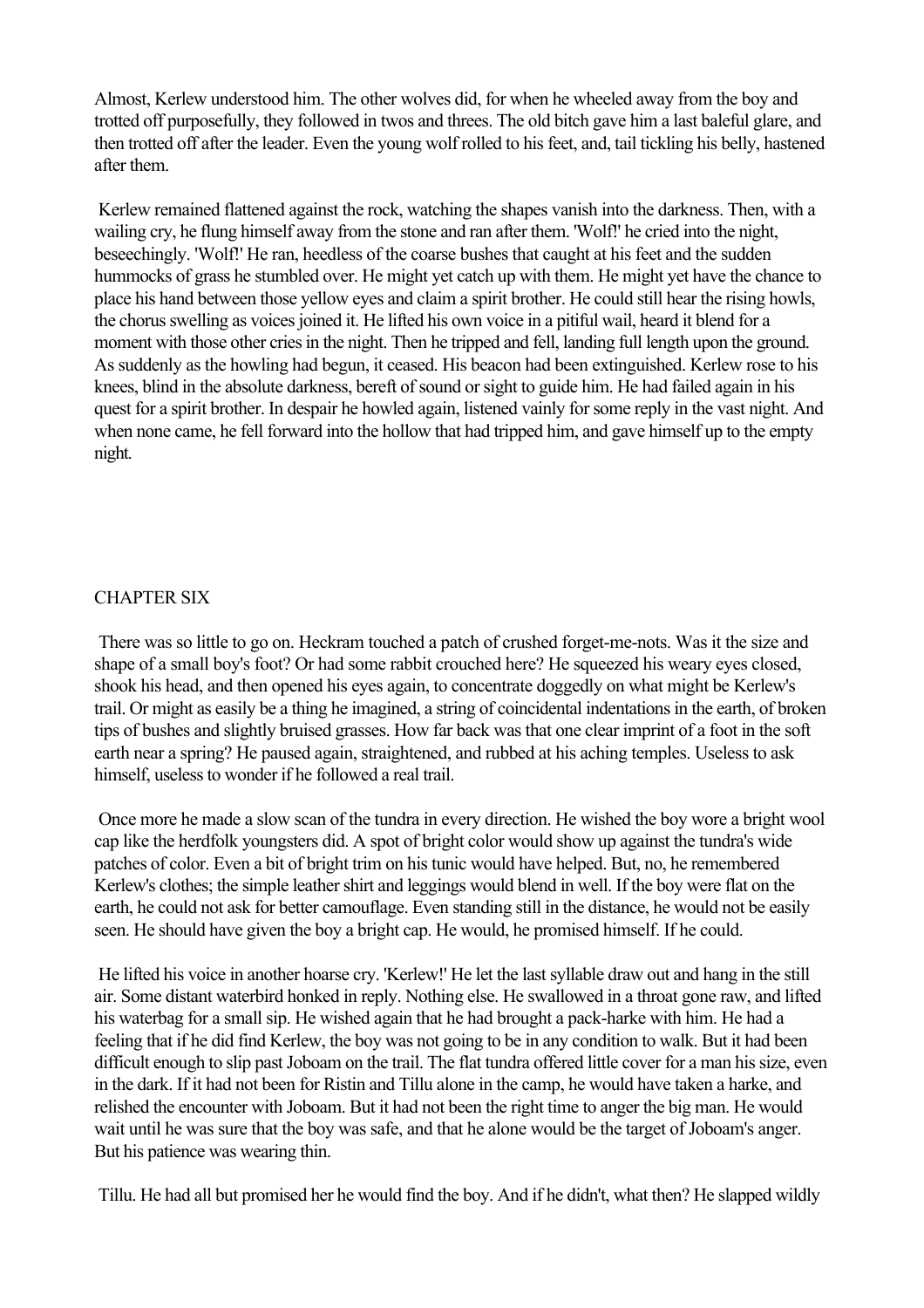Almost, Kerlew understood him. The other wolves did, for when he wheeled away from the boy and trotted off purposefully, they followed in twos and threes. The old bitch gave him a last baleful glare, and then trotted off after the leader. Even the young wolf rolled to his feet, and, tail tickling his belly, hastened after them.

Kerlew remained flattened against the rock, watching the shapes vanish into the darkness. Then, with a wailing cry, he flung himself away from the stone and ran after them. 'Wolf!' he cried into the night, beseechingly. 'Wolf!' He ran, heedless of the coarse bushes that caught at his feet and the sudden hummocks of grass he stumbled over. He might yet catch up with them. He might yet have the chance to place his hand between those yellow eyes and claim a spirit brother. He could still hear the rising howls, the chorus swelling as voices joined it. He lifted his own voice in a pitiful wail, heard it blend for a moment with those other cries in the night. Then he tripped and fell, landing full length upon the ground. As suddenly as the howling had begun, it ceased. His beacon had been extinguished. Kerlew rose to his knees, blind in the absolute darkness, bereft of sound or sight to guide him. He had failed again in his quest for a spirit brother. In despair he howled again, listened vainly for some reply in the vast night. And when none came, he fell forward into the hollow that had tripped him, and gave himself up to the empty night.

## CHAPTER SIX

There was so little to go on. Heckram touched a patch of crushed forget-me-nots. Was it the size and shape of a small boy's foot? Or had some rabbit crouched here? He squeezed his weary eyes closed, shook his head, and then opened his eyes again, to concentrate doggedly on what might be Kerlew's trail. Or might as easily be a thing he imagined, a string of coincidental indentations in the earth, of broken tips of bushes and slightly bruised grasses. How far back was that one clear imprint of a foot in the soft earth near a spring? He paused again, straightened, and rubbed at his aching temples. Useless to ask himself, useless to wonder if he followed a real trail.

Once more he made a slow scan of the tundra in every direction. He wished the boy wore a bright wool cap like the herdfolk youngsters did. A spot of bright color would show up against the tundra's wide patches of color. Even a bit of bright trim on his tunic would have helped. But, no, he remembered Kerlew's clothes; the simple leather shirt and leggings would blend in well. If the boy were flat on the earth, he could not ask for better camouflage. Even standing still in the distance, he would not be easily seen. He should have given the boy a bright cap. He would, he promised himself. If he could.

He lifted his voice in another hoarse cry. 'Kerlew!' He let the last syllable draw out and hang in the still air. Some distant waterbird honked in reply. Nothing else. He swallowed in a throat gone raw, and lifted his waterbag for a small sip. He wished again that he had brought a pack-harke with him. He had a feeling that if he did find Kerlew, the boy was not going to be in any condition to walk. But it had been difficult enough to slip past Joboam on the trail. The flat tundra offered little cover for a man his size, even in the dark. If it had not been for Ristin and Tillu alone in the camp, he would have taken a harke, and relished the encounter with Joboam. But it had not been the right time to anger the big man. He would wait until he was sure that the boy was safe, and that he alone would be the target of Joboam's anger. But his patience was wearing thin.

Tillu. He had all but promised her he would find the boy. And if he didn't, what then? He slapped wildly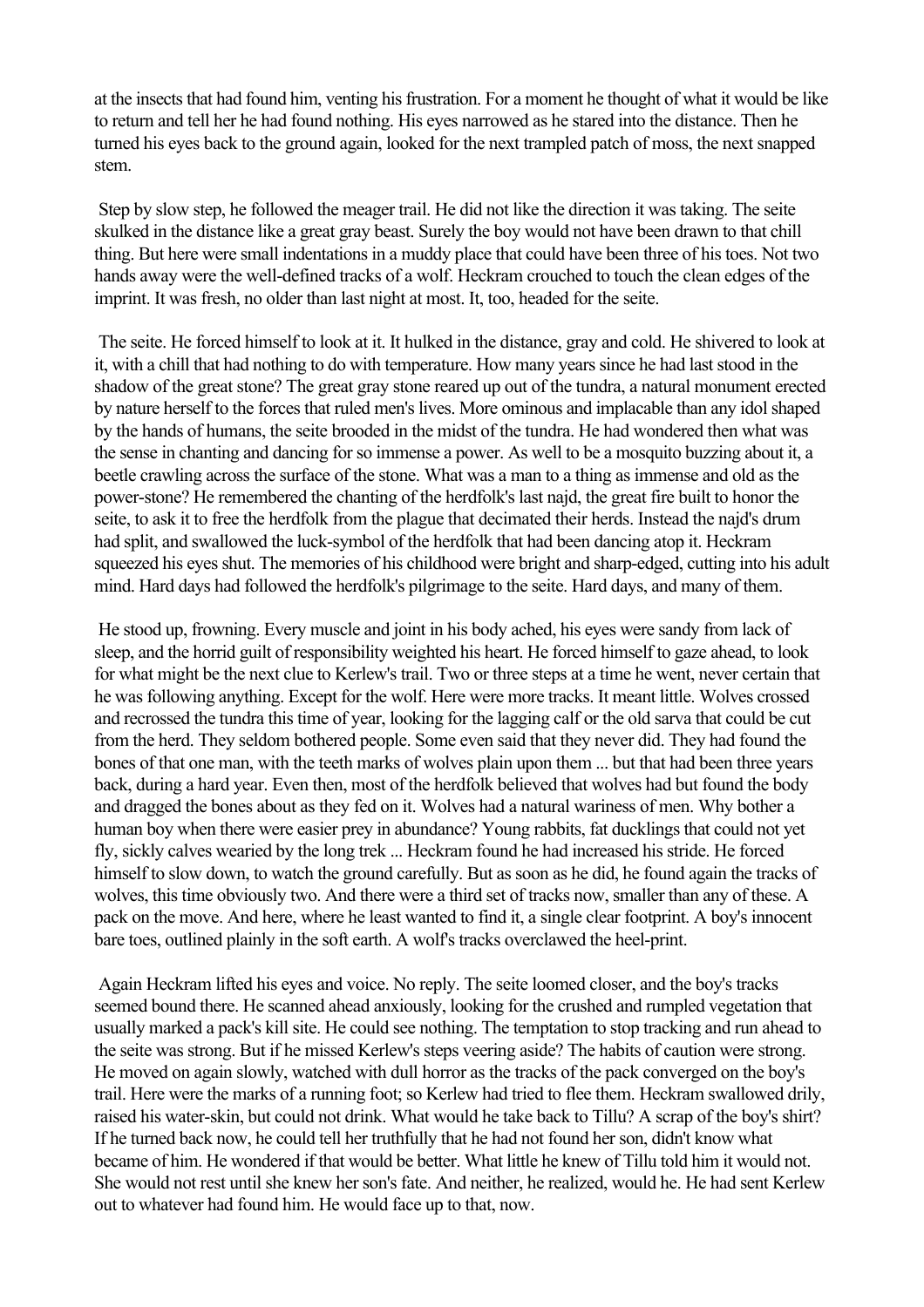at the insects that had found him, venting his frustration. For a moment he thought of what it would be like to return and tell her he had found nothing. His eyes narrowed as he stared into the distance. Then he turned his eyes back to the ground again, looked for the next trampled patch of moss, the next snapped stem.

Step by slow step, he followed the meager trail. He did not like the direction it was taking. The seite skulked in the distance like a great gray beast. Surely the boy would not have been drawn to that chill thing. But here were small indentations in a muddy place that could have been three of his toes. Not two hands away were the well-defined tracks of a wolf. Heckram crouched to touch the clean edges of the imprint. It was fresh, no older than last night at most. It, too, headed for the seite.

The seite. He forced himself to look at it. It hulked in the distance, gray and cold. He shivered to look at it, with a chill that had nothing to do with temperature. How many years since he had last stood in the shadow of the great stone? The great gray stone reared up out of the tundra, a natural monument erected by nature herself to the forces that ruled men's lives. More ominous and implacable than any idol shaped by the hands of humans, the seite brooded in the midst of the tundra. He had wondered then what was the sense in chanting and dancing for so immense a power. As well to be a mosquito buzzing about it, a beetle crawling across the surface of the stone. What was a man to a thing as immense and old as the power-stone? He remembered the chanting of the herdfolk's last najd, the great fire built to honor the seite, to ask it to free the herdfolk from the plague that decimated their herds. Instead the najd's drum had split, and swallowed the luck-symbol of the herdfolk that had been dancing atop it. Heckram squeezed his eyes shut. The memories of his childhood were bright and sharp-edged, cutting into his adult mind. Hard days had followed the herdfolk's pilgrimage to the seite. Hard days, and many of them.

He stood up, frowning. Every muscle and joint in his body ached, his eyes were sandy from lack of sleep, and the horrid guilt of responsibility weighted his heart. He forced himself to gaze ahead, to look for what might be the next clue to Kerlew's trail. Two or three steps at a time he went, never certain that he was following anything. Except for the wolf. Here were more tracks. It meant little. Wolves crossed and recrossed the tundra this time of year, looking for the lagging calf or the old sarva that could be cut from the herd. They seldom bothered people. Some even said that they never did. They had found the bones of that one man, with the teeth marks of wolves plain upon them ... but that had been three years back, during a hard year. Even then, most of the herdfolk believed that wolves had but found the body and dragged the bones about as they fed on it. Wolves had a natural wariness of men. Why bother a human boy when there were easier prey in abundance? Young rabbits, fat ducklings that could not yet fly, sickly calves wearied by the long trek ... Heckram found he had increased his stride. He forced himself to slow down, to watch the ground carefully. But as soon as he did, he found again the tracks of wolves, this time obviously two. And there were a third set of tracks now, smaller than any of these. A pack on the move. And here, where he least wanted to find it, a single clear footprint. A boy's innocent bare toes, outlined plainly in the soft earth. A wolf's tracks overclawed the heel-print.

Again Heckram lifted his eyes and voice. No reply. The seite loomed closer, and the boy's tracks seemed bound there. He scanned ahead anxiously, looking for the crushed and rumpled vegetation that usually marked a pack's kill site. He could see nothing. The temptation to stop tracking and run ahead to the seite was strong. But if he missed Kerlew's steps veering aside? The habits of caution were strong. He moved on again slowly, watched with dull horror as the tracks of the pack converged on the boy's trail. Here were the marks of a running foot; so Kerlew had tried to flee them. Heckram swallowed drily, raised his water-skin, but could not drink. What would he take back to Tillu? A scrap of the boy's shirt? If he turned back now, he could tell her truthfully that he had not found her son, didn't know what became of him. He wondered if that would be better. What little he knew of Tillu told him it would not. She would not rest until she knew her son's fate. And neither, he realized, would he. He had sent Kerlew out to whatever had found him. He would face up to that, now.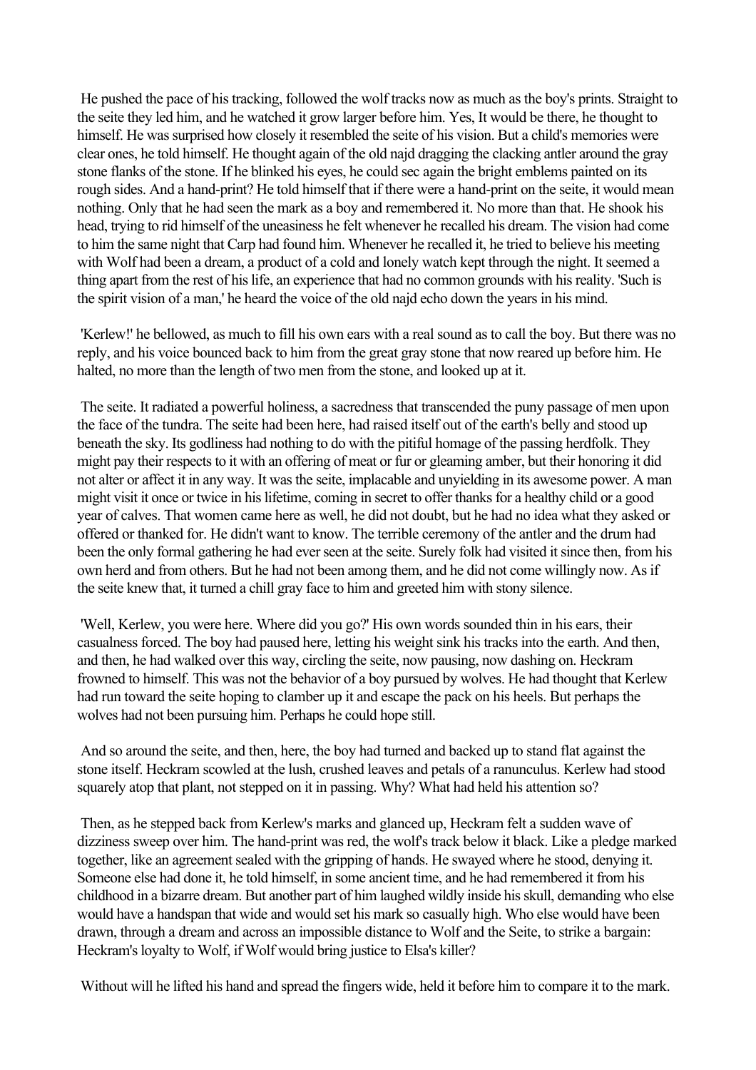He pushed the pace of his tracking, followed the wolf tracks now as much as the boy's prints. Straight to the seite they led him, and he watched it grow larger before him. Yes, It would be there, he thought to himself. He was surprised how closely it resembled the seite of his vision. But a child's memories were clear ones, he told himself. He thought again of the old najd dragging the clacking antler around the gray stone flanks of the stone. If he blinked his eyes, he could sec again the bright emblems painted on its rough sides. And a hand-print? He told himself that if there were a hand-print on the seite, it would mean nothing. Only that he had seen the mark as a boy and remembered it. No more than that. He shook his head, trying to rid himself of the uneasiness he felt whenever he recalled his dream. The vision had come to him the same night that Carp had found him. Whenever he recalled it, he tried to believe his meeting with Wolf had been a dream, a product of a cold and lonely watch kept through the night. It seemed a thing apart from the rest of his life, an experience that had no common grounds with his reality. 'Such is the spirit vision of a man,' he heard the voice of the old najd echo down the years in his mind.

'Kerlew!' he bellowed, as much to fill his own ears with a real sound as to call the boy. But there was no reply, and his voice bounced back to him from the great gray stone that now reared up before him. He halted, no more than the length of two men from the stone, and looked up at it.

The seite. It radiated a powerful holiness, a sacredness that transcended the puny passage of men upon the face of the tundra. The seite had been here, had raised itself out of the earth's belly and stood up beneath the sky. Its godliness had nothing to do with the pitiful homage of the passing herdfolk. They might pay their respects to it with an offering of meat or fur or gleaming amber, but their honoring it did not alter or affect it in any way. It was the seite, implacable and unyielding in its awesome power. A man might visit it once or twice in his lifetime, coming in secret to offer thanks for a healthy child or a good year of calves. That women came here as well, he did not doubt, but he had no idea what they asked or offered or thanked for. He didn't want to know. The terrible ceremony of the antler and the drum had been the only formal gathering he had ever seen at the seite. Surely folk had visited it since then, from his own herd and from others. But he had not been among them, and he did not come willingly now. As if the seite knew that, it turned a chill gray face to him and greeted him with stony silence.

'Well, Kerlew, you were here. Where did you go?' His own words sounded thin in his ears, their casualness forced. The boy had paused here, letting his weight sink his tracks into the earth. And then, and then, he had walked over this way, circling the seite, now pausing, now dashing on. Heckram frowned to himself. This was not the behavior of a boy pursued by wolves. He had thought that Kerlew had run toward the seite hoping to clamber up it and escape the pack on his heels. But perhaps the wolves had not been pursuing him. Perhaps he could hope still.

And so around the seite, and then, here, the boy had turned and backed up to stand flat against the stone itself. Heckram scowled at the lush, crushed leaves and petals of a ranunculus. Kerlew had stood squarely atop that plant, not stepped on it in passing. Why? What had held his attention so?

Then, as he stepped back from Kerlew's marks and glanced up, Heckram felt a sudden wave of dizziness sweep over him. The hand-print was red, the wolf's track below it black. Like a pledge marked together, like an agreement sealed with the gripping of hands. He swayed where he stood, denying it. Someone else had done it, he told himself, in some ancient time, and he had remembered it from his childhood in a bizarre dream. But another part of him laughed wildly inside his skull, demanding who else would have a handspan that wide and would set his mark so casually high. Who else would have been drawn, through a dream and across an impossible distance to Wolf and the Seite, to strike a bargain: Heckram's loyalty to Wolf, if Wolf would bring justice to Elsa's killer?

Without will he lifted his hand and spread the fingers wide, held it before him to compare it to the mark.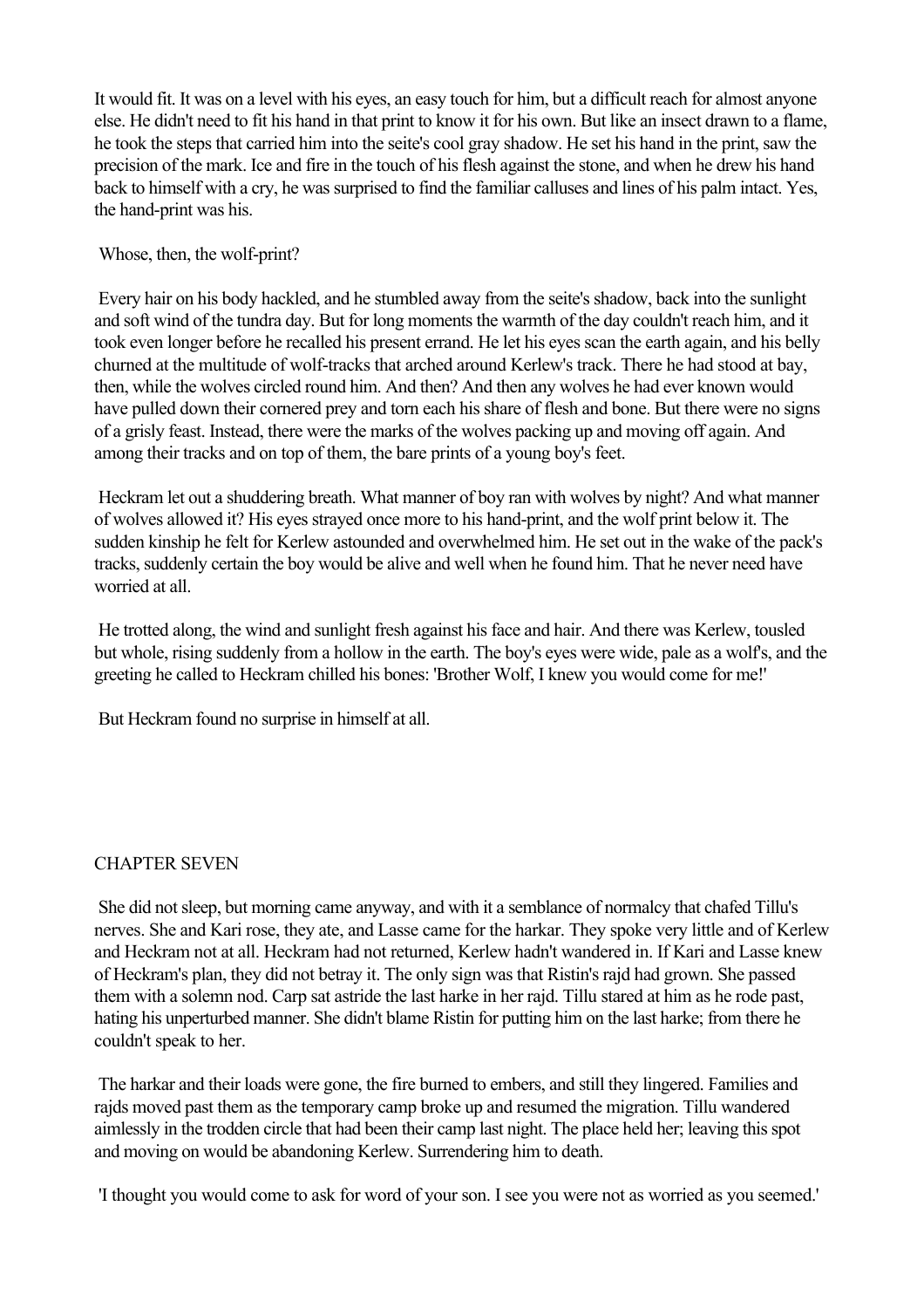It would fit. It was on a level with his eyes, an easy touch for him, but a difficult reach for almost anyone else. He didn't need to fit his hand in that print to know it for his own. But like an insect drawn to a flame, he took the steps that carried him into the seite's cool gray shadow. He set his hand in the print, saw the precision of the mark. Ice and fire in the touch of his flesh against the stone, and when he drew his hand back to himself with a cry, he was surprised to find the familiar calluses and lines of his palm intact. Yes, the hand-print was his.

Whose, then, the wolf-print?

Every hair on his body hackled, and he stumbled away from the seite's shadow, back into the sunlight and soft wind of the tundra day. But for long moments the warmth of the day couldn't reach him, and it took even longer before he recalled his present errand. He let his eyes scan the earth again, and his belly churned at the multitude of wolf-tracks that arched around Kerlew's track. There he had stood at bay, then, while the wolves circled round him. And then? And then any wolves he had ever known would have pulled down their cornered prey and torn each his share of flesh and bone. But there were no signs of a grisly feast. Instead, there were the marks of the wolves packing up and moving off again. And among their tracks and on top of them, the bare prints of a young boy's feet.

Heckram let out a shuddering breath. What manner of boy ran with wolves by night? And what manner of wolves allowed it? His eyes strayed once more to his hand-print, and the wolf print below it. The sudden kinship he felt for Kerlew astounded and overwhelmed him. He set out in the wake of the pack's tracks, suddenly certain the boy would be alive and well when he found him. That he never need have worried at all.

He trotted along, the wind and sunlight fresh against his face and hair. And there was Kerlew, tousled but whole, rising suddenly from a hollow in the earth. The boy's eyes were wide, pale as a wolf's, and the greeting he called to Heckram chilled his bones: 'Brother Wolf, I knew you would come for me!'

But Heckram found no surprise in himself at all.

## CHAPTER SEVEN

She did not sleep, but morning came anyway, and with it a semblance of normalcy that chafed Tillu's nerves. She and Kari rose, they ate, and Lasse came for the harkar. They spoke very little and of Kerlew and Heckram not at all. Heckram had not returned, Kerlew hadn't wandered in. If Kari and Lasse knew of Heckram's plan, they did not betray it. The only sign was that Ristin's rajd had grown. She passed them with a solemn nod. Carp sat astride the last harke in her rajd. Tillu stared at him as he rode past, hating his unperturbed manner. She didn't blame Ristin for putting him on the last harke; from there he couldn't speak to her.

The harkar and their loads were gone, the fire burned to embers, and still they lingered. Families and rajds moved past them as the temporary camp broke up and resumed the migration. Tillu wandered aimlessly in the trodden circle that had been their camp last night. The place held her; leaving this spot and moving on would be abandoning Kerlew. Surrendering him to death.

'I thought you would come to ask for word of your son. I see you were not as worried as you seemed.'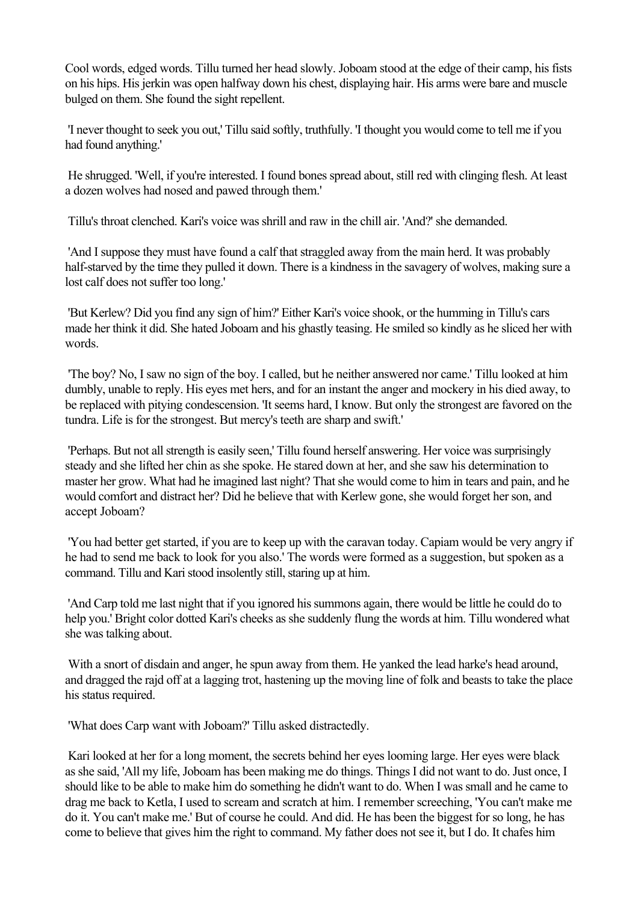Cool words, edged words. Tillu turned her head slowly. Joboam stood at the edge of their camp, his fists on his hips. His jerkin was open halfway down his chest, displaying hair. His arms were bare and muscle bulged on them. She found the sight repellent.

'I never thought to seek you out,' Tillu said softly, truthfully. 'I thought you would come to tell me if you had found anything.'

He shrugged. 'Well, if you're interested. I found bones spread about, still red with clinging flesh. At least a dozen wolves had nosed and pawed through them.'

Tillu's throat clenched. Kari's voice was shrill and raw in the chill air. 'And?' she demanded.

'And I suppose they must have found a calf that straggled away from the main herd. It was probably half-starved by the time they pulled it down. There is a kindness in the savagery of wolves, making sure a lost calf does not suffer too long.'

'But Kerlew? Did you find any sign of him?' Either Kari's voice shook, or the humming in Tillu's cars made her think it did. She hated Joboam and his ghastly teasing. He smiled so kindly as he sliced her with words.

'The boy? No, I saw no sign of the boy. I called, but he neither answered nor came.' Tillu looked at him dumbly, unable to reply. His eyes met hers, and for an instant the anger and mockery in his died away, to be replaced with pitying condescension. 'It seems hard, I know. But only the strongest are favored on the tundra. Life is for the strongest. But mercy's teeth are sharp and swift.'

'Perhaps. But not all strength is easily seen,' Tillu found herself answering. Her voice was surprisingly steady and she lifted her chin as she spoke. He stared down at her, and she saw his determination to master her grow. What had he imagined last night? That she would come to him in tears and pain, and he would comfort and distract her? Did he believe that with Kerlew gone, she would forget her son, and accept Joboam?

'You had better get started, if you are to keep up with the caravan today. Capiam would be very angry if he had to send me back to look for you also.' The words were formed as a suggestion, but spoken as a command. Tillu and Kari stood insolently still, staring up at him.

'And Carp told me last night that if you ignored his summons again, there would be little he could do to help you.' Bright color dotted Kari's cheeks as she suddenly flung the words at him. Tillu wondered what she was talking about.

With a snort of disdain and anger, he spun away from them. He yanked the lead harke's head around, and dragged the rajd off at a lagging trot, hastening up the moving line of folk and beasts to take the place his status required.

'What does Carp want with Joboam?' Tillu asked distractedly.

Kari looked at her for a long moment, the secrets behind her eyes looming large. Her eyes were black as she said, 'All my life, Joboam has been making me do things. Things I did not want to do. Just once, I should like to be able to make him do something he didn't want to do. When I was small and he came to drag me back to Ketla, I used to scream and scratch at him. I remember screeching, 'You can't make me do it. You can't make me.' But of course he could. And did. He has been the biggest for so long, he has come to believe that gives him the right to command. My father does not see it, but I do. It chafes him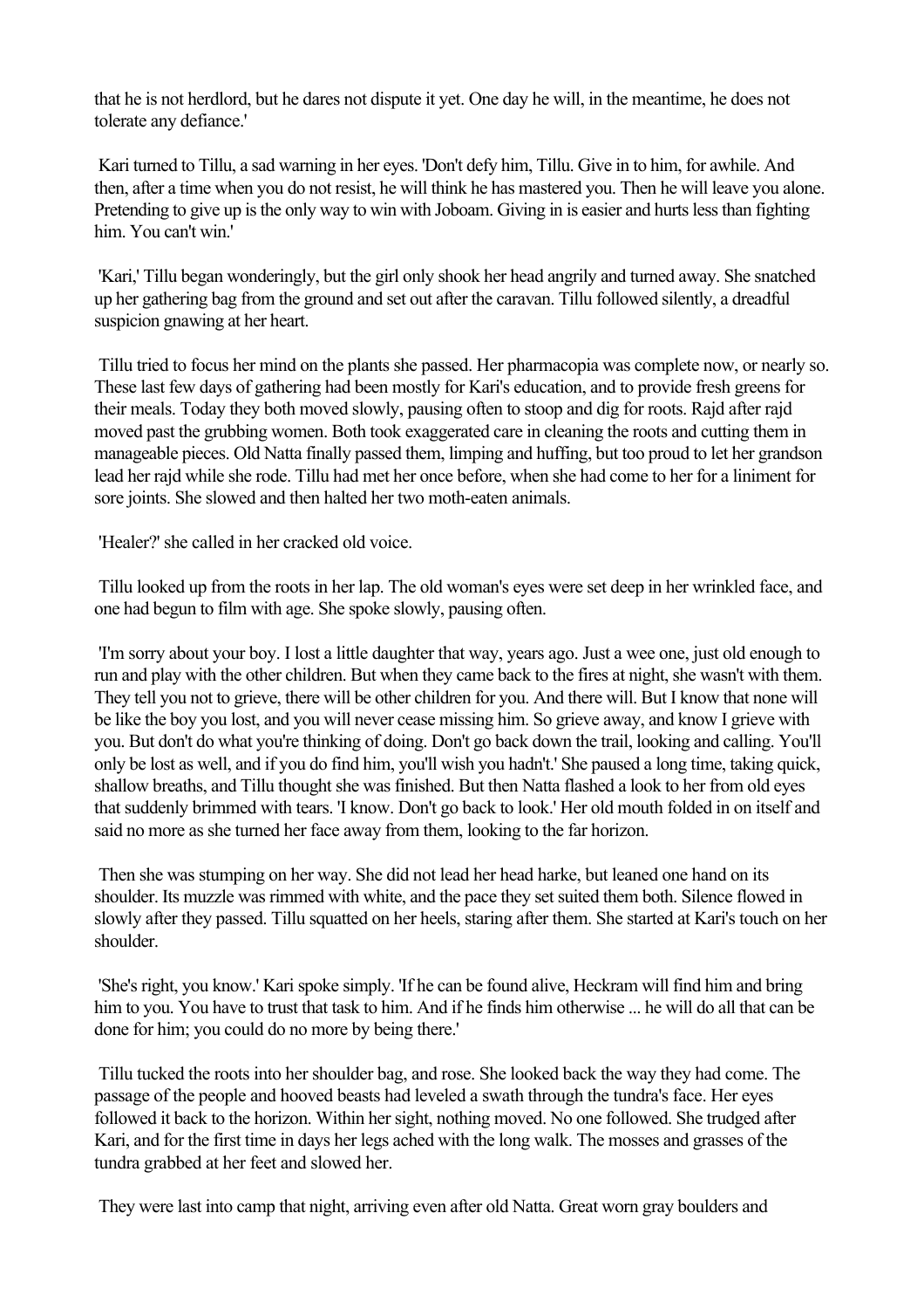that he is not herdlord, but he dares not dispute it yet. One day he will, in the meantime, he does not tolerate any defiance.'

Kari turned to Tillu, a sad warning in her eyes. 'Don't defy him, Tillu. Give in to him, for awhile. And then, after a time when you do not resist, he will think he has mastered you. Then he will leave you alone. Pretending to give up is the only way to win with Joboam. Giving in is easier and hurts less than fighting him. You can't win.'

'Kari,' Tillu began wonderingly, but the girl only shook her head angrily and turned away. She snatched up her gathering bag from the ground and set out after the caravan. Tillu followed silently, a dreadful suspicion gnawing at her heart.

Tillu tried to focus her mind on the plants she passed. Her pharmacopia was complete now, or nearly so. These last few days of gathering had been mostly for Kari's education, and to provide fresh greens for their meals. Today they both moved slowly, pausing often to stoop and dig for roots. Rajd after rajd moved past the grubbing women. Both took exaggerated care in cleaning the roots and cutting them in manageable pieces. Old Natta finally passed them, limping and huffing, but too proud to let her grandson lead her rajd while she rode. Tillu had met her once before, when she had come to her for a liniment for sore joints. She slowed and then halted her two moth-eaten animals.

'Healer?' she called in her cracked old voice.

Tillu looked up from the roots in her lap. The old woman's eyes were set deep in her wrinkled face, and one had begun to film with age. She spoke slowly, pausing often.

'I'm sorry about your boy. I lost a little daughter that way, years ago. Just a wee one, just old enough to run and play with the other children. But when they came back to the fires at night, she wasn't with them. They tell you not to grieve, there will be other children for you. And there will. But I know that none will be like the boy you lost, and you will never cease missing him. So grieve away, and know I grieve with you. But don't do what you're thinking of doing. Don't go back down the trail, looking and calling. You'll only be lost as well, and if you do find him, you'll wish you hadn't.' She paused a long time, taking quick, shallow breaths, and Tillu thought she was finished. But then Natta flashed a look to her from old eyes that suddenly brimmed with tears. 'I know. Don't go back to look.' Her old mouth folded in on itself and said no more as she turned her face away from them, looking to the far horizon.

Then she was stumping on her way. She did not lead her head harke, but leaned one hand on its shoulder. Its muzzle was rimmed with white, and the pace they set suited them both. Silence flowed in slowly after they passed. Tillu squatted on her heels, staring after them. She started at Kari's touch on her shoulder.

'She's right, you know.' Kari spoke simply. 'If he can be found alive, Heckram will find him and bring him to you. You have to trust that task to him. And if he finds him otherwise ... he will do all that can be done for him; you could do no more by being there.'

Tillu tucked the roots into her shoulder bag, and rose. She looked back the way they had come. The passage of the people and hooved beasts had leveled a swath through the tundra's face. Her eyes followed it back to the horizon. Within her sight, nothing moved. No one followed. She trudged after Kari, and for the first time in days her legs ached with the long walk. The mosses and grasses of the tundra grabbed at her feet and slowed her.

They were last into camp that night, arriving even after old Natta. Great worn gray boulders and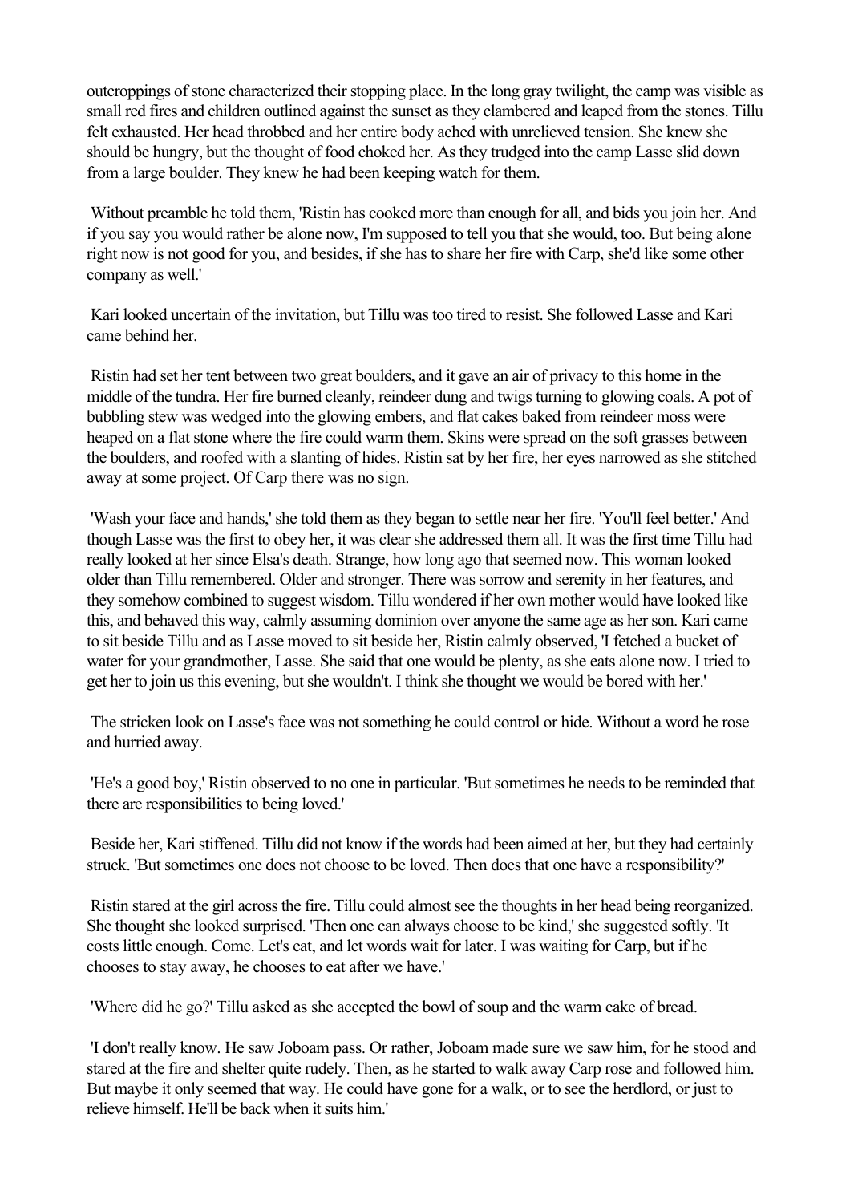outcroppings of stone characterized their stopping place. In the long gray twilight, the camp was visible as small red fires and children outlined against the sunset as they clambered and leaped from the stones. Tillu felt exhausted. Her head throbbed and her entire body ached with unrelieved tension. She knew she should be hungry, but the thought of food choked her. As they trudged into the camp Lasse slid down from a large boulder. They knew he had been keeping watch for them.

Without preamble he told them, 'Ristin has cooked more than enough for all, and bids you join her. And if you say you would rather be alone now, I'm supposed to tell you that she would, too. But being alone right now is not good for you, and besides, if she has to share her fire with Carp, she'd like some other company as well.'

Kari looked uncertain of the invitation, but Tillu was too tired to resist. She followed Lasse and Kari came behind her.

Ristin had set her tent between two great boulders, and it gave an air of privacy to this home in the middle of the tundra. Her fire burned cleanly, reindeer dung and twigs turning to glowing coals. A pot of bubbling stew was wedged into the glowing embers, and flat cakes baked from reindeer moss were heaped on a flat stone where the fire could warm them. Skins were spread on the soft grasses between the boulders, and roofed with a slanting of hides. Ristin sat by her fire, her eyes narrowed as she stitched away at some project. Of Carp there was no sign.

'Wash your face and hands,' she told them as they began to settle near her fire. 'You'll feel better.' And though Lasse was the first to obey her, it was clear she addressed them all. It was the first time Tillu had really looked at her since Elsa's death. Strange, how long ago that seemed now. This woman looked older than Tillu remembered. Older and stronger. There was sorrow and serenity in her features, and they somehow combined to suggest wisdom. Tillu wondered if her own mother would have looked like this, and behaved this way, calmly assuming dominion over anyone the same age as her son. Kari came to sit beside Tillu and as Lasse moved to sit beside her, Ristin calmly observed, 'I fetched a bucket of water for your grandmother, Lasse. She said that one would be plenty, as she eats alone now. I tried to get her to join us this evening, but she wouldn't. I think she thought we would be bored with her.'

The stricken look on Lasse's face was not something he could control or hide. Without a word he rose and hurried away.

'He's a good boy,' Ristin observed to no one in particular. 'But sometimes he needs to be reminded that there are responsibilities to being loved.'

Beside her, Kari stiffened. Tillu did not know if the words had been aimed at her, but they had certainly struck. 'But sometimes one does not choose to be loved. Then does that one have a responsibility?'

Ristin stared at the girl across the fire. Tillu could almost see the thoughts in her head being reorganized. She thought she looked surprised. 'Then one can always choose to be kind,' she suggested softly. 'It costs little enough. Come. Let's eat, and let words wait for later. I was waiting for Carp, but if he chooses to stay away, he chooses to eat after we have.'

'Where did he go?' Tillu asked as she accepted the bowl of soup and the warm cake of bread.

'I don't really know. He saw Joboam pass. Or rather, Joboam made sure we saw him, for he stood and stared at the fire and shelter quite rudely. Then, as he started to walk away Carp rose and followed him. But maybe it only seemed that way. He could have gone for a walk, or to see the herdlord, or just to relieve himself. He'll be back when it suits him.'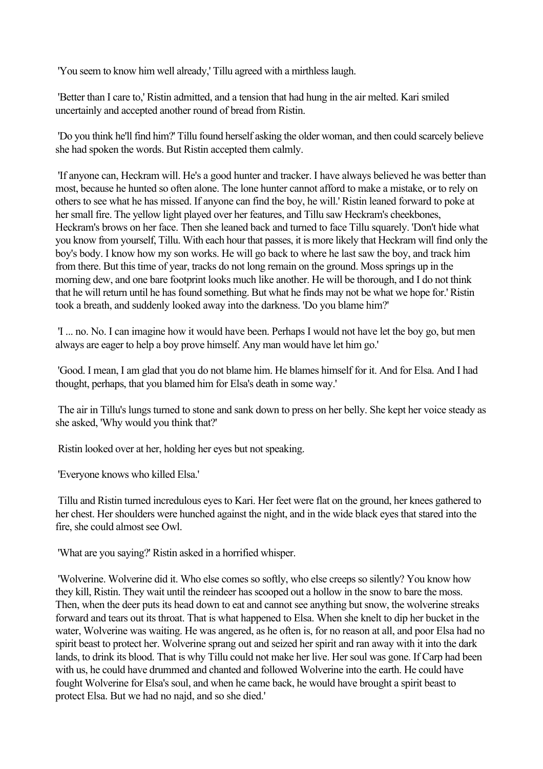'You seem to know him well already,' Tillu agreed with a mirthless laugh.

'Better than I care to,' Ristin admitted, and a tension that had hung in the air melted. Kari smiled uncertainly and accepted another round of bread from Ristin.

'Do you think he'll find him?' Tillu found herself asking the older woman, and then could scarcely believe she had spoken the words. But Ristin accepted them calmly.

'If anyone can, Heckram will. He's a good hunter and tracker. I have always believed he was better than most, because he hunted so often alone. The lone hunter cannot afford to make a mistake, or to rely on others to see what he has missed. If anyone can find the boy, he will.' Ristin leaned forward to poke at her small fire. The yellow light played over her features, and Tillu saw Heckram's cheekbones, Heckram's brows on her face. Then she leaned back and turned to face Tillu squarely. 'Don't hide what you know from yourself, Tillu. With each hour that passes, it is more likely that Heckram will find only the boy's body. I know how my son works. He will go back to where he last saw the boy, and track him from there. But this time of year, tracks do not long remain on the ground. Moss springs up in the morning dew, and one bare footprint looks much like another. He will be thorough, and I do not think that he will return until he has found something. But what he finds may not be what we hope for.' Ristin took a breath, and suddenly looked away into the darkness. 'Do you blame him?'

'I ... no. No. I can imagine how it would have been. Perhaps I would not have let the boy go, but men always are eager to help a boy prove himself. Any man would have let him go.'

'Good. I mean, I am glad that you do not blame him. He blames himself for it. And for Elsa. And I had thought, perhaps, that you blamed him for Elsa's death in some way.'

The air in Tillu's lungs turned to stone and sank down to press on her belly. She kept her voice steady as she asked, 'Why would you think that?'

Ristin looked over at her, holding her eyes but not speaking.

'Everyone knows who killed Elsa.'

Tillu and Ristin turned incredulous eyes to Kari. Her feet were flat on the ground, her knees gathered to her chest. Her shoulders were hunched against the night, and in the wide black eyes that stared into the fire, she could almost see Owl.

'What are you saying?' Ristin asked in a horrified whisper.

'Wolverine. Wolverine did it. Who else comes so softly, who else creeps so silently? You know how they kill, Ristin. They wait until the reindeer has scooped out a hollow in the snow to bare the moss. Then, when the deer puts its head down to eat and cannot see anything but snow, the wolverine streaks forward and tears out its throat. That is what happened to Elsa. When she knelt to dip her bucket in the water, Wolverine was waiting. He was angered, as he often is, for no reason at all, and poor Elsa had no spirit beast to protect her. Wolverine sprang out and seized her spirit and ran away with it into the dark lands, to drink its blood. That is why Tillu could not make her live. Her soul was gone. If Carp had been with us, he could have drummed and chanted and followed Wolverine into the earth. He could have fought Wolverine for Elsa's soul, and when he came back, he would have brought a spirit beast to protect Elsa. But we had no najd, and so she died.'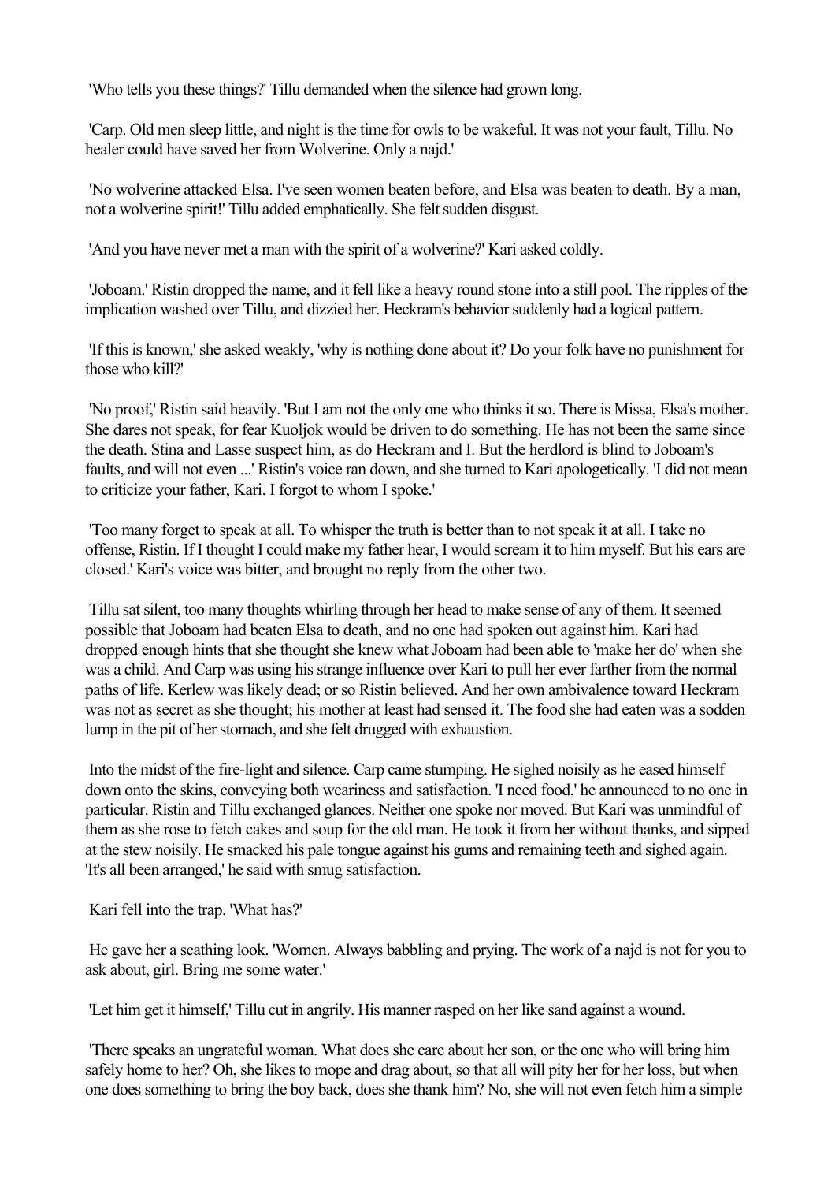'Who tells you these things?' Tillu demanded when the silence had grown long.

'Carp. Old men sleep little, and night is the time for owls to be wakeful. It was not your fault, Tillu. No healer could have saved her from Wolverine. Only a najd.'

'No wolverine attacked Elsa. I've seen women beaten before, and Elsa was beaten to death. By a man, not a wolverine spirit!' Tillu added emphatically. She felt sudden disgust.

'And you have never met a man with the spirit of a wolverine?' Kari asked coldly.

'Joboam.' Ristin dropped the name, and it fell like a heavy round stone into a still pool. The ripples of the implication washed over Tillu, and dizzied her. Heckram's behavior suddenly had a logical pattern.

'If this is known,' she asked weakly, 'why is nothing done about it? Do your folk have no punishment for those who kill?'

'No proof,' Ristin said heavily. 'But I am not the only one who thinks it so. There is Missa, Elsa's mother. She dares not speak, for fear Kuoljok would be driven to do something. He has not been the same since the death. Stina and Lasse suspect him, as do Heckram and I. But the herdlord is blind to Joboam's faults, and will not even ...' Ristin's voice ran down, and she turned to Kari apologetically. 'I did not mean to criticize your father, Kari. I forgot to whom I spoke.'

'Too many forget to speak at all. To whisper the truth is better than to not speak it at all. I take no offense, Ristin. If I thought I could make my father hear, I would scream it to him myself. But his ears are closed.' Kari's voice was bitter, and brought no reply from the other two.

Tillu sat silent, too many thoughts whirling through her head to make sense of any of them. It seemed possible that Joboam had beaten Elsa to death, and no one had spoken out against him. Kari had dropped enough hints that she thought she knew what Joboam had been able to 'make her do' when she was a child. And Carp was using his strange influence over Kari to pull her ever farther from the normal paths of life. Kerlew was likely dead; or so Ristin believed. And her own ambivalence toward Heckram was not as secret as she thought; his mother at least had sensed it. The food she had eaten was a sodden lump in the pit of her stomach, and she felt drugged with exhaustion.

Into the midst of the fire-light and silence. Carp came stumping. He sighed noisily as he eased himself down onto the skins, conveying both weariness and satisfaction. 'I need food,' he announced to no one in particular. Ristin and Tillu exchanged glances. Neither one spoke nor moved. But Kari was unmindful of them as she rose to fetch cakes and soup for the old man. He took it from her without thanks, and sipped at the stew noisily. He smacked his pale tongue against his gums and remaining teeth and sighed again. 'It's all been arranged,' he said with smug satisfaction.

Kari fell into the trap. 'What has?'

He gave her a scathing look. 'Women. Always babbling and prying. The work of a najd is not for you to ask about, girl. Bring me some water.'

'Let him get it himself,' Tillu cut in angrily. His manner rasped on her like sand against a wound.

'There speaks an ungrateful woman. What does she care about her son, or the one who will bring him safely home to her? Oh, she likes to mope and drag about, so that all will pity her for her loss, but when one does something to bring the boy back, does she thank him? No, she will not even fetch him a simple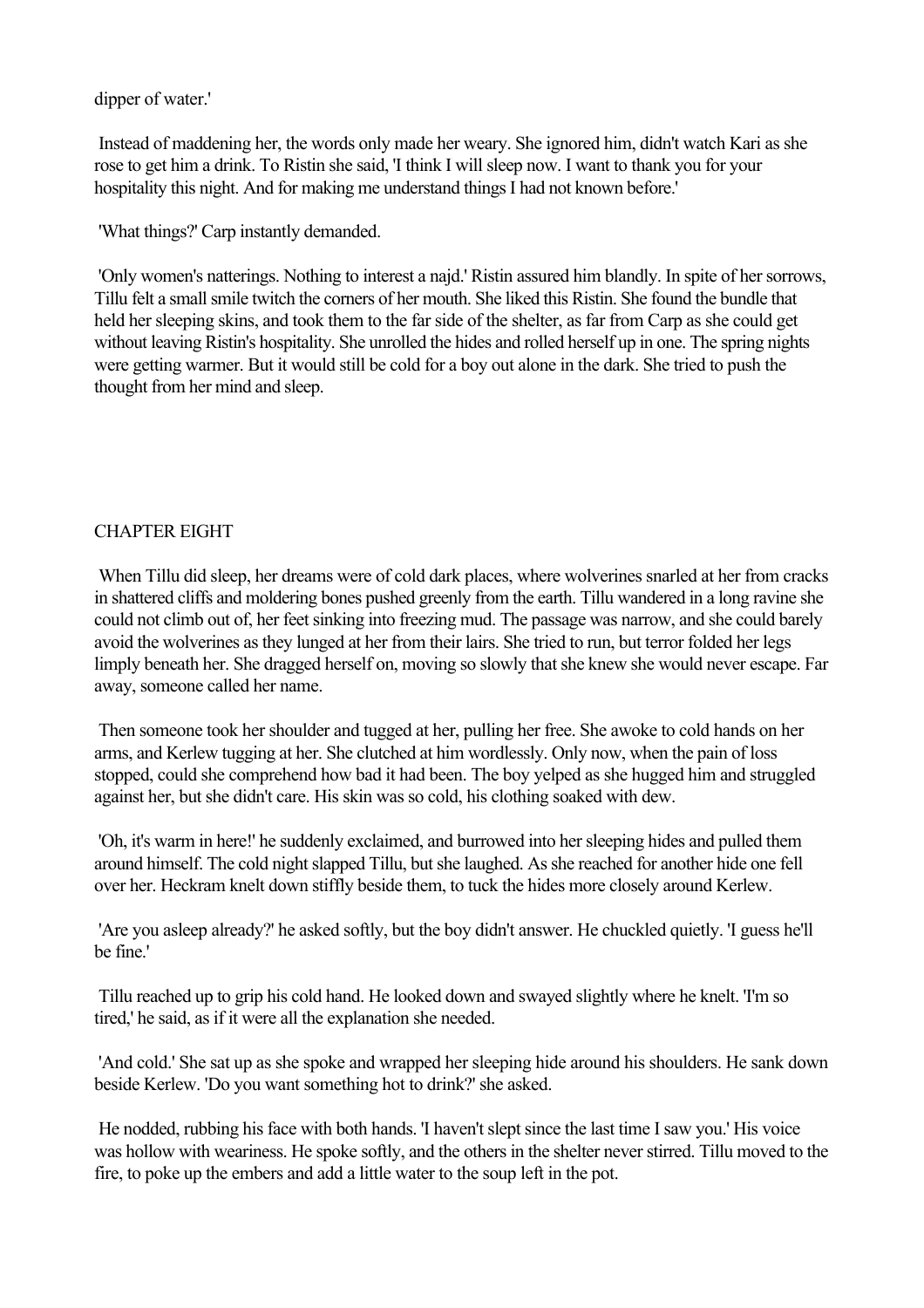dipper of water.'

Instead of maddening her, the words only made her weary. She ignored him, didn't watch Kari as she rose to get him a drink. To Ristin she said, 'I think I will sleep now. I want to thank you for your hospitality this night. And for making me understand things I had not known before.'

'What things?' Carp instantly demanded.

'Only women's natterings. Nothing to interest a najd.' Ristin assured him blandly. In spite of her sorrows, Tillu felt a small smile twitch the corners of her mouth. She liked this Ristin. She found the bundle that held her sleeping skins, and took them to the far side of the shelter, as far from Carp as she could get without leaving Ristin's hospitality. She unrolled the hides and rolled herself up in one. The spring nights were getting warmer. But it would still be cold for a boy out alone in the dark. She tried to push the thought from her mind and sleep.

## CHAPTER EIGHT

When Tillu did sleep, her dreams were of cold dark places, where wolverines snarled at her from cracks in shattered cliffs and moldering bones pushed greenly from the earth. Tillu wandered in a long ravine she could not climb out of, her feet sinking into freezing mud. The passage was narrow, and she could barely avoid the wolverines as they lunged at her from their lairs. She tried to run, but terror folded her legs limply beneath her. She dragged herself on, moving so slowly that she knew she would never escape. Far away, someone called her name.

Then someone took her shoulder and tugged at her, pulling her free. She awoke to cold hands on her arms, and Kerlew tugging at her. She clutched at him wordlessly. Only now, when the pain of loss stopped, could she comprehend how bad it had been. The boy yelped as she hugged him and struggled against her, but she didn't care. His skin was so cold, his clothing soaked with dew.

'Oh, it's warm in here!' he suddenly exclaimed, and burrowed into her sleeping hides and pulled them around himself. The cold night slapped Tillu, but she laughed. As she reached for another hide one fell over her. Heckram knelt down stiffly beside them, to tuck the hides more closely around Kerlew.

'Are you asleep already?' he asked softly, but the boy didn't answer. He chuckled quietly. 'I guess he'll be fine.'

Tillu reached up to grip his cold hand. He looked down and swayed slightly where he knelt. 'I'm so tired,' he said, as if it were all the explanation she needed.

'And cold.' She sat up as she spoke and wrapped her sleeping hide around his shoulders. He sank down beside Kerlew. 'Do you want something hot to drink?' she asked.

He nodded, rubbing his face with both hands. 'I haven't slept since the last time I saw you.' His voice was hollow with weariness. He spoke softly, and the others in the shelter never stirred. Tillu moved to the fire, to poke up the embers and add a little water to the soup left in the pot.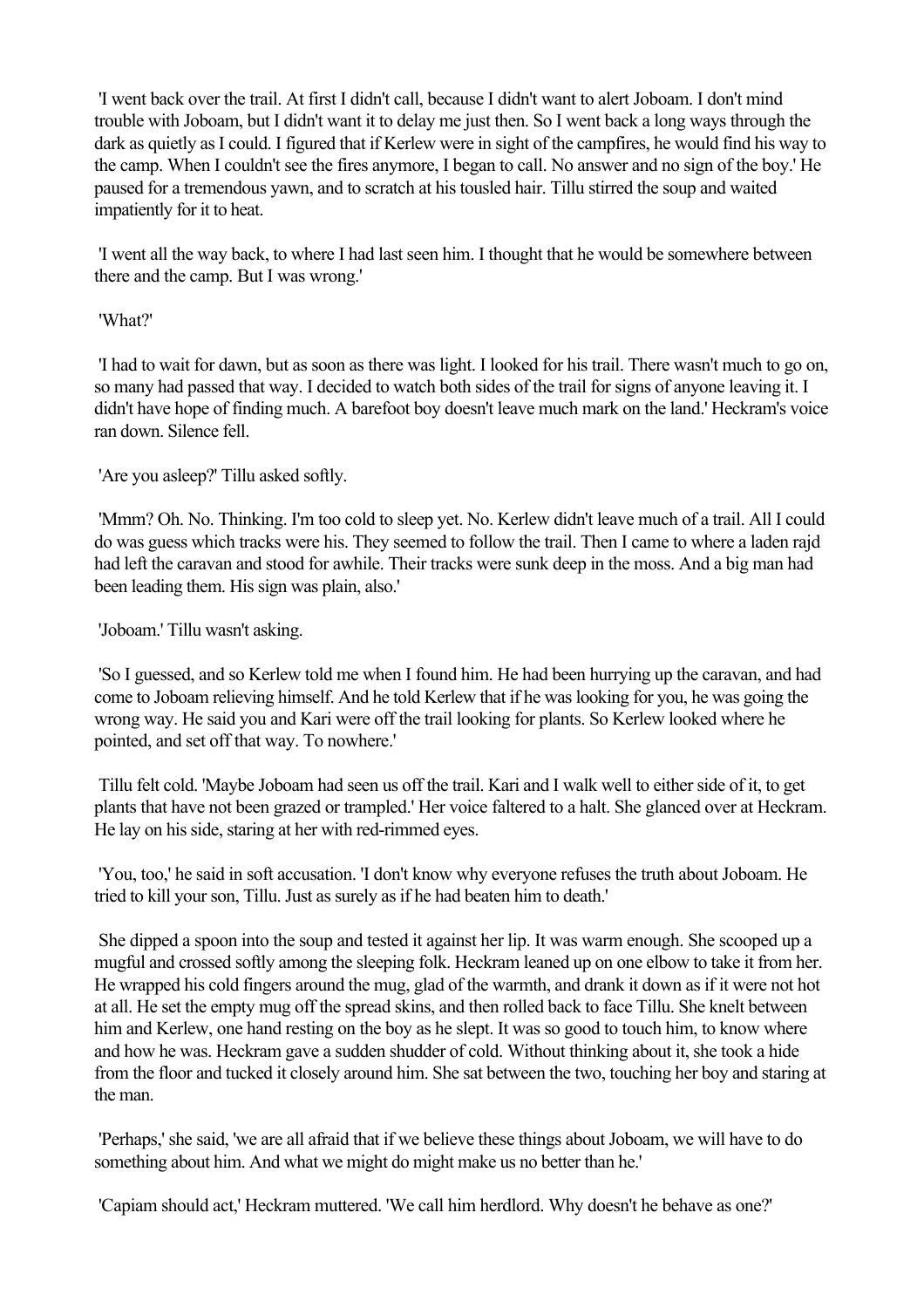'I went back over the trail. At first I didn't call, because I didn't want to alert Joboam. I don't mind trouble with Joboam, but I didn't want it to delay me just then. So I went back a long ways through the dark as quietly as I could. I figured that if Kerlew were in sight of the campfires, he would find his way to the camp. When I couldn't see the fires anymore, I began to call. No answer and no sign of the boy.' He paused for a tremendous yawn, and to scratch at his tousled hair. Tillu stirred the soup and waited impatiently for it to heat.

'I went all the way back, to where I had last seen him. I thought that he would be somewhere between there and the camp. But I was wrong.'

'What?'

'I had to wait for dawn, but as soon as there was light. I looked for his trail. There wasn't much to go on, so many had passed that way. I decided to watch both sides of the trail for signs of anyone leaving it. I didn't have hope of finding much. A barefoot boy doesn't leave much mark on the land.' Heckram's voice ran down. Silence fell.

'Are you asleep?' Tillu asked softly.

'Mmm? Oh. No. Thinking. I'm too cold to sleep yet. No. Kerlew didn't leave much of a trail. All I could do was guess which tracks were his. They seemed to follow the trail. Then I came to where a laden rajd had left the caravan and stood for awhile. Their tracks were sunk deep in the moss. And a big man had been leading them. His sign was plain, also.'

'Joboam.' Tillu wasn't asking.

'So I guessed, and so Kerlew told me when I found him. He had been hurrying up the caravan, and had come to Joboam relieving himself. And he told Kerlew that if he was looking for you, he was going the wrong way. He said you and Kari were off the trail looking for plants. So Kerlew looked where he pointed, and set off that way. To nowhere.'

Tillu felt cold. 'Maybe Joboam had seen us off the trail. Kari and I walk well to either side of it, to get plants that have not been grazed or trampled.' Her voice faltered to a halt. She glanced over at Heckram. He lay on his side, staring at her with red-rimmed eyes.

'You, too,' he said in soft accusation. 'I don't know why everyone refuses the truth about Joboam. He tried to kill your son, Tillu. Just as surely as if he had beaten him to death.'

She dipped a spoon into the soup and tested it against her lip. It was warm enough. She scooped up a mugful and crossed softly among the sleeping folk. Heckram leaned up on one elbow to take it from her. He wrapped his cold fingers around the mug, glad of the warmth, and drank it down as if it were not hot at all. He set the empty mug off the spread skins, and then rolled back to face Tillu. She knelt between him and Kerlew, one hand resting on the boy as he slept. It was so good to touch him, to know where and how he was. Heckram gave a sudden shudder of cold. Without thinking about it, she took a hide from the floor and tucked it closely around him. She sat between the two, touching her boy and staring at the man.

'Perhaps,' she said, 'we are all afraid that if we believe these things about Joboam, we will have to do something about him. And what we might do might make us no better than he.'

'Capiam should act,' Heckram muttered. 'We call him herdlord. Why doesn't he behave as one?'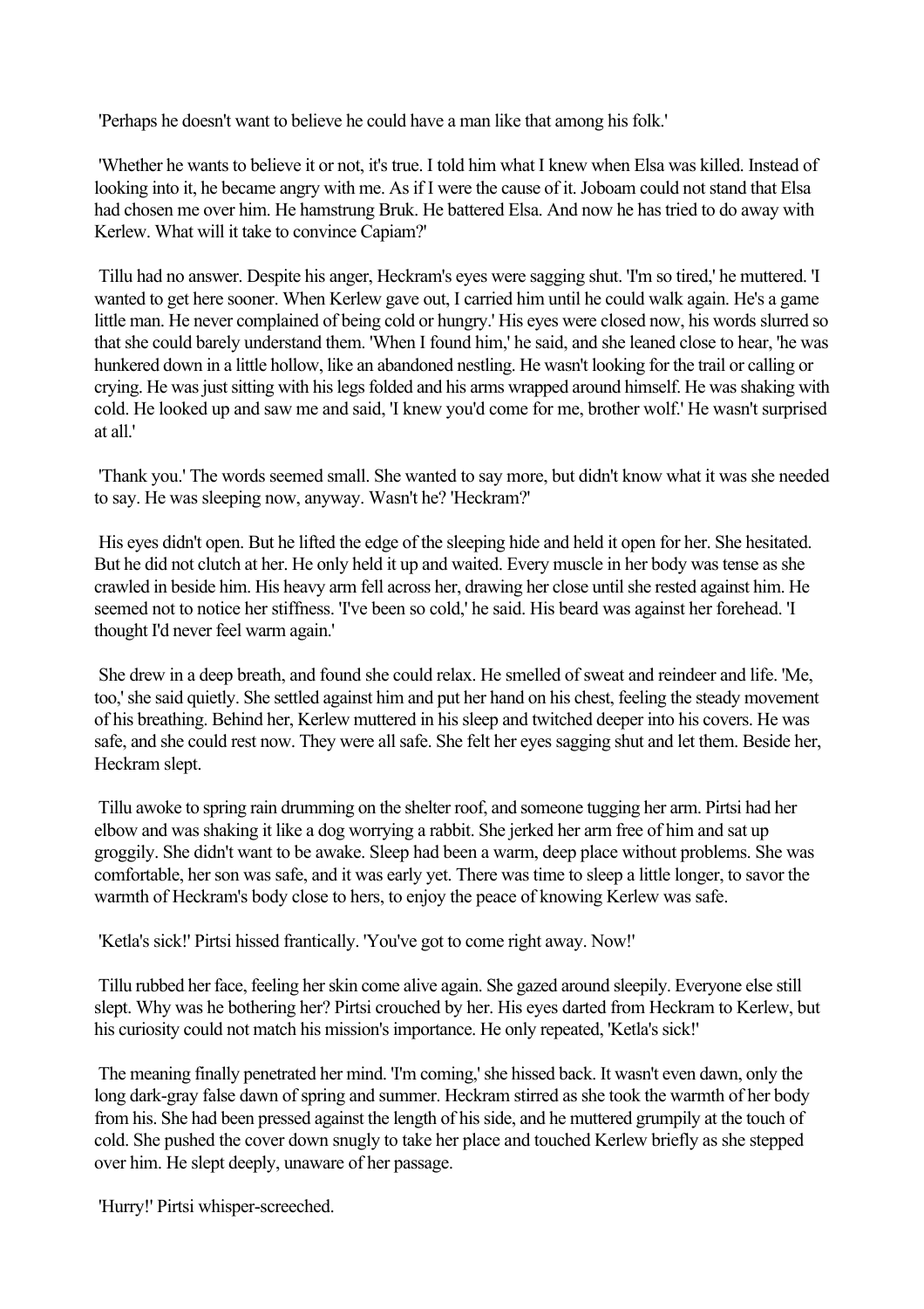'Perhaps he doesn't want to believe he could have a man like that among his folk.'

'Whether he wants to believe it or not, it's true. I told him what I knew when Elsa was killed. Instead of looking into it, he became angry with me. As if I were the cause of it. Joboam could not stand that Elsa had chosen me over him. He hamstrung Bruk. He battered Elsa. And now he has tried to do away with Kerlew. What will it take to convince Capiam?'

Tillu had no answer. Despite his anger, Heckram's eyes were sagging shut. 'I'm so tired,' he muttered. 'I wanted to get here sooner. When Kerlew gave out, I carried him until he could walk again. He's a game little man. He never complained of being cold or hungry.' His eyes were closed now, his words slurred so that she could barely understand them. 'When I found him,' he said, and she leaned close to hear, 'he was hunkered down in a little hollow, like an abandoned nestling. He wasn't looking for the trail or calling or crying. He was just sitting with his legs folded and his arms wrapped around himself. He was shaking with cold. He looked up and saw me and said, 'I knew you'd come for me, brother wolf.' He wasn't surprised at all.'

'Thank you.' The words seemed small. She wanted to say more, but didn't know what it was she needed to say. He was sleeping now, anyway. Wasn't he? 'Heckram?'

His eyes didn't open. But he lifted the edge of the sleeping hide and held it open for her. She hesitated. But he did not clutch at her. He only held it up and waited. Every muscle in her body was tense as she crawled in beside him. His heavy arm fell across her, drawing her close until she rested against him. He seemed not to notice her stiffness. 'I've been so cold,' he said. His beard was against her forehead. 'I thought I'd never feel warm again.'

She drew in a deep breath, and found she could relax. He smelled of sweat and reindeer and life. 'Me, too,' she said quietly. She settled against him and put her hand on his chest, feeling the steady movement of his breathing. Behind her, Kerlew muttered in his sleep and twitched deeper into his covers. He was safe, and she could rest now. They were all safe. She felt her eyes sagging shut and let them. Beside her, Heckram slept.

Tillu awoke to spring rain drumming on the shelter roof, and someone tugging her arm. Pirtsi had her elbow and was shaking it like a dog worrying a rabbit. She jerked her arm free of him and sat up groggily. She didn't want to be awake. Sleep had been a warm, deep place without problems. She was comfortable, her son was safe, and it was early yet. There was time to sleep a little longer, to savor the warmth of Heckram's body close to hers, to enjoy the peace of knowing Kerlew was safe.

'Ketla's sick!' Pirtsi hissed frantically. 'You've got to come right away. Now!'

Tillu rubbed her face, feeling her skin come alive again. She gazed around sleepily. Everyone else still slept. Why was he bothering her? Pirtsi crouched by her. His eyes darted from Heckram to Kerlew, but his curiosity could not match his mission's importance. He only repeated, 'Ketla's sick!'

The meaning finally penetrated her mind. 'I'm coming,' she hissed back. It wasn't even dawn, only the long dark-gray false dawn of spring and summer. Heckram stirred as she took the warmth of her body from his. She had been pressed against the length of his side, and he muttered grumpily at the touch of cold. She pushed the cover down snugly to take her place and touched Kerlew briefly as she stepped over him. He slept deeply, unaware of her passage.

'Hurry!' Pirtsi whisper-screeched.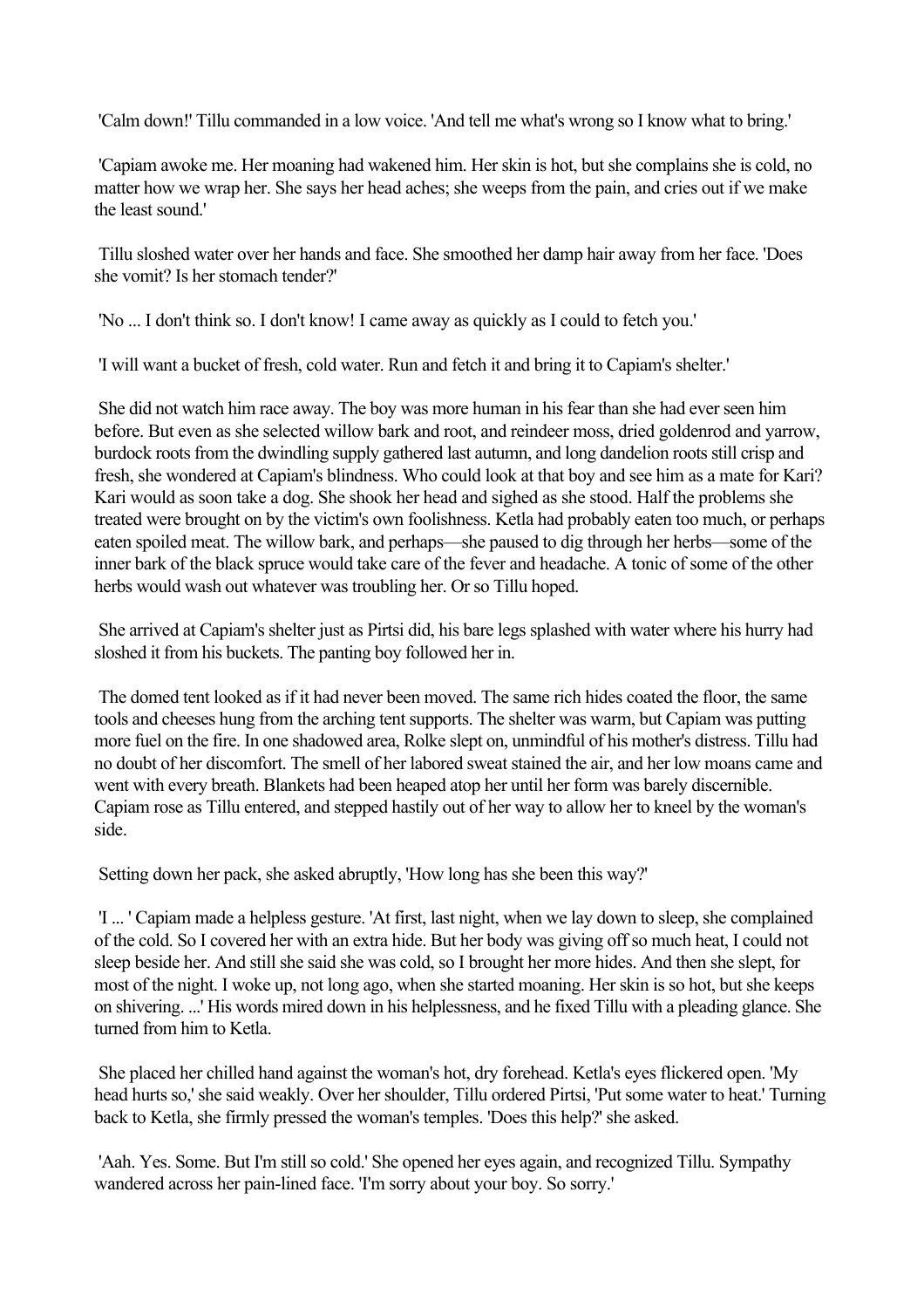'Calm down!' Tillu commanded in a low voice. 'And tell me what's wrong so I know what to bring.'

'Capiam awoke me. Her moaning had wakened him. Her skin is hot, but she complains she is cold, no matter how we wrap her. She says her head aches; she weeps from the pain, and cries out if we make the least sound.'

Tillu sloshed water over her hands and face. She smoothed her damp hair away from her face. 'Does she vomit? Is her stomach tender?'

'No ... I don't think so. I don't know! I came away as quickly as I could to fetch you.'

'I will want a bucket of fresh, cold water. Run and fetch it and bring it to Capiam's shelter.'

She did not watch him race away. The boy was more human in his fear than she had ever seen him before. But even as she selected willow bark and root, and reindeer moss, dried goldenrod and yarrow, burdock roots from the dwindling supply gathered last autumn, and long dandelion roots still crisp and fresh, she wondered at Capiam's blindness. Who could look at that boy and see him as a mate for Kari? Kari would as soon take a dog. She shook her head and sighed as she stood. Half the problems she treated were brought on by the victim's own foolishness. Ketla had probably eaten too much, or perhaps eaten spoiled meat. The willow bark, and perhaps—she paused to dig through her herbs—some of the inner bark of the black spruce would take care of the fever and headache. A tonic of some of the other herbs would wash out whatever was troubling her. Or so Tillu hoped.

She arrived at Capiam's shelter just as Pirtsi did, his bare legs splashed with water where his hurry had sloshed it from his buckets. The panting boy followed her in.

The domed tent looked as if it had never been moved. The same rich hides coated the floor, the same tools and cheeses hung from the arching tent supports. The shelter was warm, but Capiam was putting more fuel on the fire. In one shadowed area, Rolke slept on, unmindful of his mother's distress. Tillu had no doubt of her discomfort. The smell of her labored sweat stained the air, and her low moans came and went with every breath. Blankets had been heaped atop her until her form was barely discernible. Capiam rose as Tillu entered, and stepped hastily out of her way to allow her to kneel by the woman's side.

Setting down her pack, she asked abruptly, 'How long has she been this way?'

'I ... ' Capiam made a helpless gesture. 'At first, last night, when we lay down to sleep, she complained of the cold. So I covered her with an extra hide. But her body was giving off so much heat, I could not sleep beside her. And still she said she was cold, so I brought her more hides. And then she slept, for most of the night. I woke up, not long ago, when she started moaning. Her skin is so hot, but she keeps on shivering. ...' His words mired down in his helplessness, and he fixed Tillu with a pleading glance. She turned from him to Ketla.

She placed her chilled hand against the woman's hot, dry forehead. Ketla's eyes flickered open. 'My head hurts so,' she said weakly. Over her shoulder, Tillu ordered Pirtsi, 'Put some water to heat.' Turning back to Ketla, she firmly pressed the woman's temples. 'Does this help?' she asked.

'Aah. Yes. Some. But I'm still so cold.' She opened her eyes again, and recognized Tillu. Sympathy wandered across her pain-lined face. 'I'm sorry about your boy. So sorry.'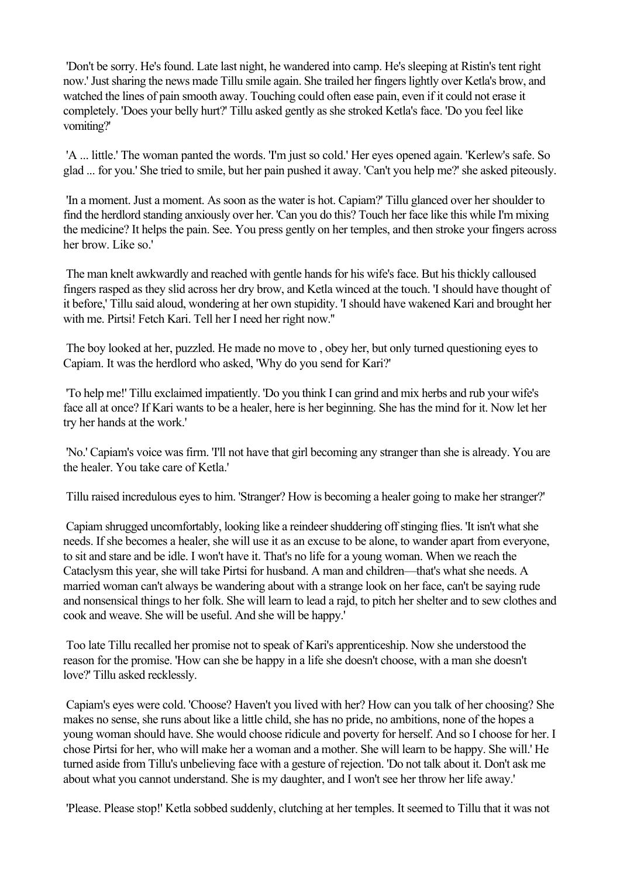'Don't be sorry. He's found. Late last night, he wandered into camp. He's sleeping at Ristin's tent right now.' Just sharing the news made Tillu smile again. She trailed her fingers lightly over Ketla's brow, and watched the lines of pain smooth away. Touching could often ease pain, even if it could not erase it completely. 'Does your belly hurt?' Tillu asked gently as she stroked Ketla's face. 'Do you feel like vomiting?'

'A ... little.' The woman panted the words. 'I'm just so cold.' Her eyes opened again. 'Kerlew's safe. So glad ... for you.' She tried to smile, but her pain pushed it away. 'Can't you help me?' she asked piteously.

'In a moment. Just a moment. As soon as the water is hot. Capiam?' Tillu glanced over her shoulder to find the herdlord standing anxiously over her. 'Can you do this? Touch her face like this while I'm mixing the medicine? It helps the pain. See. You press gently on her temples, and then stroke your fingers across her brow. Like so.'

The man knelt awkwardly and reached with gentle hands for his wife's face. But his thickly calloused fingers rasped as they slid across her dry brow, and Ketla winced at the touch. 'I should have thought of it before,' Tillu said aloud, wondering at her own stupidity. 'I should have wakened Kari and brought her with me. Pirtsi! Fetch Kari. Tell her I need her right now."

The boy looked at her, puzzled. He made no move to , obey her, but only turned questioning eyes to Capiam. It was the herdlord who asked, 'Why do you send for Kari?'

'To help me!' Tillu exclaimed impatiently. 'Do you think I can grind and mix herbs and rub your wife's face all at once? If Kari wants to be a healer, here is her beginning. She has the mind for it. Now let her try her hands at the work.'

'No.' Capiam's voice was firm. 'I'll not have that girl becoming any stranger than she is already. You are the healer. You take care of Ketla.'

Tillu raised incredulous eyes to him. 'Stranger? How is becoming a healer going to make her stranger?'

Capiam shrugged uncomfortably, looking like a reindeer shuddering off stinging flies. 'It isn't what she needs. If she becomes a healer, she will use it as an excuse to be alone, to wander apart from everyone, to sit and stare and be idle. I won't have it. That's no life for a young woman. When we reach the Cataclysm this year, she will take Pirtsi for husband. A man and children—that's what she needs. A married woman can't always be wandering about with a strange look on her face, can't be saying rude and nonsensical things to her folk. She will learn to lead a rajd, to pitch her shelter and to sew clothes and cook and weave. She will be useful. And she will be happy.'

Too late Tillu recalled her promise not to speak of Kari's apprenticeship. Now she understood the reason for the promise. 'How can she be happy in a life she doesn't choose, with a man she doesn't love?' Tillu asked recklessly.

Capiam's eyes were cold. 'Choose? Haven't you lived with her? How can you talk of her choosing? She makes no sense, she runs about like a little child, she has no pride, no ambitions, none of the hopes a young woman should have. She would choose ridicule and poverty for herself. And so I choose for her. I chose Pirtsi for her, who will make her a woman and a mother. She will learn to be happy. She will.' He turned aside from Tillu's unbelieving face with a gesture of rejection. 'Do not talk about it. Don't ask me about what you cannot understand. She is my daughter, and I won't see her throw her life away.'

'Please. Please stop!' Ketla sobbed suddenly, clutching at her temples. It seemed to Tillu that it was not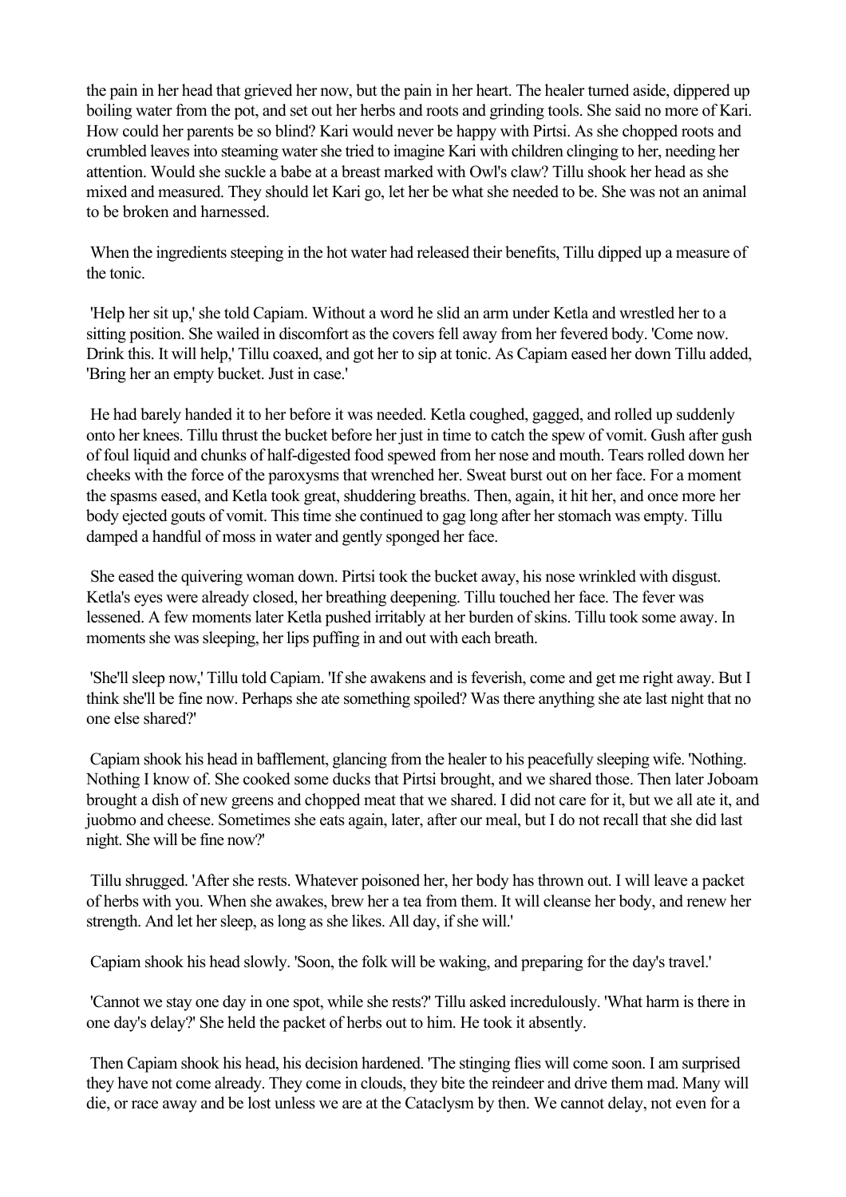the pain in her head that grieved her now, but the pain in her heart. The healer turned aside, dippered up boiling water from the pot, and set out her herbs and roots and grinding tools. She said no more of Kari. How could her parents be so blind? Kari would never be happy with Pirtsi. As she chopped roots and crumbled leaves into steaming water she tried to imagine Kari with children clinging to her, needing her attention. Would she suckle a babe at a breast marked with Owl's claw? Tillu shook her head as she mixed and measured. They should let Kari go, let her be what she needed to be. She was not an animal to be broken and harnessed.

When the ingredients steeping in the hot water had released their benefits, Tillu dipped up a measure of the tonic.

'Help her sit up,' she told Capiam. Without a word he slid an arm under Ketla and wrestled her to a sitting position. She wailed in discomfort as the covers fell away from her fevered body. 'Come now. Drink this. It will help,' Tillu coaxed, and got her to sip at tonic. As Capiam eased her down Tillu added, 'Bring her an empty bucket. Just in case.'

He had barely handed it to her before it was needed. Ketla coughed, gagged, and rolled up suddenly onto her knees. Tillu thrust the bucket before her just in time to catch the spew of vomit. Gush after gush of foul liquid and chunks of half-digested food spewed from her nose and mouth. Tears rolled down her cheeks with the force of the paroxysms that wrenched her. Sweat burst out on her face. For a moment the spasms eased, and Ketla took great, shuddering breaths. Then, again, it hit her, and once more her body ejected gouts of vomit. This time she continued to gag long after her stomach was empty. Tillu damped a handful of moss in water and gently sponged her face.

She eased the quivering woman down. Pirtsi took the bucket away, his nose wrinkled with disgust. Ketla's eyes were already closed, her breathing deepening. Tillu touched her face. The fever was lessened. A few moments later Ketla pushed irritably at her burden of skins. Tillu took some away. In moments she was sleeping, her lips puffing in and out with each breath.

'She'll sleep now,' Tillu told Capiam. 'If she awakens and is feverish, come and get me right away. But I think she'll be fine now. Perhaps she ate something spoiled? Was there anything she ate last night that no one else shared?'

Capiam shook his head in bafflement, glancing from the healer to his peacefully sleeping wife. 'Nothing. Nothing I know of. She cooked some ducks that Pirtsi brought, and we shared those. Then later Joboam brought a dish of new greens and chopped meat that we shared. I did not care for it, but we all ate it, and juobmo and cheese. Sometimes she eats again, later, after our meal, but I do not recall that she did last night. She will be fine now?'

Tillu shrugged. 'After she rests. Whatever poisoned her, her body has thrown out. I will leave a packet of herbs with you. When she awakes, brew her a tea from them. It will cleanse her body, and renew her strength. And let her sleep, as long as she likes. All day, if she will.'

Capiam shook his head slowly. 'Soon, the folk will be waking, and preparing for the day's travel.'

'Cannot we stay one day in one spot, while she rests?' Tillu asked incredulously. 'What harm is there in one day's delay?' She held the packet of herbs out to him. He took it absently.

Then Capiam shook his head, his decision hardened. 'The stinging flies will come soon. I am surprised they have not come already. They come in clouds, they bite the reindeer and drive them mad. Many will die, or race away and be lost unless we are at the Cataclysm by then. We cannot delay, not even for a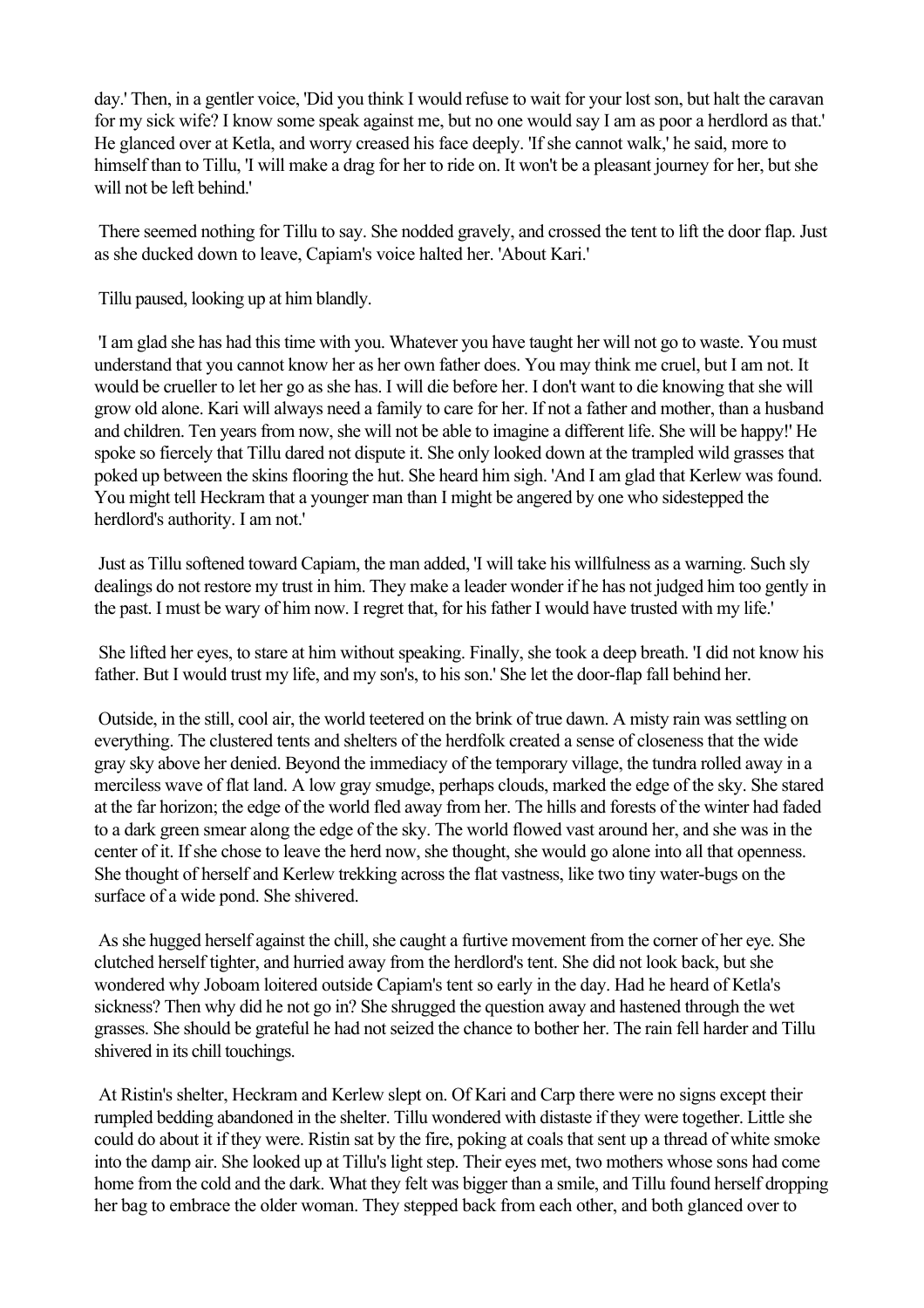day.' Then, in a gentler voice, 'Did you think I would refuse to wait for your lost son, but halt the caravan for my sick wife? I know some speak against me, but no one would say I am as poor a herdlord as that.' He glanced over at Ketla, and worry creased his face deeply. 'If she cannot walk,' he said, more to himself than to Tillu, 'I will make a drag for her to ride on. It won't be a pleasant journey for her, but she will not be left behind.'

There seemed nothing for Tillu to say. She nodded gravely, and crossed the tent to lift the door flap. Just as she ducked down to leave, Capiam's voice halted her. 'About Kari.'

Tillu paused, looking up at him blandly.

'I am glad she has had this time with you. Whatever you have taught her will not go to waste. You must understand that you cannot know her as her own father does. You may think me cruel, but I am not. It would be crueller to let her go as she has. I will die before her. I don't want to die knowing that she will grow old alone. Kari will always need a family to care for her. If not a father and mother, than a husband and children. Ten years from now, she will not be able to imagine a different life. She will be happy!' He spoke so fiercely that Tillu dared not dispute it. She only looked down at the trampled wild grasses that poked up between the skins flooring the hut. She heard him sigh. 'And I am glad that Kerlew was found. You might tell Heckram that a younger man than I might be angered by one who sidestepped the herdlord's authority. I am not.'

Just as Tillu softened toward Capiam, the man added, 'I will take his willfulness as a warning. Such sly dealings do not restore my trust in him. They make a leader wonder if he has not judged him too gently in the past. I must be wary of him now. I regret that, for his father I would have trusted with my life.'

She lifted her eyes, to stare at him without speaking. Finally, she took a deep breath. 'I did not know his father. But I would trust my life, and my son's, to his son.' She let the door-flap fall behind her.

Outside, in the still, cool air, the world teetered on the brink of true dawn. A misty rain was settling on everything. The clustered tents and shelters of the herdfolk created a sense of closeness that the wide gray sky above her denied. Beyond the immediacy of the temporary village, the tundra rolled away in a merciless wave of flat land. A low gray smudge, perhaps clouds, marked the edge of the sky. She stared at the far horizon; the edge of the world fled away from her. The hills and forests of the winter had faded to a dark green smear along the edge of the sky. The world flowed vast around her, and she was in the center of it. If she chose to leave the herd now, she thought, she would go alone into all that openness. She thought of herself and Kerlew trekking across the flat vastness, like two tiny water-bugs on the surface of a wide pond. She shivered.

As she hugged herself against the chill, she caught a furtive movement from the corner of her eye. She clutched herself tighter, and hurried away from the herdlord's tent. She did not look back, but she wondered why Joboam loitered outside Capiam's tent so early in the day. Had he heard of Ketla's sickness? Then why did he not go in? She shrugged the question away and hastened through the wet grasses. She should be grateful he had not seized the chance to bother her. The rain fell harder and Tillu shivered in its chill touchings.

At Ristin's shelter, Heckram and Kerlew slept on. Of Kari and Carp there were no signs except their rumpled bedding abandoned in the shelter. Tillu wondered with distaste if they were together. Little she could do about it if they were. Ristin sat by the fire, poking at coals that sent up a thread of white smoke into the damp air. She looked up at Tillu's light step. Their eyes met, two mothers whose sons had come home from the cold and the dark. What they felt was bigger than a smile, and Tillu found herself dropping her bag to embrace the older woman. They stepped back from each other, and both glanced over to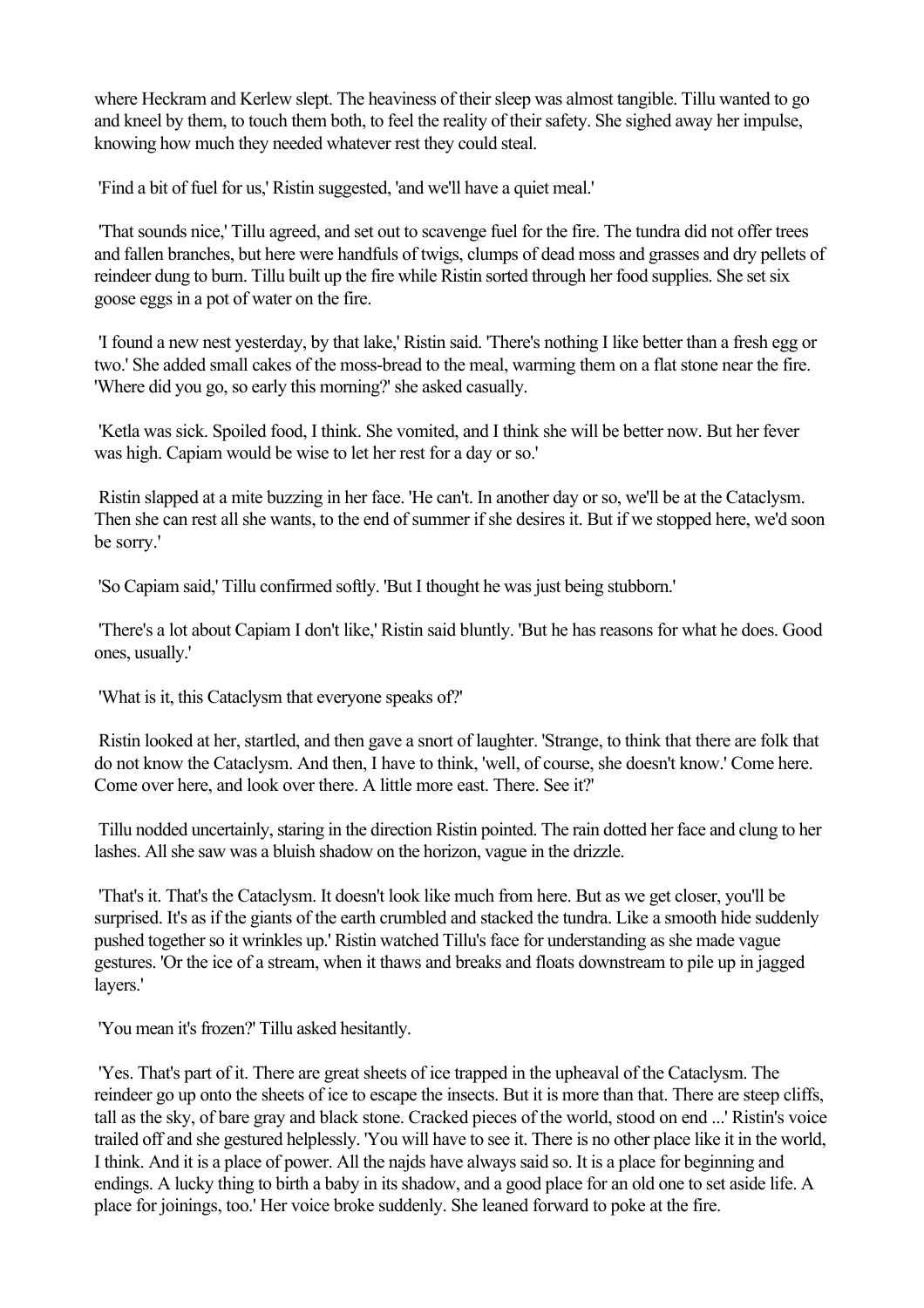where Heckram and Kerlew slept. The heaviness of their sleep was almost tangible. Tillu wanted to go and kneel by them, to touch them both, to feel the reality of their safety. She sighed away her impulse, knowing how much they needed whatever rest they could steal.

'Find a bit of fuel for us,' Ristin suggested, 'and we'll have a quiet meal.'

'That sounds nice,' Tillu agreed, and set out to scavenge fuel for the fire. The tundra did not offer trees and fallen branches, but here were handfuls of twigs, clumps of dead moss and grasses and dry pellets of reindeer dung to burn. Tillu built up the fire while Ristin sorted through her food supplies. She set six goose eggs in a pot of water on the fire.

'I found a new nest yesterday, by that lake,' Ristin said. 'There's nothing I like better than a fresh egg or two.' She added small cakes of the moss-bread to the meal, warming them on a flat stone near the fire. 'Where did you go, so early this morning?' she asked casually.

'Ketla was sick. Spoiled food, I think. She vomited, and I think she will be better now. But her fever was high. Capiam would be wise to let her rest for a day or so.'

Ristin slapped at a mite buzzing in her face. 'He can't. In another day or so, we'll be at the Cataclysm. Then she can rest all she wants, to the end of summer if she desires it. But if we stopped here, we'd soon be sorry.'

'So Capiam said,' Tillu confirmed softly. 'But I thought he was just being stubborn.'

'There's a lot about Capiam I don't like,' Ristin said bluntly. 'But he has reasons for what he does. Good ones, usually.'

'What is it, this Cataclysm that everyone speaks of?'

Ristin looked at her, startled, and then gave a snort of laughter. 'Strange, to think that there are folk that do not know the Cataclysm. And then, I have to think, 'well, of course, she doesn't know.' Come here. Come over here, and look over there. A little more east. There. See it?'

Tillu nodded uncertainly, staring in the direction Ristin pointed. The rain dotted her face and clung to her lashes. All she saw was a bluish shadow on the horizon, vague in the drizzle.

'That's it. That's the Cataclysm. It doesn't look like much from here. But as we get closer, you'll be surprised. It's as if the giants of the earth crumbled and stacked the tundra. Like a smooth hide suddenly pushed together so it wrinkles up.' Ristin watched Tillu's face for understanding as she made vague gestures. 'Or the ice of a stream, when it thaws and breaks and floats downstream to pile up in jagged layers.'

'You mean it's frozen?' Tillu asked hesitantly.

'Yes. That's part of it. There are great sheets of ice trapped in the upheaval of the Cataclysm. The reindeer go up onto the sheets of ice to escape the insects. But it is more than that. There are steep cliffs, tall as the sky, of bare gray and black stone. Cracked pieces of the world, stood on end ...' Ristin's voice trailed off and she gestured helplessly. 'You will have to see it. There is no other place like it in the world, I think. And it is a place of power. All the najds have always said so. It is a place for beginning and endings. A lucky thing to birth a baby in its shadow, and a good place for an old one to set aside life. A place for joinings, too.' Her voice broke suddenly. She leaned forward to poke at the fire.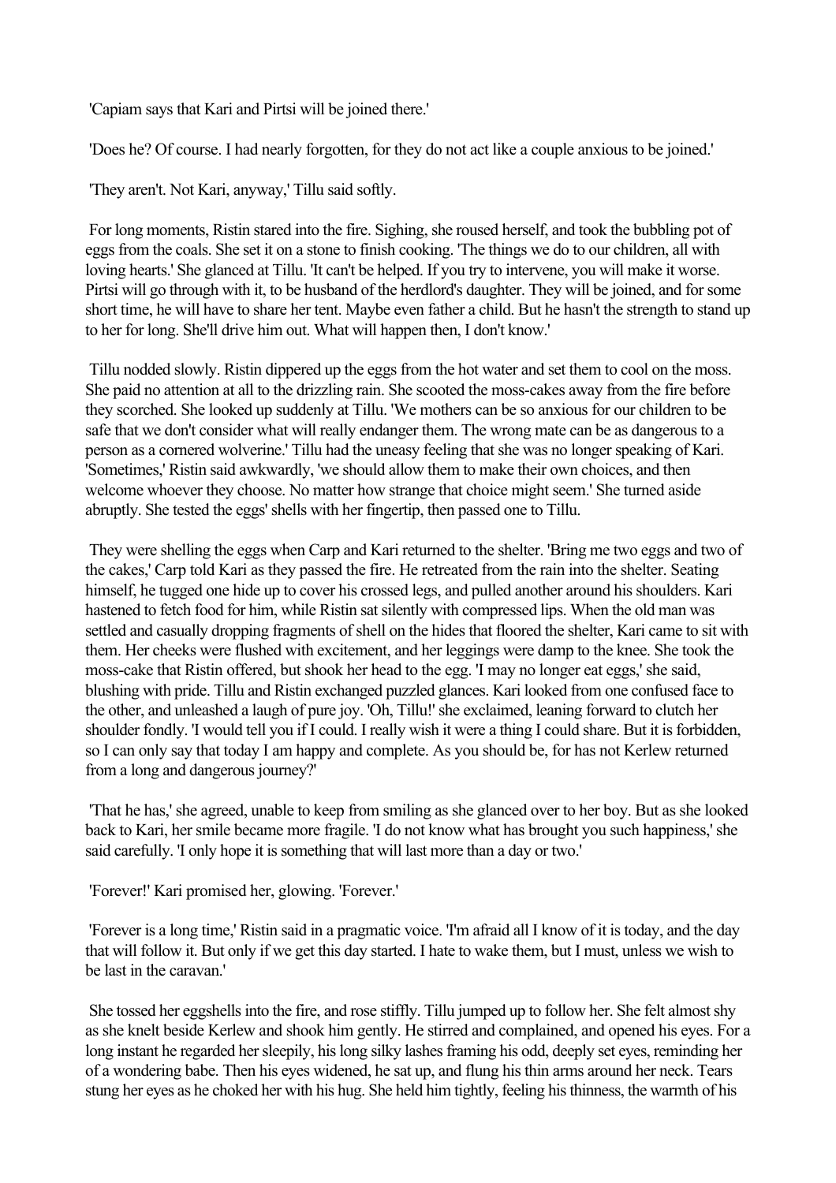'Capiam says that Kari and Pirtsi will be joined there.'

'Does he? Of course. I had nearly forgotten, for they do not act like a couple anxious to be joined.'

'They aren't. Not Kari, anyway,' Tillu said softly.

For long moments, Ristin stared into the fire. Sighing, she roused herself, and took the bubbling pot of eggs from the coals. She set it on a stone to finish cooking. 'The things we do to our children, all with loving hearts.' She glanced at Tillu. 'It can't be helped. If you try to intervene, you will make it worse. Pirtsi will go through with it, to be husband of the herdlord's daughter. They will be joined, and for some short time, he will have to share her tent. Maybe even father a child. But he hasn't the strength to stand up to her for long. She'll drive him out. What will happen then, I don't know.'

Tillu nodded slowly. Ristin dippered up the eggs from the hot water and set them to cool on the moss. She paid no attention at all to the drizzling rain. She scooted the moss-cakes away from the fire before they scorched. She looked up suddenly at Tillu. 'We mothers can be so anxious for our children to be safe that we don't consider what will really endanger them. The wrong mate can be as dangerous to a person as a cornered wolverine.' Tillu had the uneasy feeling that she was no longer speaking of Kari. 'Sometimes,' Ristin said awkwardly, 'we should allow them to make their own choices, and then welcome whoever they choose. No matter how strange that choice might seem.' She turned aside abruptly. She tested the eggs' shells with her fingertip, then passed one to Tillu.

They were shelling the eggs when Carp and Kari returned to the shelter. 'Bring me two eggs and two of the cakes,' Carp told Kari as they passed the fire. He retreated from the rain into the shelter. Seating himself, he tugged one hide up to cover his crossed legs, and pulled another around his shoulders. Kari hastened to fetch food for him, while Ristin sat silently with compressed lips. When the old man was settled and casually dropping fragments of shell on the hides that floored the shelter, Kari came to sit with them. Her cheeks were flushed with excitement, and her leggings were damp to the knee. She took the moss-cake that Ristin offered, but shook her head to the egg. 'I may no longer eat eggs,' she said, blushing with pride. Tillu and Ristin exchanged puzzled glances. Kari looked from one confused face to the other, and unleashed a laugh of pure joy. 'Oh, Tillu!' she exclaimed, leaning forward to clutch her shoulder fondly. 'I would tell you if I could. I really wish it were a thing I could share. But it is forbidden, so I can only say that today I am happy and complete. As you should be, for has not Kerlew returned from a long and dangerous journey?'

'That he has,' she agreed, unable to keep from smiling as she glanced over to her boy. But as she looked back to Kari, her smile became more fragile. 'I do not know what has brought you such happiness,' she said carefully. 'I only hope it is something that will last more than a day or two.'

'Forever!' Kari promised her, glowing. 'Forever.'

'Forever is a long time,' Ristin said in a pragmatic voice. 'I'm afraid all I know of it is today, and the day that will follow it. But only if we get this day started. I hate to wake them, but I must, unless we wish to be last in the caravan.'

She tossed her eggshells into the fire, and rose stiffly. Tillu jumped up to follow her. She felt almost shy as she knelt beside Kerlew and shook him gently. He stirred and complained, and opened his eyes. For a long instant he regarded her sleepily, his long silky lashes framing his odd, deeply set eyes, reminding her of a wondering babe. Then his eyes widened, he sat up, and flung his thin arms around her neck. Tears stung her eyes as he choked her with his hug. She held him tightly, feeling his thinness, the warmth of his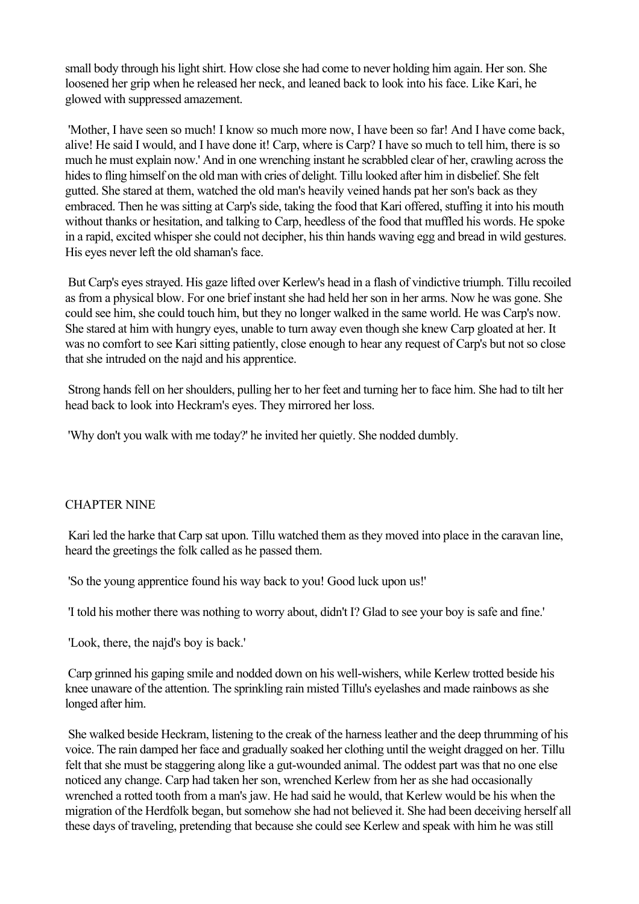small body through his light shirt. How close she had come to never holding him again. Her son. She loosened her grip when he released her neck, and leaned back to look into his face. Like Kari, he glowed with suppressed amazement.

'Mother, I have seen so much! I know so much more now, I have been so far! And I have come back, alive! He said I would, and I have done it! Carp, where is Carp? I have so much to tell him, there is so much he must explain now.' And in one wrenching instant he scrabbled clear of her, crawling across the hides to fling himself on the old man with cries of delight. Tillu looked after him in disbelief. She felt gutted. She stared at them, watched the old man's heavily veined hands pat her son's back as they embraced. Then he was sitting at Carp's side, taking the food that Kari offered, stuffing it into his mouth without thanks or hesitation, and talking to Carp, heedless of the food that muffled his words. He spoke in a rapid, excited whisper she could not decipher, his thin hands waving egg and bread in wild gestures. His eyes never left the old shaman's face.

But Carp's eyes strayed. His gaze lifted over Kerlew's head in a flash of vindictive triumph. Tillu recoiled as from a physical blow. For one brief instant she had held her son in her arms. Now he was gone. She could see him, she could touch him, but they no longer walked in the same world. He was Carp's now. She stared at him with hungry eyes, unable to turn away even though she knew Carp gloated at her. It was no comfort to see Kari sitting patiently, close enough to hear any request of Carp's but not so close that she intruded on the najd and his apprentice.

Strong hands fell on her shoulders, pulling her to her feet and turning her to face him. She had to tilt her head back to look into Heckram's eyes. They mirrored her loss.

'Why don't you walk with me today?' he invited her quietly. She nodded dumbly.

## CHAPTER NINE

Kari led the harke that Carp sat upon. Tillu watched them as they moved into place in the caravan line, heard the greetings the folk called as he passed them.

'So the young apprentice found his way back to you! Good luck upon us!'

'I told his mother there was nothing to worry about, didn't I? Glad to see your boy is safe and fine.'

'Look, there, the najd's boy is back.'

Carp grinned his gaping smile and nodded down on his well-wishers, while Kerlew trotted beside his knee unaware of the attention. The sprinkling rain misted Tillu's eyelashes and made rainbows as she longed after him.

She walked beside Heckram, listening to the creak of the harness leather and the deep thrumming of his voice. The rain damped her face and gradually soaked her clothing until the weight dragged on her. Tillu felt that she must be staggering along like a gut-wounded animal. The oddest part was that no one else noticed any change. Carp had taken her son, wrenched Kerlew from her as she had occasionally wrenched a rotted tooth from a man's jaw. He had said he would, that Kerlew would be his when the migration of the Herdfolk began, but somehow she had not believed it. She had been deceiving herself all these days of traveling, pretending that because she could see Kerlew and speak with him he was still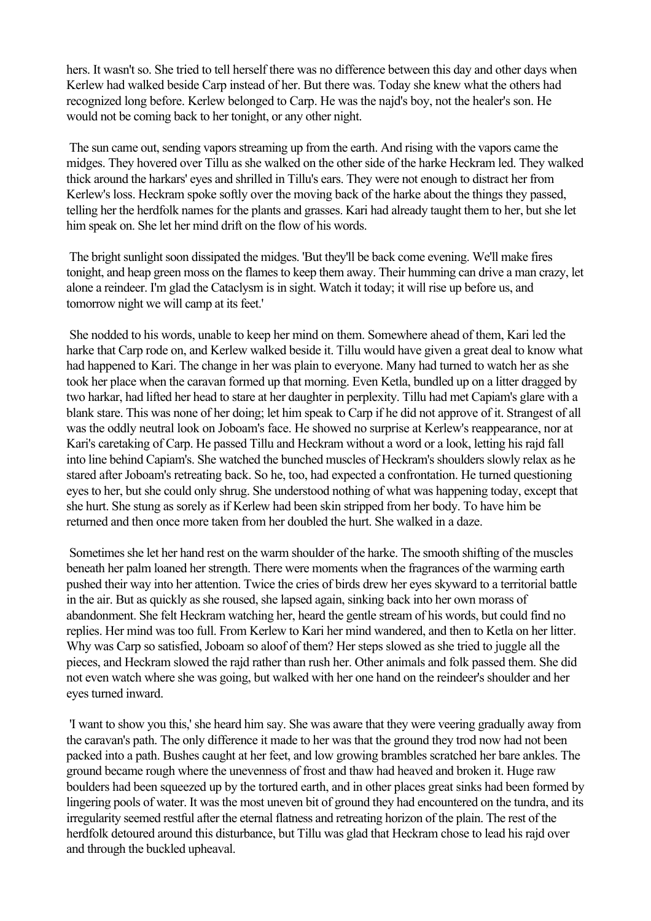hers. It wasn't so. She tried to tell herself there was no difference between this day and other days when Kerlew had walked beside Carp instead of her. But there was. Today she knew what the others had recognized long before. Kerlew belonged to Carp. He was the najd's boy, not the healer's son. He would not be coming back to her tonight, or any other night.

The sun came out, sending vapors streaming up from the earth. And rising with the vapors came the midges. They hovered over Tillu as she walked on the other side of the harke Heckram led. They walked thick around the harkars' eyes and shrilled in Tillu's ears. They were not enough to distract her from Kerlew's loss. Heckram spoke softly over the moving back of the harke about the things they passed, telling her the herdfolk names for the plants and grasses. Kari had already taught them to her, but she let him speak on. She let her mind drift on the flow of his words.

The bright sunlight soon dissipated the midges. 'But they'll be back come evening. We'll make fires tonight, and heap green moss on the flames to keep them away. Their humming can drive a man crazy, let alone a reindeer. I'm glad the Cataclysm is in sight. Watch it today; it will rise up before us, and tomorrow night we will camp at its feet.'

She nodded to his words, unable to keep her mind on them. Somewhere ahead of them, Kari led the harke that Carp rode on, and Kerlew walked beside it. Tillu would have given a great deal to know what had happened to Kari. The change in her was plain to everyone. Many had turned to watch her as she took her place when the caravan formed up that morning. Even Ketla, bundled up on a litter dragged by two harkar, had lifted her head to stare at her daughter in perplexity. Tillu had met Capiam's glare with a blank stare. This was none of her doing; let him speak to Carp if he did not approve of it. Strangest of all was the oddly neutral look on Joboam's face. He showed no surprise at Kerlew's reappearance, nor at Kari's caretaking of Carp. He passed Tillu and Heckram without a word or a look, letting his rajd fall into line behind Capiam's. She watched the bunched muscles of Heckram's shoulders slowly relax as he stared after Joboam's retreating back. So he, too, had expected a confrontation. He turned questioning eyes to her, but she could only shrug. She understood nothing of what was happening today, except that she hurt. She stung as sorely as if Kerlew had been skin stripped from her body. To have him be returned and then once more taken from her doubled the hurt. She walked in a daze.

Sometimes she let her hand rest on the warm shoulder of the harke. The smooth shifting of the muscles beneath her palm loaned her strength. There were moments when the fragrances of the warming earth pushed their way into her attention. Twice the cries of birds drew her eyes skyward to a territorial battle in the air. But as quickly as she roused, she lapsed again, sinking back into her own morass of abandonment. She felt Heckram watching her, heard the gentle stream of his words, but could find no replies. Her mind was too full. From Kerlew to Kari her mind wandered, and then to Ketla on her litter. Why was Carp so satisfied, Joboam so aloof of them? Her steps slowed as she tried to juggle all the pieces, and Heckram slowed the rajd rather than rush her. Other animals and folk passed them. She did not even watch where she was going, but walked with her one hand on the reindeer's shoulder and her eyes turned inward.

'I want to show you this,' she heard him say. She was aware that they were veering gradually away from the caravan's path. The only difference it made to her was that the ground they trod now had not been packed into a path. Bushes caught at her feet, and low growing brambles scratched her bare ankles. The ground became rough where the unevenness of frost and thaw had heaved and broken it. Huge raw boulders had been squeezed up by the tortured earth, and in other places great sinks had been formed by lingering pools of water. It was the most uneven bit of ground they had encountered on the tundra, and its irregularity seemed restful after the eternal flatness and retreating horizon of the plain. The rest of the herdfolk detoured around this disturbance, but Tillu was glad that Heckram chose to lead his rajd over and through the buckled upheaval.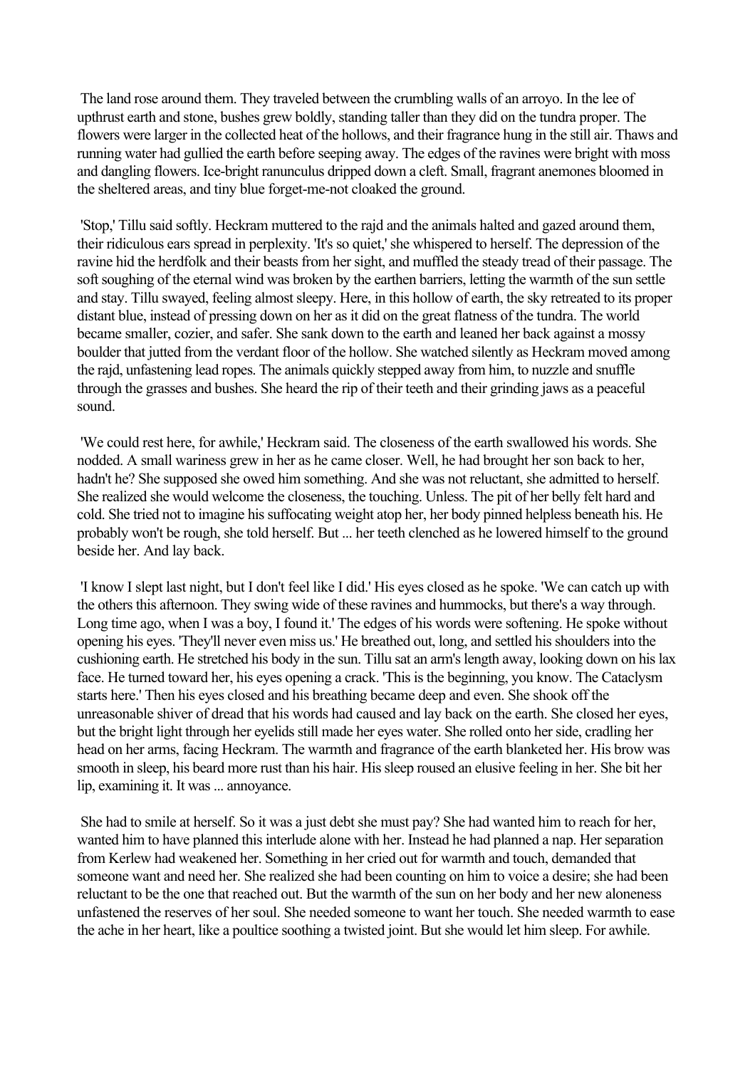The land rose around them. They traveled between the crumbling walls of an arroyo. In the lee of upthrust earth and stone, bushes grew boldly, standing taller than they did on the tundra proper. The flowers were larger in the collected heat of the hollows, and their fragrance hung in the still air. Thaws and running water had gullied the earth before seeping away. The edges of the ravines were bright with moss and dangling flowers. Ice-bright ranunculus dripped down a cleft. Small, fragrant anemones bloomed in the sheltered areas, and tiny blue forget-me-not cloaked the ground.

'Stop,' Tillu said softly. Heckram muttered to the rajd and the animals halted and gazed around them, their ridiculous ears spread in perplexity. 'It's so quiet,' she whispered to herself. The depression of the ravine hid the herdfolk and their beasts from her sight, and muffled the steady tread of their passage. The soft soughing of the eternal wind was broken by the earthen barriers, letting the warmth of the sun settle and stay. Tillu swayed, feeling almost sleepy. Here, in this hollow of earth, the sky retreated to its proper distant blue, instead of pressing down on her as it did on the great flatness of the tundra. The world became smaller, cozier, and safer. She sank down to the earth and leaned her back against a mossy boulder that jutted from the verdant floor of the hollow. She watched silently as Heckram moved among the rajd, unfastening lead ropes. The animals quickly stepped away from him, to nuzzle and snuffle through the grasses and bushes. She heard the rip of their teeth and their grinding jaws as a peaceful sound.

'We could rest here, for awhile,' Heckram said. The closeness of the earth swallowed his words. She nodded. A small wariness grew in her as he came closer. Well, he had brought her son back to her, hadn't he? She supposed she owed him something. And she was not reluctant, she admitted to herself. She realized she would welcome the closeness, the touching. Unless. The pit of her belly felt hard and cold. She tried not to imagine his suffocating weight atop her, her body pinned helpless beneath his. He probably won't be rough, she told herself. But ... her teeth clenched as he lowered himself to the ground beside her. And lay back.

'I know I slept last night, but I don't feel like I did.' His eyes closed as he spoke. 'We can catch up with the others this afternoon. They swing wide of these ravines and hummocks, but there's a way through. Long time ago, when I was a boy, I found it.' The edges of his words were softening. He spoke without opening his eyes. 'They'll never even miss us.' He breathed out, long, and settled his shoulders into the cushioning earth. He stretched his body in the sun. Tillu sat an arm's length away, looking down on his lax face. He turned toward her, his eyes opening a crack. 'This is the beginning, you know. The Cataclysm starts here.' Then his eyes closed and his breathing became deep and even. She shook off the unreasonable shiver of dread that his words had caused and lay back on the earth. She closed her eyes, but the bright light through her eyelids still made her eyes water. She rolled onto her side, cradling her head on her arms, facing Heckram. The warmth and fragrance of the earth blanketed her. His brow was smooth in sleep, his beard more rust than his hair. His sleep roused an elusive feeling in her. She bit her lip, examining it. It was ... annoyance.

She had to smile at herself. So it was a just debt she must pay? She had wanted him to reach for her, wanted him to have planned this interlude alone with her. Instead he had planned a nap. Her separation from Kerlew had weakened her. Something in her cried out for warmth and touch, demanded that someone want and need her. She realized she had been counting on him to voice a desire; she had been reluctant to be the one that reached out. But the warmth of the sun on her body and her new aloneness unfastened the reserves of her soul. She needed someone to want her touch. She needed warmth to ease the ache in her heart, like a poultice soothing a twisted joint. But she would let him sleep. For awhile.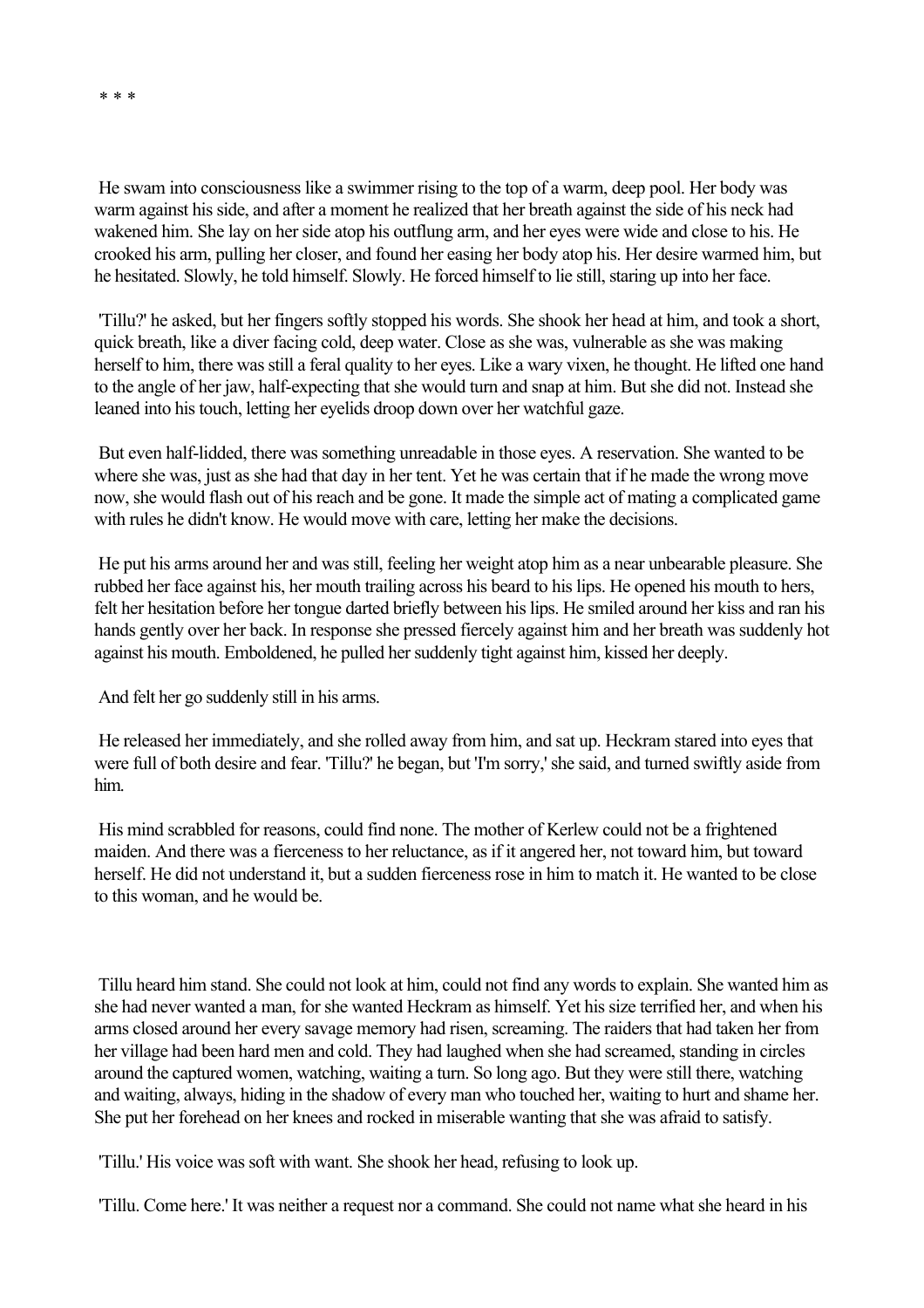* * *

He swam into consciousness like a swimmer rising to the top of a warm, deep pool. Her body was warm against his side, and after a moment he realized that her breath against the side of his neck had wakened him. She lay on her side atop his outflung arm, and her eyes were wide and close to his. He crooked his arm, pulling her closer, and found her easing her body atop his. Her desire warmed him, but he hesitated. Slowly, he told himself. Slowly. He forced himself to lie still, staring up into her face.

'Tillu?' he asked, but her fingers softly stopped his words. She shook her head at him, and took a short, quick breath, like a diver facing cold, deep water. Close as she was, vulnerable as she was making herself to him, there was still a feral quality to her eyes. Like a wary vixen, he thought. He lifted one hand to the angle of her jaw, half-expecting that she would turn and snap at him. But she did not. Instead she leaned into his touch, letting her eyelids droop down over her watchful gaze.

But even half-lidded, there was something unreadable in those eyes. A reservation. She wanted to be where she was, just as she had that day in her tent. Yet he was certain that if he made the wrong move now, she would flash out of his reach and be gone. It made the simple act of mating a complicated game with rules he didn't know. He would move with care, letting her make the decisions.

He put his arms around her and was still, feeling her weight atop him as a near unbearable pleasure. She rubbed her face against his, her mouth trailing across his beard to his lips. He opened his mouth to hers, felt her hesitation before her tongue darted briefly between his lips. He smiled around her kiss and ran his hands gently over her back. In response she pressed fiercely against him and her breath was suddenly hot against his mouth. Emboldened, he pulled her suddenly tight against him, kissed her deeply.

And felt her go suddenly still in his arms.

He released her immediately, and she rolled away from him, and sat up. Heckram stared into eyes that were full of both desire and fear. 'Tillu?' he began, but 'I'm sorry,' she said, and turned swiftly aside from him.

His mind scrabbled for reasons, could find none. The mother of Kerlew could not be a frightened maiden. And there was a fierceness to her reluctance, as if it angered her, not toward him, but toward herself. He did not understand it, but a sudden fierceness rose in him to match it. He wanted to be close to this woman, and he would be.

Tillu heard him stand. She could not look at him, could not find any words to explain. She wanted him as she had never wanted a man, for she wanted Heckram as himself. Yet his size terrified her, and when his arms closed around her every savage memory had risen, screaming. The raiders that had taken her from her village had been hard men and cold. They had laughed when she had screamed, standing in circles around the captured women, watching, waiting a turn. So long ago. But they were still there, watching and waiting, always, hiding in the shadow of every man who touched her, waiting to hurt and shame her. She put her forehead on her knees and rocked in miserable wanting that she was afraid to satisfy.

'Tillu.' His voice was soft with want. She shook her head, refusing to look up.

'Tillu. Come here.' It was neither a request nor a command. She could not name what she heard in his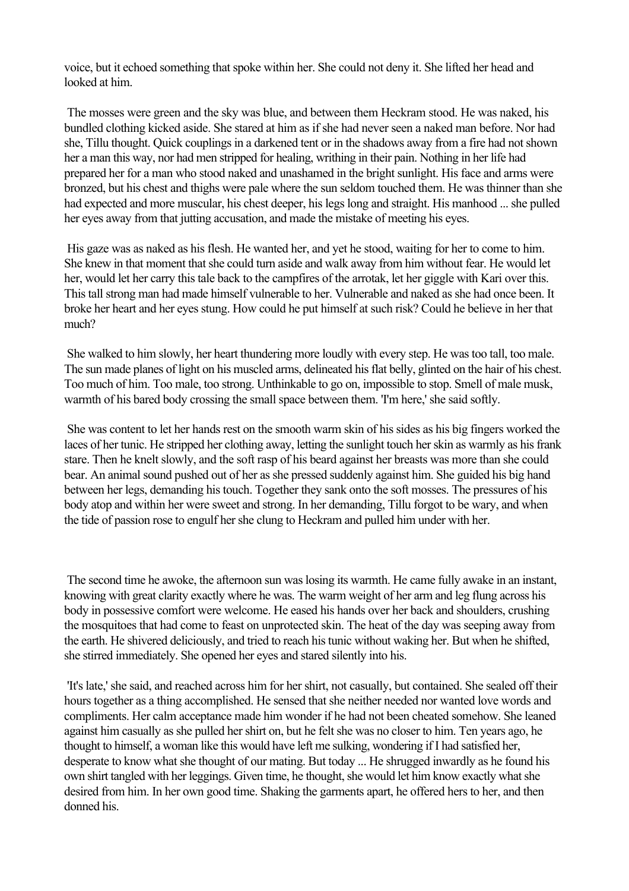voice, but it echoed something that spoke within her. She could not deny it. She lifted her head and looked at him.

The mosses were green and the sky was blue, and between them Heckram stood. He was naked, his bundled clothing kicked aside. She stared at him as if she had never seen a naked man before. Nor had she, Tillu thought. Quick couplings in a darkened tent or in the shadows away from a fire had not shown her a man this way, nor had men stripped for healing, writhing in their pain. Nothing in her life had prepared her for a man who stood naked and unashamed in the bright sunlight. His face and arms were bronzed, but his chest and thighs were pale where the sun seldom touched them. He was thinner than she had expected and more muscular, his chest deeper, his legs long and straight. His manhood ... she pulled her eyes away from that jutting accusation, and made the mistake of meeting his eyes.

His gaze was as naked as his flesh. He wanted her, and yet he stood, waiting for her to come to him. She knew in that moment that she could turn aside and walk away from him without fear. He would let her, would let her carry this tale back to the campfires of the arrotak, let her giggle with Kari over this. This tall strong man had made himself vulnerable to her. Vulnerable and naked as she had once been. It broke her heart and her eyes stung. How could he put himself at such risk? Could he believe in her that much?

She walked to him slowly, her heart thundering more loudly with every step. He was too tall, too male. The sun made planes of light on his muscled arms, delineated his flat belly, glinted on the hair of his chest. Too much of him. Too male, too strong. Unthinkable to go on, impossible to stop. Smell of male musk, warmth of his bared body crossing the small space between them. 'I'm here,' she said softly.

She was content to let her hands rest on the smooth warm skin of his sides as his big fingers worked the laces of her tunic. He stripped her clothing away, letting the sunlight touch her skin as warmly as his frank stare. Then he knelt slowly, and the soft rasp of his beard against her breasts was more than she could bear. An animal sound pushed out of her as she pressed suddenly against him. She guided his big hand between her legs, demanding his touch. Together they sank onto the soft mosses. The pressures of his body atop and within her were sweet and strong. In her demanding, Tillu forgot to be wary, and when the tide of passion rose to engulf her she clung to Heckram and pulled him under with her.

The second time he awoke, the afternoon sun was losing its warmth. He came fully awake in an instant, knowing with great clarity exactly where he was. The warm weight of her arm and leg flung across his body in possessive comfort were welcome. He eased his hands over her back and shoulders, crushing the mosquitoes that had come to feast on unprotected skin. The heat of the day was seeping away from the earth. He shivered deliciously, and tried to reach his tunic without waking her. But when he shifted, she stirred immediately. She opened her eyes and stared silently into his.

'It's late,' she said, and reached across him for her shirt, not casually, but contained. She sealed off their hours together as a thing accomplished. He sensed that she neither needed nor wanted love words and compliments. Her calm acceptance made him wonder if he had not been cheated somehow. She leaned against him casually as she pulled her shirt on, but he felt she was no closer to him. Ten years ago, he thought to himself, a woman like this would have left me sulking, wondering if I had satisfied her, desperate to know what she thought of our mating. But today ... He shrugged inwardly as he found his own shirt tangled with her leggings. Given time, he thought, she would let him know exactly what she desired from him. In her own good time. Shaking the garments apart, he offered hers to her, and then donned his.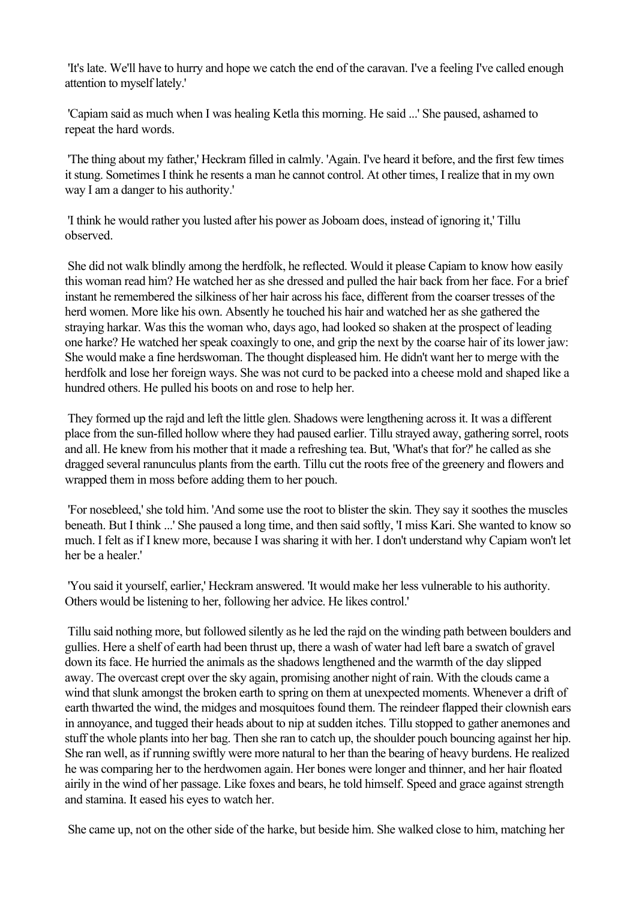'It's late. We'll have to hurry and hope we catch the end of the caravan. I've a feeling I've called enough attention to myself lately.'

'Capiam said as much when I was healing Ketla this morning. He said ...' She paused, ashamed to repeat the hard words.

'The thing about my father,' Heckram filled in calmly. 'Again. I've heard it before, and the first few times it stung. Sometimes I think he resents a man he cannot control. At other times, I realize that in my own way I am a danger to his authority.'

'I think he would rather you lusted after his power as Joboam does, instead of ignoring it,' Tillu observed.

She did not walk blindly among the herdfolk, he reflected. Would it please Capiam to know how easily this woman read him? He watched her as she dressed and pulled the hair back from her face. For a brief instant he remembered the silkiness of her hair across his face, different from the coarser tresses of the herd women. More like his own. Absently he touched his hair and watched her as she gathered the straying harkar. Was this the woman who, days ago, had looked so shaken at the prospect of leading one harke? He watched her speak coaxingly to one, and grip the next by the coarse hair of its lower jaw: She would make a fine herdswoman. The thought displeased him. He didn't want her to merge with the herdfolk and lose her foreign ways. She was not curd to be packed into a cheese mold and shaped like a hundred others. He pulled his boots on and rose to help her.

They formed up the rajd and left the little glen. Shadows were lengthening across it. It was a different place from the sun-filled hollow where they had paused earlier. Tillu strayed away, gathering sorrel, roots and all. He knew from his mother that it made a refreshing tea. But, 'What's that for?' he called as she dragged several ranunculus plants from the earth. Tillu cut the roots free of the greenery and flowers and wrapped them in moss before adding them to her pouch.

'For nosebleed,' she told him. 'And some use the root to blister the skin. They say it soothes the muscles beneath. But I think ...' She paused a long time, and then said softly, 'I miss Kari. She wanted to know so much. I felt as if I knew more, because I was sharing it with her. I don't understand why Capiam won't let her be a healer.'

'You said it yourself, earlier,' Heckram answered. 'It would make her less vulnerable to his authority. Others would be listening to her, following her advice. He likes control.'

Tillu said nothing more, but followed silently as he led the rajd on the winding path between boulders and gullies. Here a shelf of earth had been thrust up, there a wash of water had left bare a swatch of gravel down its face. He hurried the animals as the shadows lengthened and the warmth of the day slipped away. The overcast crept over the sky again, promising another night of rain. With the clouds came a wind that slunk amongst the broken earth to spring on them at unexpected moments. Whenever a drift of earth thwarted the wind, the midges and mosquitoes found them. The reindeer flapped their clownish ears in annoyance, and tugged their heads about to nip at sudden itches. Tillu stopped to gather anemones and stuff the whole plants into her bag. Then she ran to catch up, the shoulder pouch bouncing against her hip. She ran well, as if running swiftly were more natural to her than the bearing of heavy burdens. He realized he was comparing her to the herdwomen again. Her bones were longer and thinner, and her hair floated airily in the wind of her passage. Like foxes and bears, he told himself. Speed and grace against strength and stamina. It eased his eyes to watch her.

She came up, not on the other side of the harke, but beside him. She walked close to him, matching her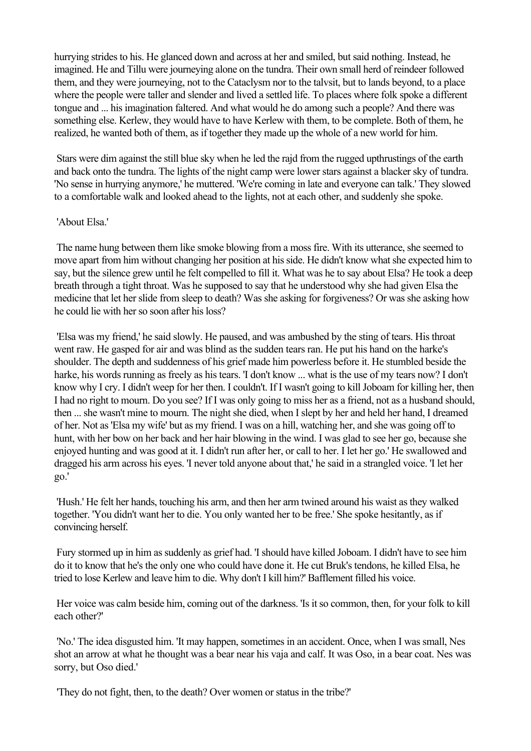hurrying strides to his. He glanced down and across at her and smiled, but said nothing. Instead, he imagined. He and Tillu were journeying alone on the tundra. Their own small herd of reindeer followed them, and they were journeying, not to the Cataclysm nor to the talvsit, but to lands beyond, to a place where the people were taller and slender and lived a settled life. To places where folk spoke a different tongue and ... his imagination faltered. And what would he do among such a people? And there was something else. Kerlew, they would have to have Kerlew with them, to be complete. Both of them, he realized, he wanted both of them, as if together they made up the whole of a new world for him.

Stars were dim against the still blue sky when he led the rajd from the rugged upthrustings of the earth and back onto the tundra. The lights of the night camp were lower stars against a blacker sky of tundra. 'No sense in hurrying anymore,' he muttered. 'We're coming in late and everyone can talk.' They slowed to a comfortable walk and looked ahead to the lights, not at each other, and suddenly she spoke.

'About Elsa.'

The name hung between them like smoke blowing from a moss fire. With its utterance, she seemed to move apart from him without changing her position at his side. He didn't know what she expected him to say, but the silence grew until he felt compelled to fill it. What was he to say about Elsa? He took a deep breath through a tight throat. Was he supposed to say that he understood why she had given Elsa the medicine that let her slide from sleep to death? Was she asking for forgiveness? Or was she asking how he could lie with her so soon after his loss?

'Elsa was my friend,' he said slowly. He paused, and was ambushed by the sting of tears. His throat went raw. He gasped for air and was blind as the sudden tears ran. He put his hand on the harke's shoulder. The depth and suddenness of his grief made him powerless before it. He stumbled beside the harke, his words running as freely as his tears. 'I don't know ... what is the use of my tears now? I don't know why I cry. I didn't weep for her then. I couldn't. If I wasn't going to kill Joboam for killing her, then I had no right to mourn. Do you see? If I was only going to miss her as a friend, not as a husband should, then ... she wasn't mine to mourn. The night she died, when I slept by her and held her hand, I dreamed of her. Not as 'Elsa my wife' but as my friend. I was on a hill, watching her, and she was going off to hunt, with her bow on her back and her hair blowing in the wind. I was glad to see her go, because she enjoyed hunting and was good at it. I didn't run after her, or call to her. I let her go.' He swallowed and dragged his arm across his eyes. 'I never told anyone about that,' he said in a strangled voice. 'I let her go.'

'Hush.' He felt her hands, touching his arm, and then her arm twined around his waist as they walked together. 'You didn't want her to die. You only wanted her to be free.' She spoke hesitantly, as if convincing herself.

Fury stormed up in him as suddenly as grief had. 'I should have killed Joboam. I didn't have to see him do it to know that he's the only one who could have done it. He cut Bruk's tendons, he killed Elsa, he tried to lose Kerlew and leave him to die. Why don't I kill him?' Bafflement filled his voice.

Her voice was calm beside him, coming out of the darkness. 'Is it so common, then, for your folk to kill each other?'

'No.' The idea disgusted him. 'It may happen, sometimes in an accident. Once, when I was small, Nes shot an arrow at what he thought was a bear near his vaja and calf. It was Oso, in a bear coat. Nes was sorry, but Oso died.'

'They do not fight, then, to the death? Over women or status in the tribe?'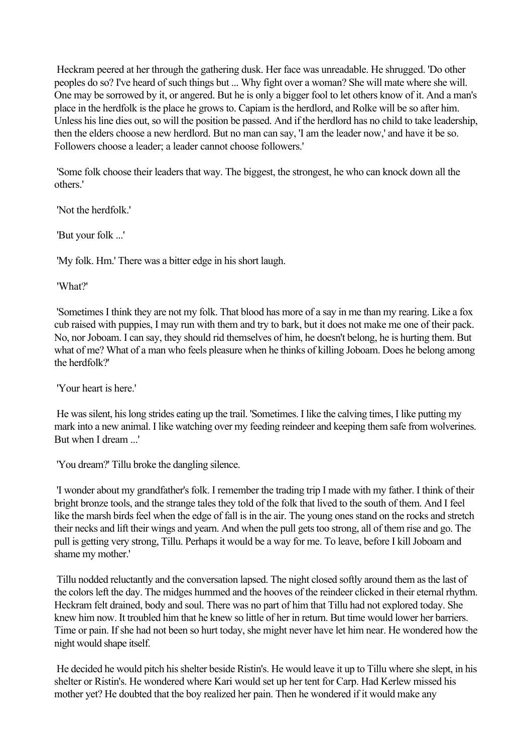Heckram peered at her through the gathering dusk. Her face was unreadable. He shrugged. 'Do other peoples do so? I've heard of such things but ... Why fight over a woman? She will mate where she will. One may be sorrowed by it, or angered. But he is only a bigger fool to let others know of it. And a man's place in the herdfolk is the place he grows to. Capiam is the herdlord, and Rolke will be so after him. Unless his line dies out, so will the position be passed. And if the herdlord has no child to take leadership, then the elders choose a new herdlord. But no man can say, 'I am the leader now,' and have it be so. Followers choose a leader; a leader cannot choose followers.'

'Some folk choose their leaders that way. The biggest, the strongest, he who can knock down all the others.'

'Not the herdfolk.'

'But your folk ...'

'My folk. Hm.' There was a bitter edge in his short laugh.

'What?'

'Sometimes I think they are not my folk. That blood has more of a say in me than my rearing. Like a fox cub raised with puppies, I may run with them and try to bark, but it does not make me one of their pack. No, nor Joboam. I can say, they should rid themselves of him, he doesn't belong, he is hurting them. But what of me? What of a man who feels pleasure when he thinks of killing Joboam. Does he belong among the herdfolk?'

'Your heart is here.'

He was silent, his long strides eating up the trail. 'Sometimes. I like the calving times, I like putting my mark into a new animal. I like watching over my feeding reindeer and keeping them safe from wolverines. But when I dream ...'

'You dream?' Tillu broke the dangling silence.

'I wonder about my grandfather's folk. I remember the trading trip I made with my father. I think of their bright bronze tools, and the strange tales they told of the folk that lived to the south of them. And I feel like the marsh birds feel when the edge of fall is in the air. The young ones stand on the rocks and stretch their necks and lift their wings and yearn. And when the pull gets too strong, all of them rise and go. The pull is getting very strong, Tillu. Perhaps it would be a way for me. To leave, before I kill Joboam and shame my mother.'

Tillu nodded reluctantly and the conversation lapsed. The night closed softly around them as the last of the colors left the day. The midges hummed and the hooves of the reindeer clicked in their eternal rhythm. Heckram felt drained, body and soul. There was no part of him that Tillu had not explored today. She knew him now. It troubled him that he knew so little of her in return. But time would lower her barriers. Time or pain. If she had not been so hurt today, she might never have let him near. He wondered how the night would shape itself.

He decided he would pitch his shelter beside Ristin's. He would leave it up to Tillu where she slept, in his shelter or Ristin's. He wondered where Kari would set up her tent for Carp. Had Kerlew missed his mother yet? He doubted that the boy realized her pain. Then he wondered if it would make any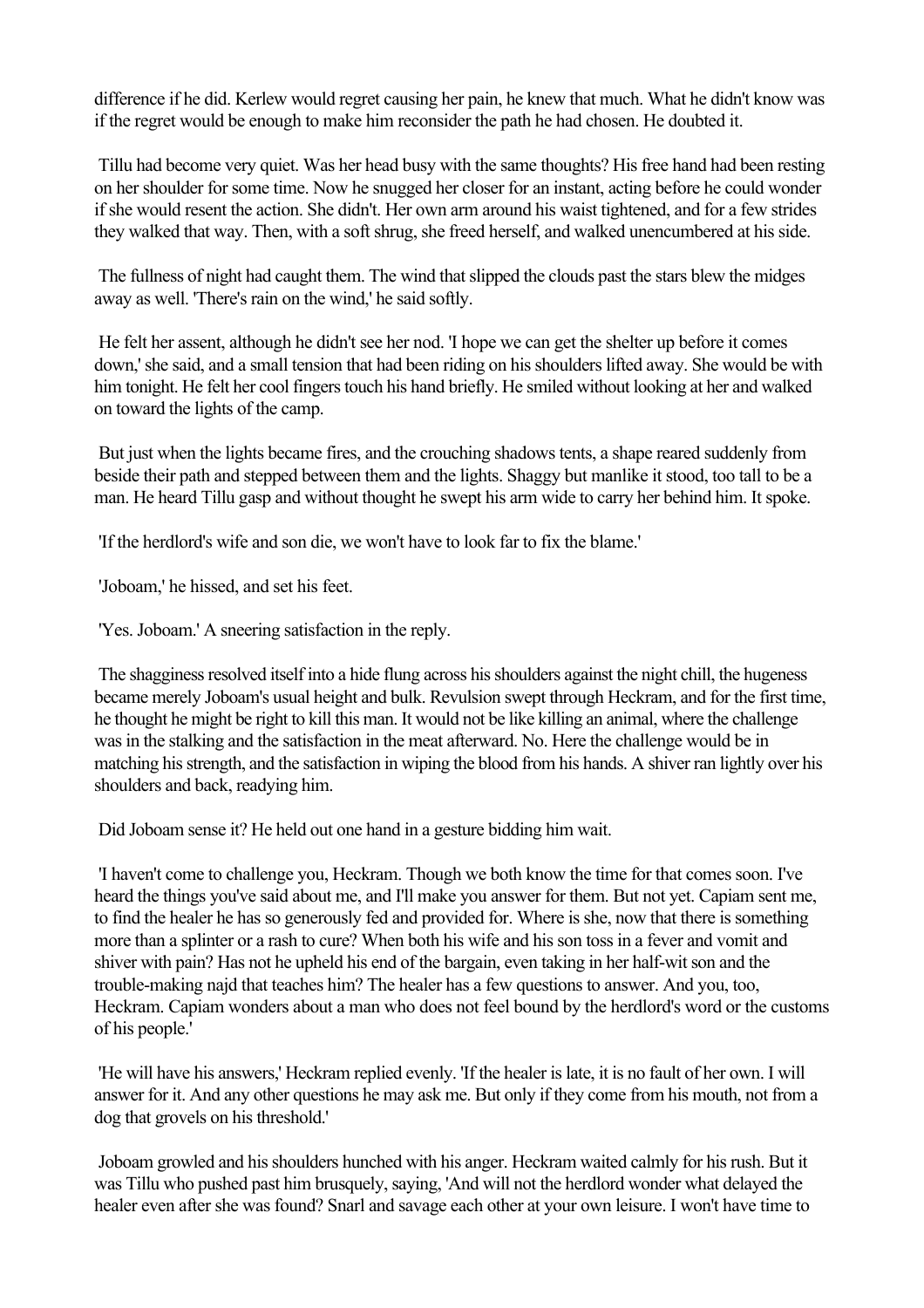difference if he did. Kerlew would regret causing her pain, he knew that much. What he didn't know was if the regret would be enough to make him reconsider the path he had chosen. He doubted it.

Tillu had become very quiet. Was her head busy with the same thoughts? His free hand had been resting on her shoulder for some time. Now he snugged her closer for an instant, acting before he could wonder if she would resent the action. She didn't. Her own arm around his waist tightened, and for a few strides they walked that way. Then, with a soft shrug, she freed herself, and walked unencumbered at his side.

The fullness of night had caught them. The wind that slipped the clouds past the stars blew the midges away as well. 'There's rain on the wind,' he said softly.

He felt her assent, although he didn't see her nod. 'I hope we can get the shelter up before it comes down,' she said, and a small tension that had been riding on his shoulders lifted away. She would be with him tonight. He felt her cool fingers touch his hand briefly. He smiled without looking at her and walked on toward the lights of the camp.

But just when the lights became fires, and the crouching shadows tents, a shape reared suddenly from beside their path and stepped between them and the lights. Shaggy but manlike it stood, too tall to be a man. He heard Tillu gasp and without thought he swept his arm wide to carry her behind him. It spoke.

'If the herdlord's wife and son die, we won't have to look far to fix the blame.'

'Joboam,' he hissed, and set his feet.

'Yes. Joboam.' A sneering satisfaction in the reply.

The shagginess resolved itself into a hide flung across his shoulders against the night chill, the hugeness became merely Joboam's usual height and bulk. Revulsion swept through Heckram, and for the first time, he thought he might be right to kill this man. It would not be like killing an animal, where the challenge was in the stalking and the satisfaction in the meat afterward. No. Here the challenge would be in matching his strength, and the satisfaction in wiping the blood from his hands. A shiver ran lightly over his shoulders and back, readying him.

Did Joboam sense it? He held out one hand in a gesture bidding him wait.

'I haven't come to challenge you, Heckram. Though we both know the time for that comes soon. I've heard the things you've said about me, and I'll make you answer for them. But not yet. Capiam sent me, to find the healer he has so generously fed and provided for. Where is she, now that there is something more than a splinter or a rash to cure? When both his wife and his son toss in a fever and vomit and shiver with pain? Has not he upheld his end of the bargain, even taking in her half-wit son and the trouble-making najd that teaches him? The healer has a few questions to answer. And you, too, Heckram. Capiam wonders about a man who does not feel bound by the herdlord's word or the customs of his people.'

'He will have his answers,' Heckram replied evenly. 'If the healer is late, it is no fault of her own. I will answer for it. And any other questions he may ask me. But only if they come from his mouth, not from a dog that grovels on his threshold.'

Joboam growled and his shoulders hunched with his anger. Heckram waited calmly for his rush. But it was Tillu who pushed past him brusquely, saying, 'And will not the herdlord wonder what delayed the healer even after she was found? Snarl and savage each other at your own leisure. I won't have time to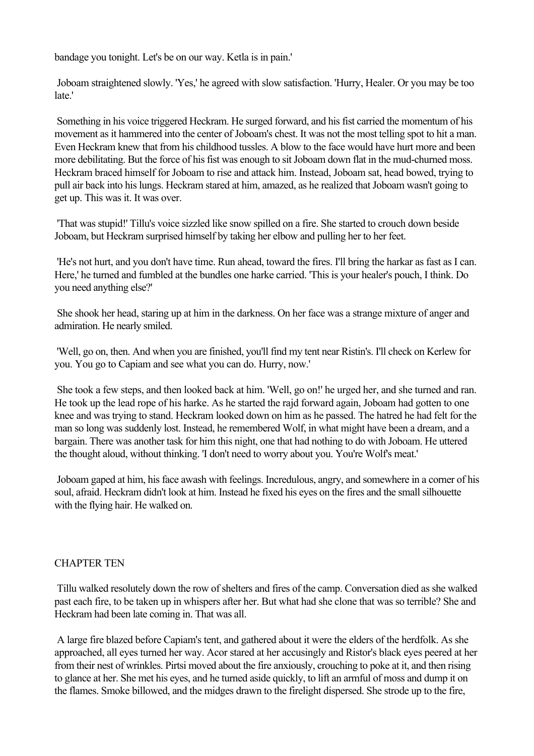bandage you tonight. Let's be on our way. Ketla is in pain.'

Joboam straightened slowly. 'Yes,' he agreed with slow satisfaction. 'Hurry, Healer. Or you may be too late.'

Something in his voice triggered Heckram. He surged forward, and his fist carried the momentum of his movement as it hammered into the center of Joboam's chest. It was not the most telling spot to hit a man. Even Heckram knew that from his childhood tussles. A blow to the face would have hurt more and been more debilitating. But the force of his fist was enough to sit Joboam down flat in the mud-churned moss. Heckram braced himself for Joboam to rise and attack him. Instead, Joboam sat, head bowed, trying to pull air back into his lungs. Heckram stared at him, amazed, as he realized that Joboam wasn't going to get up. This was it. It was over.

'That was stupid!' Tillu's voice sizzled like snow spilled on a fire. She started to crouch down beside Joboam, but Heckram surprised himself by taking her elbow and pulling her to her feet.

'He's not hurt, and you don't have time. Run ahead, toward the fires. I'll bring the harkar as fast as I can. Here,' he turned and fumbled at the bundles one harke carried. 'This is your healer's pouch, I think. Do you need anything else?'

She shook her head, staring up at him in the darkness. On her face was a strange mixture of anger and admiration. He nearly smiled.

'Well, go on, then. And when you are finished, you'll find my tent near Ristin's. I'll check on Kerlew for you. You go to Capiam and see what you can do. Hurry, now.'

She took a few steps, and then looked back at him. 'Well, go on!' he urged her, and she turned and ran. He took up the lead rope of his harke. As he started the rajd forward again, Joboam had gotten to one knee and was trying to stand. Heckram looked down on him as he passed. The hatred he had felt for the man so long was suddenly lost. Instead, he remembered Wolf, in what might have been a dream, and a bargain. There was another task for him this night, one that had nothing to do with Joboam. He uttered the thought aloud, without thinking. 'I don't need to worry about you. You're Wolf's meat.'

Joboam gaped at him, his face awash with feelings. Incredulous, angry, and somewhere in a corner of his soul, afraid. Heckram didn't look at him. Instead he fixed his eyes on the fires and the small silhouette with the flying hair. He walked on.

## CHAPTER TEN

Tillu walked resolutely down the row of shelters and fires of the camp. Conversation died as she walked past each fire, to be taken up in whispers after her. But what had she clone that was so terrible? She and Heckram had been late coming in. That was all.

A large fire blazed before Capiam's tent, and gathered about it were the elders of the herdfolk. As she approached, all eyes turned her way. Acor stared at her accusingly and Ristor's black eyes peered at her from their nest of wrinkles. Pirtsi moved about the fire anxiously, crouching to poke at it, and then rising to glance at her. She met his eyes, and he turned aside quickly, to lift an armful of moss and dump it on the flames. Smoke billowed, and the midges drawn to the firelight dispersed. She strode up to the fire,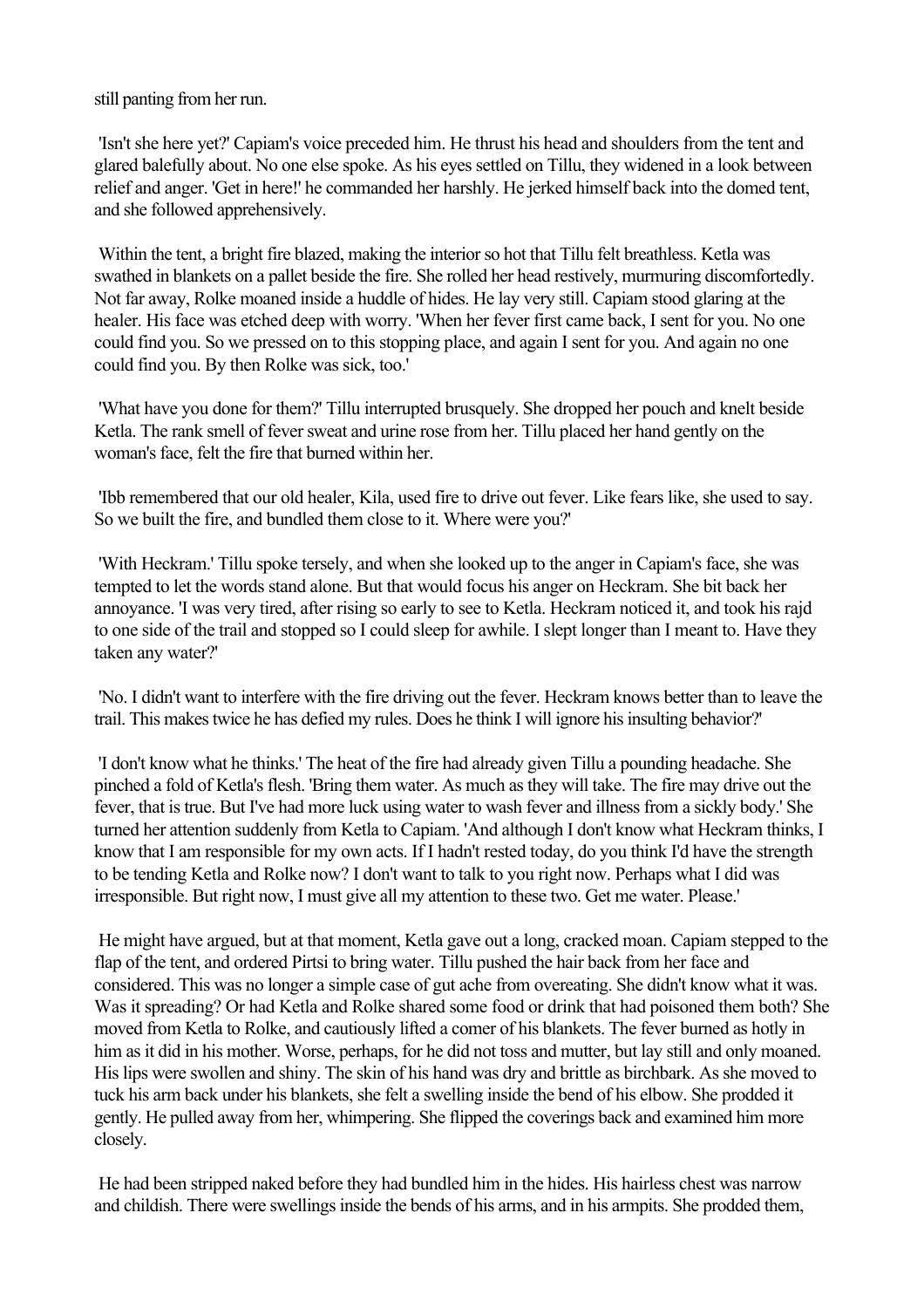still panting from her run.

'Isn't she here yet?' Capiam's voice preceded him. He thrust his head and shoulders from the tent and glared balefully about. No one else spoke. As his eyes settled on Tillu, they widened in a look between relief and anger. 'Get in here!' he commanded her harshly. He jerked himself back into the domed tent, and she followed apprehensively.

Within the tent, a bright fire blazed, making the interior so hot that Tillu felt breathless. Ketla was swathed in blankets on a pallet beside the fire. She rolled her head restively, murmuring discomfortedly. Not far away, Rolke moaned inside a huddle of hides. He lay very still. Capiam stood glaring at the healer. His face was etched deep with worry. 'When her fever first came back, I sent for you. No one could find you. So we pressed on to this stopping place, and again I sent for you. And again no one could find you. By then Rolke was sick, too.'

'What have you done for them?' Tillu interrupted brusquely. She dropped her pouch and knelt beside Ketla. The rank smell of fever sweat and urine rose from her. Tillu placed her hand gently on the woman's face, felt the fire that burned within her.

'Ibb remembered that our old healer, Kila, used fire to drive out fever. Like fears like, she used to say. So we built the fire, and bundled them close to it. Where were you?'

'With Heckram.' Tillu spoke tersely, and when she looked up to the anger in Capiam's face, she was tempted to let the words stand alone. But that would focus his anger on Heckram. She bit back her annoyance. 'I was very tired, after rising so early to see to Ketla. Heckram noticed it, and took his rajd to one side of the trail and stopped so I could sleep for awhile. I slept longer than I meant to. Have they taken any water?'

'No. I didn't want to interfere with the fire driving out the fever. Heckram knows better than to leave the trail. This makes twice he has defied my rules. Does he think I will ignore his insulting behavior?'

'I don't know what he thinks.' The heat of the fire had already given Tillu a pounding headache. She pinched a fold of Ketla's flesh. 'Bring them water. As much as they will take. The fire may drive out the fever, that is true. But I've had more luck using water to wash fever and illness from a sickly body.' She turned her attention suddenly from Ketla to Capiam. 'And although I don't know what Heckram thinks, I know that I am responsible for my own acts. If I hadn't rested today, do you think I'd have the strength to be tending Ketla and Rolke now? I don't want to talk to you right now. Perhaps what I did was irresponsible. But right now, I must give all my attention to these two. Get me water. Please.'

He might have argued, but at that moment, Ketla gave out a long, cracked moan. Capiam stepped to the flap of the tent, and ordered Pirtsi to bring water. Tillu pushed the hair back from her face and considered. This was no longer a simple case of gut ache from overeating. She didn't know what it was. Was it spreading? Or had Ketla and Rolke shared some food or drink that had poisoned them both? She moved from Ketla to Rolke, and cautiously lifted a comer of his blankets. The fever burned as hotly in him as it did in his mother. Worse, perhaps, for he did not toss and mutter, but lay still and only moaned. His lips were swollen and shiny. The skin of his hand was dry and brittle as birchbark. As she moved to tuck his arm back under his blankets, she felt a swelling inside the bend of his elbow. She prodded it gently. He pulled away from her, whimpering. She flipped the coverings back and examined him more closely.

He had been stripped naked before they had bundled him in the hides. His hairless chest was narrow and childish. There were swellings inside the bends of his arms, and in his armpits. She prodded them,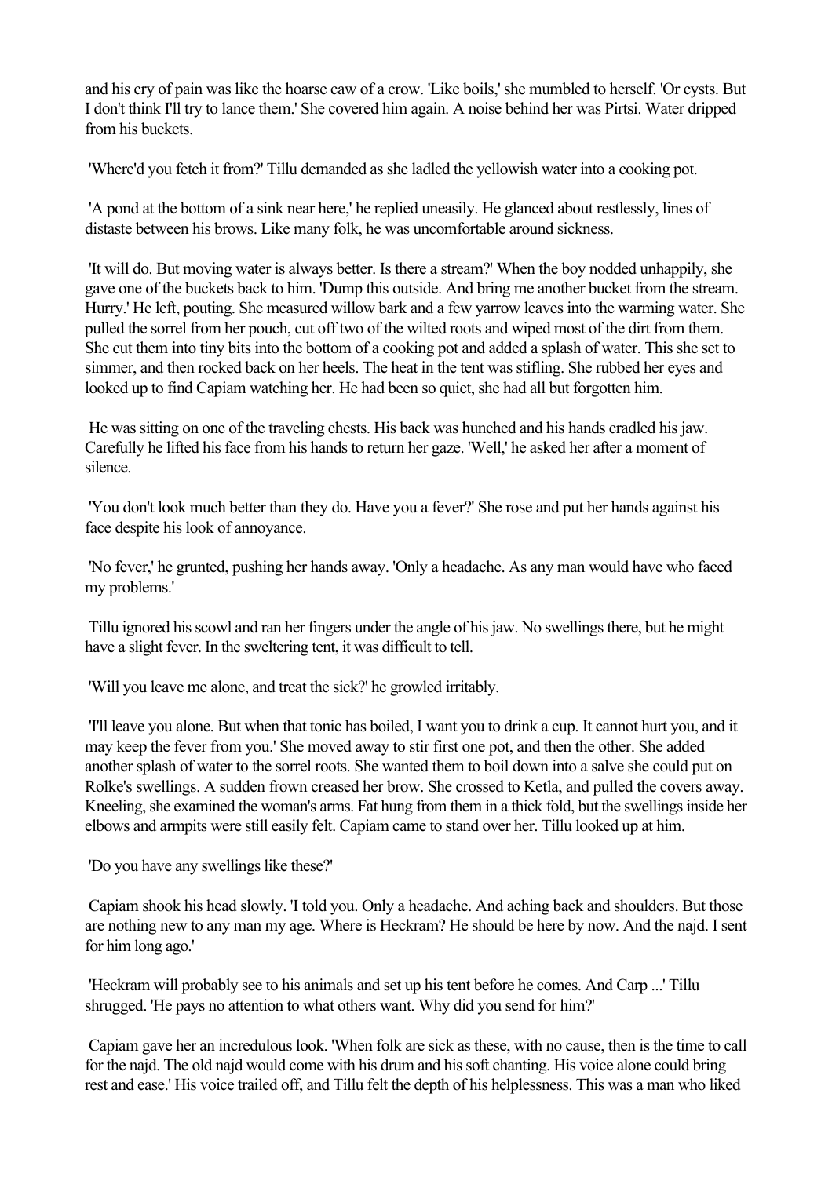and his cry of pain was like the hoarse caw of a crow. 'Like boils,' she mumbled to herself. 'Or cysts. But I don't think I'll try to lance them.' She covered him again. A noise behind her was Pirtsi. Water dripped from his buckets.

'Where'd you fetch it from?' Tillu demanded as she ladled the yellowish water into a cooking pot.

'A pond at the bottom of a sink near here,' he replied uneasily. He glanced about restlessly, lines of distaste between his brows. Like many folk, he was uncomfortable around sickness.

'It will do. But moving water is always better. Is there a stream?' When the boy nodded unhappily, she gave one of the buckets back to him. 'Dump this outside. And bring me another bucket from the stream. Hurry.' He left, pouting. She measured willow bark and a few yarrow leaves into the warming water. She pulled the sorrel from her pouch, cut off two of the wilted roots and wiped most of the dirt from them. She cut them into tiny bits into the bottom of a cooking pot and added a splash of water. This she set to simmer, and then rocked back on her heels. The heat in the tent was stifling. She rubbed her eyes and looked up to find Capiam watching her. He had been so quiet, she had all but forgotten him.

He was sitting on one of the traveling chests. His back was hunched and his hands cradled his jaw. Carefully he lifted his face from his hands to return her gaze. 'Well,' he asked her after a moment of silence.

'You don't look much better than they do. Have you a fever?' She rose and put her hands against his face despite his look of annoyance.

'No fever,' he grunted, pushing her hands away. 'Only a headache. As any man would have who faced my problems.'

Tillu ignored his scowl and ran her fingers under the angle of his jaw. No swellings there, but he might have a slight fever. In the sweltering tent, it was difficult to tell.

'Will you leave me alone, and treat the sick?' he growled irritably.

'I'll leave you alone. But when that tonic has boiled, I want you to drink a cup. It cannot hurt you, and it may keep the fever from you.' She moved away to stir first one pot, and then the other. She added another splash of water to the sorrel roots. She wanted them to boil down into a salve she could put on Rolke's swellings. A sudden frown creased her brow. She crossed to Ketla, and pulled the covers away. Kneeling, she examined the woman's arms. Fat hung from them in a thick fold, but the swellings inside her elbows and armpits were still easily felt. Capiam came to stand over her. Tillu looked up at him.

'Do you have any swellings like these?'

Capiam shook his head slowly. 'I told you. Only a headache. And aching back and shoulders. But those are nothing new to any man my age. Where is Heckram? He should be here by now. And the najd. I sent for him long ago.'

'Heckram will probably see to his animals and set up his tent before he comes. And Carp ...' Tillu shrugged. 'He pays no attention to what others want. Why did you send for him?'

Capiam gave her an incredulous look. 'When folk are sick as these, with no cause, then is the time to call for the najd. The old najd would come with his drum and his soft chanting. His voice alone could bring rest and ease.' His voice trailed off, and Tillu felt the depth of his helplessness. This was a man who liked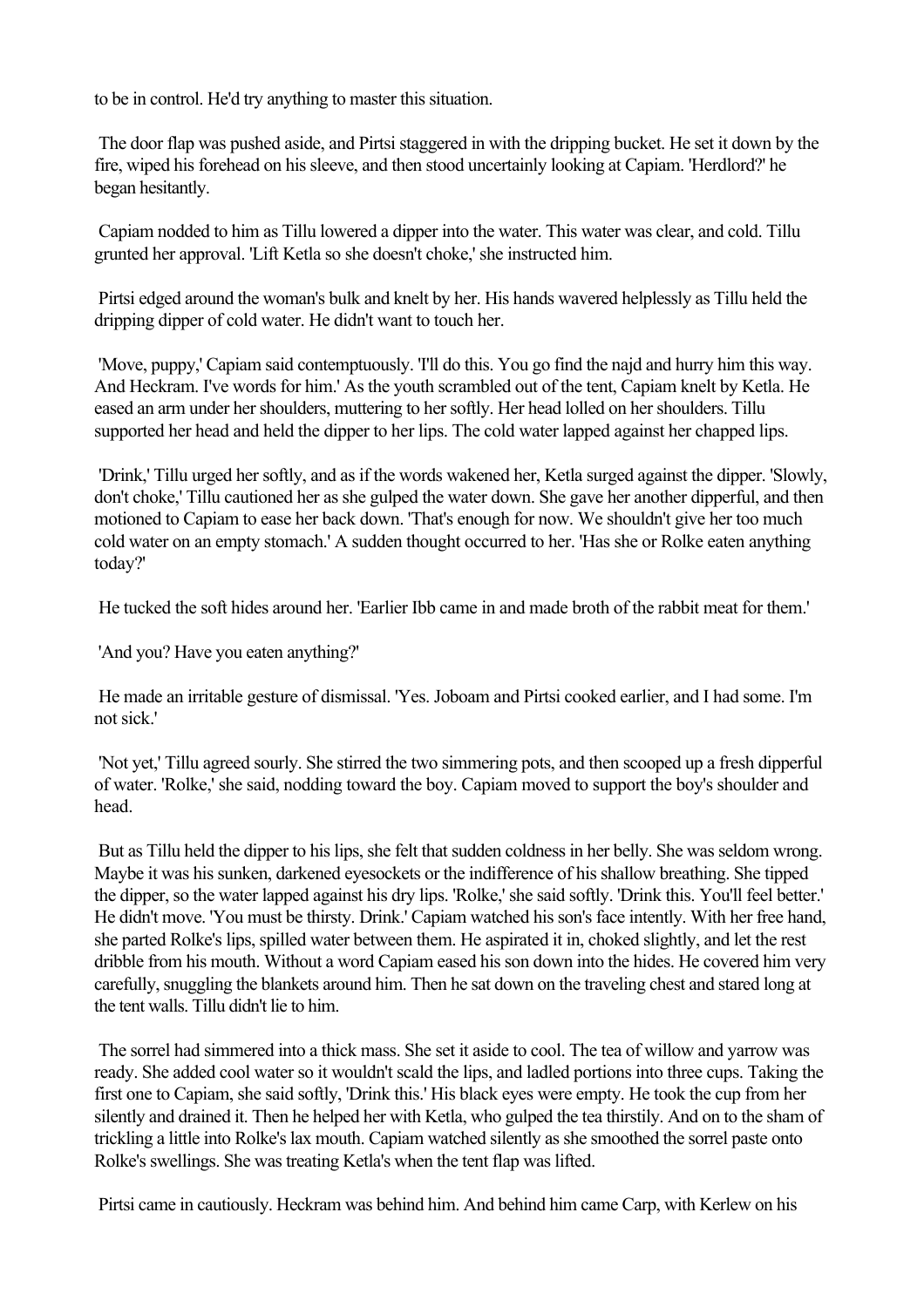to be in control. He'd try anything to master this situation.

The door flap was pushed aside, and Pirtsi staggered in with the dripping bucket. He set it down by the fire, wiped his forehead on his sleeve, and then stood uncertainly looking at Capiam. 'Herdlord?' he began hesitantly.

Capiam nodded to him as Tillu lowered a dipper into the water. This water was clear, and cold. Tillu grunted her approval. 'Lift Ketla so she doesn't choke,' she instructed him.

Pirtsi edged around the woman's bulk and knelt by her. His hands wavered helplessly as Tillu held the dripping dipper of cold water. He didn't want to touch her.

'Move, puppy,' Capiam said contemptuously. 'I'll do this. You go find the najd and hurry him this way. And Heckram. I've words for him.' As the youth scrambled out of the tent, Capiam knelt by Ketla. He eased an arm under her shoulders, muttering to her softly. Her head lolled on her shoulders. Tillu supported her head and held the dipper to her lips. The cold water lapped against her chapped lips.

'Drink,' Tillu urged her softly, and as if the words wakened her, Ketla surged against the dipper. 'Slowly, don't choke,' Tillu cautioned her as she gulped the water down. She gave her another dipperful, and then motioned to Capiam to ease her back down. 'That's enough for now. We shouldn't give her too much cold water on an empty stomach.' A sudden thought occurred to her. 'Has she or Rolke eaten anything today?'

He tucked the soft hides around her. 'Earlier Ibb came in and made broth of the rabbit meat for them.'

'And you? Have you eaten anything?'

He made an irritable gesture of dismissal. 'Yes. Joboam and Pirtsi cooked earlier, and I had some. I'm not sick.'

'Not yet,' Tillu agreed sourly. She stirred the two simmering pots, and then scooped up a fresh dipperful of water. 'Rolke,' she said, nodding toward the boy. Capiam moved to support the boy's shoulder and head.

But as Tillu held the dipper to his lips, she felt that sudden coldness in her belly. She was seldom wrong. Maybe it was his sunken, darkened eyesockets or the indifference of his shallow breathing. She tipped the dipper, so the water lapped against his dry lips. 'Rolke,' she said softly. 'Drink this. You'll feel better.' He didn't move. 'You must be thirsty. Drink.' Capiam watched his son's face intently. With her free hand, she parted Rolke's lips, spilled water between them. He aspirated it in, choked slightly, and let the rest dribble from his mouth. Without a word Capiam eased his son down into the hides. He covered him very carefully, snuggling the blankets around him. Then he sat down on the traveling chest and stared long at the tent walls. Tillu didn't lie to him.

The sorrel had simmered into a thick mass. She set it aside to cool. The tea of willow and yarrow was ready. She added cool water so it wouldn't scald the lips, and ladled portions into three cups. Taking the first one to Capiam, she said softly, 'Drink this.' His black eyes were empty. He took the cup from her silently and drained it. Then he helped her with Ketla, who gulped the tea thirstily. And on to the sham of trickling a little into Rolke's lax mouth. Capiam watched silently as she smoothed the sorrel paste onto Rolke's swellings. She was treating Ketla's when the tent flap was lifted.

Pirtsi came in cautiously. Heckram was behind him. And behind him came Carp, with Kerlew on his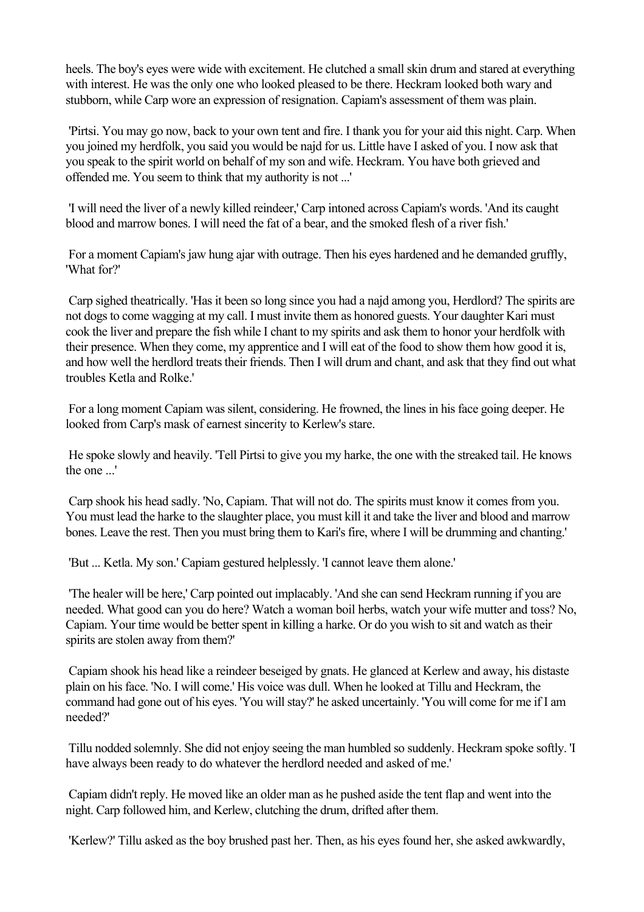heels. The boy's eyes were wide with excitement. He clutched a small skin drum and stared at everything with interest. He was the only one who looked pleased to be there. Heckram looked both wary and stubborn, while Carp wore an expression of resignation. Capiam's assessment of them was plain.

'Pirtsi. You may go now, back to your own tent and fire. I thank you for your aid this night. Carp. When you joined my herdfolk, you said you would be najd for us. Little have I asked of you. I now ask that you speak to the spirit world on behalf of my son and wife. Heckram. You have both grieved and offended me. You seem to think that my authority is not ...'

'I will need the liver of a newly killed reindeer,' Carp intoned across Capiam's words. 'And its caught blood and marrow bones. I will need the fat of a bear, and the smoked flesh of a river fish.'

For a moment Capiam's jaw hung ajar with outrage. Then his eyes hardened and he demanded gruffly, 'What for?'

Carp sighed theatrically. 'Has it been so long since you had a najd among you, Herdlord? The spirits are not dogs to come wagging at my call. I must invite them as honored guests. Your daughter Kari must cook the liver and prepare the fish while I chant to my spirits and ask them to honor your herdfolk with their presence. When they come, my apprentice and I will eat of the food to show them how good it is, and how well the herdlord treats their friends. Then I will drum and chant, and ask that they find out what troubles Ketla and Rolke.'

For a long moment Capiam was silent, considering. He frowned, the lines in his face going deeper. He looked from Carp's mask of earnest sincerity to Kerlew's stare.

He spoke slowly and heavily. 'Tell Pirtsi to give you my harke, the one with the streaked tail. He knows the one ...'

Carp shook his head sadly. 'No, Capiam. That will not do. The spirits must know it comes from you. You must lead the harke to the slaughter place, you must kill it and take the liver and blood and marrow bones. Leave the rest. Then you must bring them to Kari's fire, where I will be drumming and chanting.'

'But ... Ketla. My son.' Capiam gestured helplessly. 'I cannot leave them alone.'

'The healer will be here,' Carp pointed out implacably. 'And she can send Heckram running if you are needed. What good can you do here? Watch a woman boil herbs, watch your wife mutter and toss? No, Capiam. Your time would be better spent in killing a harke. Or do you wish to sit and watch as their spirits are stolen away from them?'

Capiam shook his head like a reindeer beseiged by gnats. He glanced at Kerlew and away, his distaste plain on his face. 'No. I will come.' His voice was dull. When he looked at Tillu and Heckram, the command had gone out of his eyes. 'You will stay?' he asked uncertainly. 'You will come for me if I am needed?'

Tillu nodded solemnly. She did not enjoy seeing the man humbled so suddenly. Heckram spoke softly. 'I have always been ready to do whatever the herdlord needed and asked of me.'

Capiam didn't reply. He moved like an older man as he pushed aside the tent flap and went into the night. Carp followed him, and Kerlew, clutching the drum, drifted after them.

'Kerlew?' Tillu asked as the boy brushed past her. Then, as his eyes found her, she asked awkwardly,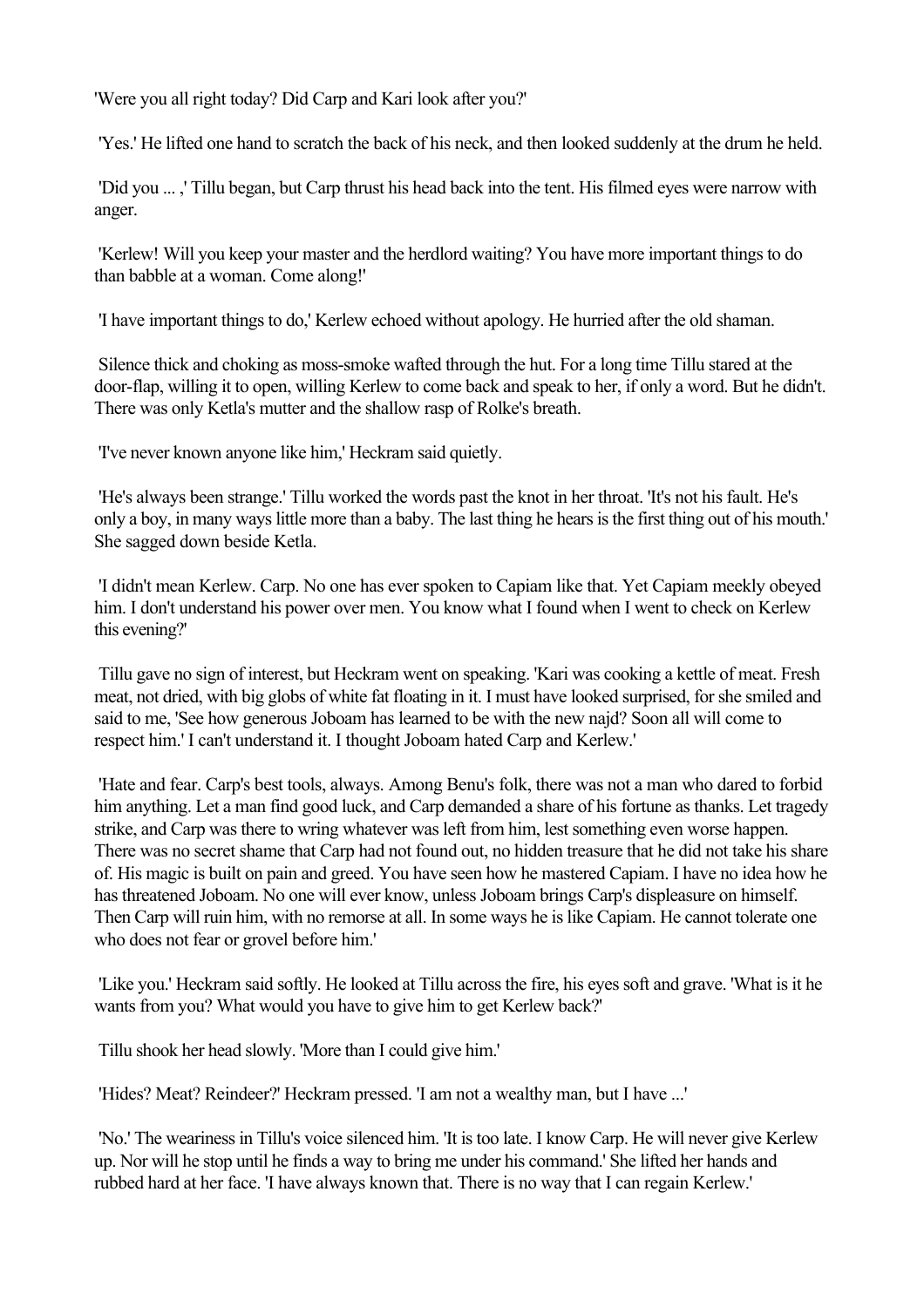'Were you all right today? Did Carp and Kari look after you?'

'Yes.' He lifted one hand to scratch the back of his neck, and then looked suddenly at the drum he held.

'Did you ... ,' Tillu began, but Carp thrust his head back into the tent. His filmed eyes were narrow with anger.

'Kerlew! Will you keep your master and the herdlord waiting? You have more important things to do than babble at a woman. Come along!'

'I have important things to do,' Kerlew echoed without apology. He hurried after the old shaman.

Silence thick and choking as moss-smoke wafted through the hut. For a long time Tillu stared at the door-flap, willing it to open, willing Kerlew to come back and speak to her, if only a word. But he didn't. There was only Ketla's mutter and the shallow rasp of Rolke's breath.

'I've never known anyone like him,' Heckram said quietly.

'He's always been strange.' Tillu worked the words past the knot in her throat. 'It's not his fault. He's only a boy, in many ways little more than a baby. The last thing he hears is the first thing out of his mouth.' She sagged down beside Ketla.

'I didn't mean Kerlew. Carp. No one has ever spoken to Capiam like that. Yet Capiam meekly obeyed him. I don't understand his power over men. You know what I found when I went to check on Kerlew this evening?'

Tillu gave no sign of interest, but Heckram went on speaking. 'Kari was cooking a kettle of meat. Fresh meat, not dried, with big globs of white fat floating in it. I must have looked surprised, for she smiled and said to me, 'See how generous Joboam has learned to be with the new najd? Soon all will come to respect him.' I can't understand it. I thought Joboam hated Carp and Kerlew.'

'Hate and fear. Carp's best tools, always. Among Benu's folk, there was not a man who dared to forbid him anything. Let a man find good luck, and Carp demanded a share of his fortune as thanks. Let tragedy strike, and Carp was there to wring whatever was left from him, lest something even worse happen. There was no secret shame that Carp had not found out, no hidden treasure that he did not take his share of. His magic is built on pain and greed. You have seen how he mastered Capiam. I have no idea how he has threatened Joboam. No one will ever know, unless Joboam brings Carp's displeasure on himself. Then Carp will ruin him, with no remorse at all. In some ways he is like Capiam. He cannot tolerate one who does not fear or grovel before him.'

'Like you.' Heckram said softly. He looked at Tillu across the fire, his eyes soft and grave. 'What is it he wants from you? What would you have to give him to get Kerlew back?'

Tillu shook her head slowly. 'More than I could give him.'

'Hides? Meat? Reindeer?' Heckram pressed. 'I am not a wealthy man, but I have ...'

'No.' The weariness in Tillu's voice silenced him. 'It is too late. I know Carp. He will never give Kerlew up. Nor will he stop until he finds a way to bring me under his command.' She lifted her hands and rubbed hard at her face. 'I have always known that. There is no way that I can regain Kerlew.'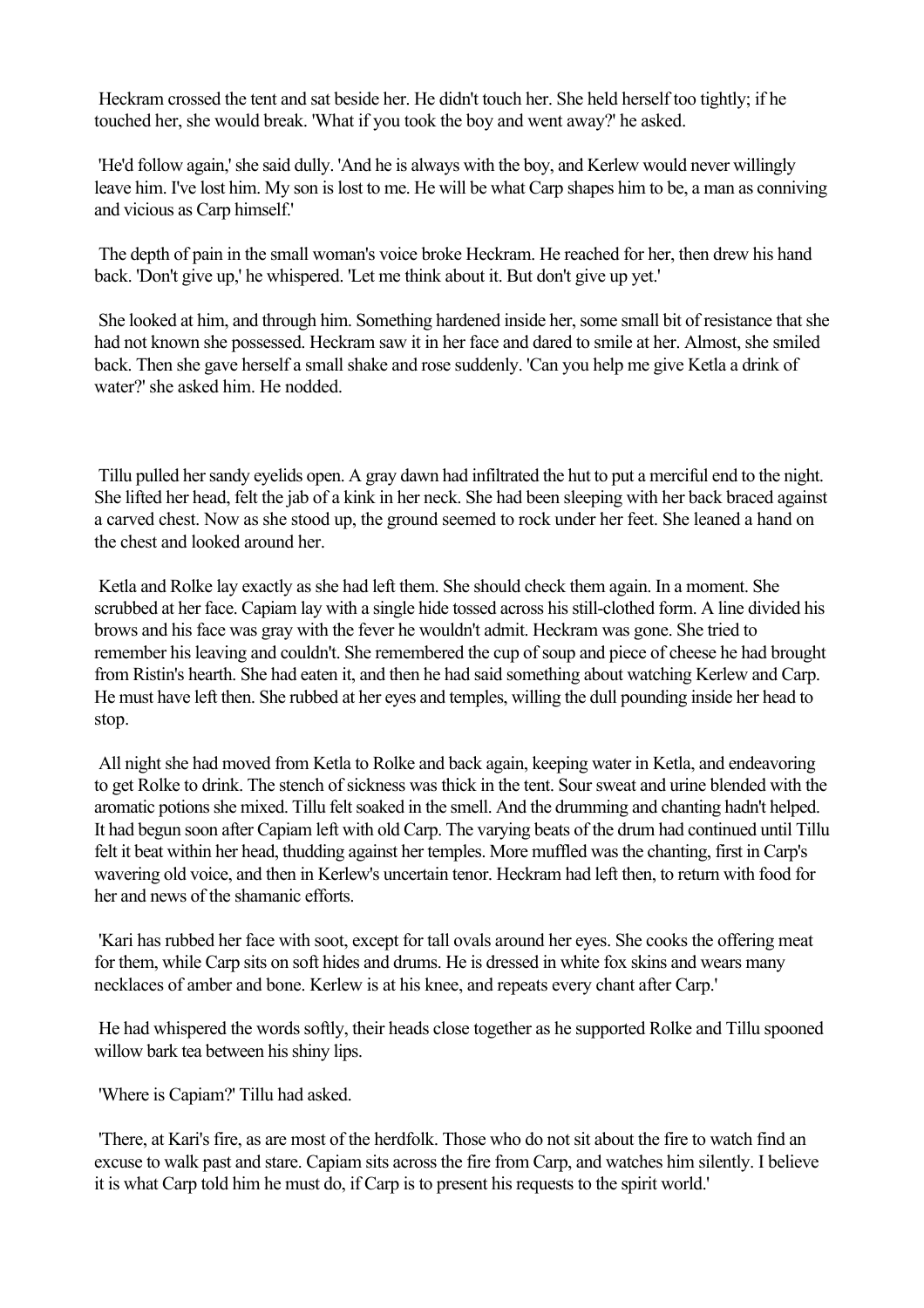Heckram crossed the tent and sat beside her. He didn't touch her. She held herself too tightly; if he touched her, she would break. 'What if you took the boy and went away?' he asked.

'He'd follow again,' she said dully. 'And he is always with the boy, and Kerlew would never willingly leave him. I've lost him. My son is lost to me. He will be what Carp shapes him to be, a man as conniving and vicious as Carp himself.'

The depth of pain in the small woman's voice broke Heckram. He reached for her, then drew his hand back. 'Don't give up,' he whispered. 'Let me think about it. But don't give up yet.'

She looked at him, and through him. Something hardened inside her, some small bit of resistance that she had not known she possessed. Heckram saw it in her face and dared to smile at her. Almost, she smiled back. Then she gave herself a small shake and rose suddenly. 'Can you help me give Ketla a drink of water?' she asked him. He nodded.

Tillu pulled her sandy eyelids open. A gray dawn had infiltrated the hut to put a merciful end to the night. She lifted her head, felt the jab of a kink in her neck. She had been sleeping with her back braced against a carved chest. Now as she stood up, the ground seemed to rock under her feet. She leaned a hand on the chest and looked around her.

Ketla and Rolke lay exactly as she had left them. She should check them again. In a moment. She scrubbed at her face. Capiam lay with a single hide tossed across his still-clothed form. A line divided his brows and his face was gray with the fever he wouldn't admit. Heckram was gone. She tried to remember his leaving and couldn't. She remembered the cup of soup and piece of cheese he had brought from Ristin's hearth. She had eaten it, and then he had said something about watching Kerlew and Carp. He must have left then. She rubbed at her eyes and temples, willing the dull pounding inside her head to stop.

All night she had moved from Ketla to Rolke and back again, keeping water in Ketla, and endeavoring to get Rolke to drink. The stench of sickness was thick in the tent. Sour sweat and urine blended with the aromatic potions she mixed. Tillu felt soaked in the smell. And the drumming and chanting hadn't helped. It had begun soon after Capiam left with old Carp. The varying beats of the drum had continued until Tillu felt it beat within her head, thudding against her temples. More muffled was the chanting, first in Carp's wavering old voice, and then in Kerlew's uncertain tenor. Heckram had left then, to return with food for her and news of the shamanic efforts.

'Kari has rubbed her face with soot, except for tall ovals around her eyes. She cooks the offering meat for them, while Carp sits on soft hides and drums. He is dressed in white fox skins and wears many necklaces of amber and bone. Kerlew is at his knee, and repeats every chant after Carp.'

He had whispered the words softly, their heads close together as he supported Rolke and Tillu spooned willow bark tea between his shiny lips.

'Where is Capiam?' Tillu had asked.

'There, at Kari's fire, as are most of the herdfolk. Those who do not sit about the fire to watch find an excuse to walk past and stare. Capiam sits across the fire from Carp, and watches him silently. I believe it is what Carp told him he must do, if Carp is to present his requests to the spirit world.'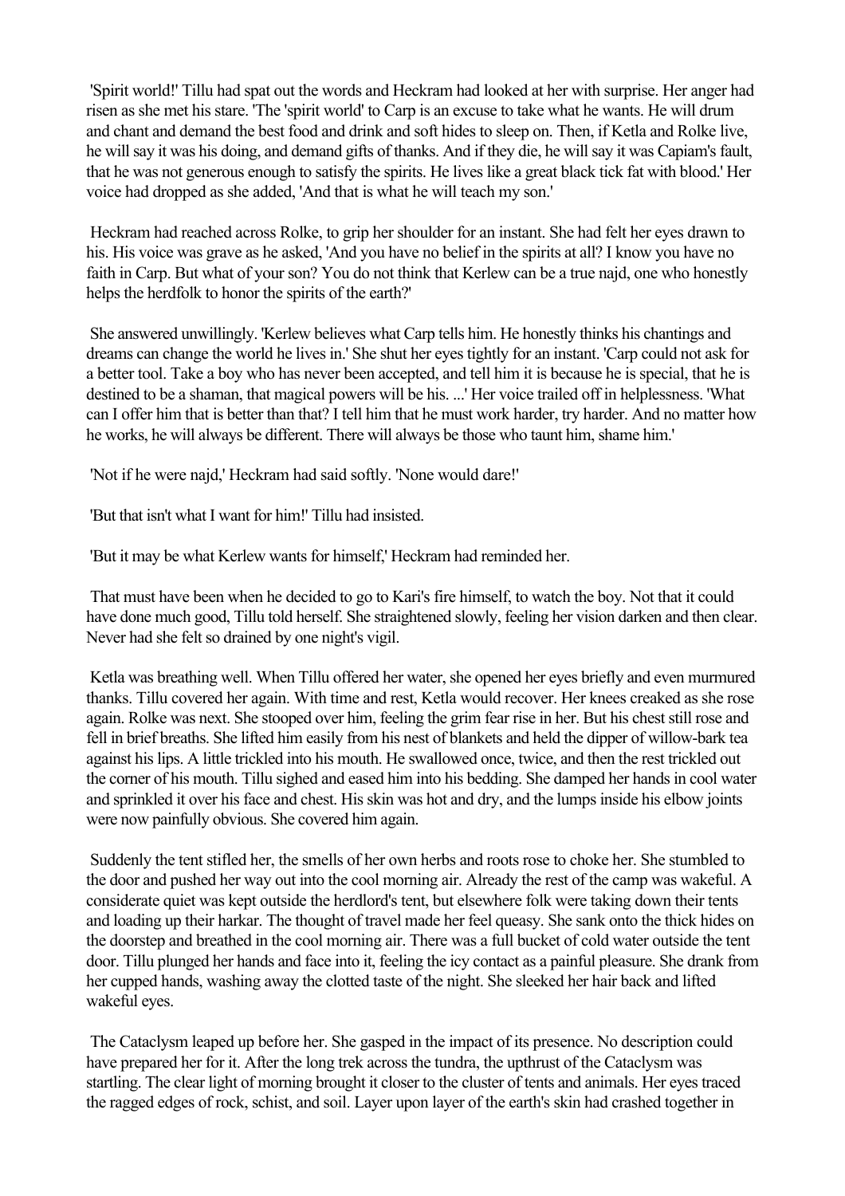'Spirit world!' Tillu had spat out the words and Heckram had looked at her with surprise. Her anger had risen as she met his stare. 'The 'spirit world' to Carp is an excuse to take what he wants. He will drum and chant and demand the best food and drink and soft hides to sleep on. Then, if Ketla and Rolke live, he will say it was his doing, and demand gifts of thanks. And if they die, he will say it was Capiam's fault, that he was not generous enough to satisfy the spirits. He lives like a great black tick fat with blood.' Her voice had dropped as she added, 'And that is what he will teach my son.'

Heckram had reached across Rolke, to grip her shoulder for an instant. She had felt her eyes drawn to his. His voice was grave as he asked, 'And you have no belief in the spirits at all? I know you have no faith in Carp. But what of your son? You do not think that Kerlew can be a true najd, one who honestly helps the herdfolk to honor the spirits of the earth?'

She answered unwillingly. 'Kerlew believes what Carp tells him. He honestly thinks his chantings and dreams can change the world he lives in.' She shut her eyes tightly for an instant. 'Carp could not ask for a better tool. Take a boy who has never been accepted, and tell him it is because he is special, that he is destined to be a shaman, that magical powers will be his. ...' Her voice trailed off in helplessness. 'What can I offer him that is better than that? I tell him that he must work harder, try harder. And no matter how he works, he will always be different. There will always be those who taunt him, shame him.'

'Not if he were najd,' Heckram had said softly. 'None would dare!'

'But that isn't what I want for him!' Tillu had insisted.

'But it may be what Kerlew wants for himself,' Heckram had reminded her.

That must have been when he decided to go to Kari's fire himself, to watch the boy. Not that it could have done much good, Tillu told herself. She straightened slowly, feeling her vision darken and then clear. Never had she felt so drained by one night's vigil.

Ketla was breathing well. When Tillu offered her water, she opened her eyes briefly and even murmured thanks. Tillu covered her again. With time and rest, Ketla would recover. Her knees creaked as she rose again. Rolke was next. She stooped over him, feeling the grim fear rise in her. But his chest still rose and fell in brief breaths. She lifted him easily from his nest of blankets and held the dipper of willow-bark tea against his lips. A little trickled into his mouth. He swallowed once, twice, and then the rest trickled out the corner of his mouth. Tillu sighed and eased him into his bedding. She damped her hands in cool water and sprinkled it over his face and chest. His skin was hot and dry, and the lumps inside his elbow joints were now painfully obvious. She covered him again.

Suddenly the tent stifled her, the smells of her own herbs and roots rose to choke her. She stumbled to the door and pushed her way out into the cool morning air. Already the rest of the camp was wakeful. A considerate quiet was kept outside the herdlord's tent, but elsewhere folk were taking down their tents and loading up their harkar. The thought of travel made her feel queasy. She sank onto the thick hides on the doorstep and breathed in the cool morning air. There was a full bucket of cold water outside the tent door. Tillu plunged her hands and face into it, feeling the icy contact as a painful pleasure. She drank from her cupped hands, washing away the clotted taste of the night. She sleeked her hair back and lifted wakeful eyes.

The Cataclysm leaped up before her. She gasped in the impact of its presence. No description could have prepared her for it. After the long trek across the tundra, the upthrust of the Cataclysm was startling. The clear light of morning brought it closer to the cluster of tents and animals. Her eyes traced the ragged edges of rock, schist, and soil. Layer upon layer of the earth's skin had crashed together in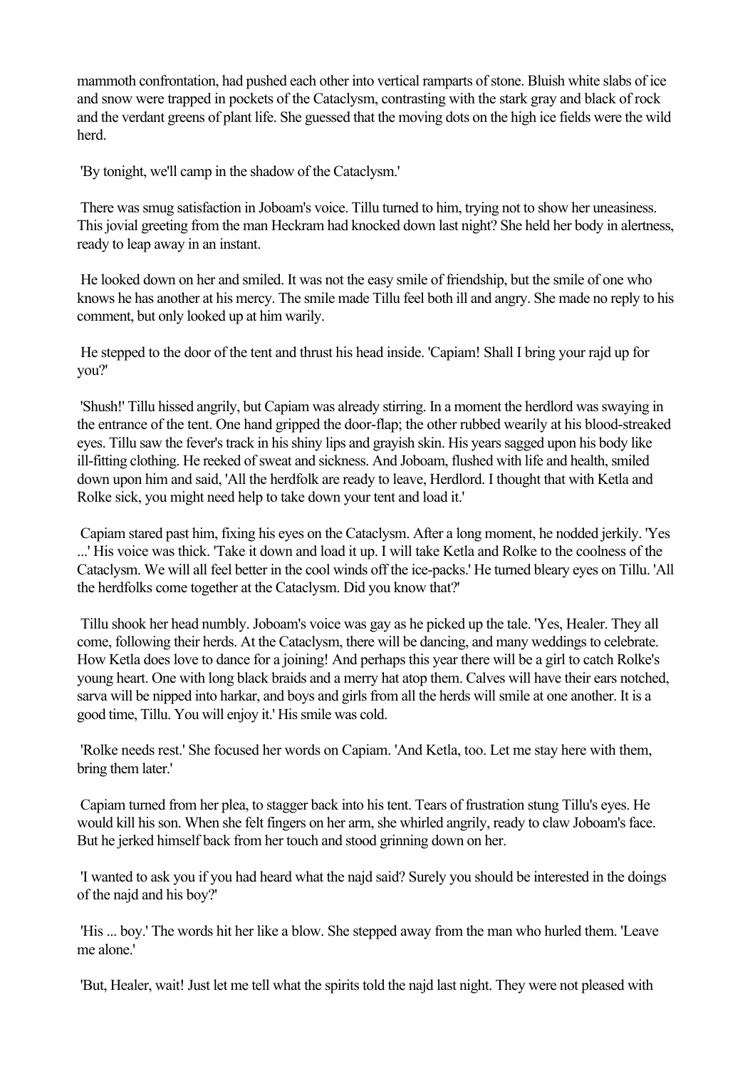mammoth confrontation, had pushed each other into vertical ramparts of stone. Bluish white slabs of ice and snow were trapped in pockets of the Cataclysm, contrasting with the stark gray and black of rock and the verdant greens of plant life. She guessed that the moving dots on the high ice fields were the wild herd.

'By tonight, we'll camp in the shadow of the Cataclysm.'

There was smug satisfaction in Joboam's voice. Tillu turned to him, trying not to show her uneasiness. This jovial greeting from the man Heckram had knocked down last night? She held her body in alertness, ready to leap away in an instant.

He looked down on her and smiled. It was not the easy smile of friendship, but the smile of one who knows he has another at his mercy. The smile made Tillu feel both ill and angry. She made no reply to his comment, but only looked up at him warily.

He stepped to the door of the tent and thrust his head inside. 'Capiam! Shall I bring your rajd up for you?'

'Shush!' Tillu hissed angrily, but Capiam was already stirring. In a moment the herdlord was swaying in the entrance of the tent. One hand gripped the door-flap; the other rubbed wearily at his blood-streaked eyes. Tillu saw the fever's track in his shiny lips and grayish skin. His years sagged upon his body like ill-fitting clothing. He reeked of sweat and sickness. And Joboam, flushed with life and health, smiled down upon him and said, 'All the herdfolk are ready to leave, Herdlord. I thought that with Ketla and Rolke sick, you might need help to take down your tent and load it.'

Capiam stared past him, fixing his eyes on the Cataclysm. After a long moment, he nodded jerkily. 'Yes ...' His voice was thick. 'Take it down and load it up. I will take Ketla and Rolke to the coolness of the Cataclysm. We will all feel better in the cool winds off the ice-packs.' He turned bleary eyes on Tillu. 'All the herdfolks come together at the Cataclysm. Did you know that?'

Tillu shook her head numbly. Joboam's voice was gay as he picked up the tale. 'Yes, Healer. They all come, following their herds. At the Cataclysm, there will be dancing, and many weddings to celebrate. How Ketla does love to dance for a joining! And perhaps this year there will be a girl to catch Rolke's young heart. One with long black braids and a merry hat atop them. Calves will have their ears notched, sarva will be nipped into harkar, and boys and girls from all the herds will smile at one another. It is a good time, Tillu. You will enjoy it.' His smile was cold.

'Rolke needs rest.' She focused her words on Capiam. 'And Ketla, too. Let me stay here with them, bring them later.'

Capiam turned from her plea, to stagger back into his tent. Tears of frustration stung Tillu's eyes. He would kill his son. When she felt fingers on her arm, she whirled angrily, ready to claw Joboam's face. But he jerked himself back from her touch and stood grinning down on her.

'I wanted to ask you if you had heard what the najd said? Surely you should be interested in the doings of the najd and his boy?'

'His ... boy.' The words hit her like a blow. She stepped away from the man who hurled them. 'Leave me alone.'

'But, Healer, wait! Just let me tell what the spirits told the najd last night. They were not pleased with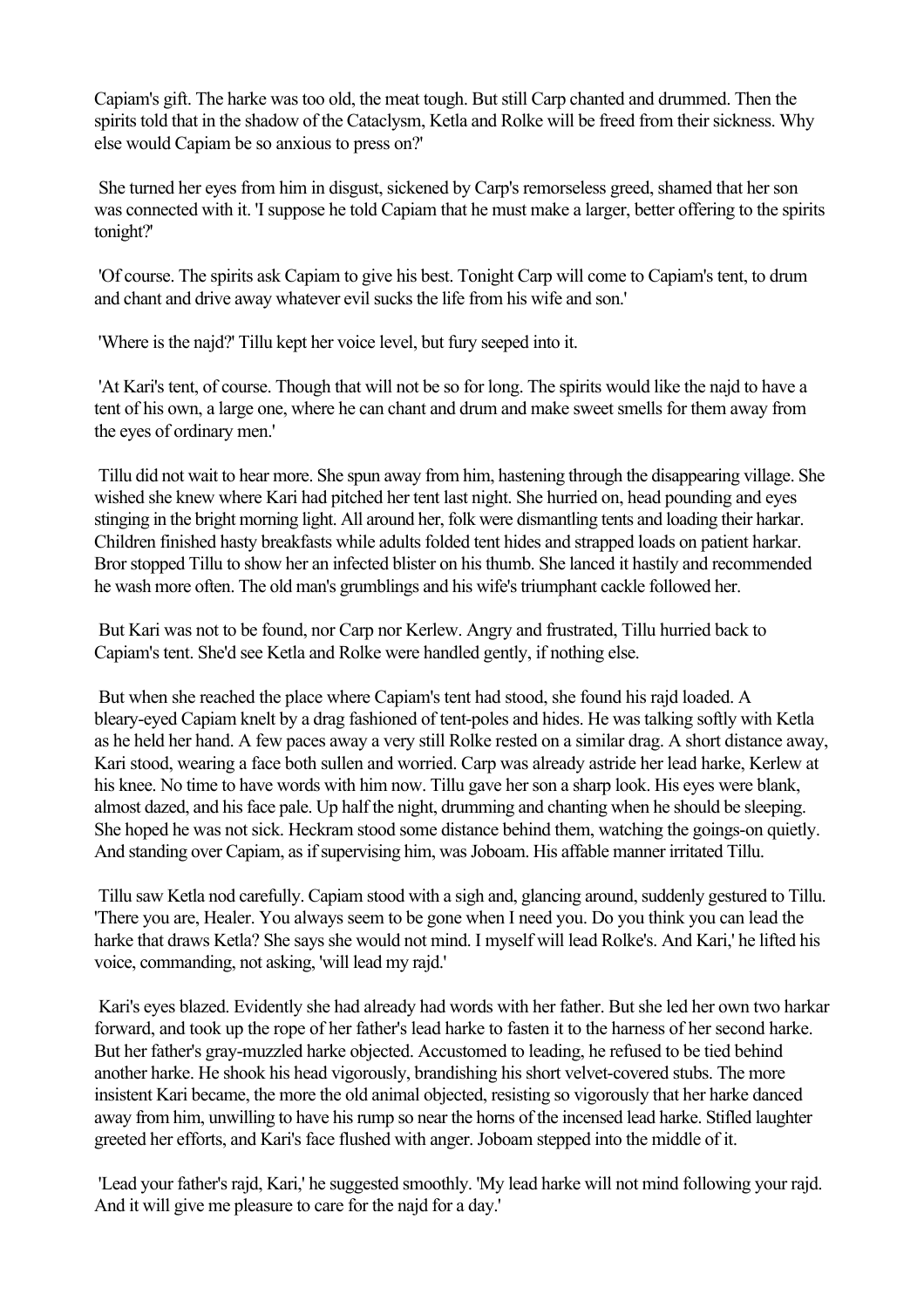Capiam's gift. The harke was too old, the meat tough. But still Carp chanted and drummed. Then the spirits told that in the shadow of the Cataclysm, Ketla and Rolke will be freed from their sickness. Why else would Capiam be so anxious to press on?'

She turned her eyes from him in disgust, sickened by Carp's remorseless greed, shamed that her son was connected with it. 'I suppose he told Capiam that he must make a larger, better offering to the spirits tonight?'

'Of course. The spirits ask Capiam to give his best. Tonight Carp will come to Capiam's tent, to drum and chant and drive away whatever evil sucks the life from his wife and son.'

'Where is the najd?' Tillu kept her voice level, but fury seeped into it.

'At Kari's tent, of course. Though that will not be so for long. The spirits would like the najd to have a tent of his own, a large one, where he can chant and drum and make sweet smells for them away from the eyes of ordinary men.'

Tillu did not wait to hear more. She spun away from him, hastening through the disappearing village. She wished she knew where Kari had pitched her tent last night. She hurried on, head pounding and eyes stinging in the bright morning light. All around her, folk were dismantling tents and loading their harkar. Children finished hasty breakfasts while adults folded tent hides and strapped loads on patient harkar. Bror stopped Tillu to show her an infected blister on his thumb. She lanced it hastily and recommended he wash more often. The old man's grumblings and his wife's triumphant cackle followed her.

But Kari was not to be found, nor Carp nor Kerlew. Angry and frustrated, Tillu hurried back to Capiam's tent. She'd see Ketla and Rolke were handled gently, if nothing else.

But when she reached the place where Capiam's tent had stood, she found his rajd loaded. A bleary-eyed Capiam knelt by a drag fashioned of tent-poles and hides. He was talking softly with Ketla as he held her hand. A few paces away a very still Rolke rested on a similar drag. A short distance away, Kari stood, wearing a face both sullen and worried. Carp was already astride her lead harke, Kerlew at his knee. No time to have words with him now. Tillu gave her son a sharp look. His eyes were blank, almost dazed, and his face pale. Up half the night, drumming and chanting when he should be sleeping. She hoped he was not sick. Heckram stood some distance behind them, watching the goings-on quietly. And standing over Capiam, as if supervising him, was Joboam. His affable manner irritated Tillu.

Tillu saw Ketla nod carefully. Capiam stood with a sigh and, glancing around, suddenly gestured to Tillu. 'There you are, Healer. You always seem to be gone when I need you. Do you think you can lead the harke that draws Ketla? She says she would not mind. I myself will lead Rolke's. And Kari,' he lifted his voice, commanding, not asking, 'will lead my rajd.'

Kari's eyes blazed. Evidently she had already had words with her father. But she led her own two harkar forward, and took up the rope of her father's lead harke to fasten it to the harness of her second harke. But her father's gray-muzzled harke objected. Accustomed to leading, he refused to be tied behind another harke. He shook his head vigorously, brandishing his short velvet-covered stubs. The more insistent Kari became, the more the old animal objected, resisting so vigorously that her harke danced away from him, unwilling to have his rump so near the horns of the incensed lead harke. Stifled laughter greeted her efforts, and Kari's face flushed with anger. Joboam stepped into the middle of it.

'Lead your father's rajd, Kari,' he suggested smoothly. 'My lead harke will not mind following your rajd. And it will give me pleasure to care for the najd for a day.'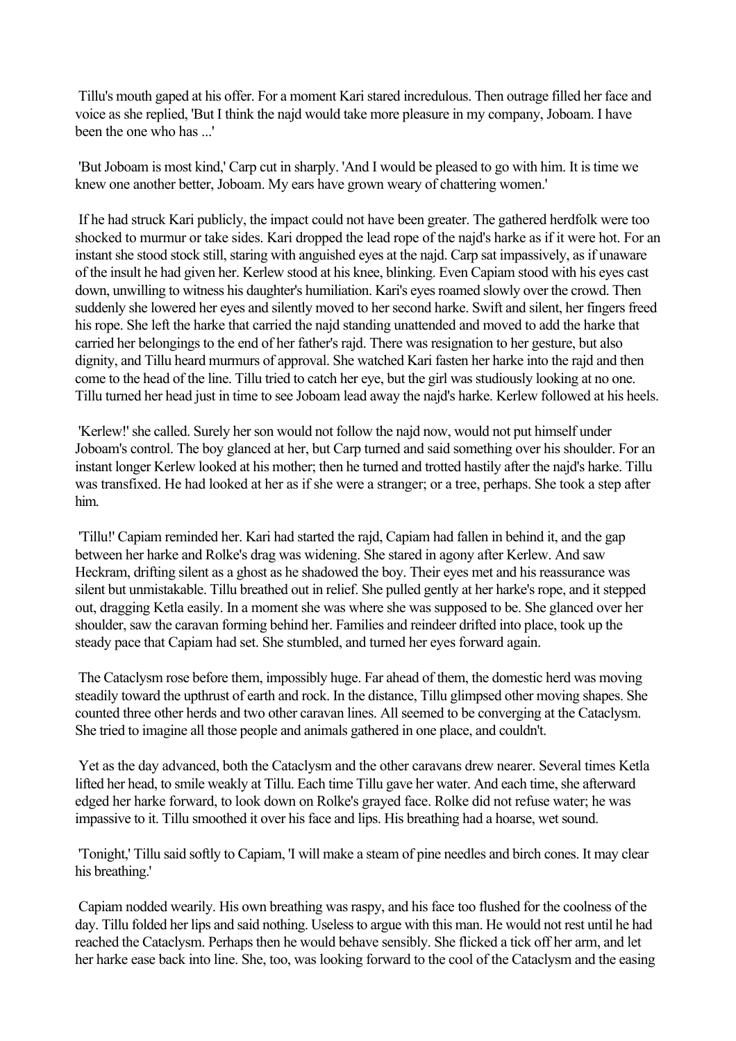Tillu's mouth gaped at his offer. For a moment Kari stared incredulous. Then outrage filled her face and voice as she replied, 'But I think the najd would take more pleasure in my company, Joboam. I have been the one who has ...'

'But Joboam is most kind,' Carp cut in sharply. 'And I would be pleased to go with him. It is time we knew one another better, Joboam. My ears have grown weary of chattering women.'

If he had struck Kari publicly, the impact could not have been greater. The gathered herdfolk were too shocked to murmur or take sides. Kari dropped the lead rope of the najd's harke as if it were hot. For an instant she stood stock still, staring with anguished eyes at the najd. Carp sat impassively, as if unaware of the insult he had given her. Kerlew stood at his knee, blinking. Even Capiam stood with his eyes cast down, unwilling to witness his daughter's humiliation. Kari's eyes roamed slowly over the crowd. Then suddenly she lowered her eyes and silently moved to her second harke. Swift and silent, her fingers freed his rope. She left the harke that carried the najd standing unattended and moved to add the harke that carried her belongings to the end of her father's rajd. There was resignation to her gesture, but also dignity, and Tillu heard murmurs of approval. She watched Kari fasten her harke into the rajd and then come to the head of the line. Tillu tried to catch her eye, but the girl was studiously looking at no one. Tillu turned her head just in time to see Joboam lead away the najd's harke. Kerlew followed at his heels.

'Kerlew!' she called. Surely her son would not follow the najd now, would not put himself under Joboam's control. The boy glanced at her, but Carp turned and said something over his shoulder. For an instant longer Kerlew looked at his mother; then he turned and trotted hastily after the najd's harke. Tillu was transfixed. He had looked at her as if she were a stranger; or a tree, perhaps. She took a step after him.

'Tillu!' Capiam reminded her. Kari had started the rajd, Capiam had fallen in behind it, and the gap between her harke and Rolke's drag was widening. She stared in agony after Kerlew. And saw Heckram, drifting silent as a ghost as he shadowed the boy. Their eyes met and his reassurance was silent but unmistakable. Tillu breathed out in relief. She pulled gently at her harke's rope, and it stepped out, dragging Ketla easily. In a moment she was where she was supposed to be. She glanced over her shoulder, saw the caravan forming behind her. Families and reindeer drifted into place, took up the steady pace that Capiam had set. She stumbled, and turned her eyes forward again.

The Cataclysm rose before them, impossibly huge. Far ahead of them, the domestic herd was moving steadily toward the upthrust of earth and rock. In the distance, Tillu glimpsed other moving shapes. She counted three other herds and two other caravan lines. All seemed to be converging at the Cataclysm. She tried to imagine all those people and animals gathered in one place, and couldn't.

Yet as the day advanced, both the Cataclysm and the other caravans drew nearer. Several times Ketla lifted her head, to smile weakly at Tillu. Each time Tillu gave her water. And each time, she afterward edged her harke forward, to look down on Rolke's grayed face. Rolke did not refuse water; he was impassive to it. Tillu smoothed it over his face and lips. His breathing had a hoarse, wet sound.

'Tonight,' Tillu said softly to Capiam, 'I will make a steam of pine needles and birch cones. It may clear his breathing.'

Capiam nodded wearily. His own breathing was raspy, and his face too flushed for the coolness of the day. Tillu folded her lips and said nothing. Useless to argue with this man. He would not rest until he had reached the Cataclysm. Perhaps then he would behave sensibly. She flicked a tick off her arm, and let her harke ease back into line. She, too, was looking forward to the cool of the Cataclysm and the easing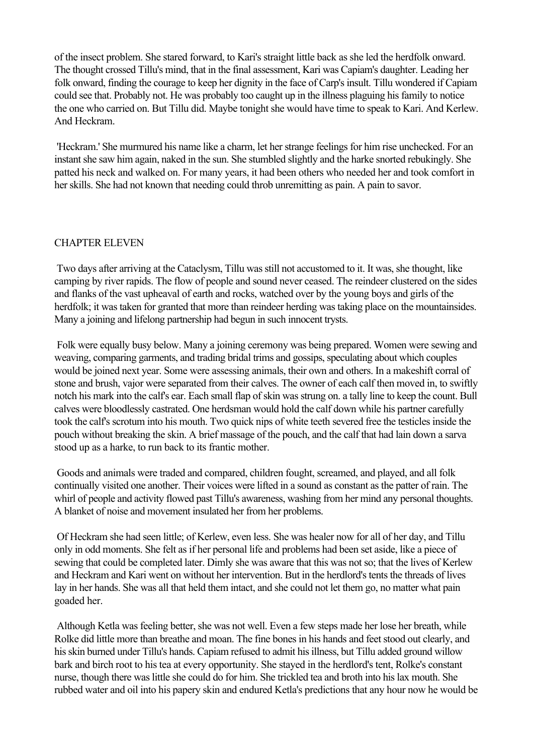of the insect problem. She stared forward, to Kari's straight little back as she led the herdfolk onward. The thought crossed Tillu's mind, that in the final assessment, Kari was Capiam's daughter. Leading her folk onward, finding the courage to keep her dignity in the face of Carp's insult. Tillu wondered if Capiam could see that. Probably not. He was probably too caught up in the illness plaguing his family to notice the one who carried on. But Tillu did. Maybe tonight she would have time to speak to Kari. And Kerlew. And Heckram.

'Heckram.' She murmured his name like a charm, let her strange feelings for him rise unchecked. For an instant she saw him again, naked in the sun. She stumbled slightly and the harke snorted rebukingly. She patted his neck and walked on. For many years, it had been others who needed her and took comfort in her skills. She had not known that needing could throb unremitting as pain. A pain to savor.

## CHAPTER ELEVEN

Two days after arriving at the Cataclysm, Tillu was still not accustomed to it. It was, she thought, like camping by river rapids. The flow of people and sound never ceased. The reindeer clustered on the sides and flanks of the vast upheaval of earth and rocks, watched over by the young boys and girls of the herdfolk; it was taken for granted that more than reindeer herding was taking place on the mountainsides. Many a joining and lifelong partnership had begun in such innocent trysts.

Folk were equally busy below. Many a joining ceremony was being prepared. Women were sewing and weaving, comparing garments, and trading bridal trims and gossips, speculating about which couples would be joined next year. Some were assessing animals, their own and others. In a makeshift corral of stone and brush, vajor were separated from their calves. The owner of each calf then moved in, to swiftly notch his mark into the calf's ear. Each small flap of skin was strung on. a tally line to keep the count. Bull calves were bloodlessly castrated. One herdsman would hold the calf down while his partner carefully took the calf's scrotum into his mouth. Two quick nips of white teeth severed free the testicles inside the pouch without breaking the skin. A brief massage of the pouch, and the calf that had lain down a sarva stood up as a harke, to run back to its frantic mother.

Goods and animals were traded and compared, children fought, screamed, and played, and all folk continually visited one another. Their voices were lifted in a sound as constant as the patter of rain. The whirl of people and activity flowed past Tillu's awareness, washing from her mind any personal thoughts. A blanket of noise and movement insulated her from her problems.

Of Heckram she had seen little; of Kerlew, even less. She was healer now for all of her day, and Tillu only in odd moments. She felt as if her personal life and problems had been set aside, like a piece of sewing that could be completed later. Dimly she was aware that this was not so; that the lives of Kerlew and Heckram and Kari went on without her intervention. But in the herdlord's tents the threads of lives lay in her hands. She was all that held them intact, and she could not let them go, no matter what pain goaded her.

Although Ketla was feeling better, she was not well. Even a few steps made her lose her breath, while Rolke did little more than breathe and moan. The fine bones in his hands and feet stood out clearly, and his skin burned under Tillu's hands. Capiam refused to admit his illness, but Tillu added ground willow bark and birch root to his tea at every opportunity. She stayed in the herdlord's tent, Rolke's constant nurse, though there was little she could do for him. She trickled tea and broth into his lax mouth. She rubbed water and oil into his papery skin and endured Ketla's predictions that any hour now he would be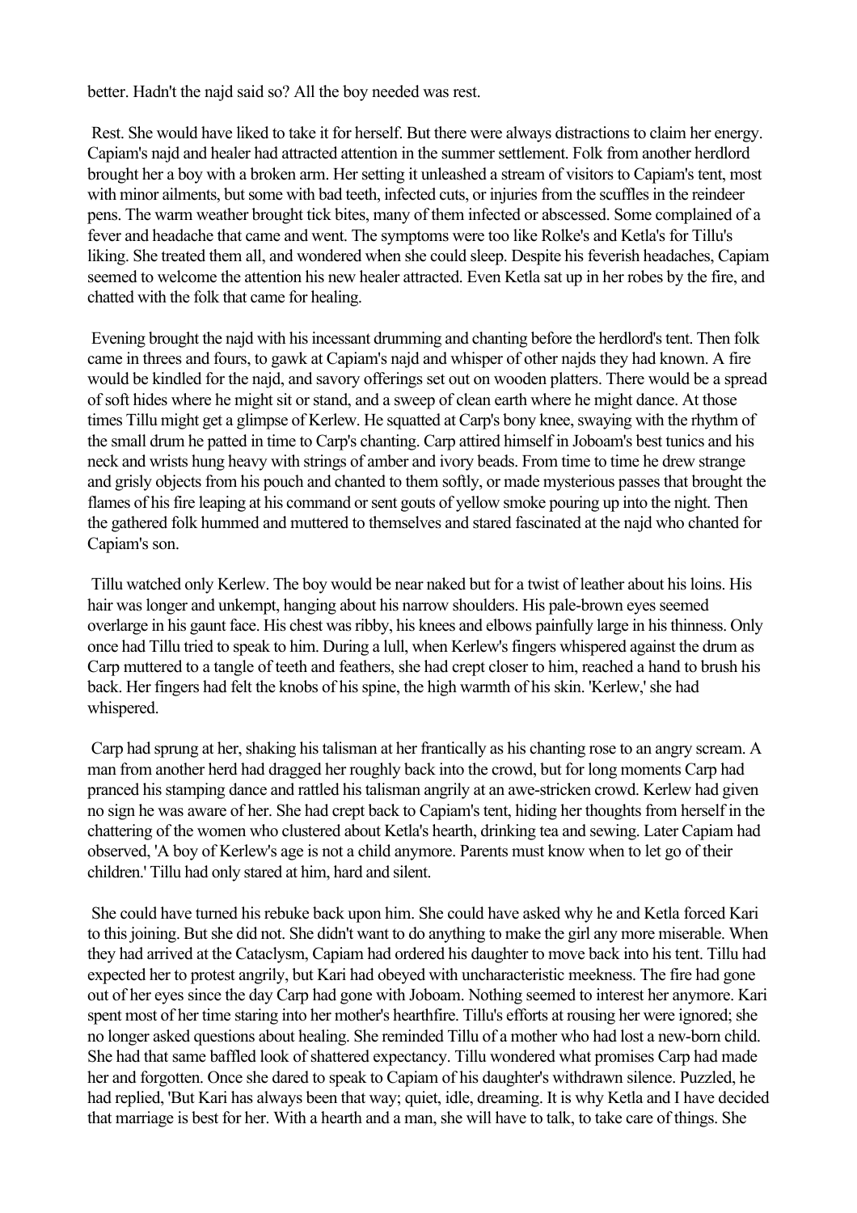better. Hadn't the najd said so? All the boy needed was rest.

Rest. She would have liked to take it for herself. But there were always distractions to claim her energy. Capiam's najd and healer had attracted attention in the summer settlement. Folk from another herdlord brought her a boy with a broken arm. Her setting it unleashed a stream of visitors to Capiam's tent, most with minor ailments, but some with bad teeth, infected cuts, or injuries from the scuffles in the reindeer pens. The warm weather brought tick bites, many of them infected or abscessed. Some complained of a fever and headache that came and went. The symptoms were too like Rolke's and Ketla's for Tillu's liking. She treated them all, and wondered when she could sleep. Despite his feverish headaches, Capiam seemed to welcome the attention his new healer attracted. Even Ketla sat up in her robes by the fire, and chatted with the folk that came for healing.

Evening brought the najd with his incessant drumming and chanting before the herdlord's tent. Then folk came in threes and fours, to gawk at Capiam's najd and whisper of other najds they had known. A fire would be kindled for the najd, and savory offerings set out on wooden platters. There would be a spread of soft hides where he might sit or stand, and a sweep of clean earth where he might dance. At those times Tillu might get a glimpse of Kerlew. He squatted at Carp's bony knee, swaying with the rhythm of the small drum he patted in time to Carp's chanting. Carp attired himself in Joboam's best tunics and his neck and wrists hung heavy with strings of amber and ivory beads. From time to time he drew strange and grisly objects from his pouch and chanted to them softly, or made mysterious passes that brought the flames of his fire leaping at his command or sent gouts of yellow smoke pouring up into the night. Then the gathered folk hummed and muttered to themselves and stared fascinated at the najd who chanted for Capiam's son.

Tillu watched only Kerlew. The boy would be near naked but for a twist of leather about his loins. His hair was longer and unkempt, hanging about his narrow shoulders. His pale-brown eyes seemed overlarge in his gaunt face. His chest was ribby, his knees and elbows painfully large in his thinness. Only once had Tillu tried to speak to him. During a lull, when Kerlew's fingers whispered against the drum as Carp muttered to a tangle of teeth and feathers, she had crept closer to him, reached a hand to brush his back. Her fingers had felt the knobs of his spine, the high warmth of his skin. 'Kerlew,' she had whispered.

Carp had sprung at her, shaking his talisman at her frantically as his chanting rose to an angry scream. A man from another herd had dragged her roughly back into the crowd, but for long moments Carp had pranced his stamping dance and rattled his talisman angrily at an awe-stricken crowd. Kerlew had given no sign he was aware of her. She had crept back to Capiam's tent, hiding her thoughts from herself in the chattering of the women who clustered about Ketla's hearth, drinking tea and sewing. Later Capiam had observed, 'A boy of Kerlew's age is not a child anymore. Parents must know when to let go of their children.' Tillu had only stared at him, hard and silent.

She could have turned his rebuke back upon him. She could have asked why he and Ketla forced Kari to this joining. But she did not. She didn't want to do anything to make the girl any more miserable. When they had arrived at the Cataclysm, Capiam had ordered his daughter to move back into his tent. Tillu had expected her to protest angrily, but Kari had obeyed with uncharacteristic meekness. The fire had gone out of her eyes since the day Carp had gone with Joboam. Nothing seemed to interest her anymore. Kari spent most of her time staring into her mother's hearthfire. Tillu's efforts at rousing her were ignored; she no longer asked questions about healing. She reminded Tillu of a mother who had lost a new-born child. She had that same baffled look of shattered expectancy. Tillu wondered what promises Carp had made her and forgotten. Once she dared to speak to Capiam of his daughter's withdrawn silence. Puzzled, he had replied, 'But Kari has always been that way; quiet, idle, dreaming. It is why Ketla and I have decided that marriage is best for her. With a hearth and a man, she will have to talk, to take care of things. She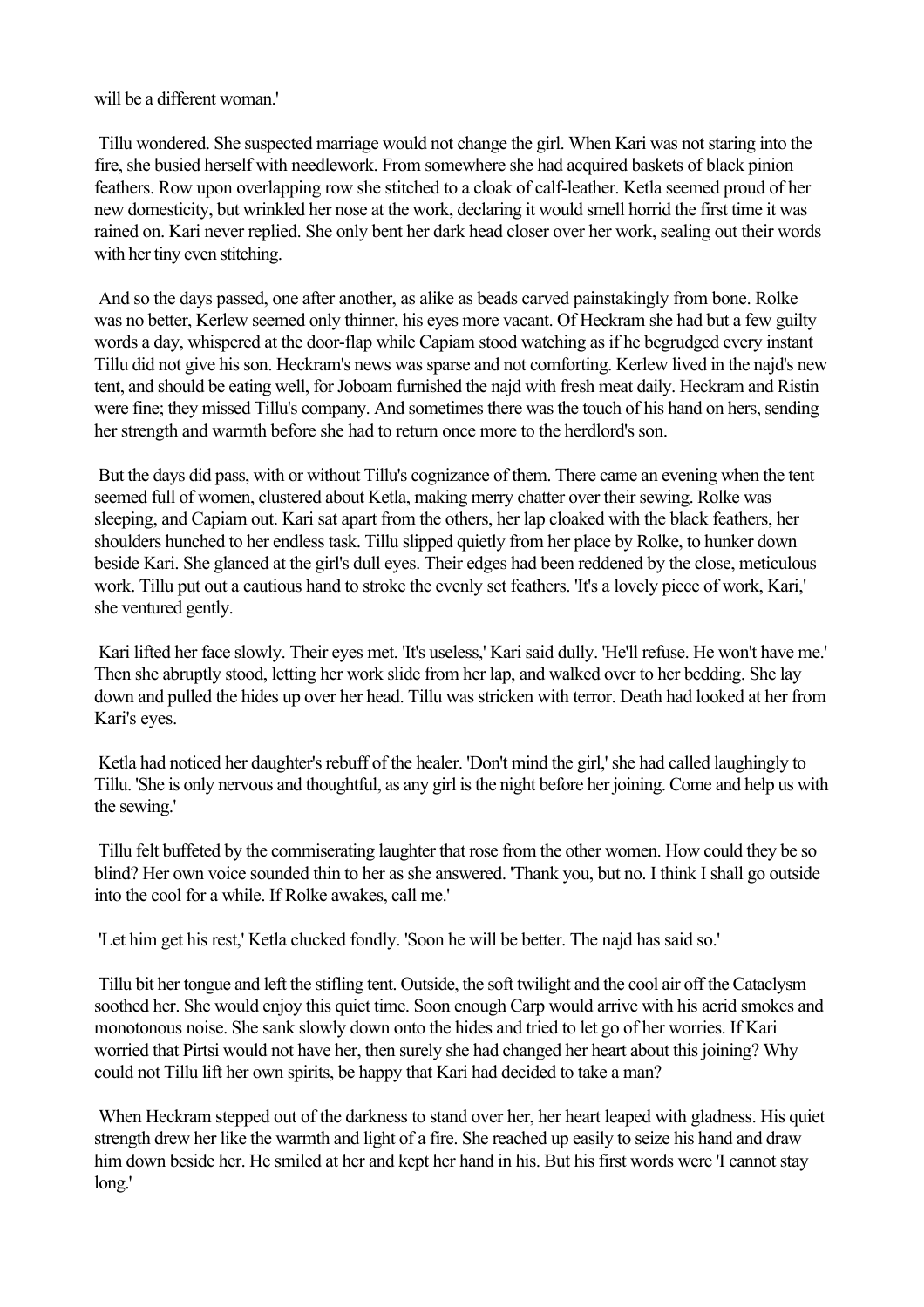will be a different woman.'

Tillu wondered. She suspected marriage would not change the girl. When Kari was not staring into the fire, she busied herself with needlework. From somewhere she had acquired baskets of black pinion feathers. Row upon overlapping row she stitched to a cloak of calf-leather. Ketla seemed proud of her new domesticity, but wrinkled her nose at the work, declaring it would smell horrid the first time it was rained on. Kari never replied. She only bent her dark head closer over her work, sealing out their words with her tiny even stitching.

And so the days passed, one after another, as alike as beads carved painstakingly from bone. Rolke was no better, Kerlew seemed only thinner, his eyes more vacant. Of Heckram she had but a few guilty words a day, whispered at the door-flap while Capiam stood watching as if he begrudged every instant Tillu did not give his son. Heckram's news was sparse and not comforting. Kerlew lived in the najd's new tent, and should be eating well, for Joboam furnished the najd with fresh meat daily. Heckram and Ristin were fine; they missed Tillu's company. And sometimes there was the touch of his hand on hers, sending her strength and warmth before she had to return once more to the herdlord's son.

But the days did pass, with or without Tillu's cognizance of them. There came an evening when the tent seemed full of women, clustered about Ketla, making merry chatter over their sewing. Rolke was sleeping, and Capiam out. Kari sat apart from the others, her lap cloaked with the black feathers, her shoulders hunched to her endless task. Tillu slipped quietly from her place by Rolke, to hunker down beside Kari. She glanced at the girl's dull eyes. Their edges had been reddened by the close, meticulous work. Tillu put out a cautious hand to stroke the evenly set feathers. 'It's a lovely piece of work, Kari,' she ventured gently.

Kari lifted her face slowly. Their eyes met. 'It's useless,' Kari said dully. 'He'll refuse. He won't have me.' Then she abruptly stood, letting her work slide from her lap, and walked over to her bedding. She lay down and pulled the hides up over her head. Tillu was stricken with terror. Death had looked at her from Kari's eyes.

Ketla had noticed her daughter's rebuff of the healer. 'Don't mind the girl,' she had called laughingly to Tillu. 'She is only nervous and thoughtful, as any girl is the night before her joining. Come and help us with the sewing.'

Tillu felt buffeted by the commiserating laughter that rose from the other women. How could they be so blind? Her own voice sounded thin to her as she answered. 'Thank you, but no. I think I shall go outside into the cool for a while. If Rolke awakes, call me.'

'Let him get his rest,' Ketla clucked fondly. 'Soon he will be better. The najd has said so.'

Tillu bit her tongue and left the stifling tent. Outside, the soft twilight and the cool air off the Cataclysm soothed her. She would enjoy this quiet time. Soon enough Carp would arrive with his acrid smokes and monotonous noise. She sank slowly down onto the hides and tried to let go of her worries. If Kari worried that Pirtsi would not have her, then surely she had changed her heart about this joining? Why could not Tillu lift her own spirits, be happy that Kari had decided to take a man?

When Heckram stepped out of the darkness to stand over her, her heart leaped with gladness. His quiet strength drew her like the warmth and light of a fire. She reached up easily to seize his hand and draw him down beside her. He smiled at her and kept her hand in his. But his first words were 'I cannot stay long.'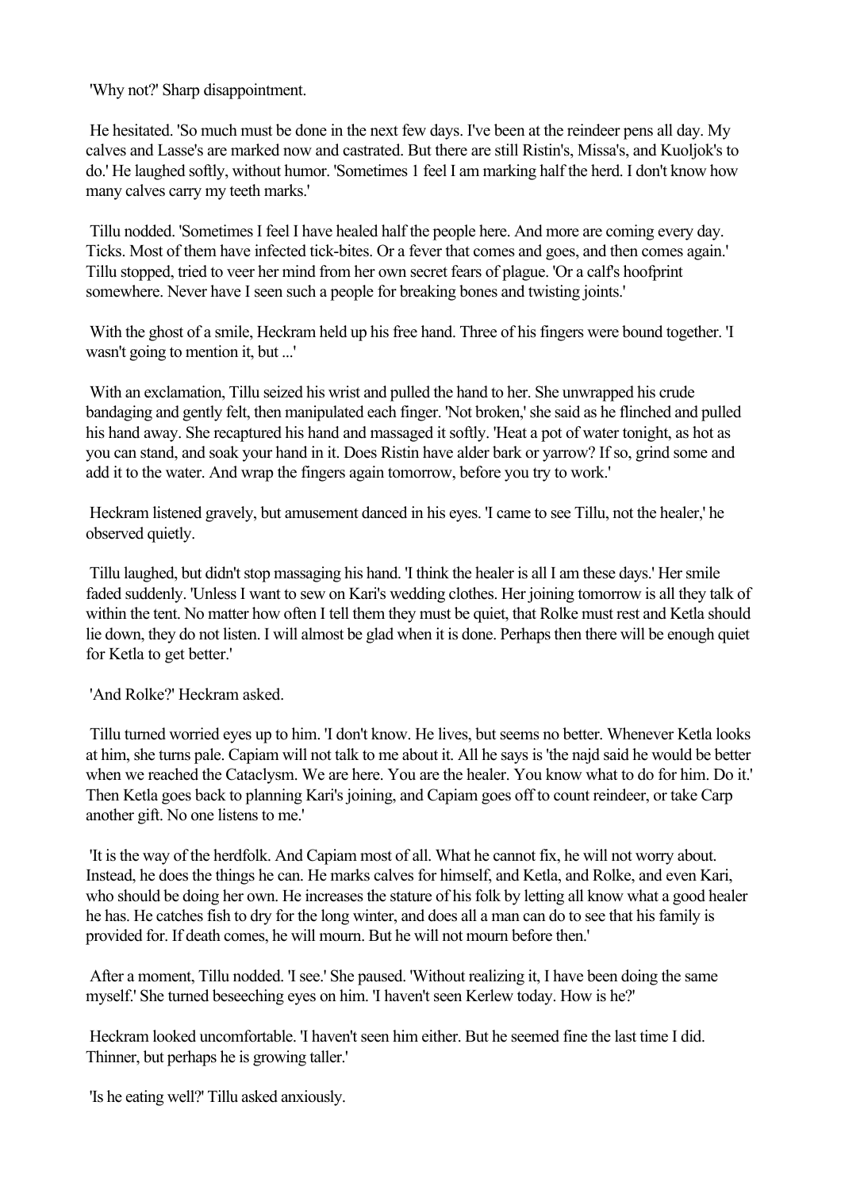'Why not?' Sharp disappointment.

He hesitated. 'So much must be done in the next few days. I've been at the reindeer pens all day. My calves and Lasse's are marked now and castrated. But there are still Ristin's, Missa's, and Kuoljok's to do.' He laughed softly, without humor. 'Sometimes 1 feel I am marking half the herd. I don't know how many calves carry my teeth marks.'

Tillu nodded. 'Sometimes I feel I have healed half the people here. And more are coming every day. Ticks. Most of them have infected tick-bites. Or a fever that comes and goes, and then comes again.' Tillu stopped, tried to veer her mind from her own secret fears of plague. 'Or a calf's hoofprint somewhere. Never have I seen such a people for breaking bones and twisting joints.'

With the ghost of a smile, Heckram held up his free hand. Three of his fingers were bound together. 'I wasn't going to mention it, but ...'

With an exclamation, Tillu seized his wrist and pulled the hand to her. She unwrapped his crude bandaging and gently felt, then manipulated each finger. 'Not broken,' she said as he flinched and pulled his hand away. She recaptured his hand and massaged it softly. 'Heat a pot of water tonight, as hot as you can stand, and soak your hand in it. Does Ristin have alder bark or yarrow? If so, grind some and add it to the water. And wrap the fingers again tomorrow, before you try to work.'

Heckram listened gravely, but amusement danced in his eyes. 'I came to see Tillu, not the healer,' he observed quietly.

Tillu laughed, but didn't stop massaging his hand. 'I think the healer is all I am these days.' Her smile faded suddenly. 'Unless I want to sew on Kari's wedding clothes. Her joining tomorrow is all they talk of within the tent. No matter how often I tell them they must be quiet, that Rolke must rest and Ketla should lie down, they do not listen. I will almost be glad when it is done. Perhaps then there will be enough quiet for Ketla to get better.'

'And Rolke?' Heckram asked.

Tillu turned worried eyes up to him. 'I don't know. He lives, but seems no better. Whenever Ketla looks at him, she turns pale. Capiam will not talk to me about it. All he says is 'the najd said he would be better when we reached the Cataclysm. We are here. You are the healer. You know what to do for him. Do it.' Then Ketla goes back to planning Kari's joining, and Capiam goes off to count reindeer, or take Carp another gift. No one listens to me.'

'It is the way of the herdfolk. And Capiam most of all. What he cannot fix, he will not worry about. Instead, he does the things he can. He marks calves for himself, and Ketla, and Rolke, and even Kari, who should be doing her own. He increases the stature of his folk by letting all know what a good healer he has. He catches fish to dry for the long winter, and does all a man can do to see that his family is provided for. If death comes, he will mourn. But he will not mourn before then.'

After a moment, Tillu nodded. 'I see.' She paused. 'Without realizing it, I have been doing the same myself.' She turned beseeching eyes on him. 'I haven't seen Kerlew today. How is he?'

Heckram looked uncomfortable. 'I haven't seen him either. But he seemed fine the last time I did. Thinner, but perhaps he is growing taller.'

'Is he eating well?' Tillu asked anxiously.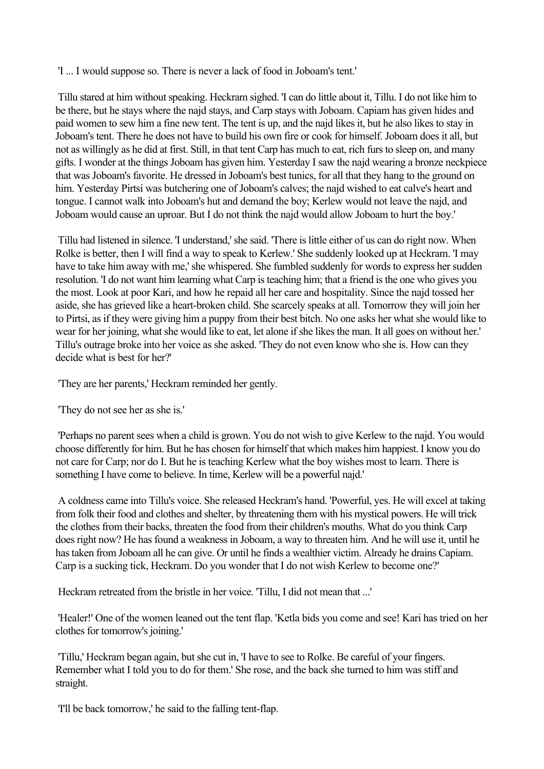'I ... I would suppose so. There is never a lack of food in Joboam's tent.'

Tillu stared at him without speaking. Heckram sighed. 'I can do little about it, Tillu. I do not like him to be there, but he stays where the najd stays, and Carp stays with Joboam. Capiam has given hides and paid women to sew him a fine new tent. The tent is up, and the najd likes it, but he also likes to stay in Joboam's tent. There he does not have to build his own fire or cook for himself. Joboam does it all, but not as willingly as he did at first. Still, in that tent Carp has much to eat, rich furs to sleep on, and many gifts. I wonder at the things Joboam has given him. Yesterday I saw the najd wearing a bronze neckpiece that was Joboam's favorite. He dressed in Joboam's best tunics, for all that they hang to the ground on him. Yesterday Pirtsi was butchering one of Joboam's calves; the najd wished to eat calve's heart and tongue. I cannot walk into Joboam's hut and demand the boy; Kerlew would not leave the najd, and Joboam would cause an uproar. But I do not think the najd would allow Joboam to hurt the boy.'

Tillu had listened in silence. 'I understand,' she said. 'There is little either of us can do right now. When Rolke is better, then I will find a way to speak to Kerlew.' She suddenly looked up at Heckram. 'I may have to take him away with me,' she whispered. She fumbled suddenly for words to express her sudden resolution. 'I do not want him learning what Carp is teaching him; that a friend is the one who gives you the most. Look at poor Kari, and how he repaid all her care and hospitality. Since the najd tossed her aside, she has grieved like a heart-broken child. She scarcely speaks at all. Tomorrow they will join her to Pirtsi, as if they were giving him a puppy from their best bitch. No one asks her what she would like to wear for her joining, what she would like to eat, let alone if she likes the man. It all goes on without her.' Tillu's outrage broke into her voice as she asked. 'They do not even know who she is. How can they decide what is best for her?'

'They are her parents,' Heckram reminded her gently.

'They do not see her as she is.'

'Perhaps no parent sees when a child is grown. You do not wish to give Kerlew to the najd. You would choose differently for him. But he has chosen for himself that which makes him happiest. I know you do not care for Carp; nor do I. But he is teaching Kerlew what the boy wishes most to learn. There is something I have come to believe. In time, Kerlew will be a powerful najd.'

A coldness came into Tillu's voice. She released Heckram's hand. 'Powerful, yes. He will excel at taking from folk their food and clothes and shelter, by threatening them with his mystical powers. He will trick the clothes from their backs, threaten the food from their children's mouths. What do you think Carp does right now? He has found a weakness in Joboam, a way to threaten him. And he will use it, until he has taken from Joboam all he can give. Or until he finds a wealthier victim. Already he drains Capiam. Carp is a sucking tick, Heckram. Do you wonder that I do not wish Kerlew to become one?'

Heckram retreated from the bristle in her voice. 'Tillu, I did not mean that ...'

'Healer!' One of the women leaned out the tent flap. 'Ketla bids you come and see! Kari has tried on her clothes for tomorrow's joining.'

'Tillu,' Heckram began again, but she cut in, 'I have to see to Rolke. Be careful of your fingers. Remember what I told you to do for them.' She rose, and the back she turned to him was stiff and straight.

'I'll be back tomorrow,' he said to the falling tent-flap.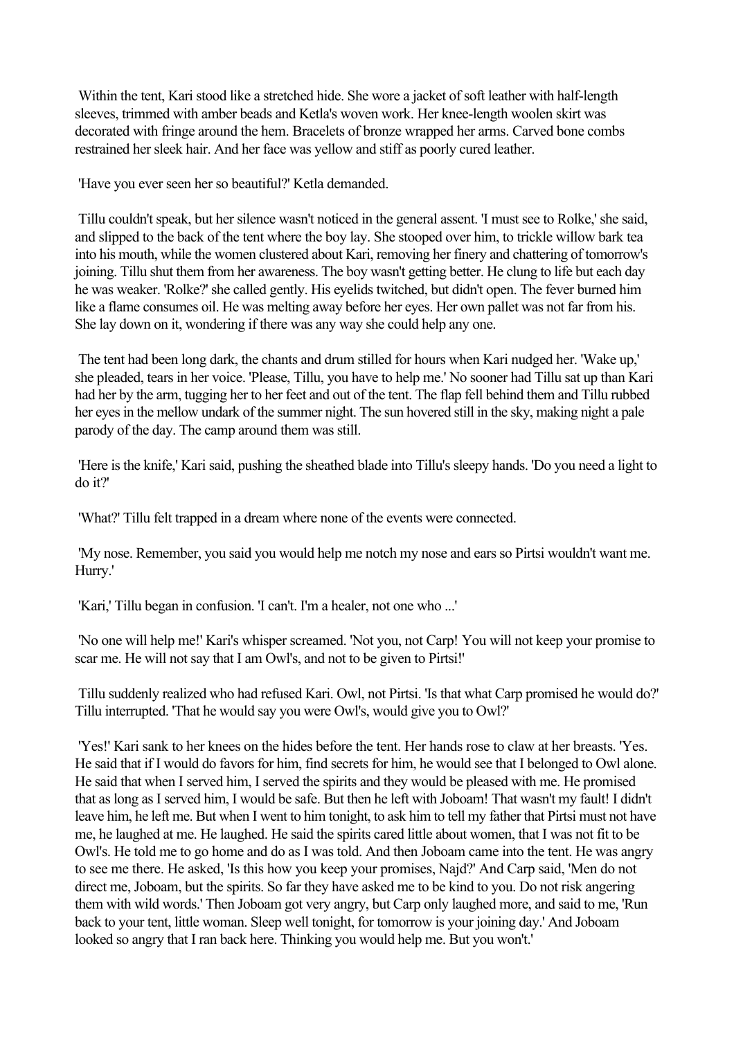Within the tent, Kari stood like a stretched hide. She wore a jacket of soft leather with half-length sleeves, trimmed with amber beads and Ketla's woven work. Her knee-length woolen skirt was decorated with fringe around the hem. Bracelets of bronze wrapped her arms. Carved bone combs restrained her sleek hair. And her face was yellow and stiff as poorly cured leather.

'Have you ever seen her so beautiful?' Ketla demanded.

Tillu couldn't speak, but her silence wasn't noticed in the general assent. 'I must see to Rolke,' she said, and slipped to the back of the tent where the boy lay. She stooped over him, to trickle willow bark tea into his mouth, while the women clustered about Kari, removing her finery and chattering of tomorrow's joining. Tillu shut them from her awareness. The boy wasn't getting better. He clung to life but each day he was weaker. 'Rolke?' she called gently. His eyelids twitched, but didn't open. The fever burned him like a flame consumes oil. He was melting away before her eyes. Her own pallet was not far from his. She lay down on it, wondering if there was any way she could help any one.

The tent had been long dark, the chants and drum stilled for hours when Kari nudged her. 'Wake up,' she pleaded, tears in her voice. 'Please, Tillu, you have to help me.' No sooner had Tillu sat up than Kari had her by the arm, tugging her to her feet and out of the tent. The flap fell behind them and Tillu rubbed her eyes in the mellow undark of the summer night. The sun hovered still in the sky, making night a pale parody of the day. The camp around them was still.

'Here is the knife,' Kari said, pushing the sheathed blade into Tillu's sleepy hands. 'Do you need a light to do it?'

'What?' Tillu felt trapped in a dream where none of the events were connected.

'My nose. Remember, you said you would help me notch my nose and ears so Pirtsi wouldn't want me. Hurry.'

'Kari,' Tillu began in confusion. 'I can't. I'm a healer, not one who ...'

'No one will help me!' Kari's whisper screamed. 'Not you, not Carp! You will not keep your promise to scar me. He will not say that I am Owl's, and not to be given to Pirtsi!'

Tillu suddenly realized who had refused Kari. Owl, not Pirtsi. 'Is that what Carp promised he would do?' Tillu interrupted. 'That he would say you were Owl's, would give you to Owl?'

'Yes!' Kari sank to her knees on the hides before the tent. Her hands rose to claw at her breasts. 'Yes. He said that if I would do favors for him, find secrets for him, he would see that I belonged to Owl alone. He said that when I served him, I served the spirits and they would be pleased with me. He promised that as long as I served him, I would be safe. But then he left with Joboam! That wasn't my fault! I didn't leave him, he left me. But when I went to him tonight, to ask him to tell my father that Pirtsi must not have me, he laughed at me. He laughed. He said the spirits cared little about women, that I was not fit to be Owl's. He told me to go home and do as I was told. And then Joboam came into the tent. He was angry to see me there. He asked, 'Is this how you keep your promises, Najd?' And Carp said, 'Men do not direct me, Joboam, but the spirits. So far they have asked me to be kind to you. Do not risk angering them with wild words.' Then Joboam got very angry, but Carp only laughed more, and said to me, 'Run back to your tent, little woman. Sleep well tonight, for tomorrow is your joining day.' And Joboam looked so angry that I ran back here. Thinking you would help me. But you won't.'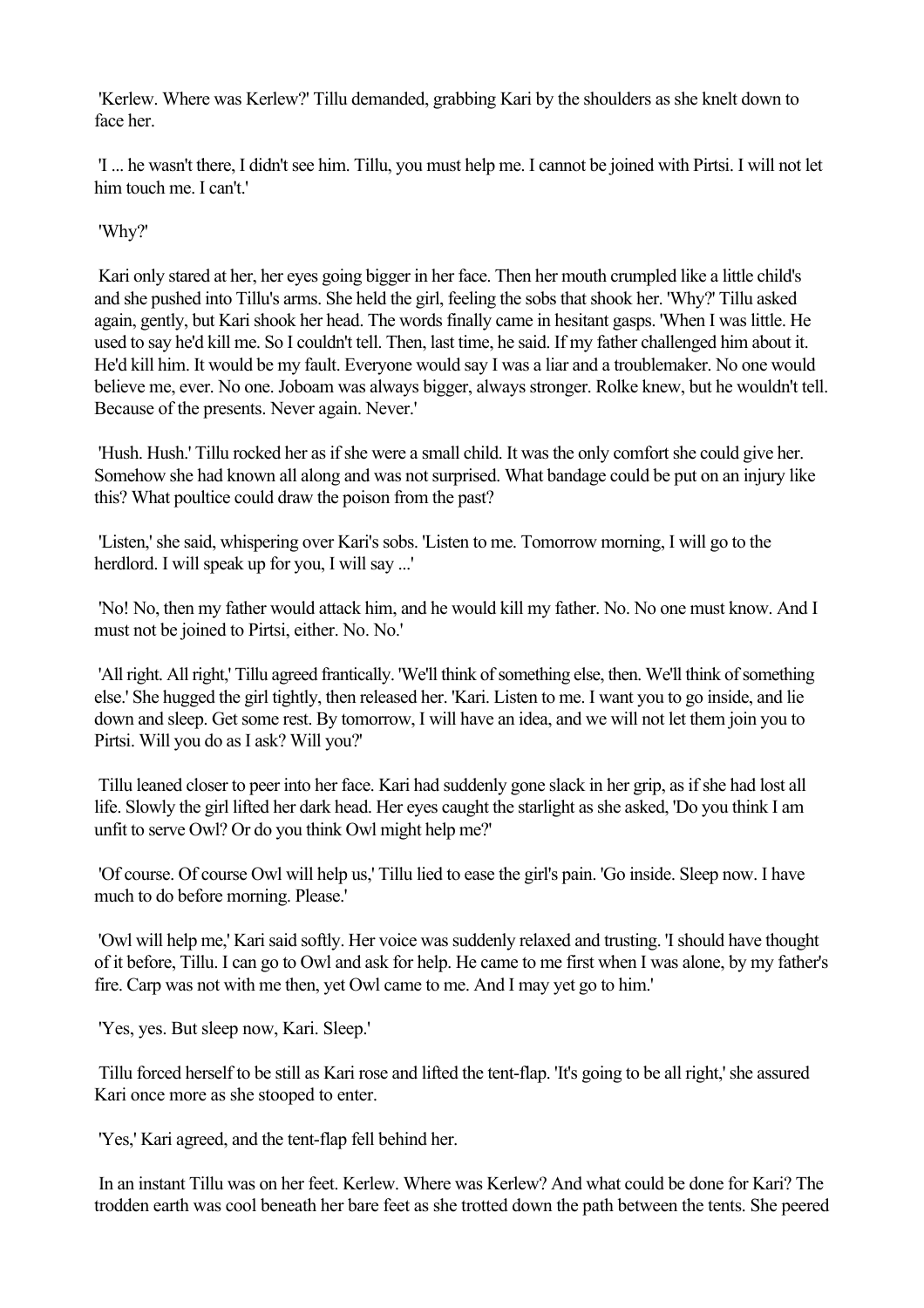'Kerlew. Where was Kerlew?' Tillu demanded, grabbing Kari by the shoulders as she knelt down to face her.

'I ... he wasn't there, I didn't see him. Tillu, you must help me. I cannot be joined with Pirtsi. I will not let him touch me. I can't.'

'Why?'

Kari only stared at her, her eyes going bigger in her face. Then her mouth crumpled like a little child's and she pushed into Tillu's arms. She held the girl, feeling the sobs that shook her. 'Why?' Tillu asked again, gently, but Kari shook her head. The words finally came in hesitant gasps. 'When I was little. He used to say he'd kill me. So I couldn't tell. Then, last time, he said. If my father challenged him about it. He'd kill him. It would be my fault. Everyone would say I was a liar and a troublemaker. No one would believe me, ever. No one. Joboam was always bigger, always stronger. Rolke knew, but he wouldn't tell. Because of the presents. Never again. Never.'

'Hush. Hush.' Tillu rocked her as if she were a small child. It was the only comfort she could give her. Somehow she had known all along and was not surprised. What bandage could be put on an injury like this? What poultice could draw the poison from the past?

'Listen,' she said, whispering over Kari's sobs. 'Listen to me. Tomorrow morning, I will go to the herdlord. I will speak up for you, I will say ...'

'No! No, then my father would attack him, and he would kill my father. No. No one must know. And I must not be joined to Pirtsi, either. No. No.'

'All right. All right,' Tillu agreed frantically. 'We'll think of something else, then. We'll think of something else.' She hugged the girl tightly, then released her. 'Kari. Listen to me. I want you to go inside, and lie down and sleep. Get some rest. By tomorrow, I will have an idea, and we will not let them join you to Pirtsi. Will you do as I ask? Will you?'

Tillu leaned closer to peer into her face. Kari had suddenly gone slack in her grip, as if she had lost all life. Slowly the girl lifted her dark head. Her eyes caught the starlight as she asked, 'Do you think I am unfit to serve Owl? Or do you think Owl might help me?'

'Of course. Of course Owl will help us,' Tillu lied to ease the girl's pain. 'Go inside. Sleep now. I have much to do before morning. Please.'

'Owl will help me,' Kari said softly. Her voice was suddenly relaxed and trusting. 'I should have thought of it before, Tillu. I can go to Owl and ask for help. He came to me first when I was alone, by my father's fire. Carp was not with me then, yet Owl came to me. And I may yet go to him.'

'Yes, yes. But sleep now, Kari. Sleep.'

Tillu forced herself to be still as Kari rose and lifted the tent-flap. 'It's going to be all right,' she assured Kari once more as she stooped to enter.

'Yes,' Kari agreed, and the tent-flap fell behind her.

In an instant Tillu was on her feet. Kerlew. Where was Kerlew? And what could be done for Kari? The trodden earth was cool beneath her bare feet as she trotted down the path between the tents. She peered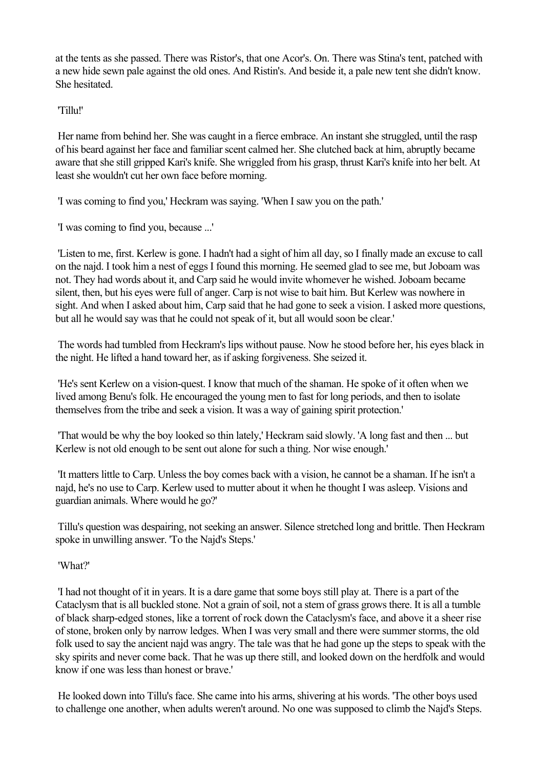at the tents as she passed. There was Ristor's, that one Acor's. On. There was Stina's tent, patched with a new hide sewn pale against the old ones. And Ristin's. And beside it, a pale new tent she didn't know. She hesitated.

'Tillu!'

Her name from behind her. She was caught in a fierce embrace. An instant she struggled, until the rasp of his beard against her face and familiar scent calmed her. She clutched back at him, abruptly became aware that she still gripped Kari's knife. She wriggled from his grasp, thrust Kari's knife into her belt. At least she wouldn't cut her own face before morning.

'I was coming to find you,' Heckram was saying. 'When I saw you on the path.'

'I was coming to find you, because ...'

'Listen to me, first. Kerlew is gone. I hadn't had a sight of him all day, so I finally made an excuse to call on the najd. I took him a nest of eggs I found this morning. He seemed glad to see me, but Joboam was not. They had words about it, and Carp said he would invite whomever he wished. Joboam became silent, then, but his eyes were full of anger. Carp is not wise to bait him. But Kerlew was nowhere in sight. And when I asked about him, Carp said that he had gone to seek a vision. I asked more questions, but all he would say was that he could not speak of it, but all would soon be clear.'

The words had tumbled from Heckram's lips without pause. Now he stood before her, his eyes black in the night. He lifted a hand toward her, as if asking forgiveness. She seized it.

'He's sent Kerlew on a vision-quest. I know that much of the shaman. He spoke of it often when we lived among Benu's folk. He encouraged the young men to fast for long periods, and then to isolate themselves from the tribe and seek a vision. It was a way of gaining spirit protection.'

'That would be why the boy looked so thin lately,' Heckram said slowly. 'A long fast and then ... but Kerlew is not old enough to be sent out alone for such a thing. Nor wise enough.'

'It matters little to Carp. Unless the boy comes back with a vision, he cannot be a shaman. If he isn't a najd, he's no use to Carp. Kerlew used to mutter about it when he thought I was asleep. Visions and guardian animals. Where would he go?'

Tillu's question was despairing, not seeking an answer. Silence stretched long and brittle. Then Heckram spoke in unwilling answer. 'To the Najd's Steps.'

'What?'

'I had not thought of it in years. It is a dare game that some boys still play at. There is a part of the Cataclysm that is all buckled stone. Not a grain of soil, not a stem of grass grows there. It is all a tumble of black sharp-edged stones, like a torrent of rock down the Cataclysm's face, and above it a sheer rise of stone, broken only by narrow ledges. When I was very small and there were summer storms, the old folk used to say the ancient najd was angry. The tale was that he had gone up the steps to speak with the sky spirits and never come back. That he was up there still, and looked down on the herdfolk and would know if one was less than honest or brave.'

He looked down into Tillu's face. She came into his arms, shivering at his words. 'The other boys used to challenge one another, when adults weren't around. No one was supposed to climb the Najd's Steps.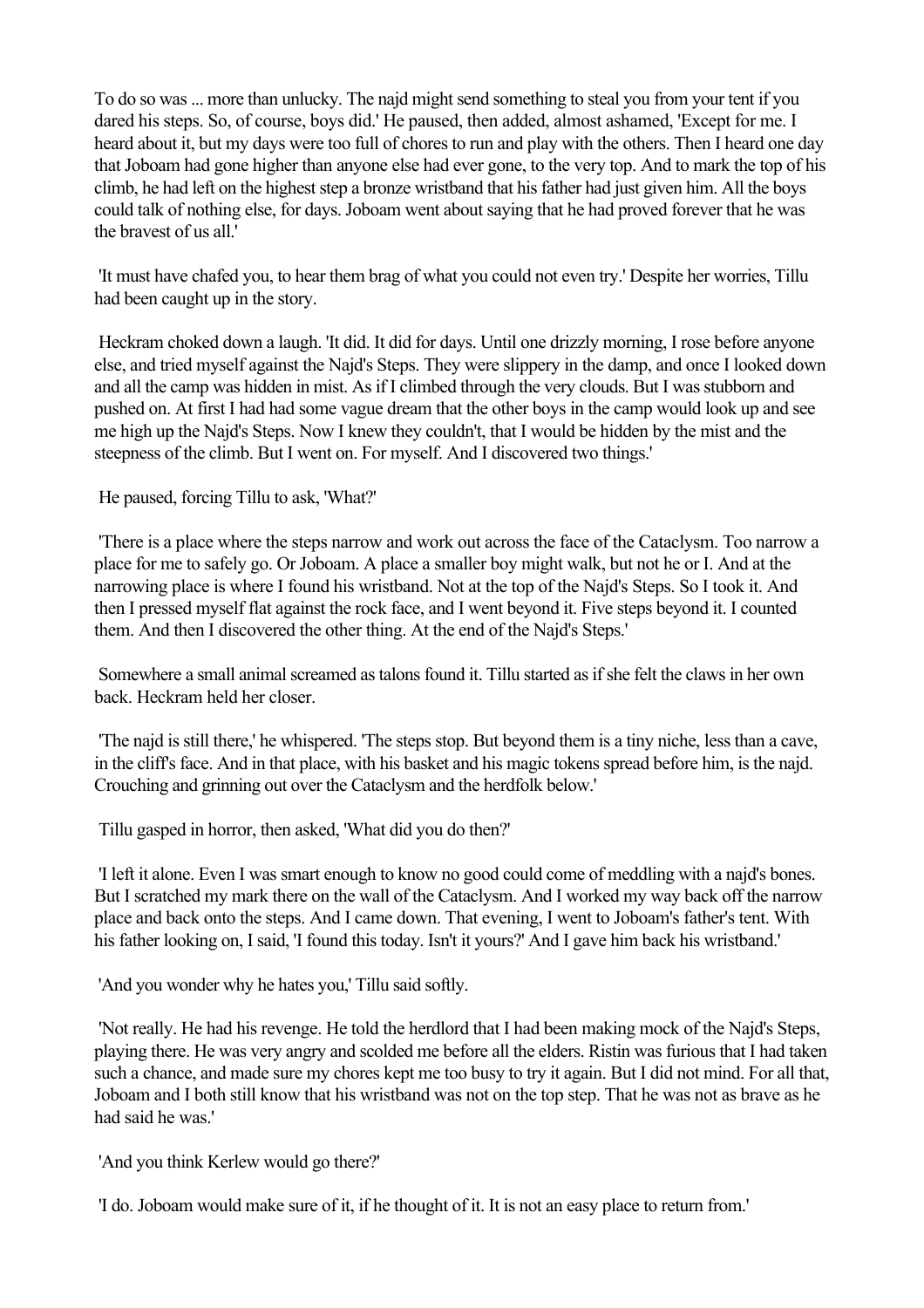To do so was ... more than unlucky. The najd might send something to steal you from your tent if you dared his steps. So, of course, boys did.' He paused, then added, almost ashamed, 'Except for me. I heard about it, but my days were too full of chores to run and play with the others. Then I heard one day that Joboam had gone higher than anyone else had ever gone, to the very top. And to mark the top of his climb, he had left on the highest step a bronze wristband that his father had just given him. All the boys could talk of nothing else, for days. Joboam went about saying that he had proved forever that he was the bravest of us all.'

'It must have chafed you, to hear them brag of what you could not even try.' Despite her worries, Tillu had been caught up in the story.

Heckram choked down a laugh. 'It did. It did for days. Until one drizzly morning, I rose before anyone else, and tried myself against the Najd's Steps. They were slippery in the damp, and once I looked down and all the camp was hidden in mist. As if I climbed through the very clouds. But I was stubborn and pushed on. At first I had had some vague dream that the other boys in the camp would look up and see me high up the Najd's Steps. Now I knew they couldn't, that I would be hidden by the mist and the steepness of the climb. But I went on. For myself. And I discovered two things.'

He paused, forcing Tillu to ask, 'What?'

'There is a place where the steps narrow and work out across the face of the Cataclysm. Too narrow a place for me to safely go. Or Joboam. A place a smaller boy might walk, but not he or I. And at the narrowing place is where I found his wristband. Not at the top of the Najd's Steps. So I took it. And then I pressed myself flat against the rock face, and I went beyond it. Five steps beyond it. I counted them. And then I discovered the other thing. At the end of the Najd's Steps.'

Somewhere a small animal screamed as talons found it. Tillu started as if she felt the claws in her own back. Heckram held her closer.

'The najd is still there,' he whispered. 'The steps stop. But beyond them is a tiny niche, less than a cave, in the cliff's face. And in that place, with his basket and his magic tokens spread before him, is the najd. Crouching and grinning out over the Cataclysm and the herdfolk below.'

Tillu gasped in horror, then asked, 'What did you do then?'

'I left it alone. Even I was smart enough to know no good could come of meddling with a najd's bones. But I scratched my mark there on the wall of the Cataclysm. And I worked my way back off the narrow place and back onto the steps. And I came down. That evening, I went to Joboam's father's tent. With his father looking on, I said, 'I found this today. Isn't it yours?' And I gave him back his wristband.'

'And you wonder why he hates you,' Tillu said softly.

'Not really. He had his revenge. He told the herdlord that I had been making mock of the Najd's Steps, playing there. He was very angry and scolded me before all the elders. Ristin was furious that I had taken such a chance, and made sure my chores kept me too busy to try it again. But I did not mind. For all that, Joboam and I both still know that his wristband was not on the top step. That he was not as brave as he had said he was.'

'And you think Kerlew would go there?'

'I do. Joboam would make sure of it, if he thought of it. It is not an easy place to return from.'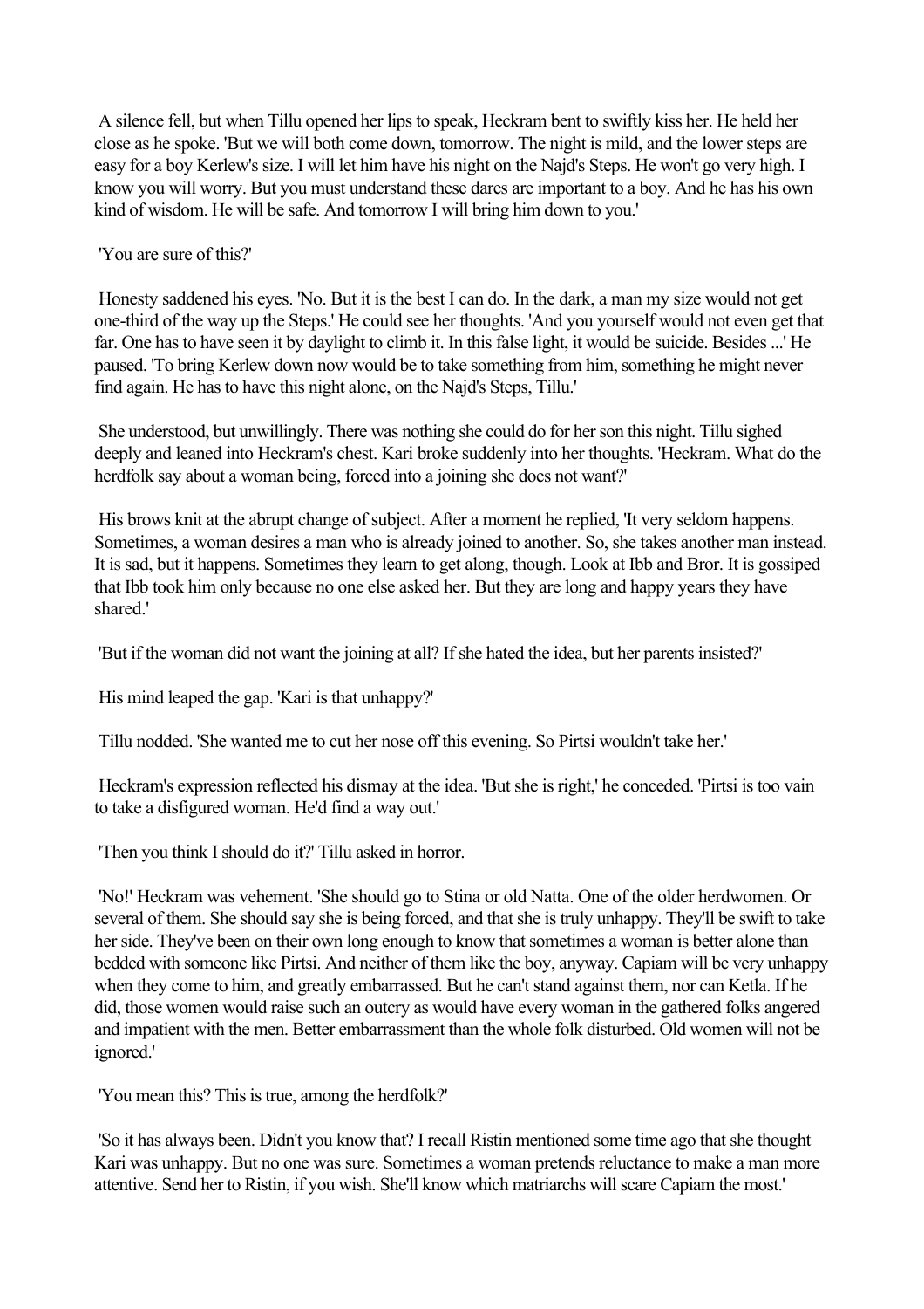A silence fell, but when Tillu opened her lips to speak, Heckram bent to swiftly kiss her. He held her close as he spoke. 'But we will both come down, tomorrow. The night is mild, and the lower steps are easy for a boy Kerlew's size. I will let him have his night on the Najd's Steps. He won't go very high. I know you will worry. But you must understand these dares are important to a boy. And he has his own kind of wisdom. He will be safe. And tomorrow I will bring him down to you.'

'You are sure of this?'

Honesty saddened his eyes. 'No. But it is the best I can do. In the dark, a man my size would not get one-third of the way up the Steps.' He could see her thoughts. 'And you yourself would not even get that far. One has to have seen it by daylight to climb it. In this false light, it would be suicide. Besides ...' He paused. 'To bring Kerlew down now would be to take something from him, something he might never find again. He has to have this night alone, on the Najd's Steps, Tillu.'

She understood, but unwillingly. There was nothing she could do for her son this night. Tillu sighed deeply and leaned into Heckram's chest. Kari broke suddenly into her thoughts. 'Heckram. What do the herdfolk say about a woman being, forced into a joining she does not want?'

His brows knit at the abrupt change of subject. After a moment he replied, 'It very seldom happens. Sometimes, a woman desires a man who is already joined to another. So, she takes another man instead. It is sad, but it happens. Sometimes they learn to get along, though. Look at Ibb and Bror. It is gossiped that Ibb took him only because no one else asked her. But they are long and happy years they have shared.'

'But if the woman did not want the joining at all? If she hated the idea, but her parents insisted?'

His mind leaped the gap. 'Kari is that unhappy?'

Tillu nodded. 'She wanted me to cut her nose off this evening. So Pirtsi wouldn't take her.'

Heckram's expression reflected his dismay at the idea. 'But she is right,' he conceded. 'Pirtsi is too vain to take a disfigured woman. He'd find a way out.'

'Then you think I should do it?' Tillu asked in horror.

'No!' Heckram was vehement. 'She should go to Stina or old Natta. One of the older herdwomen. Or several of them. She should say she is being forced, and that she is truly unhappy. They'll be swift to take her side. They've been on their own long enough to know that sometimes a woman is better alone than bedded with someone like Pirtsi. And neither of them like the boy, anyway. Capiam will be very unhappy when they come to him, and greatly embarrassed. But he can't stand against them, nor can Ketla. If he did, those women would raise such an outcry as would have every woman in the gathered folks angered and impatient with the men. Better embarrassment than the whole folk disturbed. Old women will not be ignored.'

'You mean this? This is true, among the herdfolk?'

'So it has always been. Didn't you know that? I recall Ristin mentioned some time ago that she thought Kari was unhappy. But no one was sure. Sometimes a woman pretends reluctance to make a man more attentive. Send her to Ristin, if you wish. She'll know which matriarchs will scare Capiam the most.'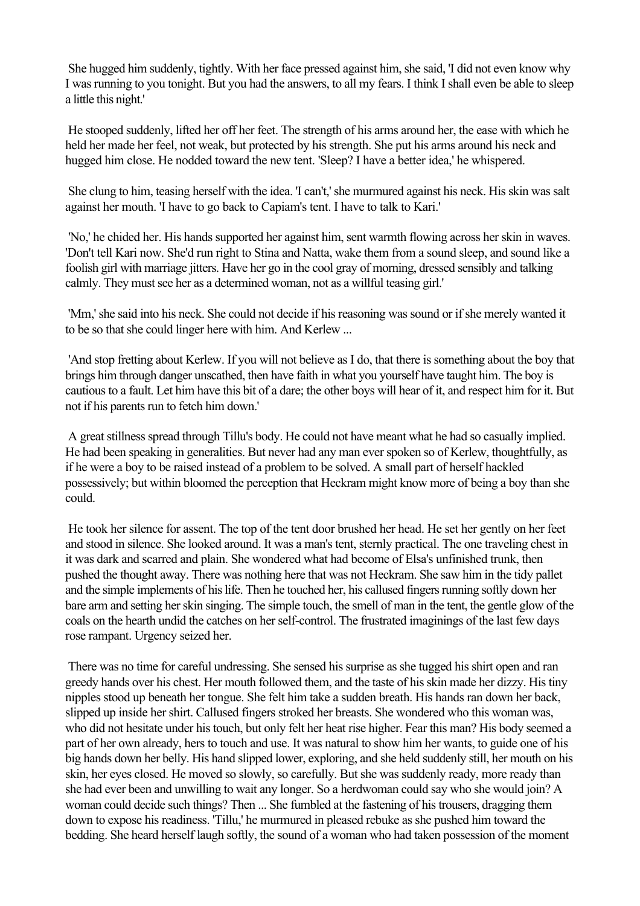She hugged him suddenly, tightly. With her face pressed against him, she said, 'I did not even know why I was running to you tonight. But you had the answers, to all my fears. I think I shall even be able to sleep a little this night.'

He stooped suddenly, lifted her off her feet. The strength of his arms around her, the ease with which he held her made her feel, not weak, but protected by his strength. She put his arms around his neck and hugged him close. He nodded toward the new tent. 'Sleep? I have a better idea,' he whispered.

She clung to him, teasing herself with the idea. 'I can't,' she murmured against his neck. His skin was salt against her mouth. 'I have to go back to Capiam's tent. I have to talk to Kari.'

'No,' he chided her. His hands supported her against him, sent warmth flowing across her skin in waves. 'Don't tell Kari now. She'd run right to Stina and Natta, wake them from a sound sleep, and sound like a foolish girl with marriage jitters. Have her go in the cool gray of morning, dressed sensibly and talking calmly. They must see her as a determined woman, not as a willful teasing girl.'

'Mm,' she said into his neck. She could not decide if his reasoning was sound or if she merely wanted it to be so that she could linger here with him. And Kerlew ...

'And stop fretting about Kerlew. If you will not believe as I do, that there is something about the boy that brings him through danger unscathed, then have faith in what you yourself have taught him. The boy is cautious to a fault. Let him have this bit of a dare; the other boys will hear of it, and respect him for it. But not if his parents run to fetch him down.'

A great stillness spread through Tillu's body. He could not have meant what he had so casually implied. He had been speaking in generalities. But never had any man ever spoken so of Kerlew, thoughtfully, as if he were a boy to be raised instead of a problem to be solved. A small part of herself hackled possessively; but within bloomed the perception that Heckram might know more of being a boy than she could.

He took her silence for assent. The top of the tent door brushed her head. He set her gently on her feet and stood in silence. She looked around. It was a man's tent, sternly practical. The one traveling chest in it was dark and scarred and plain. She wondered what had become of Elsa's unfinished trunk, then pushed the thought away. There was nothing here that was not Heckram. She saw him in the tidy pallet and the simple implements of his life. Then he touched her, his callused fingers running softly down her bare arm and setting her skin singing. The simple touch, the smell of man in the tent, the gentle glow of the coals on the hearth undid the catches on her self-control. The frustrated imaginings of the last few days rose rampant. Urgency seized her.

There was no time for careful undressing. She sensed his surprise as she tugged his shirt open and ran greedy hands over his chest. Her mouth followed them, and the taste of his skin made her dizzy. His tiny nipples stood up beneath her tongue. She felt him take a sudden breath. His hands ran down her back, slipped up inside her shirt. Callused fingers stroked her breasts. She wondered who this woman was, who did not hesitate under his touch, but only felt her heat rise higher. Fear this man? His body seemed a part of her own already, hers to touch and use. It was natural to show him her wants, to guide one of his big hands down her belly. His hand slipped lower, exploring, and she held suddenly still, her mouth on his skin, her eyes closed. He moved so slowly, so carefully. But she was suddenly ready, more ready than she had ever been and unwilling to wait any longer. So a herdwoman could say who she would join? A woman could decide such things? Then ... She fumbled at the fastening of his trousers, dragging them down to expose his readiness. 'Tillu,' he murmured in pleased rebuke as she pushed him toward the bedding. She heard herself laugh softly, the sound of a woman who had taken possession of the moment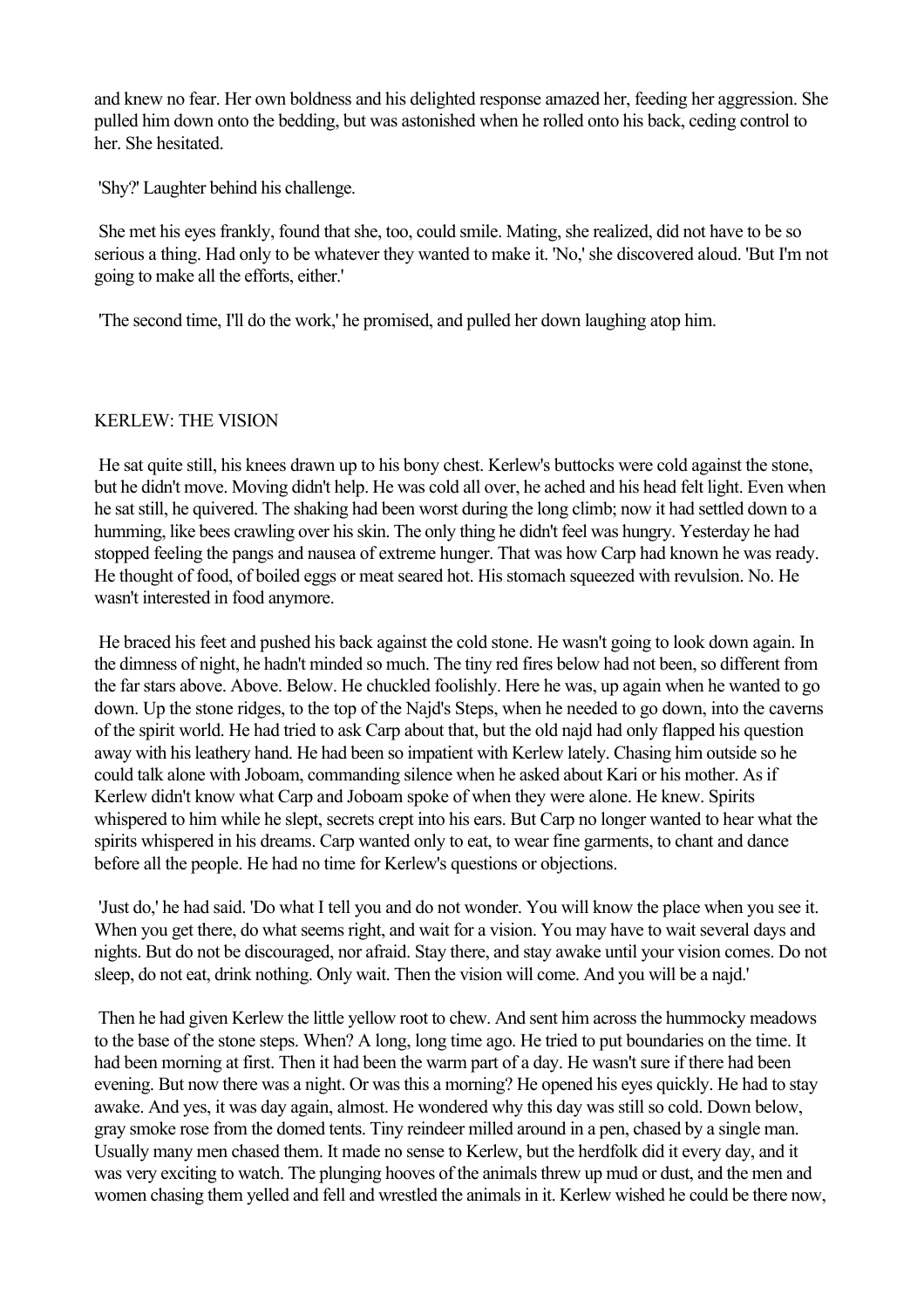and knew no fear. Her own boldness and his delighted response amazed her, feeding her aggression. She pulled him down onto the bedding, but was astonished when he rolled onto his back, ceding control to her. She hesitated.

'Shy?' Laughter behind his challenge.

She met his eyes frankly, found that she, too, could smile. Mating, she realized, did not have to be so serious a thing. Had only to be whatever they wanted to make it. 'No,' she discovered aloud. 'But I'm not going to make all the efforts, either.'

'The second time, I'll do the work,' he promised, and pulled her down laughing atop him.

## KERLEW: THE VISION

He sat quite still, his knees drawn up to his bony chest. Kerlew's buttocks were cold against the stone, but he didn't move. Moving didn't help. He was cold all over, he ached and his head felt light. Even when he sat still, he quivered. The shaking had been worst during the long climb; now it had settled down to a humming, like bees crawling over his skin. The only thing he didn't feel was hungry. Yesterday he had stopped feeling the pangs and nausea of extreme hunger. That was how Carp had known he was ready. He thought of food, of boiled eggs or meat seared hot. His stomach squeezed with revulsion. No. He wasn't interested in food anymore.

He braced his feet and pushed his back against the cold stone. He wasn't going to look down again. In the dimness of night, he hadn't minded so much. The tiny red fires below had not been, so different from the far stars above. Above. Below. He chuckled foolishly. Here he was, up again when he wanted to go down. Up the stone ridges, to the top of the Najd's Steps, when he needed to go down, into the caverns of the spirit world. He had tried to ask Carp about that, but the old najd had only flapped his question away with his leathery hand. He had been so impatient with Kerlew lately. Chasing him outside so he could talk alone with Joboam, commanding silence when he asked about Kari or his mother. As if Kerlew didn't know what Carp and Joboam spoke of when they were alone. He knew. Spirits whispered to him while he slept, secrets crept into his ears. But Carp no longer wanted to hear what the spirits whispered in his dreams. Carp wanted only to eat, to wear fine garments, to chant and dance before all the people. He had no time for Kerlew's questions or objections.

'Just do,' he had said. 'Do what I tell you and do not wonder. You will know the place when you see it. When you get there, do what seems right, and wait for a vision. You may have to wait several days and nights. But do not be discouraged, nor afraid. Stay there, and stay awake until your vision comes. Do not sleep, do not eat, drink nothing. Only wait. Then the vision will come. And you will be a najd.'

Then he had given Kerlew the little yellow root to chew. And sent him across the hummocky meadows to the base of the stone steps. When? A long, long time ago. He tried to put boundaries on the time. It had been morning at first. Then it had been the warm part of a day. He wasn't sure if there had been evening. But now there was a night. Or was this a morning? He opened his eyes quickly. He had to stay awake. And yes, it was day again, almost. He wondered why this day was still so cold. Down below, gray smoke rose from the domed tents. Tiny reindeer milled around in a pen, chased by a single man. Usually many men chased them. It made no sense to Kerlew, but the herdfolk did it every day, and it was very exciting to watch. The plunging hooves of the animals threw up mud or dust, and the men and women chasing them yelled and fell and wrestled the animals in it. Kerlew wished he could be there now,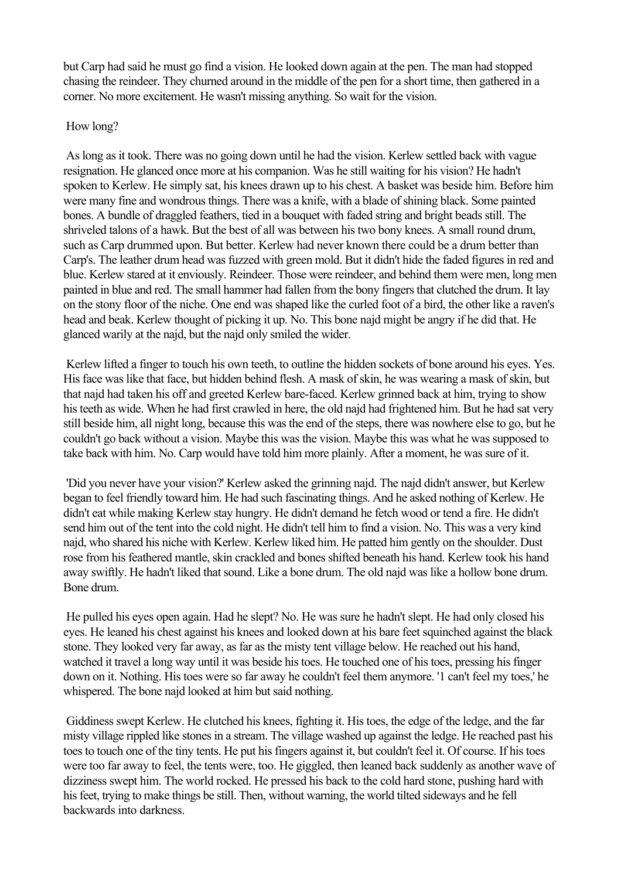but Carp had said he must go find a vision. He looked down again at the pen. The man had stopped chasing the reindeer. They churned around in the middle of the pen for a short time, then gathered in a corner. No more excitement. He wasn't missing anything. So wait for the vision.

How long?

As long as it took. There was no going down until he had the vision. Kerlew settled back with vague resignation. He glanced once more at his companion. Was he still waiting for his vision? He hadn't spoken to Kerlew. He simply sat, his knees drawn up to his chest. A basket was beside him. Before him were many fine and wondrous things. There was a knife, with a blade of shining black. Some painted bones. A bundle of draggled feathers, tied in a bouquet with faded string and bright beads still. The shriveled talons of a hawk. But the best of all was between his two bony knees. A small round drum, such as Carp drummed upon. But better. Kerlew had never known there could be a drum better than Carp's. The leather drum head was fuzzed with green mold. But it didn't hide the faded figures in red and blue. Kerlew stared at it enviously. Reindeer. Those were reindeer, and behind them were men, long men painted in blue and red. The small hammer had fallen from the bony fingers that clutched the drum. It lay on the stony floor of the niche. One end was shaped like the curled foot of a bird, the other like a raven's head and beak. Kerlew thought of picking it up. No. This bone najd might be angry if he did that. He glanced warily at the najd, but the najd only smiled the wider.

Kerlew lifted a finger to touch his own teeth, to outline the hidden sockets of bone around his eyes. Yes. His face was like that face, but hidden behind flesh. A mask of skin, he was wearing a mask of skin, but that najd had taken his off and greeted Kerlew bare-faced. Kerlew grinned back at him, trying to show his teeth as wide. When he had first crawled in here, the old najd had frightened him. But he had sat very still beside him, all night long, because this was the end of the steps, there was nowhere else to go, but he couldn't go back without a vision. Maybe this was the vision. Maybe this was what he was supposed to take back with him. No. Carp would have told him more plainly. After a moment, he was sure of it.

'Did you never have your vision?' Kerlew asked the grinning najd. The najd didn't answer, but Kerlew began to feel friendly toward him. He had such fascinating things. And he asked nothing of Kerlew. He didn't eat while making Kerlew stay hungry. He didn't demand he fetch wood or tend a fire. He didn't send him out of the tent into the cold night. He didn't tell him to find a vision. No. This was a very kind najd, who shared his niche with Kerlew. Kerlew liked him. He patted him gently on the shoulder. Dust rose from his feathered mantle, skin crackled and bones shifted beneath his hand. Kerlew took his hand away swiftly. He hadn't liked that sound. Like a bone drum. The old najd was like a hollow bone drum. Bone drum.

He pulled his eyes open again. Had he slept? No. He was sure he hadn't slept. He had only closed his eyes. He leaned his chest against his knees and looked down at his bare feet squinched against the black stone. They looked very far away, as far as the misty tent village below. He reached out his hand, watched it travel a long way until it was beside his toes. He touched one of his toes, pressing his finger down on it. Nothing. His toes were so far away he couldn't feel them anymore. '1 can't feel my toes,' he whispered. The bone najd looked at him but said nothing.

Giddiness swept Kerlew. He clutched his knees, fighting it. His toes, the edge of the ledge, and the far misty village rippled like stones in a stream. The village washed up against the ledge. He reached past his toes to touch one of the tiny tents. He put his fingers against it, but couldn't feel it. Of course. If his toes were too far away to feel, the tents were, too. He giggled, then leaned back suddenly as another wave of dizziness swept him. The world rocked. He pressed his back to the cold hard stone, pushing hard with his feet, trying to make things be still. Then, without warning, the world tilted sideways and he fell backwards into darkness.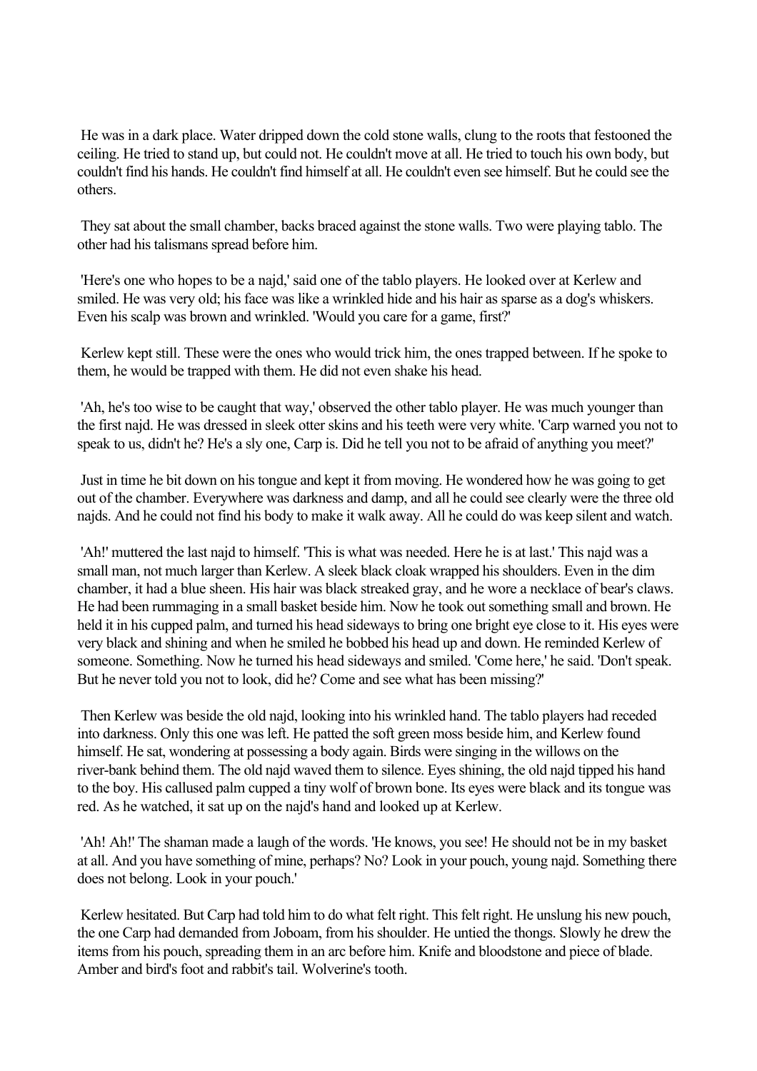He was in a dark place. Water dripped down the cold stone walls, clung to the roots that festooned the ceiling. He tried to stand up, but could not. He couldn't move at all. He tried to touch his own body, but couldn't find his hands. He couldn't find himself at all. He couldn't even see himself. But he could see the others.

They sat about the small chamber, backs braced against the stone walls. Two were playing tablo. The other had his talismans spread before him.

'Here's one who hopes to be a najd,' said one of the tablo players. He looked over at Kerlew and smiled. He was very old; his face was like a wrinkled hide and his hair as sparse as a dog's whiskers. Even his scalp was brown and wrinkled. 'Would you care for a game, first?'

Kerlew kept still. These were the ones who would trick him, the ones trapped between. If he spoke to them, he would be trapped with them. He did not even shake his head.

'Ah, he's too wise to be caught that way,' observed the other tablo player. He was much younger than the first najd. He was dressed in sleek otter skins and his teeth were very white. 'Carp warned you not to speak to us, didn't he? He's a sly one, Carp is. Did he tell you not to be afraid of anything you meet?'

Just in time he bit down on his tongue and kept it from moving. He wondered how he was going to get out of the chamber. Everywhere was darkness and damp, and all he could see clearly were the three old najds. And he could not find his body to make it walk away. All he could do was keep silent and watch.

'Ah!' muttered the last najd to himself. 'This is what was needed. Here he is at last.' This najd was a small man, not much larger than Kerlew. A sleek black cloak wrapped his shoulders. Even in the dim chamber, it had a blue sheen. His hair was black streaked gray, and he wore a necklace of bear's claws. He had been rummaging in a small basket beside him. Now he took out something small and brown. He held it in his cupped palm, and turned his head sideways to bring one bright eye close to it. His eyes were very black and shining and when he smiled he bobbed his head up and down. He reminded Kerlew of someone. Something. Now he turned his head sideways and smiled. 'Come here,' he said. 'Don't speak. But he never told you not to look, did he? Come and see what has been missing?'

Then Kerlew was beside the old najd, looking into his wrinkled hand. The tablo players had receded into darkness. Only this one was left. He patted the soft green moss beside him, and Kerlew found himself. He sat, wondering at possessing a body again. Birds were singing in the willows on the river-bank behind them. The old najd waved them to silence. Eyes shining, the old najd tipped his hand to the boy. His callused palm cupped a tiny wolf of brown bone. Its eyes were black and its tongue was red. As he watched, it sat up on the najd's hand and looked up at Kerlew.

'Ah! Ah!' The shaman made a laugh of the words. 'He knows, you see! He should not be in my basket at all. And you have something of mine, perhaps? No? Look in your pouch, young najd. Something there does not belong. Look in your pouch.'

Kerlew hesitated. But Carp had told him to do what felt right. This felt right. He unslung his new pouch, the one Carp had demanded from Joboam, from his shoulder. He untied the thongs. Slowly he drew the items from his pouch, spreading them in an arc before him. Knife and bloodstone and piece of blade. Amber and bird's foot and rabbit's tail. Wolverine's tooth.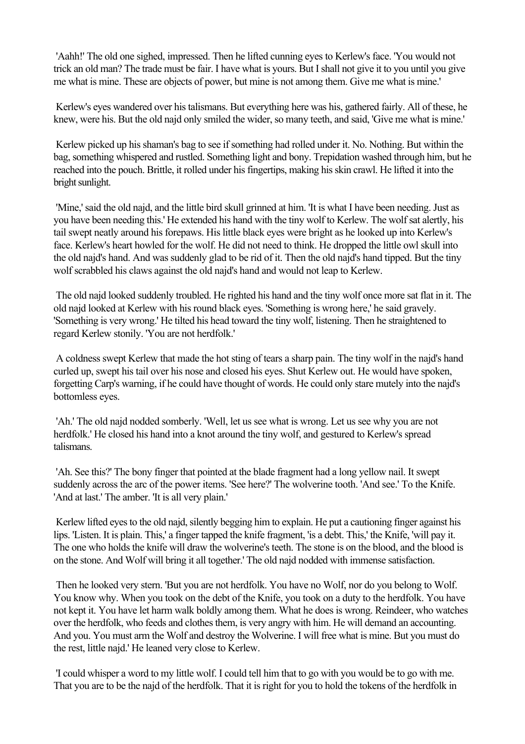'Aahh!' The old one sighed, impressed. Then he lifted cunning eyes to Kerlew's face. 'You would not trick an old man? The trade must be fair. I have what is yours. But I shall not give it to you until you give me what is mine. These are objects of power, but mine is not among them. Give me what is mine.'

Kerlew's eyes wandered over his talismans. But everything here was his, gathered fairly. All of these, he knew, were his. But the old najd only smiled the wider, so many teeth, and said, 'Give me what is mine.'

Kerlew picked up his shaman's bag to see if something had rolled under it. No. Nothing. But within the bag, something whispered and rustled. Something light and bony. Trepidation washed through him, but he reached into the pouch. Brittle, it rolled under his fingertips, making his skin crawl. He lifted it into the bright sunlight.

'Mine,' said the old najd, and the little bird skull grinned at him. 'It is what I have been needing. Just as you have been needing this.' He extended his hand with the tiny wolf to Kerlew. The wolf sat alertly, his tail swept neatly around his forepaws. His little black eyes were bright as he looked up into Kerlew's face. Kerlew's heart howled for the wolf. He did not need to think. He dropped the little owl skull into the old najd's hand. And was suddenly glad to be rid of it. Then the old najd's hand tipped. But the tiny wolf scrabbled his claws against the old najd's hand and would not leap to Kerlew.

The old najd looked suddenly troubled. He righted his hand and the tiny wolf once more sat flat in it. The old najd looked at Kerlew with his round black eyes. 'Something is wrong here,' he said gravely. 'Something is very wrong.' He tilted his head toward the tiny wolf, listening. Then he straightened to regard Kerlew stonily. 'You are not herdfolk.'

A coldness swept Kerlew that made the hot sting of tears a sharp pain. The tiny wolf in the najd's hand curled up, swept his tail over his nose and closed his eyes. Shut Kerlew out. He would have spoken, forgetting Carp's warning, if he could have thought of words. He could only stare mutely into the najd's bottomless eyes.

'Ah.' The old najd nodded somberly. 'Well, let us see what is wrong. Let us see why you are not herdfolk.' He closed his hand into a knot around the tiny wolf, and gestured to Kerlew's spread talismans.

'Ah. See this?' The bony finger that pointed at the blade fragment had a long yellow nail. It swept suddenly across the arc of the power items. 'See here?' The wolverine tooth. 'And see.' To the Knife. 'And at last.' The amber. 'It is all very plain.'

Kerlew lifted eyes to the old najd, silently begging him to explain. He put a cautioning finger against his lips. 'Listen. It is plain. This,' a finger tapped the knife fragment, 'is a debt. This,' the Knife, 'will pay it. The one who holds the knife will draw the wolverine's teeth. The stone is on the blood, and the blood is on the stone. And Wolf will bring it all together.' The old najd nodded with immense satisfaction.

Then he looked very stern. 'But you are not herdfolk. You have no Wolf, nor do you belong to Wolf. You know why. When you took on the debt of the Knife, you took on a duty to the herdfolk. You have not kept it. You have let harm walk boldly among them. What he does is wrong. Reindeer, who watches over the herdfolk, who feeds and clothes them, is very angry with him. He will demand an accounting. And you. You must arm the Wolf and destroy the Wolverine. I will free what is mine. But you must do the rest, little najd.' He leaned very close to Kerlew.

'I could whisper a word to my little wolf. I could tell him that to go with you would be to go with me. That you are to be the najd of the herdfolk. That it is right for you to hold the tokens of the herdfolk in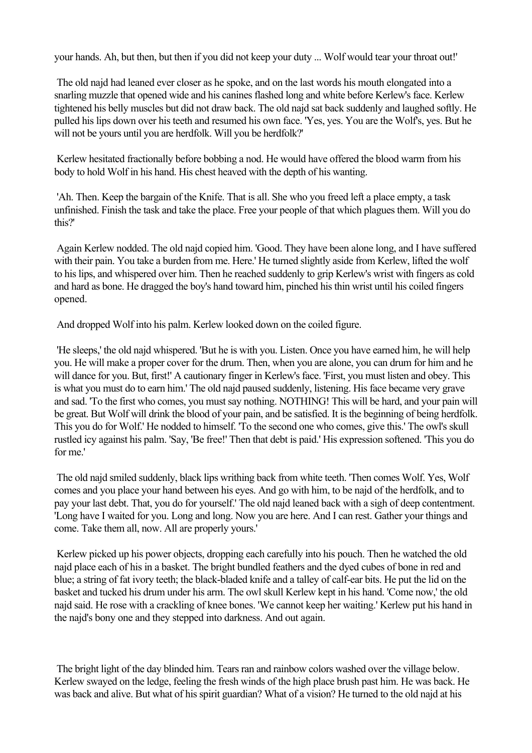your hands. Ah, but then, but then if you did not keep your duty ... Wolf would tear your throat out!'

The old najd had leaned ever closer as he spoke, and on the last words his mouth elongated into a snarling muzzle that opened wide and his canines flashed long and white before Kerlew's face. Kerlew tightened his belly muscles but did not draw back. The old najd sat back suddenly and laughed softly. He pulled his lips down over his teeth and resumed his own face. 'Yes, yes. You are the Wolf's, yes. But he will not be yours until you are herdfolk. Will you be herdfolk?'

Kerlew hesitated fractionally before bobbing a nod. He would have offered the blood warm from his body to hold Wolf in his hand. His chest heaved with the depth of his wanting.

'Ah. Then. Keep the bargain of the Knife. That is all. She who you freed left a place empty, a task unfinished. Finish the task and take the place. Free your people of that which plagues them. Will you do this?'

Again Kerlew nodded. The old najd copied him. 'Good. They have been alone long, and I have suffered with their pain. You take a burden from me. Here.' He turned slightly aside from Kerlew, lifted the wolf to his lips, and whispered over him. Then he reached suddenly to grip Kerlew's wrist with fingers as cold and hard as bone. He dragged the boy's hand toward him, pinched his thin wrist until his coiled fingers opened.

And dropped Wolf into his palm. Kerlew looked down on the coiled figure.

'He sleeps,' the old najd whispered. 'But he is with you. Listen. Once you have earned him, he will help you. He will make a proper cover for the drum. Then, when you are alone, you can drum for him and he will dance for you. But, first!' A cautionary finger in Kerlew's face. 'First, you must listen and obey. This is what you must do to earn him.' The old najd paused suddenly, listening. His face became very grave and sad. 'To the first who comes, you must say nothing. NOTHING! This will be hard, and your pain will be great. But Wolf will drink the blood of your pain, and be satisfied. It is the beginning of being herdfolk. This you do for Wolf.' He nodded to himself. 'To the second one who comes, give this.' The owl's skull rustled icy against his palm. 'Say, 'Be free!' Then that debt is paid.' His expression softened. 'This you do for me.'

The old najd smiled suddenly, black lips writhing back from white teeth. 'Then comes Wolf. Yes, Wolf comes and you place your hand between his eyes. And go with him, to be najd of the herdfolk, and to pay your last debt. That, you do for yourself.' The old najd leaned back with a sigh of deep contentment. 'Long have I waited for you. Long and long. Now you are here. And I can rest. Gather your things and come. Take them all, now. All are properly yours.'

Kerlew picked up his power objects, dropping each carefully into his pouch. Then he watched the old najd place each of his in a basket. The bright bundled feathers and the dyed cubes of bone in red and blue; a string of fat ivory teeth; the black-bladed knife and a talley of calf-ear bits. He put the lid on the basket and tucked his drum under his arm. The owl skull Kerlew kept in his hand. 'Come now,' the old najd said. He rose with a crackling of knee bones. 'We cannot keep her waiting.' Kerlew put his hand in the najd's bony one and they stepped into darkness. And out again.

The bright light of the day blinded him. Tears ran and rainbow colors washed over the village below. Kerlew swayed on the ledge, feeling the fresh winds of the high place brush past him. He was back. He was back and alive. But what of his spirit guardian? What of a vision? He turned to the old najd at his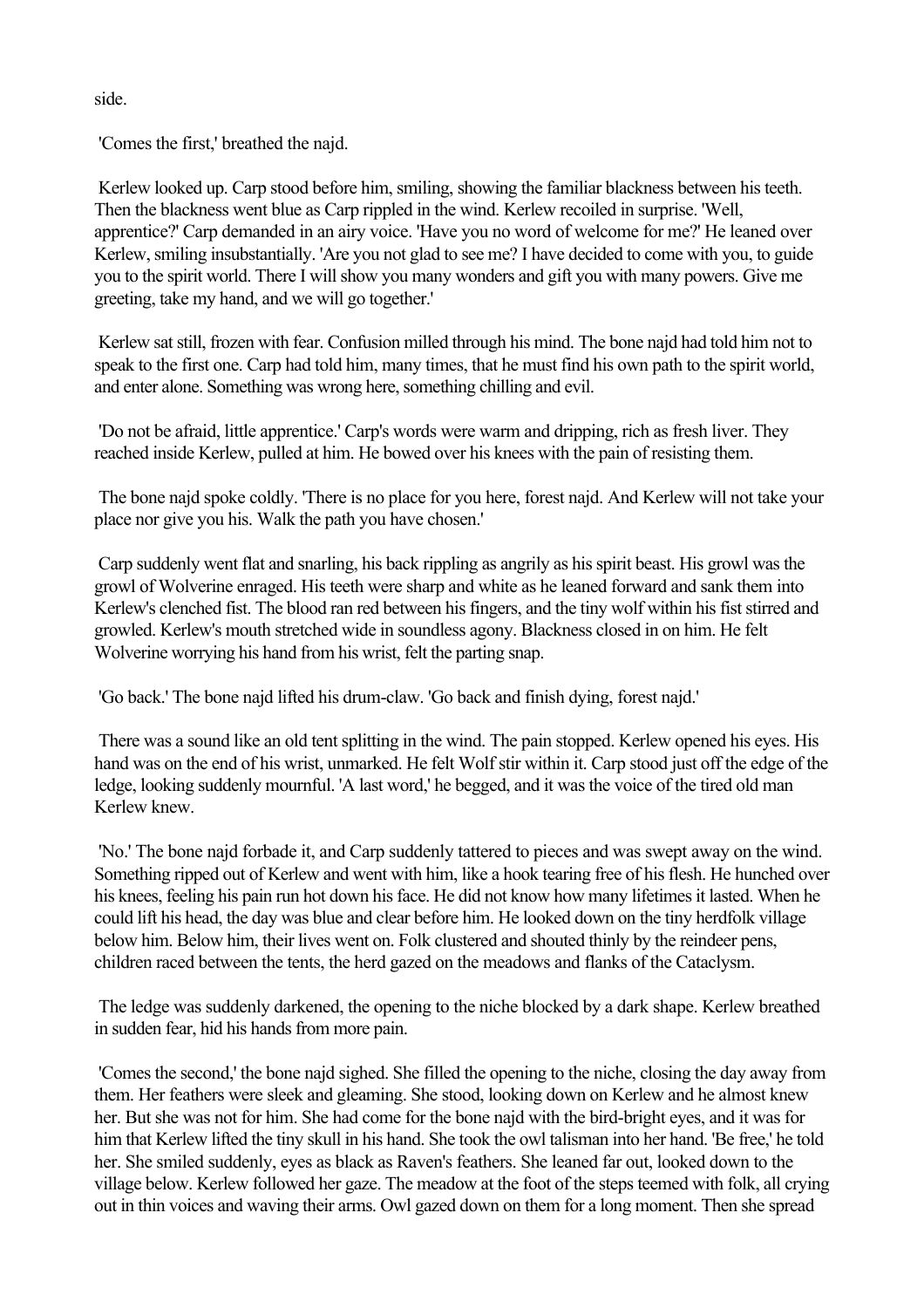side.

'Comes the first,' breathed the najd.

Kerlew looked up. Carp stood before him, smiling, showing the familiar blackness between his teeth. Then the blackness went blue as Carp rippled in the wind. Kerlew recoiled in surprise. 'Well, apprentice?' Carp demanded in an airy voice. 'Have you no word of welcome for me?' He leaned over Kerlew, smiling insubstantially. 'Are you not glad to see me? I have decided to come with you, to guide you to the spirit world. There I will show you many wonders and gift you with many powers. Give me greeting, take my hand, and we will go together.'

Kerlew sat still, frozen with fear. Confusion milled through his mind. The bone najd had told him not to speak to the first one. Carp had told him, many times, that he must find his own path to the spirit world, and enter alone. Something was wrong here, something chilling and evil.

'Do not be afraid, little apprentice.' Carp's words were warm and dripping, rich as fresh liver. They reached inside Kerlew, pulled at him. He bowed over his knees with the pain of resisting them.

The bone najd spoke coldly. 'There is no place for you here, forest najd. And Kerlew will not take your place nor give you his. Walk the path you have chosen.'

Carp suddenly went flat and snarling, his back rippling as angrily as his spirit beast. His growl was the growl of Wolverine enraged. His teeth were sharp and white as he leaned forward and sank them into Kerlew's clenched fist. The blood ran red between his fingers, and the tiny wolf within his fist stirred and growled. Kerlew's mouth stretched wide in soundless agony. Blackness closed in on him. He felt Wolverine worrying his hand from his wrist, felt the parting snap.

'Go back.' The bone najd lifted his drum-claw. 'Go back and finish dying, forest najd.'

There was a sound like an old tent splitting in the wind. The pain stopped. Kerlew opened his eyes. His hand was on the end of his wrist, unmarked. He felt Wolf stir within it. Carp stood just off the edge of the ledge, looking suddenly mournful. 'A last word,' he begged, and it was the voice of the tired old man Kerlew knew.

'No.' The bone najd forbade it, and Carp suddenly tattered to pieces and was swept away on the wind. Something ripped out of Kerlew and went with him, like a hook tearing free of his flesh. He hunched over his knees, feeling his pain run hot down his face. He did not know how many lifetimes it lasted. When he could lift his head, the day was blue and clear before him. He looked down on the tiny herdfolk village below him. Below him, their lives went on. Folk clustered and shouted thinly by the reindeer pens, children raced between the tents, the herd gazed on the meadows and flanks of the Cataclysm.

The ledge was suddenly darkened, the opening to the niche blocked by a dark shape. Kerlew breathed in sudden fear, hid his hands from more pain.

'Comes the second,' the bone najd sighed. She filled the opening to the niche, closing the day away from them. Her feathers were sleek and gleaming. She stood, looking down on Kerlew and he almost knew her. But she was not for him. She had come for the bone najd with the bird-bright eyes, and it was for him that Kerlew lifted the tiny skull in his hand. She took the owl talisman into her hand. 'Be free,' he told her. She smiled suddenly, eyes as black as Raven's feathers. She leaned far out, looked down to the village below. Kerlew followed her gaze. The meadow at the foot of the steps teemed with folk, all crying out in thin voices and waving their arms. Owl gazed down on them for a long moment. Then she spread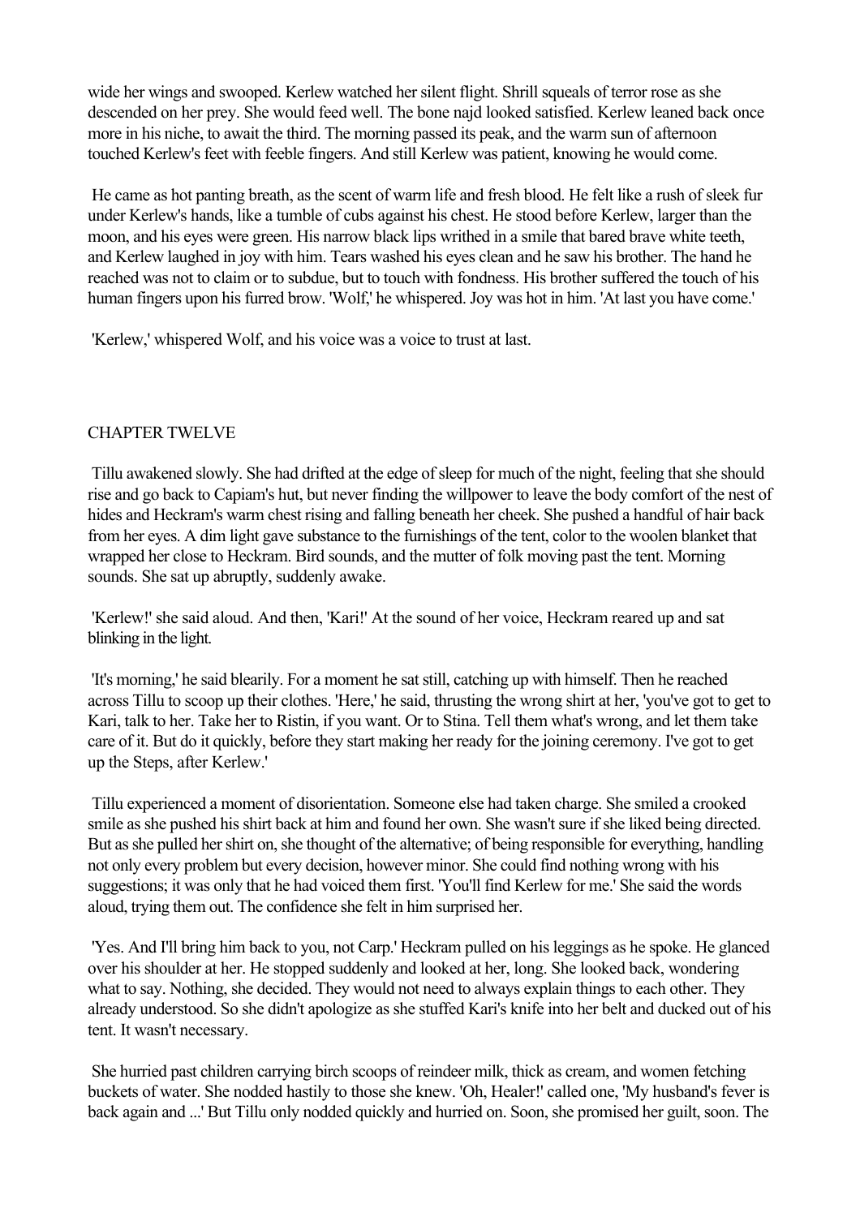wide her wings and swooped. Kerlew watched her silent flight. Shrill squeals of terror rose as she descended on her prey. She would feed well. The bone najd looked satisfied. Kerlew leaned back once more in his niche, to await the third. The morning passed its peak, and the warm sun of afternoon touched Kerlew's feet with feeble fingers. And still Kerlew was patient, knowing he would come.

He came as hot panting breath, as the scent of warm life and fresh blood. He felt like a rush of sleek fur under Kerlew's hands, like a tumble of cubs against his chest. He stood before Kerlew, larger than the moon, and his eyes were green. His narrow black lips writhed in a smile that bared brave white teeth, and Kerlew laughed in joy with him. Tears washed his eyes clean and he saw his brother. The hand he reached was not to claim or to subdue, but to touch with fondness. His brother suffered the touch of his human fingers upon his furred brow. 'Wolf,' he whispered. Joy was hot in him. 'At last you have come.'

'Kerlew,' whispered Wolf, and his voice was a voice to trust at last.

## CHAPTER TWELVE

Tillu awakened slowly. She had drifted at the edge of sleep for much of the night, feeling that she should rise and go back to Capiam's hut, but never finding the willpower to leave the body comfort of the nest of hides and Heckram's warm chest rising and falling beneath her cheek. She pushed a handful of hair back from her eyes. A dim light gave substance to the furnishings of the tent, color to the woolen blanket that wrapped her close to Heckram. Bird sounds, and the mutter of folk moving past the tent. Morning sounds. She sat up abruptly, suddenly awake.

'Kerlew!' she said aloud. And then, 'Kari!' At the sound of her voice, Heckram reared up and sat blinking in the light.

'It's morning,' he said blearily. For a moment he sat still, catching up with himself. Then he reached across Tillu to scoop up their clothes. 'Here,' he said, thrusting the wrong shirt at her, 'you've got to get to Kari, talk to her. Take her to Ristin, if you want. Or to Stina. Tell them what's wrong, and let them take care of it. But do it quickly, before they start making her ready for the joining ceremony. I've got to get up the Steps, after Kerlew.'

Tillu experienced a moment of disorientation. Someone else had taken charge. She smiled a crooked smile as she pushed his shirt back at him and found her own. She wasn't sure if she liked being directed. But as she pulled her shirt on, she thought of the alternative; of being responsible for everything, handling not only every problem but every decision, however minor. She could find nothing wrong with his suggestions; it was only that he had voiced them first. 'You'll find Kerlew for me.' She said the words aloud, trying them out. The confidence she felt in him surprised her.

'Yes. And I'll bring him back to you, not Carp.' Heckram pulled on his leggings as he spoke. He glanced over his shoulder at her. He stopped suddenly and looked at her, long. She looked back, wondering what to say. Nothing, she decided. They would not need to always explain things to each other. They already understood. So she didn't apologize as she stuffed Kari's knife into her belt and ducked out of his tent. It wasn't necessary.

She hurried past children carrying birch scoops of reindeer milk, thick as cream, and women fetching buckets of water. She nodded hastily to those she knew. 'Oh, Healer!' called one, 'My husband's fever is back again and ...' But Tillu only nodded quickly and hurried on. Soon, she promised her guilt, soon. The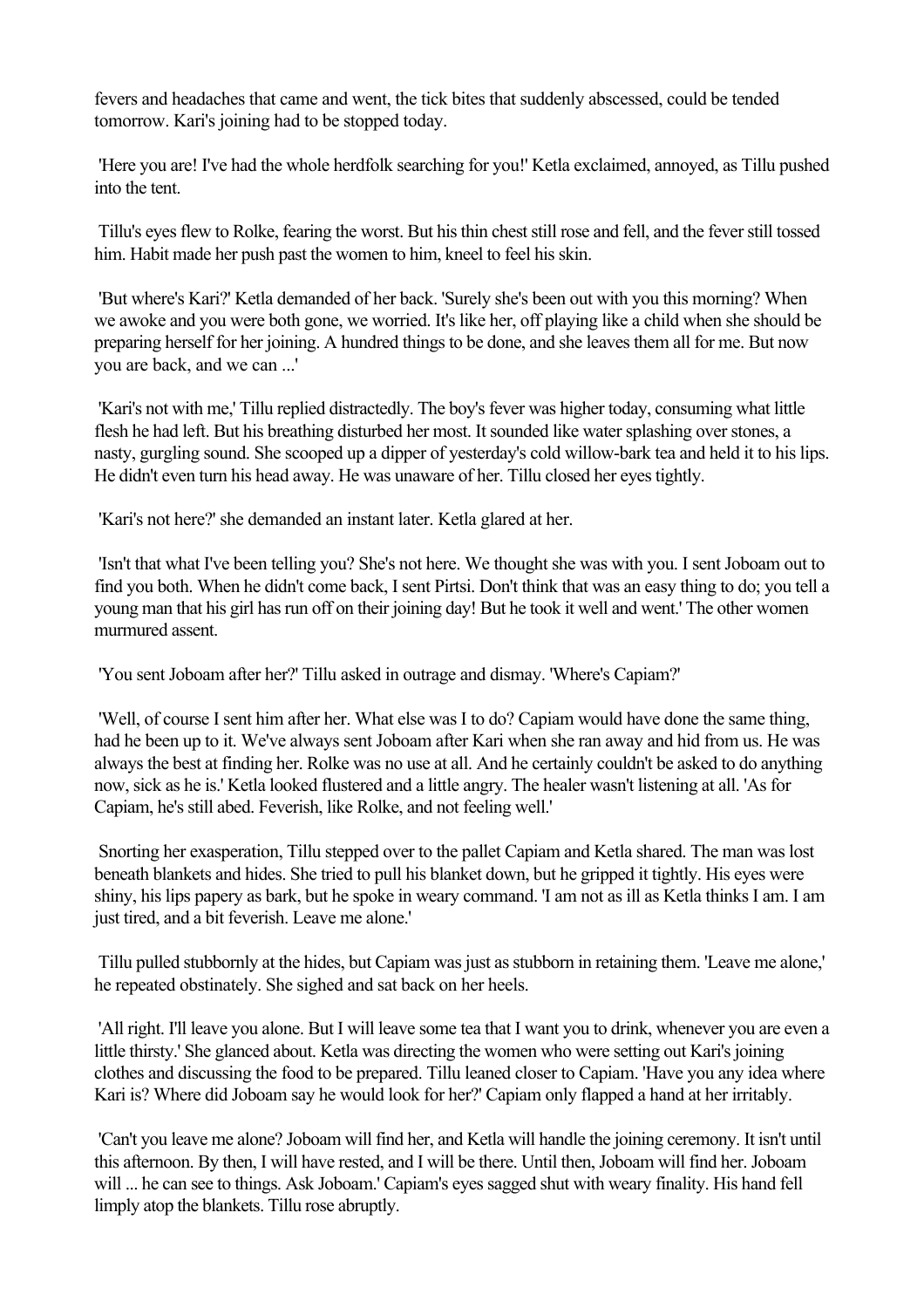fevers and headaches that came and went, the tick bites that suddenly abscessed, could be tended tomorrow. Kari's joining had to be stopped today.

'Here you are! I've had the whole herdfolk searching for you!' Ketla exclaimed, annoyed, as Tillu pushed into the tent.

Tillu's eyes flew to Rolke, fearing the worst. But his thin chest still rose and fell, and the fever still tossed him. Habit made her push past the women to him, kneel to feel his skin.

'But where's Kari?' Ketla demanded of her back. 'Surely she's been out with you this morning? When we awoke and you were both gone, we worried. It's like her, off playing like a child when she should be preparing herself for her joining. A hundred things to be done, and she leaves them all for me. But now you are back, and we can ...'

'Kari's not with me,' Tillu replied distractedly. The boy's fever was higher today, consuming what little flesh he had left. But his breathing disturbed her most. It sounded like water splashing over stones, a nasty, gurgling sound. She scooped up a dipper of yesterday's cold willow-bark tea and held it to his lips. He didn't even turn his head away. He was unaware of her. Tillu closed her eyes tightly.

'Kari's not here?' she demanded an instant later. Ketla glared at her.

'Isn't that what I've been telling you? She's not here. We thought she was with you. I sent Joboam out to find you both. When he didn't come back, I sent Pirtsi. Don't think that was an easy thing to do; you tell a young man that his girl has run off on their joining day! But he took it well and went.' The other women murmured assent.

'You sent Joboam after her?' Tillu asked in outrage and dismay. 'Where's Capiam?'

'Well, of course I sent him after her. What else was I to do? Capiam would have done the same thing, had he been up to it. We've always sent Joboam after Kari when she ran away and hid from us. He was always the best at finding her. Rolke was no use at all. And he certainly couldn't be asked to do anything now, sick as he is.' Ketla looked flustered and a little angry. The healer wasn't listening at all. 'As for Capiam, he's still abed. Feverish, like Rolke, and not feeling well.'

Snorting her exasperation, Tillu stepped over to the pallet Capiam and Ketla shared. The man was lost beneath blankets and hides. She tried to pull his blanket down, but he gripped it tightly. His eyes were shiny, his lips papery as bark, but he spoke in weary command. 'I am not as ill as Ketla thinks I am. I am just tired, and a bit feverish. Leave me alone.'

Tillu pulled stubbornly at the hides, but Capiam was just as stubborn in retaining them. 'Leave me alone,' he repeated obstinately. She sighed and sat back on her heels.

'All right. I'll leave you alone. But I will leave some tea that I want you to drink, whenever you are even a little thirsty.' She glanced about. Ketla was directing the women who were setting out Kari's joining clothes and discussing the food to be prepared. Tillu leaned closer to Capiam. 'Have you any idea where Kari is? Where did Joboam say he would look for her?' Capiam only flapped a hand at her irritably.

'Can't you leave me alone? Joboam will find her, and Ketla will handle the joining ceremony. It isn't until this afternoon. By then, I will have rested, and I will be there. Until then, Joboam will find her. Joboam will ... he can see to things. Ask Joboam.' Capiam's eyes sagged shut with weary finality. His hand fell limply atop the blankets. Tillu rose abruptly.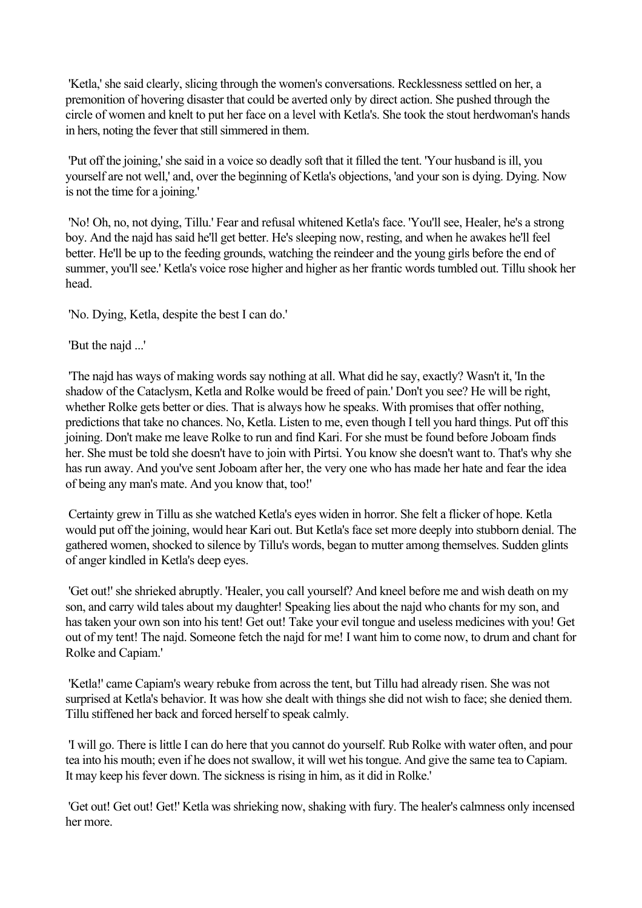'Ketla,' she said clearly, slicing through the women's conversations. Recklessness settled on her, a premonition of hovering disaster that could be averted only by direct action. She pushed through the circle of women and knelt to put her face on a level with Ketla's. She took the stout herdwoman's hands in hers, noting the fever that still simmered in them.

'Put off the joining,' she said in a voice so deadly soft that it filled the tent. 'Your husband is ill, you yourself are not well,' and, over the beginning of Ketla's objections, 'and your son is dying. Dying. Now is not the time for a joining.'

'No! Oh, no, not dying, Tillu.' Fear and refusal whitened Ketla's face. 'You'll see, Healer, he's a strong boy. And the najd has said he'll get better. He's sleeping now, resting, and when he awakes he'll feel better. He'll be up to the feeding grounds, watching the reindeer and the young girls before the end of summer, you'll see.' Ketla's voice rose higher and higher as her frantic words tumbled out. Tillu shook her head.

'No. Dying, Ketla, despite the best I can do.'

'But the najd ...'

'The najd has ways of making words say nothing at all. What did he say, exactly? Wasn't it, 'In the shadow of the Cataclysm, Ketla and Rolke would be freed of pain.' Don't you see? He will be right, whether Rolke gets better or dies. That is always how he speaks. With promises that offer nothing, predictions that take no chances. No, Ketla. Listen to me, even though I tell you hard things. Put off this joining. Don't make me leave Rolke to run and find Kari. For she must be found before Joboam finds her. She must be told she doesn't have to join with Pirtsi. You know she doesn't want to. That's why she has run away. And you've sent Joboam after her, the very one who has made her hate and fear the idea of being any man's mate. And you know that, too!'

Certainty grew in Tillu as she watched Ketla's eyes widen in horror. She felt a flicker of hope. Ketla would put off the joining, would hear Kari out. But Ketla's face set more deeply into stubborn denial. The gathered women, shocked to silence by Tillu's words, began to mutter among themselves. Sudden glints of anger kindled in Ketla's deep eyes.

'Get out!' she shrieked abruptly. 'Healer, you call yourself? And kneel before me and wish death on my son, and carry wild tales about my daughter! Speaking lies about the najd who chants for my son, and has taken your own son into his tent! Get out! Take your evil tongue and useless medicines with you! Get out of my tent! The najd. Someone fetch the najd for me! I want him to come now, to drum and chant for Rolke and Capiam.'

'Ketla!' came Capiam's weary rebuke from across the tent, but Tillu had already risen. She was not surprised at Ketla's behavior. It was how she dealt with things she did not wish to face; she denied them. Tillu stiffened her back and forced herself to speak calmly.

'I will go. There is little I can do here that you cannot do yourself. Rub Rolke with water often, and pour tea into his mouth; even if he does not swallow, it will wet his tongue. And give the same tea to Capiam. It may keep his fever down. The sickness is rising in him, as it did in Rolke.'

'Get out! Get out! Get!' Ketla was shrieking now, shaking with fury. The healer's calmness only incensed her more.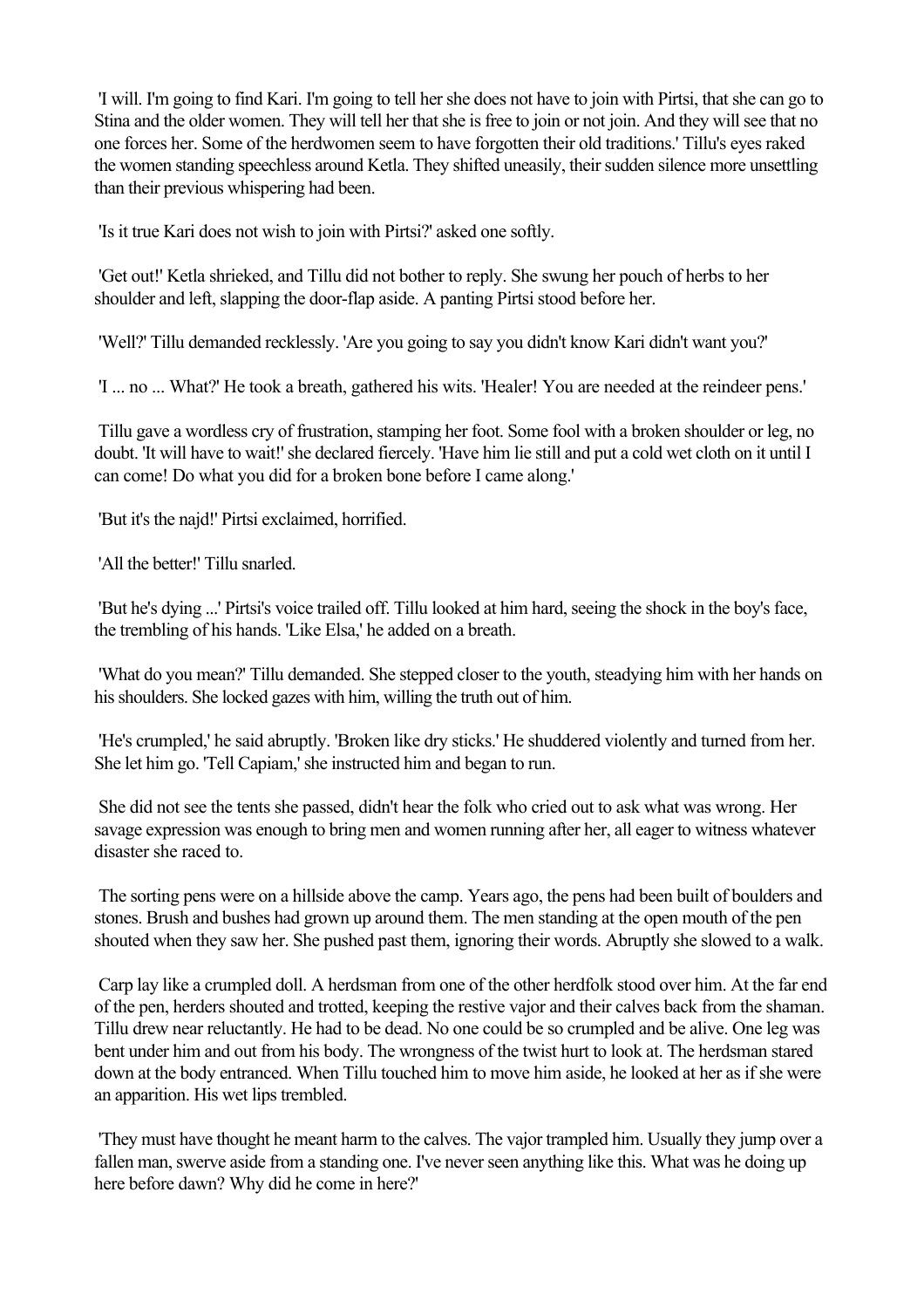'I will. I'm going to find Kari. I'm going to tell her she does not have to join with Pirtsi, that she can go to Stina and the older women. They will tell her that she is free to join or not join. And they will see that no one forces her. Some of the herdwomen seem to have forgotten their old traditions.' Tillu's eyes raked the women standing speechless around Ketla. They shifted uneasily, their sudden silence more unsettling than their previous whispering had been.

'Is it true Kari does not wish to join with Pirtsi?' asked one softly.

'Get out!' Ketla shrieked, and Tillu did not bother to reply. She swung her pouch of herbs to her shoulder and left, slapping the door-flap aside. A panting Pirtsi stood before her.

'Well?' Tillu demanded recklessly. 'Are you going to say you didn't know Kari didn't want you?'

'I ... no ... What?' He took a breath, gathered his wits. 'Healer! You are needed at the reindeer pens.'

Tillu gave a wordless cry of frustration, stamping her foot. Some fool with a broken shoulder or leg, no doubt. 'It will have to wait!' she declared fiercely. 'Have him lie still and put a cold wet cloth on it until I can come! Do what you did for a broken bone before I came along.'

'But it's the najd!' Pirtsi exclaimed, horrified.

'All the better!' Tillu snarled.

'But he's dying ...' Pirtsi's voice trailed off. Tillu looked at him hard, seeing the shock in the boy's face, the trembling of his hands. 'Like Elsa,' he added on a breath.

'What do you mean?' Tillu demanded. She stepped closer to the youth, steadying him with her hands on his shoulders. She locked gazes with him, willing the truth out of him.

'He's crumpled,' he said abruptly. 'Broken like dry sticks.' He shuddered violently and turned from her. She let him go. 'Tell Capiam,' she instructed him and began to run.

She did not see the tents she passed, didn't hear the folk who cried out to ask what was wrong. Her savage expression was enough to bring men and women running after her, all eager to witness whatever disaster she raced to.

The sorting pens were on a hillside above the camp. Years ago, the pens had been built of boulders and stones. Brush and bushes had grown up around them. The men standing at the open mouth of the pen shouted when they saw her. She pushed past them, ignoring their words. Abruptly she slowed to a walk.

Carp lay like a crumpled doll. A herdsman from one of the other herdfolk stood over him. At the far end of the pen, herders shouted and trotted, keeping the restive vajor and their calves back from the shaman. Tillu drew near reluctantly. He had to be dead. No one could be so crumpled and be alive. One leg was bent under him and out from his body. The wrongness of the twist hurt to look at. The herdsman stared down at the body entranced. When Tillu touched him to move him aside, he looked at her as if she were an apparition. His wet lips trembled.

'They must have thought he meant harm to the calves. The vajor trampled him. Usually they jump over a fallen man, swerve aside from a standing one. I've never seen anything like this. What was he doing up here before dawn? Why did he come in here?'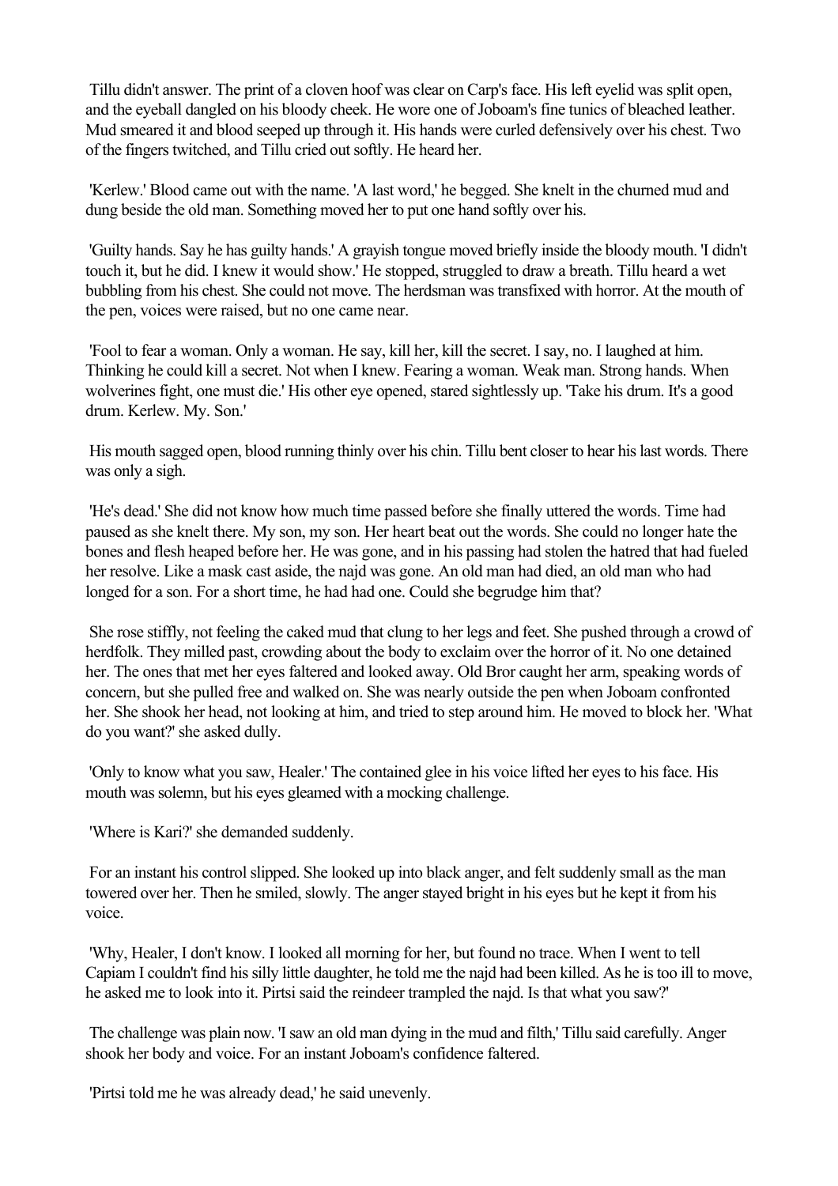Tillu didn't answer. The print of a cloven hoof was clear on Carp's face. His left eyelid was split open, and the eyeball dangled on his bloody cheek. He wore one of Joboam's fine tunics of bleached leather. Mud smeared it and blood seeped up through it. His hands were curled defensively over his chest. Two of the fingers twitched, and Tillu cried out softly. He heard her.

'Kerlew.' Blood came out with the name. 'A last word,' he begged. She knelt in the churned mud and dung beside the old man. Something moved her to put one hand softly over his.

'Guilty hands. Say he has guilty hands.' A grayish tongue moved briefly inside the bloody mouth. 'I didn't touch it, but he did. I knew it would show.' He stopped, struggled to draw a breath. Tillu heard a wet bubbling from his chest. She could not move. The herdsman was transfixed with horror. At the mouth of the pen, voices were raised, but no one came near.

'Fool to fear a woman. Only a woman. He say, kill her, kill the secret. I say, no. I laughed at him. Thinking he could kill a secret. Not when I knew. Fearing a woman. Weak man. Strong hands. When wolverines fight, one must die.' His other eye opened, stared sightlessly up. 'Take his drum. It's a good drum. Kerlew. My. Son.'

His mouth sagged open, blood running thinly over his chin. Tillu bent closer to hear his last words. There was only a sigh.

'He's dead.' She did not know how much time passed before she finally uttered the words. Time had paused as she knelt there. My son, my son. Her heart beat out the words. She could no longer hate the bones and flesh heaped before her. He was gone, and in his passing had stolen the hatred that had fueled her resolve. Like a mask cast aside, the najd was gone. An old man had died, an old man who had longed for a son. For a short time, he had had one. Could she begrudge him that?

She rose stiffly, not feeling the caked mud that clung to her legs and feet. She pushed through a crowd of herdfolk. They milled past, crowding about the body to exclaim over the horror of it. No one detained her. The ones that met her eyes faltered and looked away. Old Bror caught her arm, speaking words of concern, but she pulled free and walked on. She was nearly outside the pen when Joboam confronted her. She shook her head, not looking at him, and tried to step around him. He moved to block her. 'What do you want?' she asked dully.

'Only to know what you saw, Healer.' The contained glee in his voice lifted her eyes to his face. His mouth was solemn, but his eyes gleamed with a mocking challenge.

'Where is Kari?' she demanded suddenly.

For an instant his control slipped. She looked up into black anger, and felt suddenly small as the man towered over her. Then he smiled, slowly. The anger stayed bright in his eyes but he kept it from his voice.

'Why, Healer, I don't know. I looked all morning for her, but found no trace. When I went to tell Capiam I couldn't find his silly little daughter, he told me the najd had been killed. As he is too ill to move, he asked me to look into it. Pirtsi said the reindeer trampled the najd. Is that what you saw?'

The challenge was plain now. 'I saw an old man dying in the mud and filth,' Tillu said carefully. Anger shook her body and voice. For an instant Joboam's confidence faltered.

'Pirtsi told me he was already dead,' he said unevenly.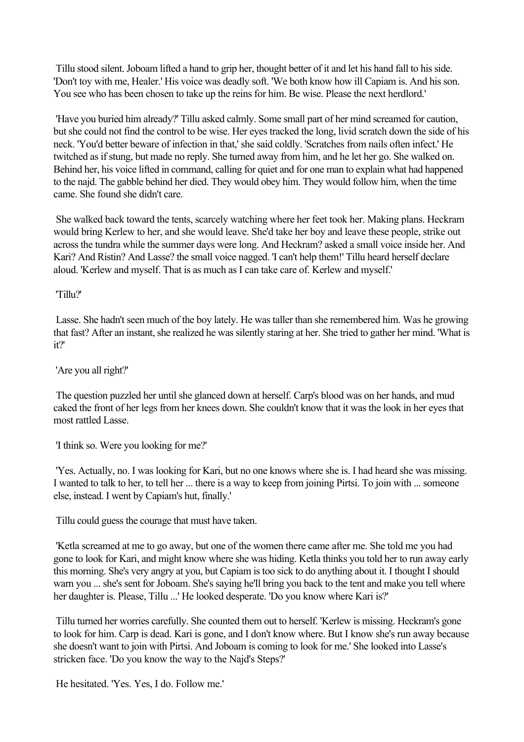Tillu stood silent. Joboam lifted a hand to grip her, thought better of it and let his hand fall to his side. 'Don't toy with me, Healer.' His voice was deadly soft. 'We both know how ill Capiam is. And his son. You see who has been chosen to take up the reins for him. Be wise. Please the next herdlord.'

'Have you buried him already?' Tillu asked calmly. Some small part of her mind screamed for caution, but she could not find the control to be wise. Her eyes tracked the long, livid scratch down the side of his neck. 'You'd better beware of infection in that,' she said coldly. 'Scratches from nails often infect.' He twitched as if stung, but made no reply. She turned away from him, and he let her go. She walked on. Behind her, his voice lifted in command, calling for quiet and for one man to explain what had happened to the najd. The gabble behind her died. They would obey him. They would follow him, when the time came. She found she didn't care.

She walked back toward the tents, scarcely watching where her feet took her. Making plans. Heckram would bring Kerlew to her, and she would leave. She'd take her boy and leave these people, strike out across the tundra while the summer days were long. And Heckram? asked a small voice inside her. And Kari? And Ristin? And Lasse? the small voice nagged. 'I can't help them!' Tillu heard herself declare aloud. 'Kerlew and myself. That is as much as I can take care of. Kerlew and myself.'

'Tillu?'

Lasse. She hadn't seen much of the boy lately. He was taller than she remembered him. Was he growing that fast? After an instant, she realized he was silently staring at her. She tried to gather her mind. 'What is it?'

'Are you all right?'

The question puzzled her until she glanced down at herself. Carp's blood was on her hands, and mud caked the front of her legs from her knees down. She couldn't know that it was the look in her eyes that most rattled Lasse.

'I think so. Were you looking for me?'

'Yes. Actually, no. I was looking for Kari, but no one knows where she is. I had heard she was missing. I wanted to talk to her, to tell her ... there is a way to keep from joining Pirtsi. To join with ... someone else, instead. I went by Capiam's hut, finally.'

Tillu could guess the courage that must have taken.

'Ketla screamed at me to go away, but one of the women there came after me. She told me you had gone to look for Kari, and might know where she was hiding. Ketla thinks you told her to run away early this morning. She's very angry at you, but Capiam is too sick to do anything about it. I thought I should warn you ... she's sent for Joboam. She's saying he'll bring you back to the tent and make you tell where her daughter is. Please, Tillu ...' He looked desperate. 'Do you know where Kari is?'

Tillu turned her worries carefully. She counted them out to herself. 'Kerlew is missing. Heckram's gone to look for him. Carp is dead. Kari is gone, and I don't know where. But I know she's run away because she doesn't want to join with Pirtsi. And Joboam is coming to look for me.' She looked into Lasse's stricken face. 'Do you know the way to the Najd's Steps?'

He hesitated. 'Yes. Yes, I do. Follow me.'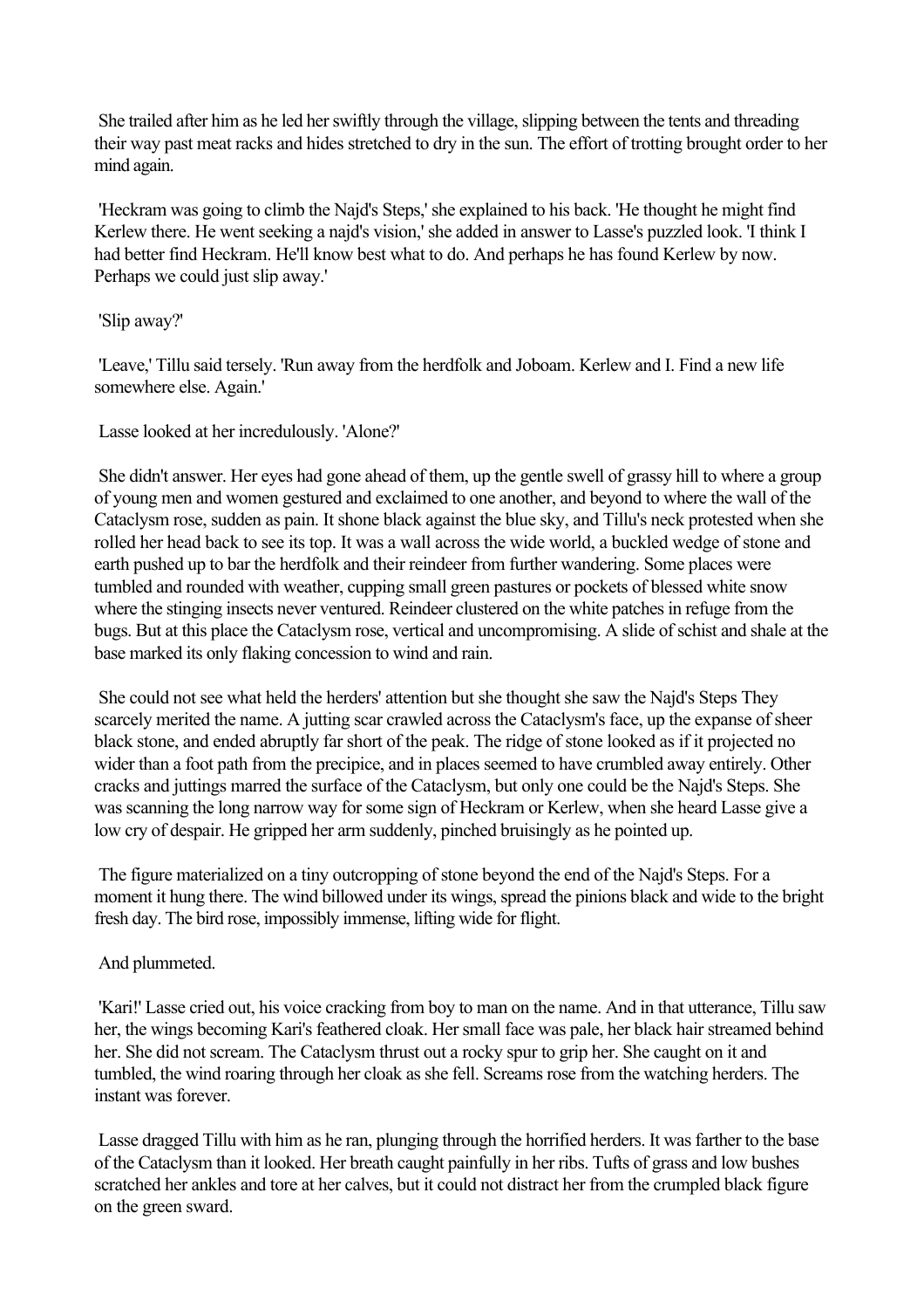She trailed after him as he led her swiftly through the village, slipping between the tents and threading their way past meat racks and hides stretched to dry in the sun. The effort of trotting brought order to her mind again.

'Heckram was going to climb the Najd's Steps,' she explained to his back. 'He thought he might find Kerlew there. He went seeking a najd's vision,' she added in answer to Lasse's puzzled look. 'I think I had better find Heckram. He'll know best what to do. And perhaps he has found Kerlew by now. Perhaps we could just slip away.'

'Slip away?'

'Leave,' Tillu said tersely. 'Run away from the herdfolk and Joboam. Kerlew and I. Find a new life somewhere else. Again.'

Lasse looked at her incredulously. 'Alone?'

She didn't answer. Her eyes had gone ahead of them, up the gentle swell of grassy hill to where a group of young men and women gestured and exclaimed to one another, and beyond to where the wall of the Cataclysm rose, sudden as pain. It shone black against the blue sky, and Tillu's neck protested when she rolled her head back to see its top. It was a wall across the wide world, a buckled wedge of stone and earth pushed up to bar the herdfolk and their reindeer from further wandering. Some places were tumbled and rounded with weather, cupping small green pastures or pockets of blessed white snow where the stinging insects never ventured. Reindeer clustered on the white patches in refuge from the bugs. But at this place the Cataclysm rose, vertical and uncompromising. A slide of schist and shale at the base marked its only flaking concession to wind and rain.

She could not see what held the herders' attention but she thought she saw the Najd's Steps They scarcely merited the name. A jutting scar crawled across the Cataclysm's face, up the expanse of sheer black stone, and ended abruptly far short of the peak. The ridge of stone looked as if it projected no wider than a foot path from the precipice, and in places seemed to have crumbled away entirely. Other cracks and juttings marred the surface of the Cataclysm, but only one could be the Najd's Steps. She was scanning the long narrow way for some sign of Heckram or Kerlew, when she heard Lasse give a low cry of despair. He gripped her arm suddenly, pinched bruisingly as he pointed up.

The figure materialized on a tiny outcropping of stone beyond the end of the Najd's Steps. For a moment it hung there. The wind billowed under its wings, spread the pinions black and wide to the bright fresh day. The bird rose, impossibly immense, lifting wide for flight.

And plummeted.

'Kari!' Lasse cried out, his voice cracking from boy to man on the name. And in that utterance, Tillu saw her, the wings becoming Kari's feathered cloak. Her small face was pale, her black hair streamed behind her. She did not scream. The Cataclysm thrust out a rocky spur to grip her. She caught on it and tumbled, the wind roaring through her cloak as she fell. Screams rose from the watching herders. The instant was forever.

Lasse dragged Tillu with him as he ran, plunging through the horrified herders. It was farther to the base of the Cataclysm than it looked. Her breath caught painfully in her ribs. Tufts of grass and low bushes scratched her ankles and tore at her calves, but it could not distract her from the crumpled black figure on the green sward.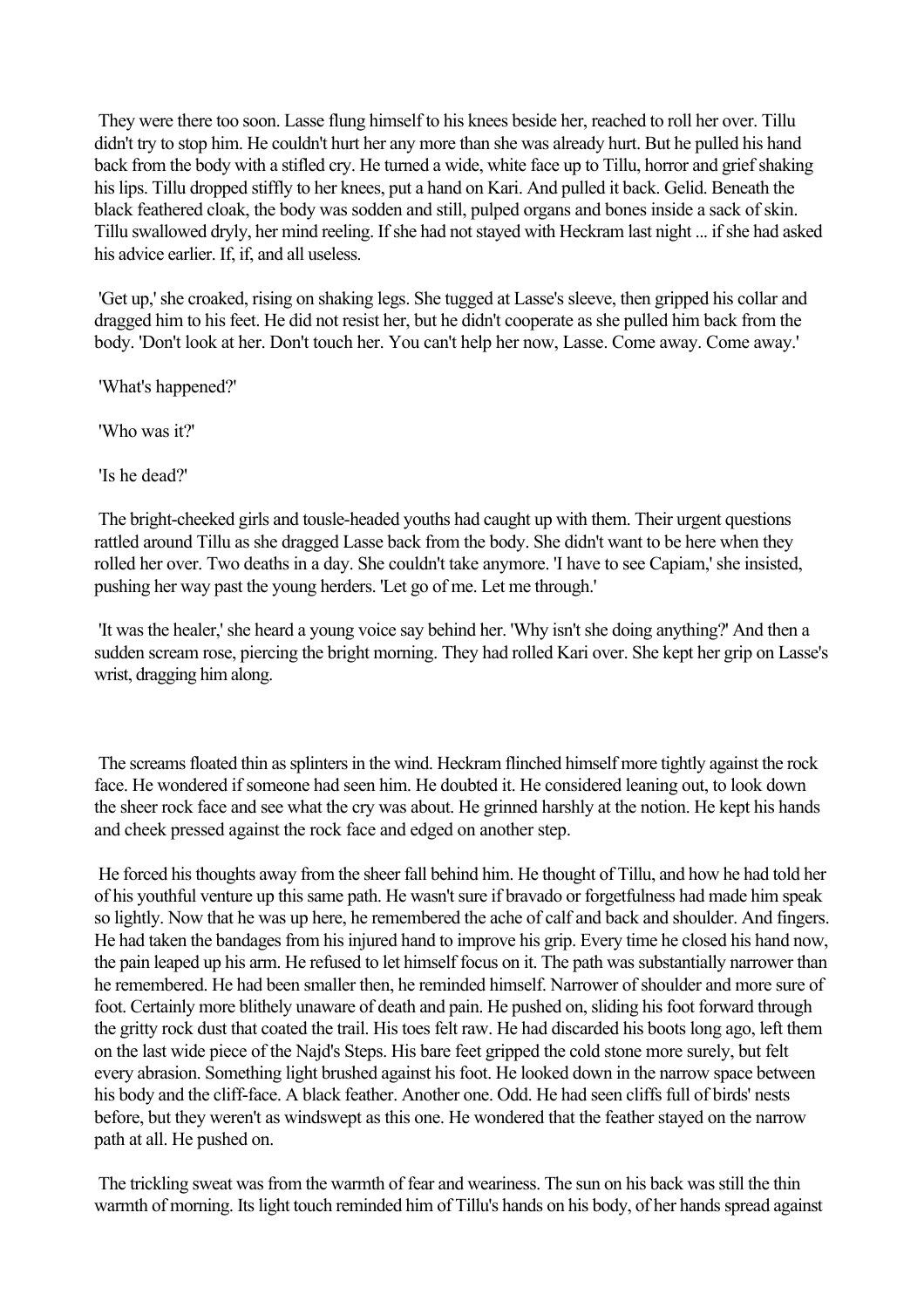They were there too soon. Lasse flung himself to his knees beside her, reached to roll her over. Tillu didn't try to stop him. He couldn't hurt her any more than she was already hurt. But he pulled his hand back from the body with a stifled cry. He turned a wide, white face up to Tillu, horror and grief shaking his lips. Tillu dropped stiffly to her knees, put a hand on Kari. And pulled it back. Gelid. Beneath the black feathered cloak, the body was sodden and still, pulped organs and bones inside a sack of skin. Tillu swallowed dryly, her mind reeling. If she had not stayed with Heckram last night ... if she had asked his advice earlier. If, if, and all useless.

'Get up,' she croaked, rising on shaking legs. She tugged at Lasse's sleeve, then gripped his collar and dragged him to his feet. He did not resist her, but he didn't cooperate as she pulled him back from the body. 'Don't look at her. Don't touch her. You can't help her now, Lasse. Come away. Come away.'

'What's happened?'

'Who was it?'

'Is he dead?'

The bright-cheeked girls and tousle-headed youths had caught up with them. Their urgent questions rattled around Tillu as she dragged Lasse back from the body. She didn't want to be here when they rolled her over. Two deaths in a day. She couldn't take anymore. 'I have to see Capiam,' she insisted, pushing her way past the young herders. 'Let go of me. Let me through.'

'It was the healer,' she heard a young voice say behind her. 'Why isn't she doing anything?' And then a sudden scream rose, piercing the bright morning. They had rolled Kari over. She kept her grip on Lasse's wrist, dragging him along.

The screams floated thin as splinters in the wind. Heckram flinched himself more tightly against the rock face. He wondered if someone had seen him. He doubted it. He considered leaning out, to look down the sheer rock face and see what the cry was about. He grinned harshly at the notion. He kept his hands and cheek pressed against the rock face and edged on another step.

He forced his thoughts away from the sheer fall behind him. He thought of Tillu, and how he had told her of his youthful venture up this same path. He wasn't sure if bravado or forgetfulness had made him speak so lightly. Now that he was up here, he remembered the ache of calf and back and shoulder. And fingers. He had taken the bandages from his injured hand to improve his grip. Every time he closed his hand now, the pain leaped up his arm. He refused to let himself focus on it. The path was substantially narrower than he remembered. He had been smaller then, he reminded himself. Narrower of shoulder and more sure of foot. Certainly more blithely unaware of death and pain. He pushed on, sliding his foot forward through the gritty rock dust that coated the trail. His toes felt raw. He had discarded his boots long ago, left them on the last wide piece of the Najd's Steps. His bare feet gripped the cold stone more surely, but felt every abrasion. Something light brushed against his foot. He looked down in the narrow space between his body and the cliff-face. A black feather. Another one. Odd. He had seen cliffs full of birds' nests before, but they weren't as windswept as this one. He wondered that the feather stayed on the narrow path at all. He pushed on.

The trickling sweat was from the warmth of fear and weariness. The sun on his back was still the thin warmth of morning. Its light touch reminded him of Tillu's hands on his body, of her hands spread against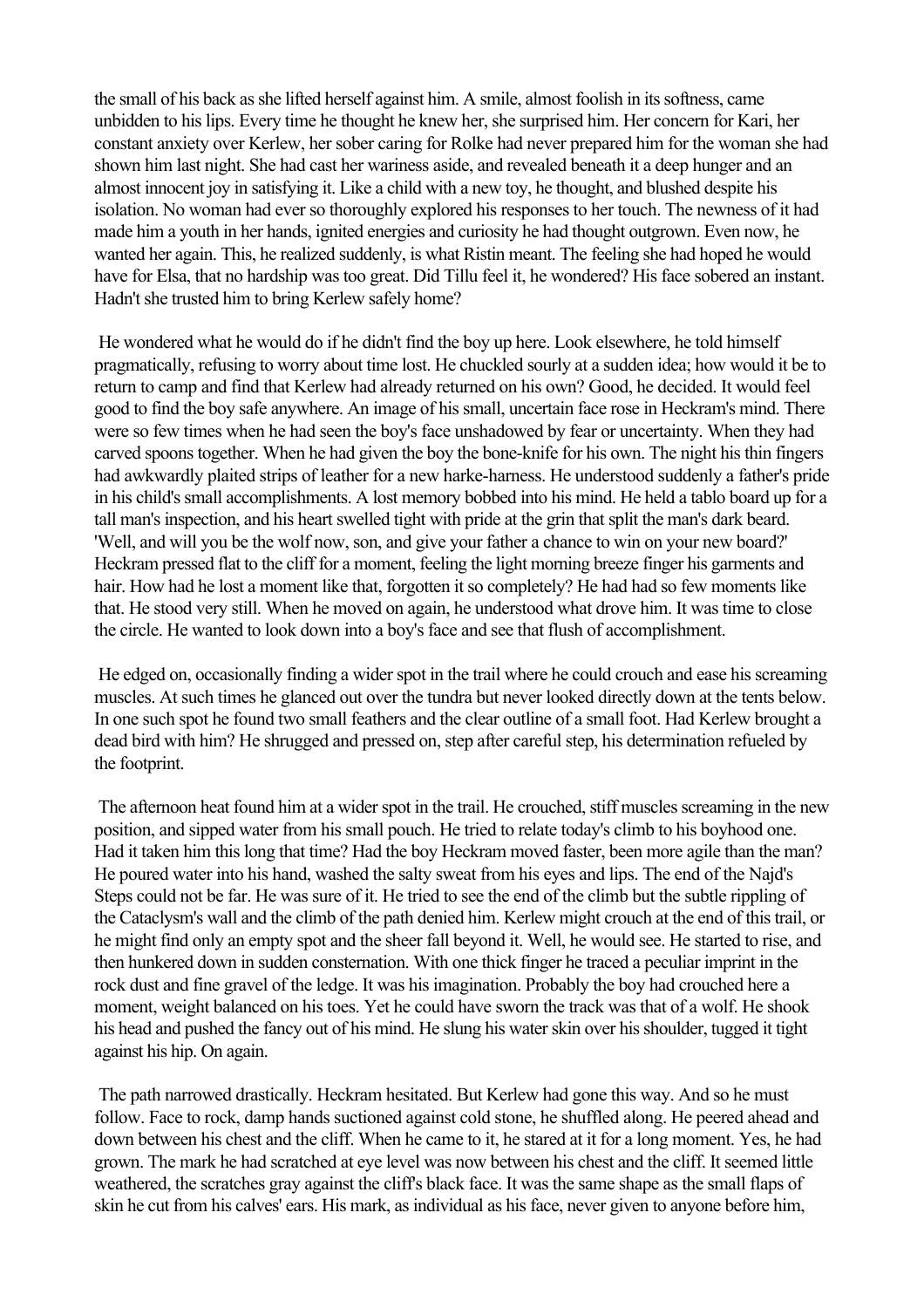the small of his back as she lifted herself against him. A smile, almost foolish in its softness, came unbidden to his lips. Every time he thought he knew her, she surprised him. Her concern for Kari, her constant anxiety over Kerlew, her sober caring for Rolke had never prepared him for the woman she had shown him last night. She had cast her wariness aside, and revealed beneath it a deep hunger and an almost innocent joy in satisfying it. Like a child with a new toy, he thought, and blushed despite his isolation. No woman had ever so thoroughly explored his responses to her touch. The newness of it had made him a youth in her hands, ignited energies and curiosity he had thought outgrown. Even now, he wanted her again. This, he realized suddenly, is what Ristin meant. The feeling she had hoped he would have for Elsa, that no hardship was too great. Did Tillu feel it, he wondered? His face sobered an instant. Hadn't she trusted him to bring Kerlew safely home?

He wondered what he would do if he didn't find the boy up here. Look elsewhere, he told himself pragmatically, refusing to worry about time lost. He chuckled sourly at a sudden idea; how would it be to return to camp and find that Kerlew had already returned on his own? Good, he decided. It would feel good to find the boy safe anywhere. An image of his small, uncertain face rose in Heckram's mind. There were so few times when he had seen the boy's face unshadowed by fear or uncertainty. When they had carved spoons together. When he had given the boy the bone-knife for his own. The night his thin fingers had awkwardly plaited strips of leather for a new harke-harness. He understood suddenly a father's pride in his child's small accomplishments. A lost memory bobbed into his mind. He held a tablo board up for a tall man's inspection, and his heart swelled tight with pride at the grin that split the man's dark beard. 'Well, and will you be the wolf now, son, and give your father a chance to win on your new board?' Heckram pressed flat to the cliff for a moment, feeling the light morning breeze finger his garments and hair. How had he lost a moment like that, forgotten it so completely? He had had so few moments like that. He stood very still. When he moved on again, he understood what drove him. It was time to close the circle. He wanted to look down into a boy's face and see that flush of accomplishment.

He edged on, occasionally finding a wider spot in the trail where he could crouch and ease his screaming muscles. At such times he glanced out over the tundra but never looked directly down at the tents below. In one such spot he found two small feathers and the clear outline of a small foot. Had Kerlew brought a dead bird with him? He shrugged and pressed on, step after careful step, his determination refueled by the footprint.

The afternoon heat found him at a wider spot in the trail. He crouched, stiff muscles screaming in the new position, and sipped water from his small pouch. He tried to relate today's climb to his boyhood one. Had it taken him this long that time? Had the boy Heckram moved faster, been more agile than the man? He poured water into his hand, washed the salty sweat from his eyes and lips. The end of the Najd's Steps could not be far. He was sure of it. He tried to see the end of the climb but the subtle rippling of the Cataclysm's wall and the climb of the path denied him. Kerlew might crouch at the end of this trail, or he might find only an empty spot and the sheer fall beyond it. Well, he would see. He started to rise, and then hunkered down in sudden consternation. With one thick finger he traced a peculiar imprint in the rock dust and fine gravel of the ledge. It was his imagination. Probably the boy had crouched here a moment, weight balanced on his toes. Yet he could have sworn the track was that of a wolf. He shook his head and pushed the fancy out of his mind. He slung his water skin over his shoulder, tugged it tight against his hip. On again.

The path narrowed drastically. Heckram hesitated. But Kerlew had gone this way. And so he must follow. Face to rock, damp hands suctioned against cold stone, he shuffled along. He peered ahead and down between his chest and the cliff. When he came to it, he stared at it for a long moment. Yes, he had grown. The mark he had scratched at eye level was now between his chest and the cliff. It seemed little weathered, the scratches gray against the cliff's black face. It was the same shape as the small flaps of skin he cut from his calves' ears. His mark, as individual as his face, never given to anyone before him,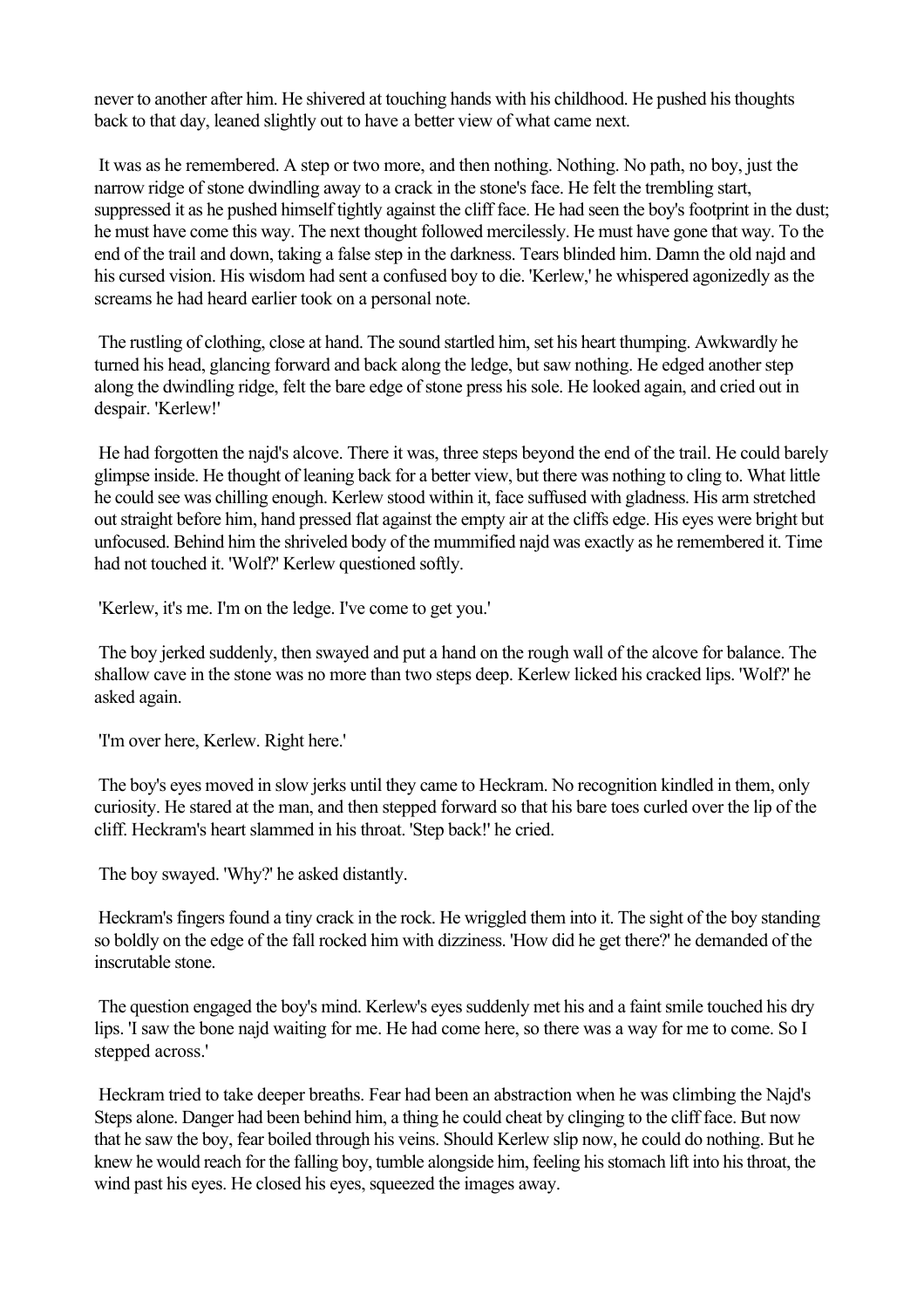never to another after him. He shivered at touching hands with his childhood. He pushed his thoughts back to that day, leaned slightly out to have a better view of what came next.

It was as he remembered. A step or two more, and then nothing. Nothing. No path, no boy, just the narrow ridge of stone dwindling away to a crack in the stone's face. He felt the trembling start, suppressed it as he pushed himself tightly against the cliff face. He had seen the boy's footprint in the dust; he must have come this way. The next thought followed mercilessly. He must have gone that way. To the end of the trail and down, taking a false step in the darkness. Tears blinded him. Damn the old najd and his cursed vision. His wisdom had sent a confused boy to die. 'Kerlew,' he whispered agonizedly as the screams he had heard earlier took on a personal note.

The rustling of clothing, close at hand. The sound startled him, set his heart thumping. Awkwardly he turned his head, glancing forward and back along the ledge, but saw nothing. He edged another step along the dwindling ridge, felt the bare edge of stone press his sole. He looked again, and cried out in despair. 'Kerlew!'

He had forgotten the najd's alcove. There it was, three steps beyond the end of the trail. He could barely glimpse inside. He thought of leaning back for a better view, but there was nothing to cling to. What little he could see was chilling enough. Kerlew stood within it, face suffused with gladness. His arm stretched out straight before him, hand pressed flat against the empty air at the cliffs edge. His eyes were bright but unfocused. Behind him the shriveled body of the mummified najd was exactly as he remembered it. Time had not touched it. 'Wolf?' Kerlew questioned softly.

'Kerlew, it's me. I'm on the ledge. I've come to get you.'

The boy jerked suddenly, then swayed and put a hand on the rough wall of the alcove for balance. The shallow cave in the stone was no more than two steps deep. Kerlew licked his cracked lips. 'Wolf?' he asked again.

'I'm over here, Kerlew. Right here.'

The boy's eyes moved in slow jerks until they came to Heckram. No recognition kindled in them, only curiosity. He stared at the man, and then stepped forward so that his bare toes curled over the lip of the cliff. Heckram's heart slammed in his throat. 'Step back!' he cried.

The boy swayed. 'Why?' he asked distantly.

Heckram's fingers found a tiny crack in the rock. He wriggled them into it. The sight of the boy standing so boldly on the edge of the fall rocked him with dizziness. 'How did he get there?' he demanded of the inscrutable stone.

The question engaged the boy's mind. Kerlew's eyes suddenly met his and a faint smile touched his dry lips. 'I saw the bone najd waiting for me. He had come here, so there was a way for me to come. So I stepped across.'

Heckram tried to take deeper breaths. Fear had been an abstraction when he was climbing the Najd's Steps alone. Danger had been behind him, a thing he could cheat by clinging to the cliff face. But now that he saw the boy, fear boiled through his veins. Should Kerlew slip now, he could do nothing. But he knew he would reach for the falling boy, tumble alongside him, feeling his stomach lift into his throat, the wind past his eyes. He closed his eyes, squeezed the images away.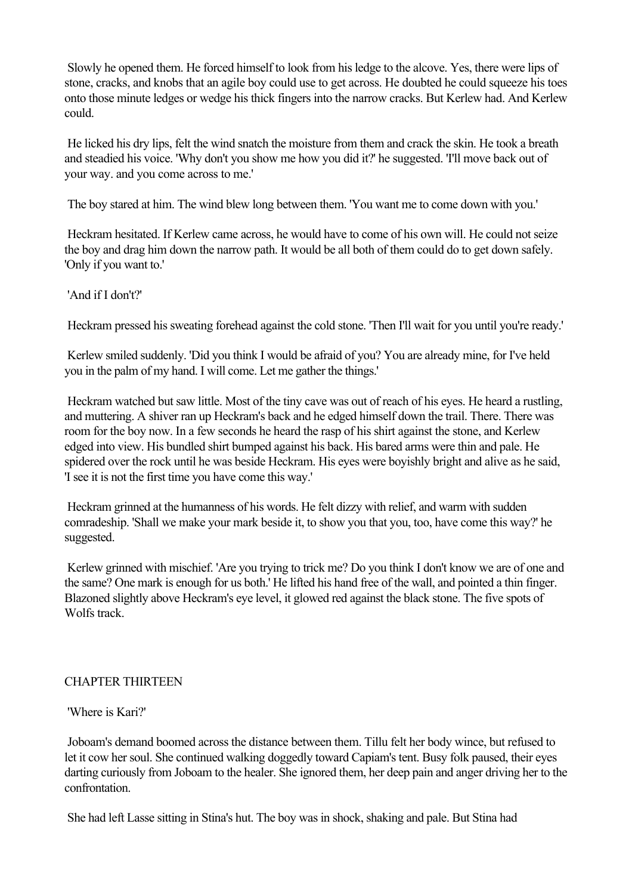Slowly he opened them. He forced himself to look from his ledge to the alcove. Yes, there were lips of stone, cracks, and knobs that an agile boy could use to get across. He doubted he could squeeze his toes onto those minute ledges or wedge his thick fingers into the narrow cracks. But Kerlew had. And Kerlew could.

He licked his dry lips, felt the wind snatch the moisture from them and crack the skin. He took a breath and steadied his voice. 'Why don't you show me how you did it?' he suggested. 'I'll move back out of your way. and you come across to me.'

The boy stared at him. The wind blew long between them. 'You want me to come down with you.'

Heckram hesitated. If Kerlew came across, he would have to come of his own will. He could not seize the boy and drag him down the narrow path. It would be all both of them could do to get down safely. 'Only if you want to.'

'And if I don't?'

Heckram pressed his sweating forehead against the cold stone. 'Then I'll wait for you until you're ready.'

Kerlew smiled suddenly. 'Did you think I would be afraid of you? You are already mine, for I've held you in the palm of my hand. I will come. Let me gather the things.'

Heckram watched but saw little. Most of the tiny cave was out of reach of his eyes. He heard a rustling, and muttering. A shiver ran up Heckram's back and he edged himself down the trail. There. There was room for the boy now. In a few seconds he heard the rasp of his shirt against the stone, and Kerlew edged into view. His bundled shirt bumped against his back. His bared arms were thin and pale. He spidered over the rock until he was beside Heckram. His eyes were boyishly bright and alive as he said, 'I see it is not the first time you have come this way.'

Heckram grinned at the humanness of his words. He felt dizzy with relief, and warm with sudden comradeship. 'Shall we make your mark beside it, to show you that you, too, have come this way?' he suggested.

Kerlew grinned with mischief. 'Are you trying to trick me? Do you think I don't know we are of one and the same? One mark is enough for us both.' He lifted his hand free of the wall, and pointed a thin finger. Blazoned slightly above Heckram's eye level, it glowed red against the black stone. The five spots of Wolfs track.

## CHAPTER THIRTEEN

'Where is Kari?'

Joboam's demand boomed across the distance between them. Tillu felt her body wince, but refused to let it cow her soul. She continued walking doggedly toward Capiam's tent. Busy folk paused, their eyes darting curiously from Joboam to the healer. She ignored them, her deep pain and anger driving her to the confrontation.

She had left Lasse sitting in Stina's hut. The boy was in shock, shaking and pale. But Stina had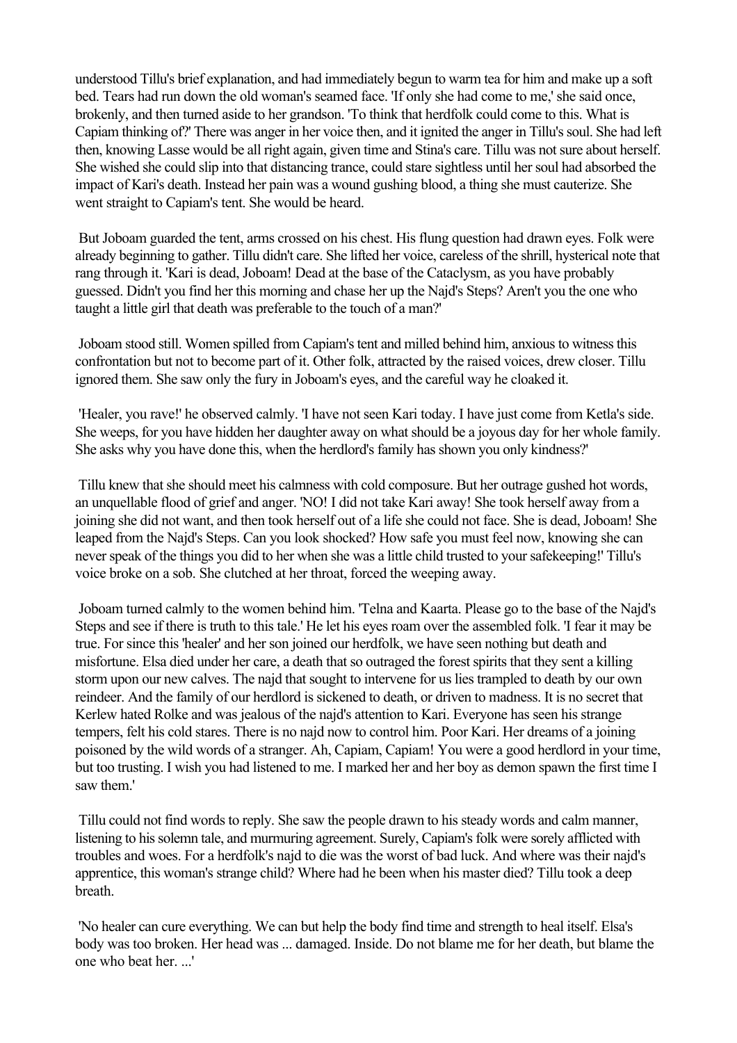understood Tillu's brief explanation, and had immediately begun to warm tea for him and make up a soft bed. Tears had run down the old woman's seamed face. 'If only she had come to me,' she said once, brokenly, and then turned aside to her grandson. 'To think that herdfolk could come to this. What is Capiam thinking of?' There was anger in her voice then, and it ignited the anger in Tillu's soul. She had left then, knowing Lasse would be all right again, given time and Stina's care. Tillu was not sure about herself. She wished she could slip into that distancing trance, could stare sightless until her soul had absorbed the impact of Kari's death. Instead her pain was a wound gushing blood, a thing she must cauterize. She went straight to Capiam's tent. She would be heard.

But Joboam guarded the tent, arms crossed on his chest. His flung question had drawn eyes. Folk were already beginning to gather. Tillu didn't care. She lifted her voice, careless of the shrill, hysterical note that rang through it. 'Kari is dead, Joboam! Dead at the base of the Cataclysm, as you have probably guessed. Didn't you find her this morning and chase her up the Najd's Steps? Aren't you the one who taught a little girl that death was preferable to the touch of a man?'

Joboam stood still. Women spilled from Capiam's tent and milled behind him, anxious to witness this confrontation but not to become part of it. Other folk, attracted by the raised voices, drew closer. Tillu ignored them. She saw only the fury in Joboam's eyes, and the careful way he cloaked it.

'Healer, you rave!' he observed calmly. 'I have not seen Kari today. I have just come from Ketla's side. She weeps, for you have hidden her daughter away on what should be a joyous day for her whole family. She asks why you have done this, when the herdlord's family has shown you only kindness?'

Tillu knew that she should meet his calmness with cold composure. But her outrage gushed hot words, an unquellable flood of grief and anger. 'NO! I did not take Kari away! She took herself away from a joining she did not want, and then took herself out of a life she could not face. She is dead, Joboam! She leaped from the Najd's Steps. Can you look shocked? How safe you must feel now, knowing she can never speak of the things you did to her when she was a little child trusted to your safekeeping!' Tillu's voice broke on a sob. She clutched at her throat, forced the weeping away.

Joboam turned calmly to the women behind him. 'Telna and Kaarta. Please go to the base of the Najd's Steps and see if there is truth to this tale.' He let his eyes roam over the assembled folk. 'I fear it may be true. For since this 'healer' and her son joined our herdfolk, we have seen nothing but death and misfortune. Elsa died under her care, a death that so outraged the forest spirits that they sent a killing storm upon our new calves. The najd that sought to intervene for us lies trampled to death by our own reindeer. And the family of our herdlord is sickened to death, or driven to madness. It is no secret that Kerlew hated Rolke and was jealous of the najd's attention to Kari. Everyone has seen his strange tempers, felt his cold stares. There is no najd now to control him. Poor Kari. Her dreams of a joining poisoned by the wild words of a stranger. Ah, Capiam, Capiam! You were a good herdlord in your time, but too trusting. I wish you had listened to me. I marked her and her boy as demon spawn the first time I saw them.'

Tillu could not find words to reply. She saw the people drawn to his steady words and calm manner, listening to his solemn tale, and murmuring agreement. Surely, Capiam's folk were sorely afflicted with troubles and woes. For a herdfolk's najd to die was the worst of bad luck. And where was their najd's apprentice, this woman's strange child? Where had he been when his master died? Tillu took a deep breath.

'No healer can cure everything. We can but help the body find time and strength to heal itself. Elsa's body was too broken. Her head was ... damaged. Inside. Do not blame me for her death, but blame the one who beat her. ...'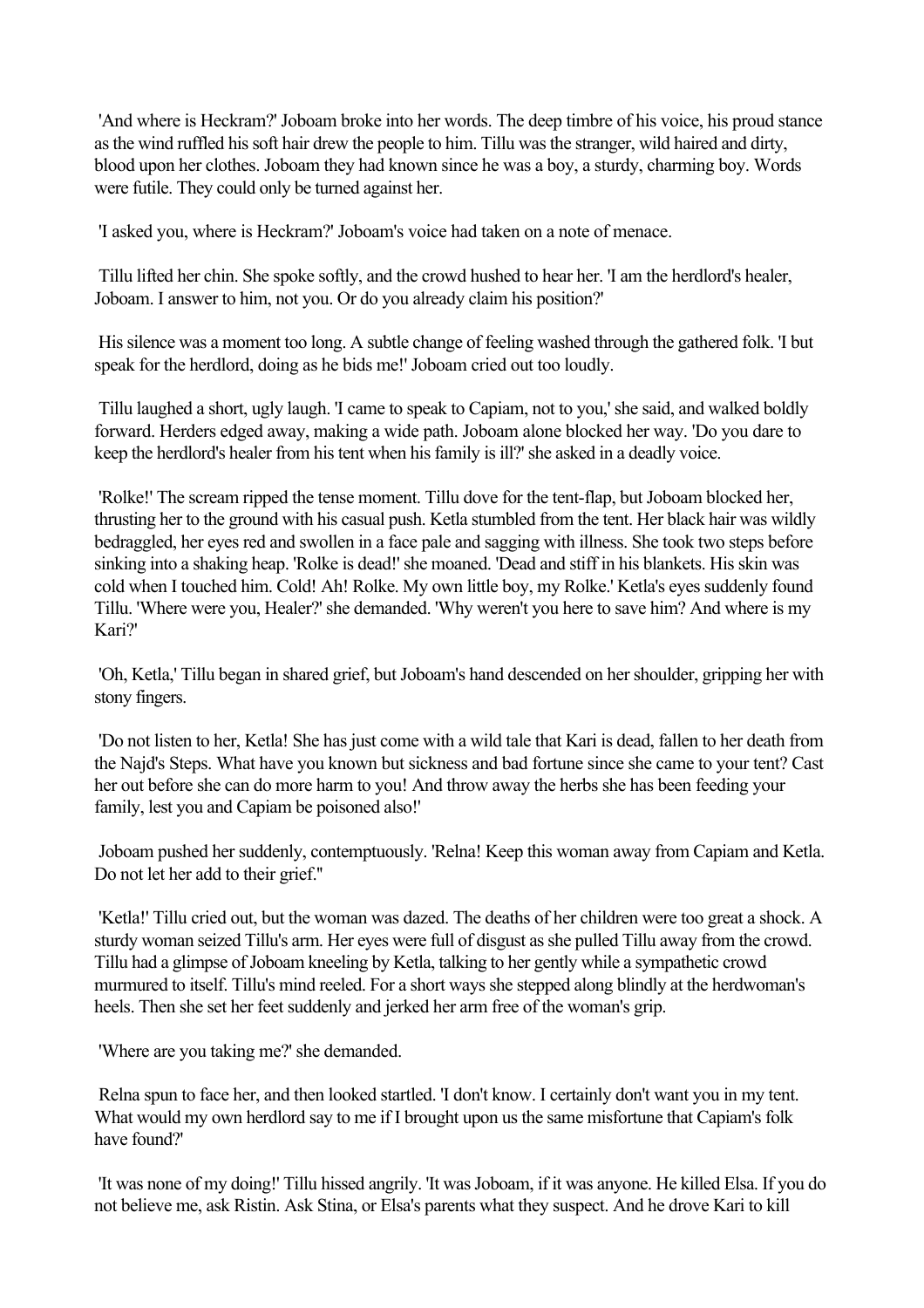'And where is Heckram?' Joboam broke into her words. The deep timbre of his voice, his proud stance as the wind ruffled his soft hair drew the people to him. Tillu was the stranger, wild haired and dirty, blood upon her clothes. Joboam they had known since he was a boy, a sturdy, charming boy. Words were futile. They could only be turned against her.

'I asked you, where is Heckram?' Joboam's voice had taken on a note of menace.

Tillu lifted her chin. She spoke softly, and the crowd hushed to hear her. 'I am the herdlord's healer, Joboam. I answer to him, not you. Or do you already claim his position?'

His silence was a moment too long. A subtle change of feeling washed through the gathered folk. 'I but speak for the herdlord, doing as he bids me!' Joboam cried out too loudly.

Tillu laughed a short, ugly laugh. 'I came to speak to Capiam, not to you,' she said, and walked boldly forward. Herders edged away, making a wide path. Joboam alone blocked her way. 'Do you dare to keep the herdlord's healer from his tent when his family is ill?' she asked in a deadly voice.

'Rolke!' The scream ripped the tense moment. Tillu dove for the tent-flap, but Joboam blocked her, thrusting her to the ground with his casual push. Ketla stumbled from the tent. Her black hair was wildly bedraggled, her eyes red and swollen in a face pale and sagging with illness. She took two steps before sinking into a shaking heap. 'Rolke is dead!' she moaned. 'Dead and stiff in his blankets. His skin was cold when I touched him. Cold! Ah! Rolke. My own little boy, my Rolke.' Ketla's eyes suddenly found Tillu. 'Where were you, Healer?' she demanded. 'Why weren't you here to save him? And where is my Kari?'

'Oh, Ketla,' Tillu began in shared grief, but Joboam's hand descended on her shoulder, gripping her with stony fingers.

'Do not listen to her, Ketla! She has just come with a wild tale that Kari is dead, fallen to her death from the Najd's Steps. What have you known but sickness and bad fortune since she came to your tent? Cast her out before she can do more harm to you! And throw away the herbs she has been feeding your family, lest you and Capiam be poisoned also!'

Joboam pushed her suddenly, contemptuously. 'Relna! Keep this woman away from Capiam and Ketla. Do not let her add to their grief."

'Ketla!' Tillu cried out, but the woman was dazed. The deaths of her children were too great a shock. A sturdy woman seized Tillu's arm. Her eyes were full of disgust as she pulled Tillu away from the crowd. Tillu had a glimpse of Joboam kneeling by Ketla, talking to her gently while a sympathetic crowd murmured to itself. Tillu's mind reeled. For a short ways she stepped along blindly at the herdwoman's heels. Then she set her feet suddenly and jerked her arm free of the woman's grip.

'Where are you taking me?' she demanded.

Relna spun to face her, and then looked startled. 'I don't know. I certainly don't want you in my tent. What would my own herdlord say to me if I brought upon us the same misfortune that Capiam's folk have found?'

'It was none of my doing!' Tillu hissed angrily. 'It was Joboam, if it was anyone. He killed Elsa. If you do not believe me, ask Ristin. Ask Stina, or Elsa's parents what they suspect. And he drove Kari to kill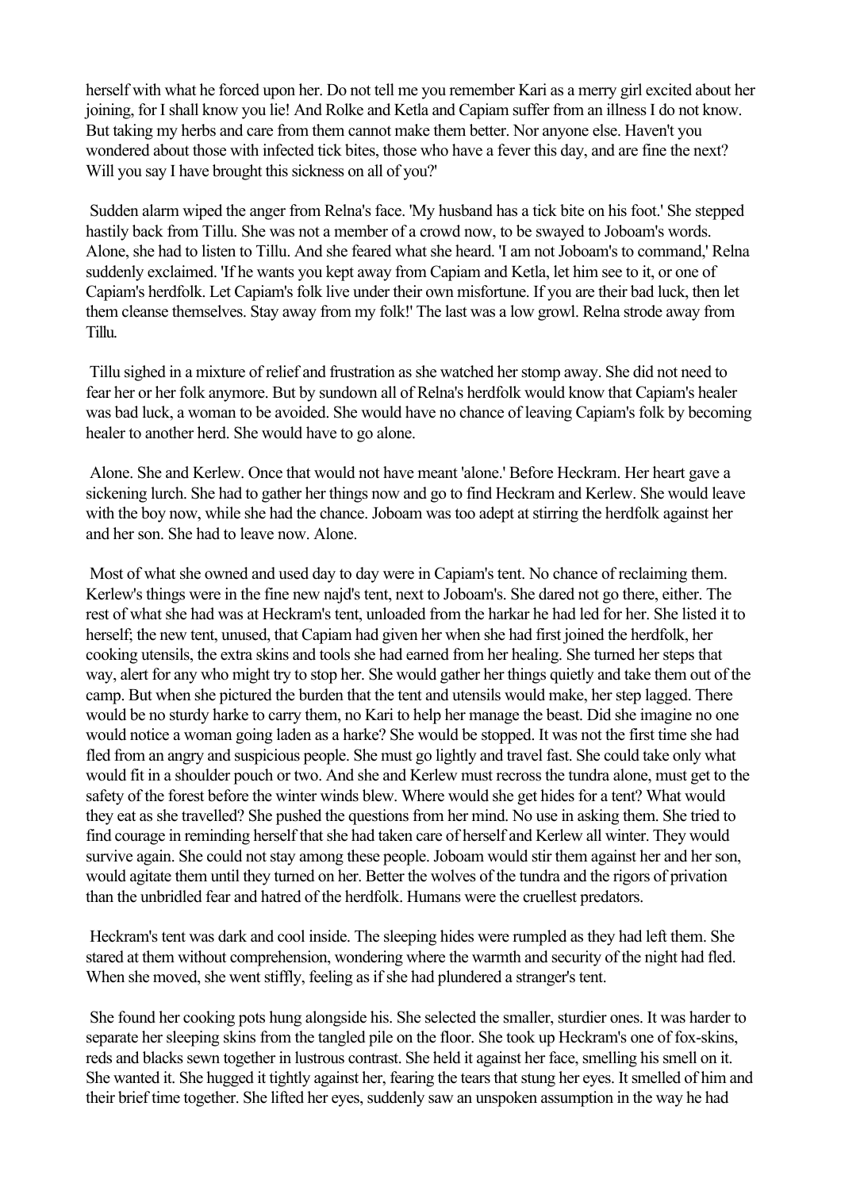herself with what he forced upon her. Do not tell me you remember Kari as a merry girl excited about her joining, for I shall know you lie! And Rolke and Ketla and Capiam suffer from an illness I do not know. But taking my herbs and care from them cannot make them better. Nor anyone else. Haven't you wondered about those with infected tick bites, those who have a fever this day, and are fine the next? Will you say I have brought this sickness on all of you?'

Sudden alarm wiped the anger from Relna's face. 'My husband has a tick bite on his foot.' She stepped hastily back from Tillu. She was not a member of a crowd now, to be swayed to Joboam's words. Alone, she had to listen to Tillu. And she feared what she heard. 'I am not Joboam's to command,' Relna suddenly exclaimed. 'If he wants you kept away from Capiam and Ketla, let him see to it, or one of Capiam's herdfolk. Let Capiam's folk live under their own misfortune. If you are their bad luck, then let them cleanse themselves. Stay away from my folk!' The last was a low growl. Relna strode away from Tillu.

Tillu sighed in a mixture of relief and frustration as she watched her stomp away. She did not need to fear her or her folk anymore. But by sundown all of Relna's herdfolk would know that Capiam's healer was bad luck, a woman to be avoided. She would have no chance of leaving Capiam's folk by becoming healer to another herd. She would have to go alone.

Alone. She and Kerlew. Once that would not have meant 'alone.' Before Heckram. Her heart gave a sickening lurch. She had to gather her things now and go to find Heckram and Kerlew. She would leave with the boy now, while she had the chance. Joboam was too adept at stirring the herdfolk against her and her son. She had to leave now. Alone.

Most of what she owned and used day to day were in Capiam's tent. No chance of reclaiming them. Kerlew's things were in the fine new najd's tent, next to Joboam's. She dared not go there, either. The rest of what she had was at Heckram's tent, unloaded from the harkar he had led for her. She listed it to herself; the new tent, unused, that Capiam had given her when she had first joined the herdfolk, her cooking utensils, the extra skins and tools she had earned from her healing. She turned her steps that way, alert for any who might try to stop her. She would gather her things quietly and take them out of the camp. But when she pictured the burden that the tent and utensils would make, her step lagged. There would be no sturdy harke to carry them, no Kari to help her manage the beast. Did she imagine no one would notice a woman going laden as a harke? She would be stopped. It was not the first time she had fled from an angry and suspicious people. She must go lightly and travel fast. She could take only what would fit in a shoulder pouch or two. And she and Kerlew must recross the tundra alone, must get to the safety of the forest before the winter winds blew. Where would she get hides for a tent? What would they eat as she travelled? She pushed the questions from her mind. No use in asking them. She tried to find courage in reminding herself that she had taken care of herself and Kerlew all winter. They would survive again. She could not stay among these people. Joboam would stir them against her and her son, would agitate them until they turned on her. Better the wolves of the tundra and the rigors of privation than the unbridled fear and hatred of the herdfolk. Humans were the cruellest predators.

Heckram's tent was dark and cool inside. The sleeping hides were rumpled as they had left them. She stared at them without comprehension, wondering where the warmth and security of the night had fled. When she moved, she went stiffly, feeling as if she had plundered a stranger's tent.

She found her cooking pots hung alongside his. She selected the smaller, sturdier ones. It was harder to separate her sleeping skins from the tangled pile on the floor. She took up Heckram's one of fox-skins, reds and blacks sewn together in lustrous contrast. She held it against her face, smelling his smell on it. She wanted it. She hugged it tightly against her, fearing the tears that stung her eyes. It smelled of him and their brief time together. She lifted her eyes, suddenly saw an unspoken assumption in the way he had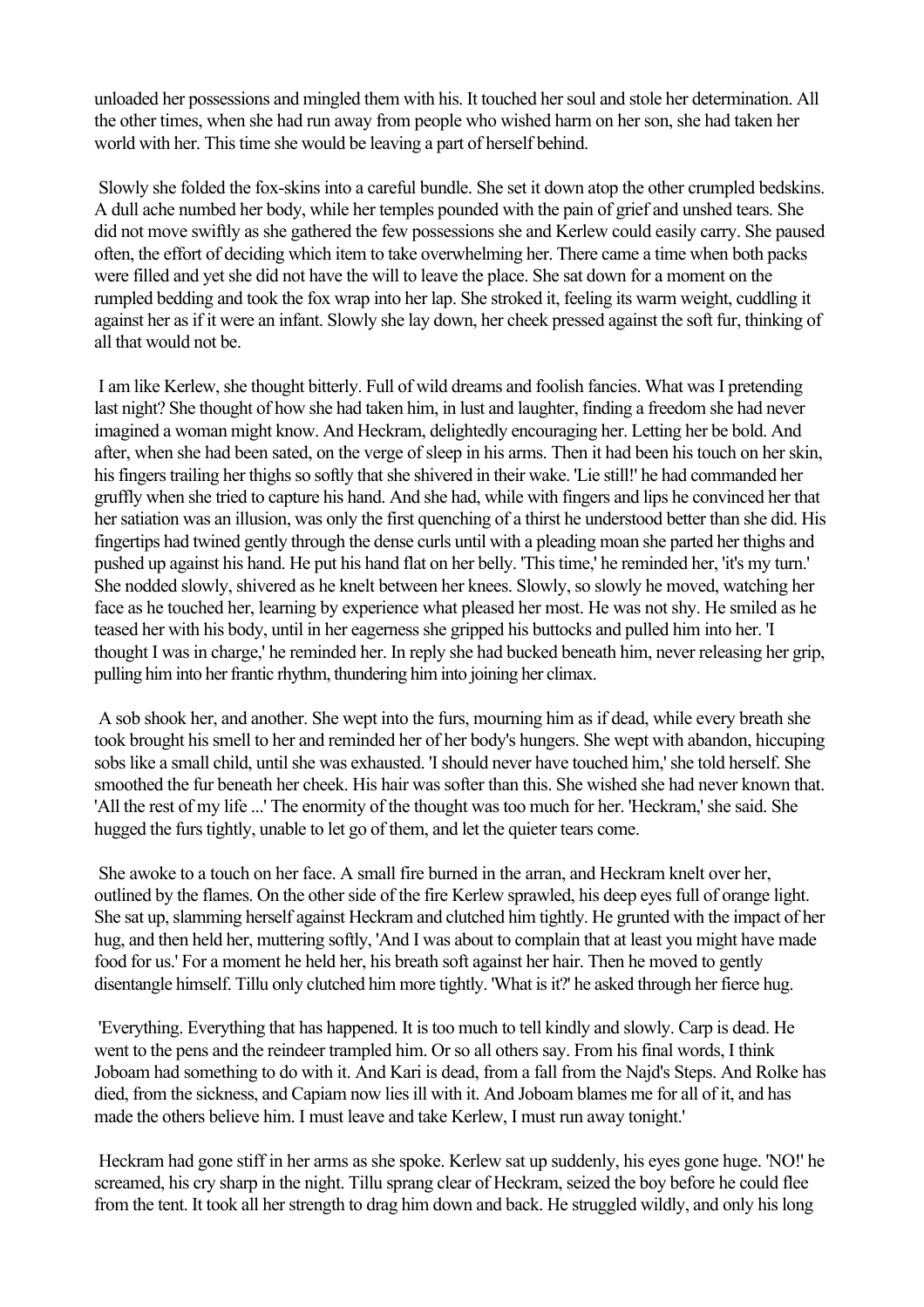unloaded her possessions and mingled them with his. It touched her soul and stole her determination. All the other times, when she had run away from people who wished harm on her son, she had taken her world with her. This time she would be leaving a part of herself behind.

Slowly she folded the fox-skins into a careful bundle. She set it down atop the other crumpled bedskins. A dull ache numbed her body, while her temples pounded with the pain of grief and unshed tears. She did not move swiftly as she gathered the few possessions she and Kerlew could easily carry. She paused often, the effort of deciding which item to take overwhelming her. There came a time when both packs were filled and yet she did not have the will to leave the place. She sat down for a moment on the rumpled bedding and took the fox wrap into her lap. She stroked it, feeling its warm weight, cuddling it against her as if it were an infant. Slowly she lay down, her cheek pressed against the soft fur, thinking of all that would not be.

I am like Kerlew, she thought bitterly. Full of wild dreams and foolish fancies. What was I pretending last night? She thought of how she had taken him, in lust and laughter, finding a freedom she had never imagined a woman might know. And Heckram, delightedly encouraging her. Letting her be bold. And after, when she had been sated, on the verge of sleep in his arms. Then it had been his touch on her skin, his fingers trailing her thighs so softly that she shivered in their wake. 'Lie still!' he had commanded her gruffly when she tried to capture his hand. And she had, while with fingers and lips he convinced her that her satiation was an illusion, was only the first quenching of a thirst he understood better than she did. His fingertips had twined gently through the dense curls until with a pleading moan she parted her thighs and pushed up against his hand. He put his hand flat on her belly. 'This time,' he reminded her, 'it's my turn.' She nodded slowly, shivered as he knelt between her knees. Slowly, so slowly he moved, watching her face as he touched her, learning by experience what pleased her most. He was not shy. He smiled as he teased her with his body, until in her eagerness she gripped his buttocks and pulled him into her. 'I thought I was in charge,' he reminded her. In reply she had bucked beneath him, never releasing her grip, pulling him into her frantic rhythm, thundering him into joining her climax.

A sob shook her, and another. She wept into the furs, mourning him as if dead, while every breath she took brought his smell to her and reminded her of her body's hungers. She wept with abandon, hiccuping sobs like a small child, until she was exhausted. 'I should never have touched him,' she told herself. She smoothed the fur beneath her cheek. His hair was softer than this. She wished she had never known that. 'All the rest of my life ...' The enormity of the thought was too much for her. 'Heckram,' she said. She hugged the furs tightly, unable to let go of them, and let the quieter tears come.

She awoke to a touch on her face. A small fire burned in the arran, and Heckram knelt over her, outlined by the flames. On the other side of the fire Kerlew sprawled, his deep eyes full of orange light. She sat up, slamming herself against Heckram and clutched him tightly. He grunted with the impact of her hug, and then held her, muttering softly, 'And I was about to complain that at least you might have made food for us.' For a moment he held her, his breath soft against her hair. Then he moved to gently disentangle himself. Tillu only clutched him more tightly. 'What is it?' he asked through her fierce hug.

'Everything. Everything that has happened. It is too much to tell kindly and slowly. Carp is dead. He went to the pens and the reindeer trampled him. Or so all others say. From his final words, I think Joboam had something to do with it. And Kari is dead, from a fall from the Najd's Steps. And Rolke has died, from the sickness, and Capiam now lies ill with it. And Joboam blames me for all of it, and has made the others believe him. I must leave and take Kerlew, I must run away tonight.'

Heckram had gone stiff in her arms as she spoke. Kerlew sat up suddenly, his eyes gone huge. 'NO!' he screamed, his cry sharp in the night. Tillu sprang clear of Heckram, seized the boy before he could flee from the tent. It took all her strength to drag him down and back. He struggled wildly, and only his long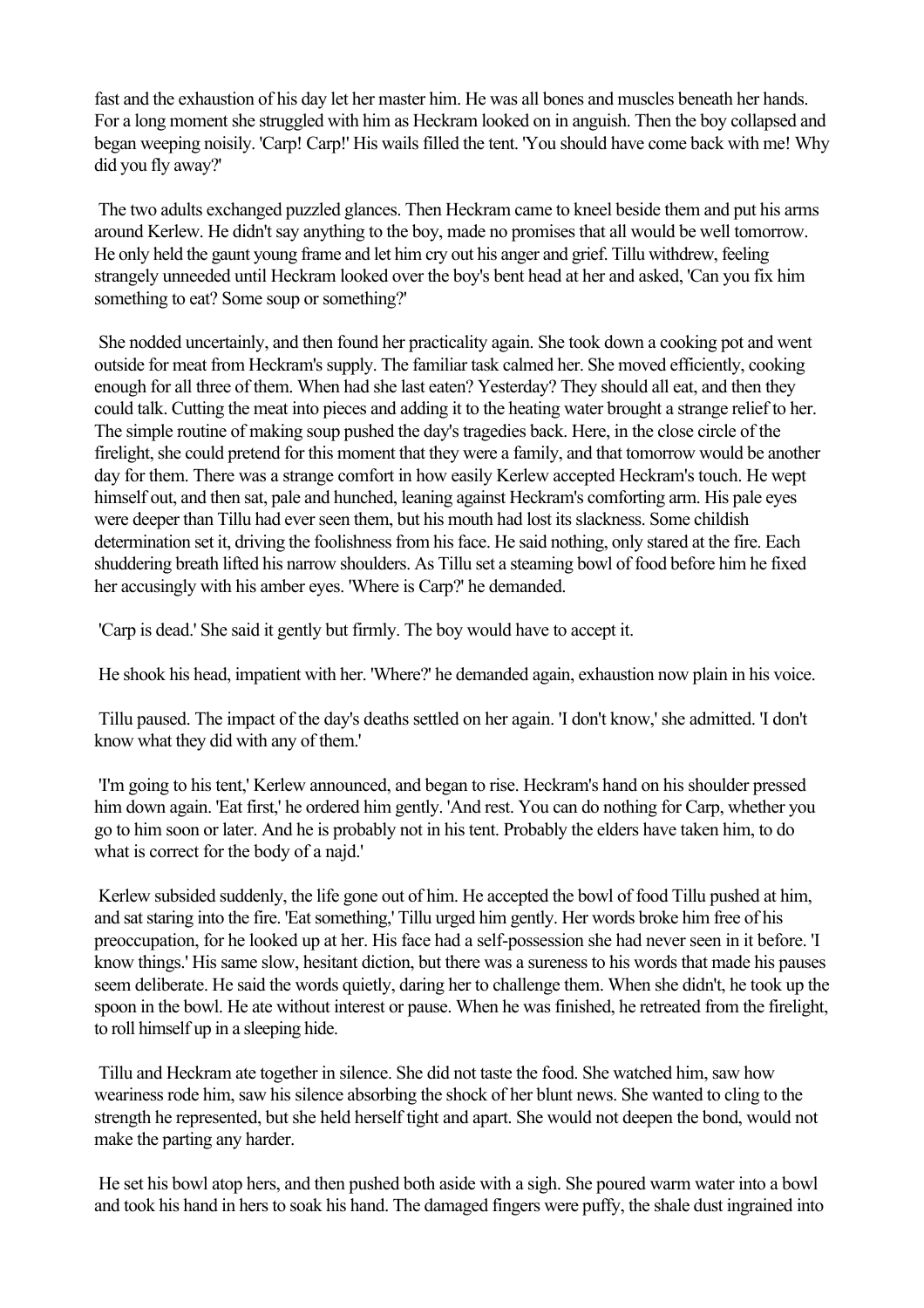fast and the exhaustion of his day let her master him. He was all bones and muscles beneath her hands. For a long moment she struggled with him as Heckram looked on in anguish. Then the boy collapsed and began weeping noisily. 'Carp! Carp!' His wails filled the tent. 'You should have come back with me! Why did you fly away?'

The two adults exchanged puzzled glances. Then Heckram came to kneel beside them and put his arms around Kerlew. He didn't say anything to the boy, made no promises that all would be well tomorrow. He only held the gaunt young frame and let him cry out his anger and grief. Tillu withdrew, feeling strangely unneeded until Heckram looked over the boy's bent head at her and asked, 'Can you fix him something to eat? Some soup or something?'

She nodded uncertainly, and then found her practicality again. She took down a cooking pot and went outside for meat from Heckram's supply. The familiar task calmed her. She moved efficiently, cooking enough for all three of them. When had she last eaten? Yesterday? They should all eat, and then they could talk. Cutting the meat into pieces and adding it to the heating water brought a strange relief to her. The simple routine of making soup pushed the day's tragedies back. Here, in the close circle of the firelight, she could pretend for this moment that they were a family, and that tomorrow would be another day for them. There was a strange comfort in how easily Kerlew accepted Heckram's touch. He wept himself out, and then sat, pale and hunched, leaning against Heckram's comforting arm. His pale eyes were deeper than Tillu had ever seen them, but his mouth had lost its slackness. Some childish determination set it, driving the foolishness from his face. He said nothing, only stared at the fire. Each shuddering breath lifted his narrow shoulders. As Tillu set a steaming bowl of food before him he fixed her accusingly with his amber eyes. 'Where is Carp?' he demanded.

'Carp is dead.' She said it gently but firmly. The boy would have to accept it.

He shook his head, impatient with her. 'Where?' he demanded again, exhaustion now plain in his voice.

Tillu paused. The impact of the day's deaths settled on her again. 'I don't know,' she admitted. 'I don't know what they did with any of them.'

'I'm going to his tent,' Kerlew announced, and began to rise. Heckram's hand on his shoulder pressed him down again. 'Eat first,' he ordered him gently. 'And rest. You can do nothing for Carp, whether you go to him soon or later. And he is probably not in his tent. Probably the elders have taken him, to do what is correct for the body of a najd.'

Kerlew subsided suddenly, the life gone out of him. He accepted the bowl of food Tillu pushed at him, and sat staring into the fire. 'Eat something,' Tillu urged him gently. Her words broke him free of his preoccupation, for he looked up at her. His face had a self-possession she had never seen in it before. 'I know things.' His same slow, hesitant diction, but there was a sureness to his words that made his pauses seem deliberate. He said the words quietly, daring her to challenge them. When she didn't, he took up the spoon in the bowl. He ate without interest or pause. When he was finished, he retreated from the firelight, to roll himself up in a sleeping hide.

Tillu and Heckram ate together in silence. She did not taste the food. She watched him, saw how weariness rode him, saw his silence absorbing the shock of her blunt news. She wanted to cling to the strength he represented, but she held herself tight and apart. She would not deepen the bond, would not make the parting any harder.

He set his bowl atop hers, and then pushed both aside with a sigh. She poured warm water into a bowl and took his hand in hers to soak his hand. The damaged fingers were puffy, the shale dust ingrained into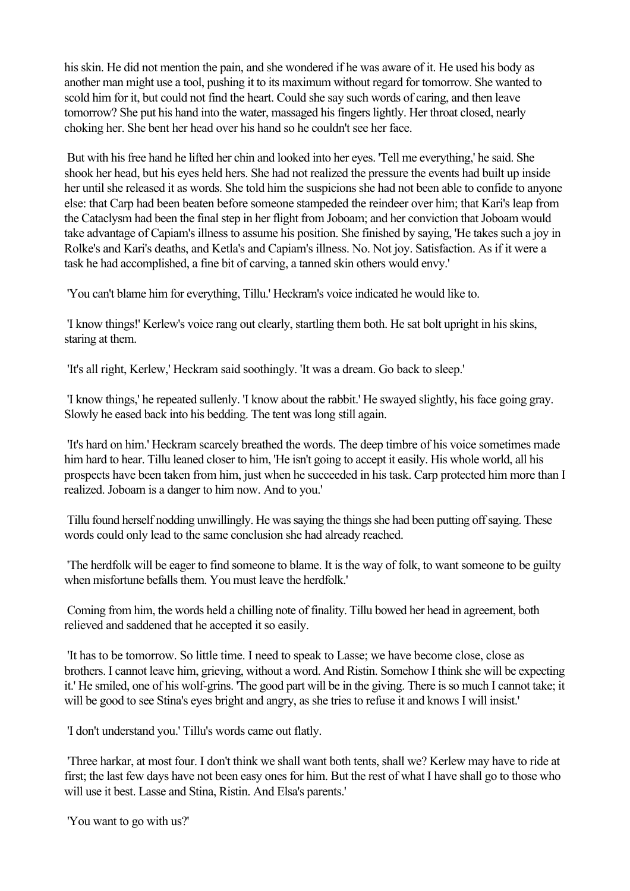his skin. He did not mention the pain, and she wondered if he was aware of it. He used his body as another man might use a tool, pushing it to its maximum without regard for tomorrow. She wanted to scold him for it, but could not find the heart. Could she say such words of caring, and then leave tomorrow? She put his hand into the water, massaged his fingers lightly. Her throat closed, nearly choking her. She bent her head over his hand so he couldn't see her face.

But with his free hand he lifted her chin and looked into her eyes. 'Tell me everything,' he said. She shook her head, but his eyes held hers. She had not realized the pressure the events had built up inside her until she released it as words. She told him the suspicions she had not been able to confide to anyone else: that Carp had been beaten before someone stampeded the reindeer over him; that Kari's leap from the Cataclysm had been the final step in her flight from Joboam; and her conviction that Joboam would take advantage of Capiam's illness to assume his position. She finished by saying, 'He takes such a joy in Rolke's and Kari's deaths, and Ketla's and Capiam's illness. No. Not joy. Satisfaction. As if it were a task he had accomplished, a fine bit of carving, a tanned skin others would envy.'

'You can't blame him for everything, Tillu.' Heckram's voice indicated he would like to.

'I know things!' Kerlew's voice rang out clearly, startling them both. He sat bolt upright in his skins, staring at them.

'It's all right, Kerlew,' Heckram said soothingly. 'It was a dream. Go back to sleep.'

'I know things,' he repeated sullenly. 'I know about the rabbit.' He swayed slightly, his face going gray. Slowly he eased back into his bedding. The tent was long still again.

'It's hard on him.' Heckram scarcely breathed the words. The deep timbre of his voice sometimes made him hard to hear. Tillu leaned closer to him, 'He isn't going to accept it easily. His whole world, all his prospects have been taken from him, just when he succeeded in his task. Carp protected him more than I realized. Joboam is a danger to him now. And to you.'

Tillu found herself nodding unwillingly. He was saying the things she had been putting off saying. These words could only lead to the same conclusion she had already reached.

'The herdfolk will be eager to find someone to blame. It is the way of folk, to want someone to be guilty when misfortune befalls them. You must leave the herdfolk.'

Coming from him, the words held a chilling note of finality. Tillu bowed her head in agreement, both relieved and saddened that he accepted it so easily.

'It has to be tomorrow. So little time. I need to speak to Lasse; we have become close, close as brothers. I cannot leave him, grieving, without a word. And Ristin. Somehow I think she will be expecting it.' He smiled, one of his wolf-grins. 'The good part will be in the giving. There is so much I cannot take; it will be good to see Stina's eyes bright and angry, as she tries to refuse it and knows I will insist.'

'I don't understand you.' Tillu's words came out flatly.

'Three harkar, at most four. I don't think we shall want both tents, shall we? Kerlew may have to ride at first; the last few days have not been easy ones for him. But the rest of what I have shall go to those who will use it best. Lasse and Stina, Ristin. And Elsa's parents.'

'You want to go with us?'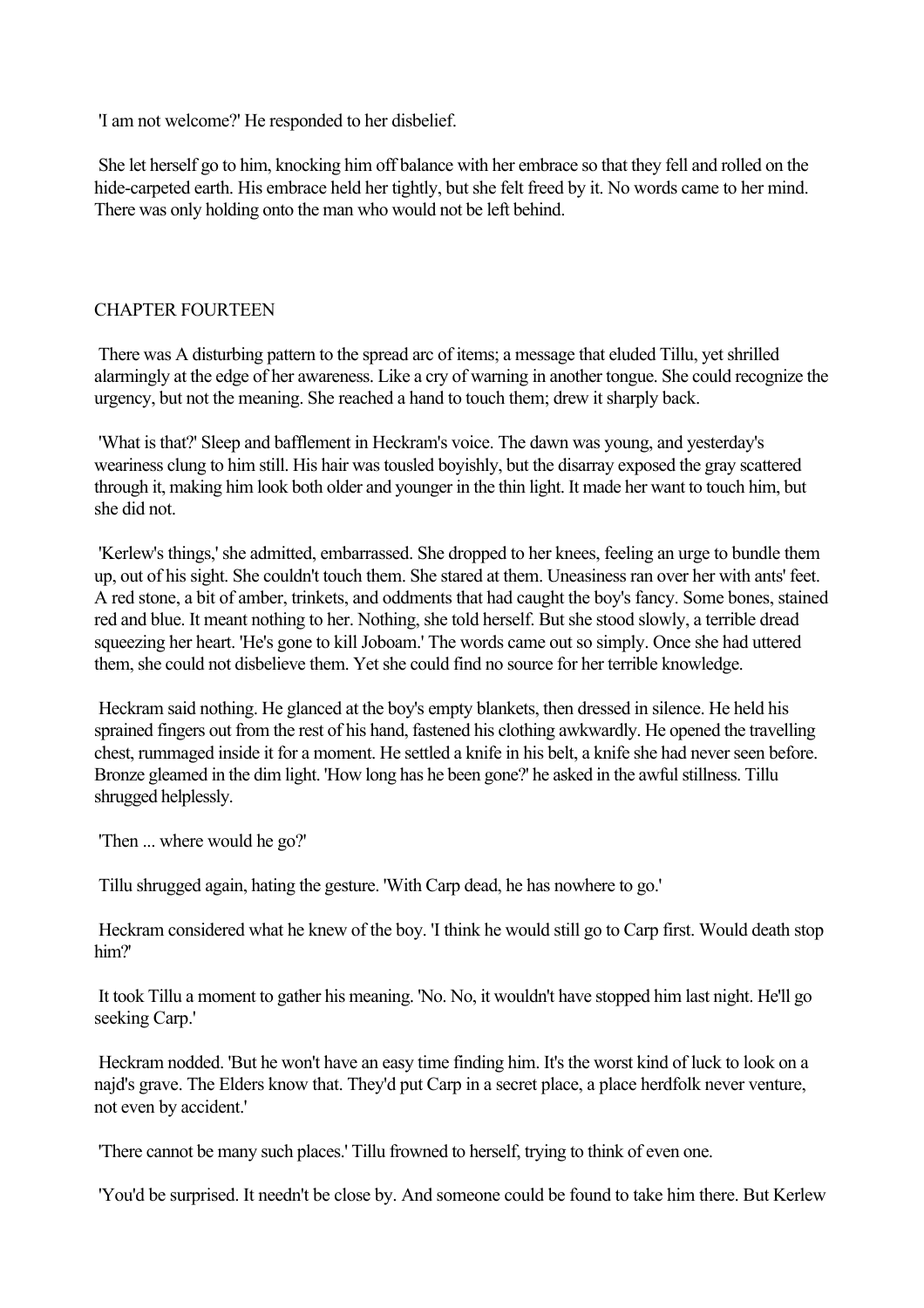'I am not welcome?' He responded to her disbelief.

She let herself go to him, knocking him off balance with her embrace so that they fell and rolled on the hide-carpeted earth. His embrace held her tightly, but she felt freed by it. No words came to her mind. There was only holding onto the man who would not be left behind.

## CHAPTER FOURTEEN

There was A disturbing pattern to the spread arc of items; a message that eluded Tillu, yet shrilled alarmingly at the edge of her awareness. Like a cry of warning in another tongue. She could recognize the urgency, but not the meaning. She reached a hand to touch them; drew it sharply back.

'What is that?' Sleep and bafflement in Heckram's voice. The dawn was young, and yesterday's weariness clung to him still. His hair was tousled boyishly, but the disarray exposed the gray scattered through it, making him look both older and younger in the thin light. It made her want to touch him, but she did not.

'Kerlew's things,' she admitted, embarrassed. She dropped to her knees, feeling an urge to bundle them up, out of his sight. She couldn't touch them. She stared at them. Uneasiness ran over her with ants' feet. A red stone, a bit of amber, trinkets, and oddments that had caught the boy's fancy. Some bones, stained red and blue. It meant nothing to her. Nothing, she told herself. But she stood slowly, a terrible dread squeezing her heart. 'He's gone to kill Joboam.' The words came out so simply. Once she had uttered them, she could not disbelieve them. Yet she could find no source for her terrible knowledge.

Heckram said nothing. He glanced at the boy's empty blankets, then dressed in silence. He held his sprained fingers out from the rest of his hand, fastened his clothing awkwardly. He opened the travelling chest, rummaged inside it for a moment. He settled a knife in his belt, a knife she had never seen before. Bronze gleamed in the dim light. 'How long has he been gone?' he asked in the awful stillness. Tillu shrugged helplessly.

'Then ... where would he go?'

Tillu shrugged again, hating the gesture. 'With Carp dead, he has nowhere to go.'

Heckram considered what he knew of the boy. 'I think he would still go to Carp first. Would death stop him?'

It took Tillu a moment to gather his meaning. 'No. No, it wouldn't have stopped him last night. He'll go seeking Carp.'

Heckram nodded. 'But he won't have an easy time finding him. It's the worst kind of luck to look on a najd's grave. The Elders know that. They'd put Carp in a secret place, a place herdfolk never venture, not even by accident.'

'There cannot be many such places.' Tillu frowned to herself, trying to think of even one.

'You'd be surprised. It needn't be close by. And someone could be found to take him there. But Kerlew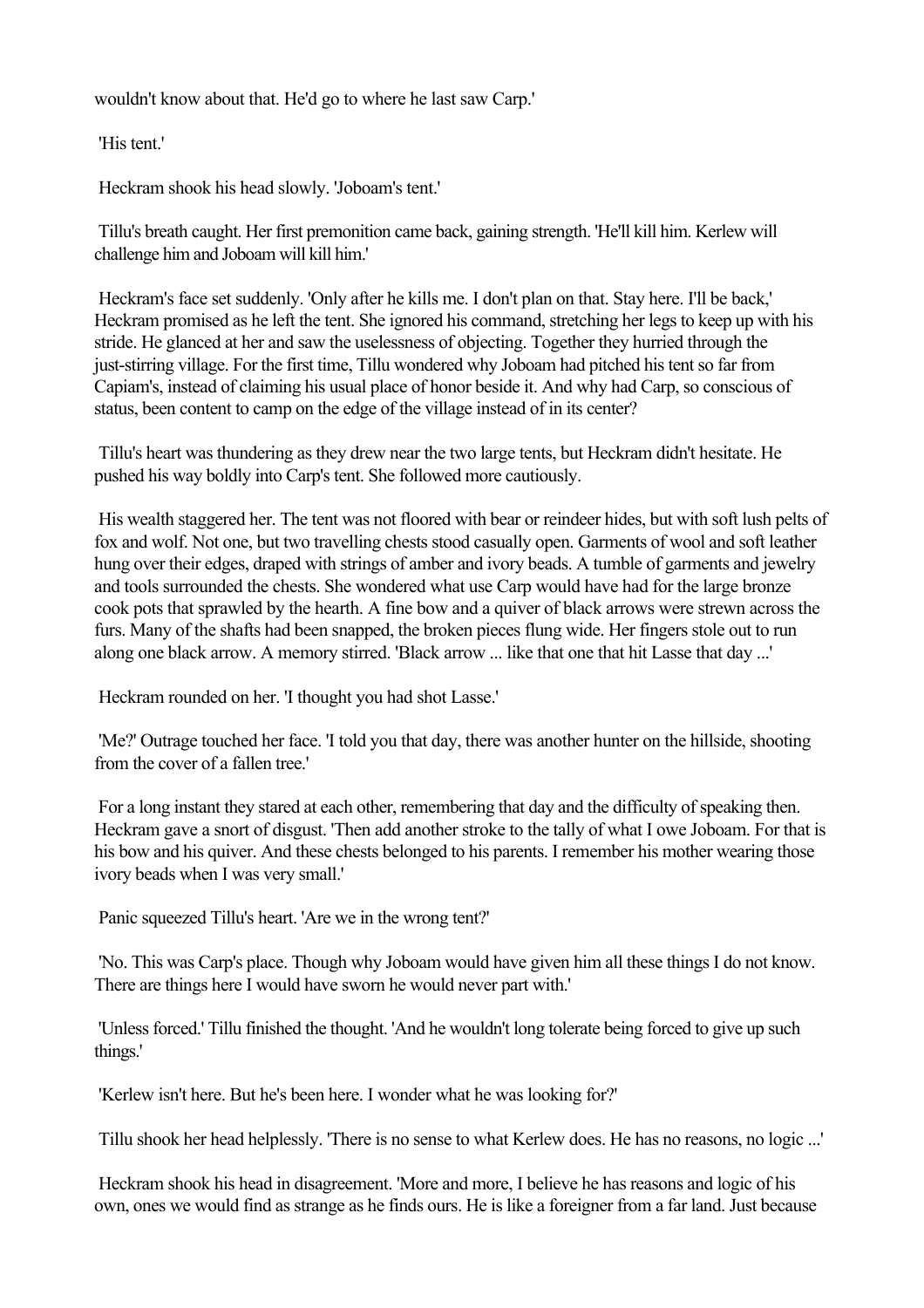wouldn't know about that. He'd go to where he last saw Carp.'

'His tent.'

Heckram shook his head slowly. 'Joboam's tent.'

Tillu's breath caught. Her first premonition came back, gaining strength. 'He'll kill him. Kerlew will challenge him and Joboam will kill him.'

Heckram's face set suddenly. 'Only after he kills me. I don't plan on that. Stay here. I'll be back,' Heckram promised as he left the tent. She ignored his command, stretching her legs to keep up with his stride. He glanced at her and saw the uselessness of objecting. Together they hurried through the just-stirring village. For the first time, Tillu wondered why Joboam had pitched his tent so far from Capiam's, instead of claiming his usual place of honor beside it. And why had Carp, so conscious of status, been content to camp on the edge of the village instead of in its center?

Tillu's heart was thundering as they drew near the two large tents, but Heckram didn't hesitate. He pushed his way boldly into Carp's tent. She followed more cautiously.

His wealth staggered her. The tent was not floored with bear or reindeer hides, but with soft lush pelts of fox and wolf. Not one, but two travelling chests stood casually open. Garments of wool and soft leather hung over their edges, draped with strings of amber and ivory beads. A tumble of garments and jewelry and tools surrounded the chests. She wondered what use Carp would have had for the large bronze cook pots that sprawled by the hearth. A fine bow and a quiver of black arrows were strewn across the furs. Many of the shafts had been snapped, the broken pieces flung wide. Her fingers stole out to run along one black arrow. A memory stirred. 'Black arrow ... like that one that hit Lasse that day ...'

Heckram rounded on her. 'I thought you had shot Lasse.'

'Me?' Outrage touched her face. 'I told you that day, there was another hunter on the hillside, shooting from the cover of a fallen tree.'

For a long instant they stared at each other, remembering that day and the difficulty of speaking then. Heckram gave a snort of disgust. 'Then add another stroke to the tally of what I owe Joboam. For that is his bow and his quiver. And these chests belonged to his parents. I remember his mother wearing those ivory beads when I was very small.'

Panic squeezed Tillu's heart. 'Are we in the wrong tent?'

'No. This was Carp's place. Though why Joboam would have given him all these things I do not know. There are things here I would have sworn he would never part with.'

'Unless forced.' Tillu finished the thought. 'And he wouldn't long tolerate being forced to give up such things.'

'Kerlew isn't here. But he's been here. I wonder what he was looking for?'

Tillu shook her head helplessly. 'There is no sense to what Kerlew does. He has no reasons, no logic ...'

Heckram shook his head in disagreement. 'More and more, I believe he has reasons and logic of his own, ones we would find as strange as he finds ours. He is like a foreigner from a far land. Just because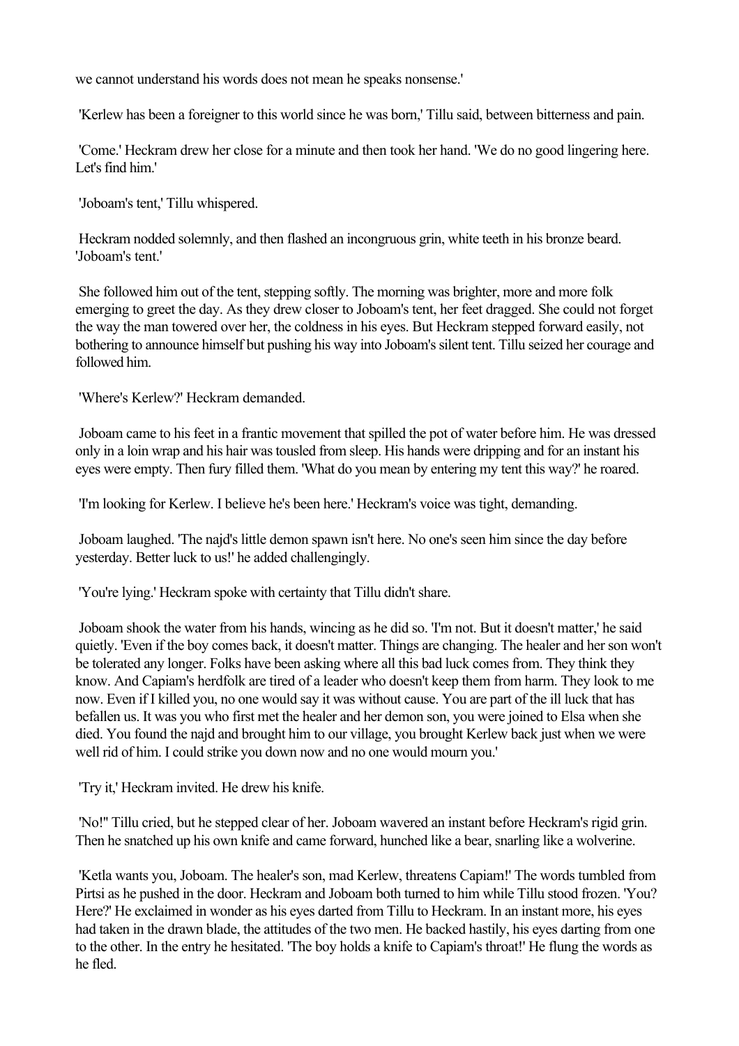we cannot understand his words does not mean he speaks nonsense.'

'Kerlew has been a foreigner to this world since he was born,' Tillu said, between bitterness and pain.

'Come.' Heckram drew her close for a minute and then took her hand. 'We do no good lingering here. Let's find him.'

'Joboam's tent,' Tillu whispered.

Heckram nodded solemnly, and then flashed an incongruous grin, white teeth in his bronze beard. 'Joboam's tent.'

She followed him out of the tent, stepping softly. The morning was brighter, more and more folk emerging to greet the day. As they drew closer to Joboam's tent, her feet dragged. She could not forget the way the man towered over her, the coldness in his eyes. But Heckram stepped forward easily, not bothering to announce himself but pushing his way into Joboam's silent tent. Tillu seized her courage and followed him.

'Where's Kerlew?' Heckram demanded.

Joboam came to his feet in a frantic movement that spilled the pot of water before him. He was dressed only in a loin wrap and his hair was tousled from sleep. His hands were dripping and for an instant his eyes were empty. Then fury filled them. 'What do you mean by entering my tent this way?' he roared.

'I'm looking for Kerlew. I believe he's been here.' Heckram's voice was tight, demanding.

Joboam laughed. 'The najd's little demon spawn isn't here. No one's seen him since the day before yesterday. Better luck to us!' he added challengingly.

'You're lying.' Heckram spoke with certainty that Tillu didn't share.

Joboam shook the water from his hands, wincing as he did so. 'I'm not. But it doesn't matter,' he said quietly. 'Even if the boy comes back, it doesn't matter. Things are changing. The healer and her son won't be tolerated any longer. Folks have been asking where all this bad luck comes from. They think they know. And Capiam's herdfolk are tired of a leader who doesn't keep them from harm. They look to me now. Even if I killed you, no one would say it was without cause. You are part of the ill luck that has befallen us. It was you who first met the healer and her demon son, you were joined to Elsa when she died. You found the najd and brought him to our village, you brought Kerlew back just when we were well rid of him. I could strike you down now and no one would mourn you.'

'Try it,' Heckram invited. He drew his knife.

'No!'' Tillu cried, but he stepped clear of her. Joboam wavered an instant before Heckram's rigid grin. Then he snatched up his own knife and came forward, hunched like a bear, snarling like a wolverine.

'Ketla wants you, Joboam. The healer's son, mad Kerlew, threatens Capiam!' The words tumbled from Pirtsi as he pushed in the door. Heckram and Joboam both turned to him while Tillu stood frozen. 'You? Here?' He exclaimed in wonder as his eyes darted from Tillu to Heckram. In an instant more, his eyes had taken in the drawn blade, the attitudes of the two men. He backed hastily, his eyes darting from one to the other. In the entry he hesitated. 'The boy holds a knife to Capiam's throat!' He flung the words as he fled.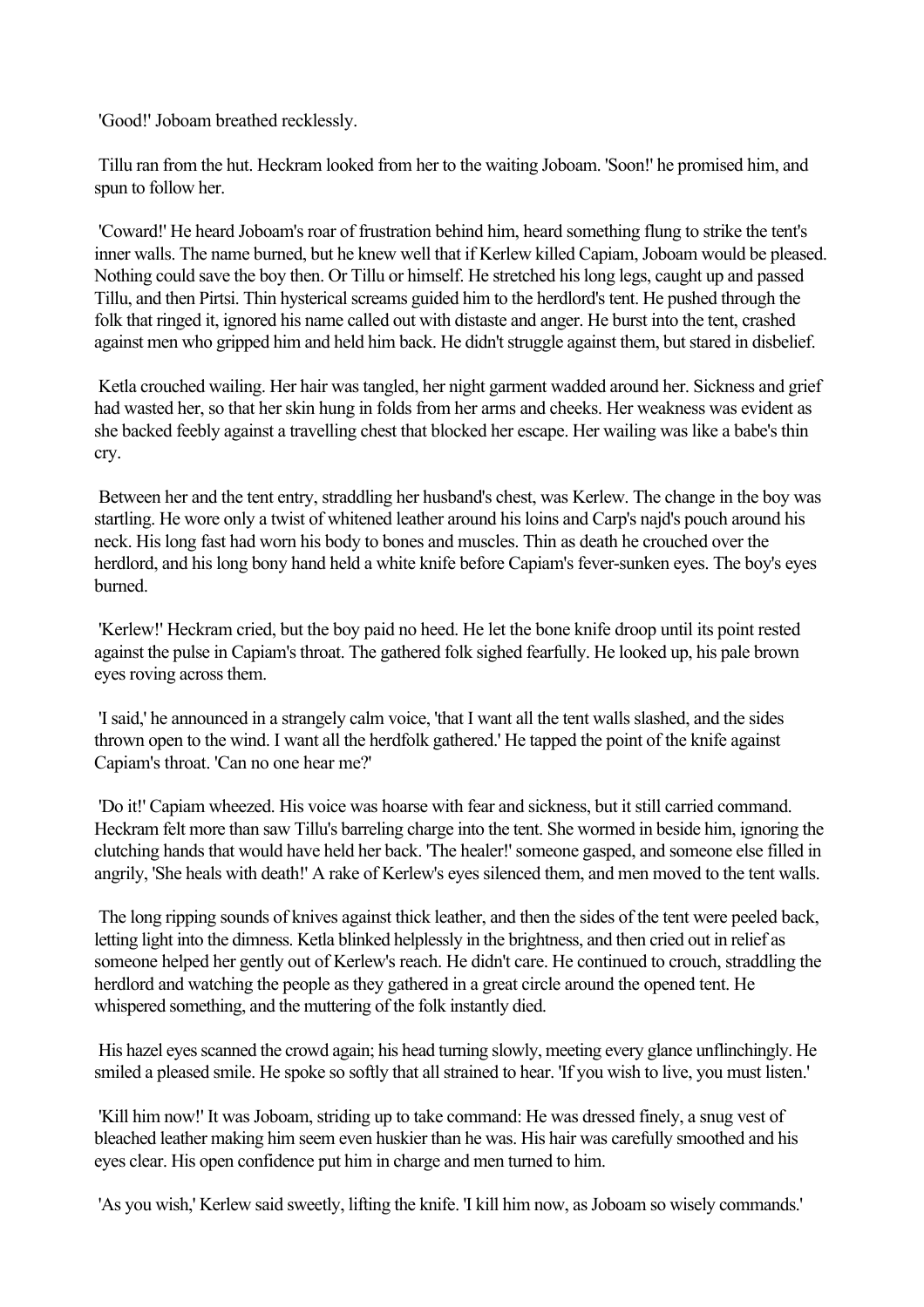'Good!' Joboam breathed recklessly.

Tillu ran from the hut. Heckram looked from her to the waiting Joboam. 'Soon!' he promised him, and spun to follow her.

'Coward!' He heard Joboam's roar of frustration behind him, heard something flung to strike the tent's inner walls. The name burned, but he knew well that if Kerlew killed Capiam, Joboam would be pleased. Nothing could save the boy then. Or Tillu or himself. He stretched his long legs, caught up and passed Tillu, and then Pirtsi. Thin hysterical screams guided him to the herdlord's tent. He pushed through the folk that ringed it, ignored his name called out with distaste and anger. He burst into the tent, crashed against men who gripped him and held him back. He didn't struggle against them, but stared in disbelief.

Ketla crouched wailing. Her hair was tangled, her night garment wadded around her. Sickness and grief had wasted her, so that her skin hung in folds from her arms and cheeks. Her weakness was evident as she backed feebly against a travelling chest that blocked her escape. Her wailing was like a babe's thin cry.

Between her and the tent entry, straddling her husband's chest, was Kerlew. The change in the boy was startling. He wore only a twist of whitened leather around his loins and Carp's najd's pouch around his neck. His long fast had worn his body to bones and muscles. Thin as death he crouched over the herdlord, and his long bony hand held a white knife before Capiam's fever-sunken eyes. The boy's eyes burned.

'Kerlew!' Heckram cried, but the boy paid no heed. He let the bone knife droop until its point rested against the pulse in Capiam's throat. The gathered folk sighed fearfully. He looked up, his pale brown eyes roving across them.

'I said,' he announced in a strangely calm voice, 'that I want all the tent walls slashed, and the sides thrown open to the wind. I want all the herdfolk gathered.' He tapped the point of the knife against Capiam's throat. 'Can no one hear me?'

'Do it!' Capiam wheezed. His voice was hoarse with fear and sickness, but it still carried command. Heckram felt more than saw Tillu's barreling charge into the tent. She wormed in beside him, ignoring the clutching hands that would have held her back. 'The healer!' someone gasped, and someone else filled in angrily, 'She heals with death!' A rake of Kerlew's eyes silenced them, and men moved to the tent walls.

The long ripping sounds of knives against thick leather, and then the sides of the tent were peeled back, letting light into the dimness. Ketla blinked helplessly in the brightness, and then cried out in relief as someone helped her gently out of Kerlew's reach. He didn't care. He continued to crouch, straddling the herdlord and watching the people as they gathered in a great circle around the opened tent. He whispered something, and the muttering of the folk instantly died.

His hazel eyes scanned the crowd again; his head turning slowly, meeting every glance unflinchingly. He smiled a pleased smile. He spoke so softly that all strained to hear. 'If you wish to live, you must listen.'

'Kill him now!' It was Joboam, striding up to take command: He was dressed finely, a snug vest of bleached leather making him seem even huskier than he was. His hair was carefully smoothed and his eyes clear. His open confidence put him in charge and men turned to him.

'As you wish,' Kerlew said sweetly, lifting the knife. 'I kill him now, as Joboam so wisely commands.'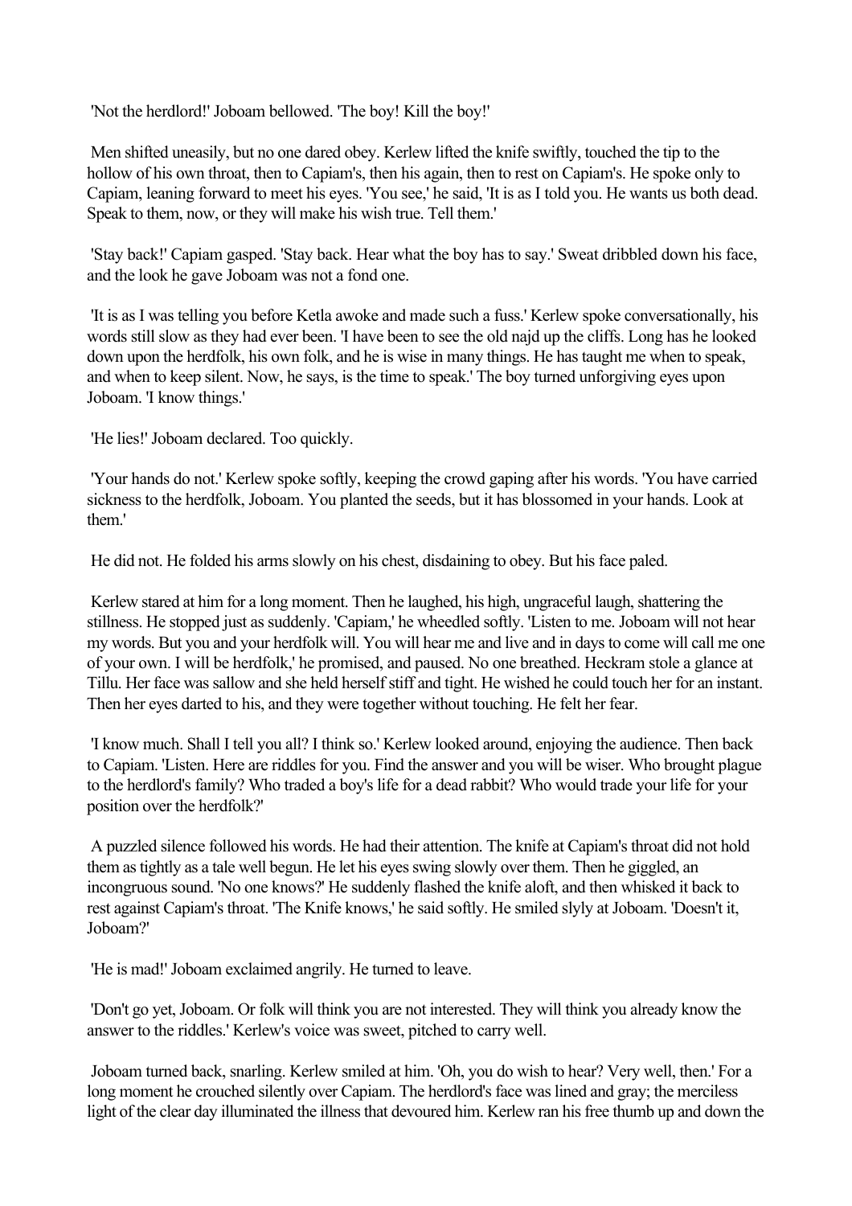'Not the herdlord!' Joboam bellowed. 'The boy! Kill the boy!'

Men shifted uneasily, but no one dared obey. Kerlew lifted the knife swiftly, touched the tip to the hollow of his own throat, then to Capiam's, then his again, then to rest on Capiam's. He spoke only to Capiam, leaning forward to meet his eyes. 'You see,' he said, 'It is as I told you. He wants us both dead. Speak to them, now, or they will make his wish true. Tell them.'

'Stay back!' Capiam gasped. 'Stay back. Hear what the boy has to say.' Sweat dribbled down his face, and the look he gave Joboam was not a fond one.

'It is as I was telling you before Ketla awoke and made such a fuss.' Kerlew spoke conversationally, his words still slow as they had ever been. 'I have been to see the old najd up the cliffs. Long has he looked down upon the herdfolk, his own folk, and he is wise in many things. He has taught me when to speak, and when to keep silent. Now, he says, is the time to speak.' The boy turned unforgiving eyes upon Joboam. 'I know things.'

'He lies!' Joboam declared. Too quickly.

'Your hands do not.' Kerlew spoke softly, keeping the crowd gaping after his words. 'You have carried sickness to the herdfolk, Joboam. You planted the seeds, but it has blossomed in your hands. Look at them.'

He did not. He folded his arms slowly on his chest, disdaining to obey. But his face paled.

Kerlew stared at him for a long moment. Then he laughed, his high, ungraceful laugh, shattering the stillness. He stopped just as suddenly. 'Capiam,' he wheedled softly. 'Listen to me. Joboam will not hear my words. But you and your herdfolk will. You will hear me and live and in days to come will call me one of your own. I will be herdfolk,' he promised, and paused. No one breathed. Heckram stole a glance at Tillu. Her face was sallow and she held herself stiff and tight. He wished he could touch her for an instant. Then her eyes darted to his, and they were together without touching. He felt her fear.

'I know much. Shall I tell you all? I think so.' Kerlew looked around, enjoying the audience. Then back to Capiam. 'Listen. Here are riddles for you. Find the answer and you will be wiser. Who brought plague to the herdlord's family? Who traded a boy's life for a dead rabbit? Who would trade your life for your position over the herdfolk?'

A puzzled silence followed his words. He had their attention. The knife at Capiam's throat did not hold them as tightly as a tale well begun. He let his eyes swing slowly over them. Then he giggled, an incongruous sound. 'No one knows?' He suddenly flashed the knife aloft, and then whisked it back to rest against Capiam's throat. 'The Knife knows,' he said softly. He smiled slyly at Joboam. 'Doesn't it, Joboam?'

'He is mad!' Joboam exclaimed angrily. He turned to leave.

'Don't go yet, Joboam. Or folk will think you are not interested. They will think you already know the answer to the riddles.' Kerlew's voice was sweet, pitched to carry well.

Joboam turned back, snarling. Kerlew smiled at him. 'Oh, you do wish to hear? Very well, then.' For a long moment he crouched silently over Capiam. The herdlord's face was lined and gray; the merciless light of the clear day illuminated the illness that devoured him. Kerlew ran his free thumb up and down the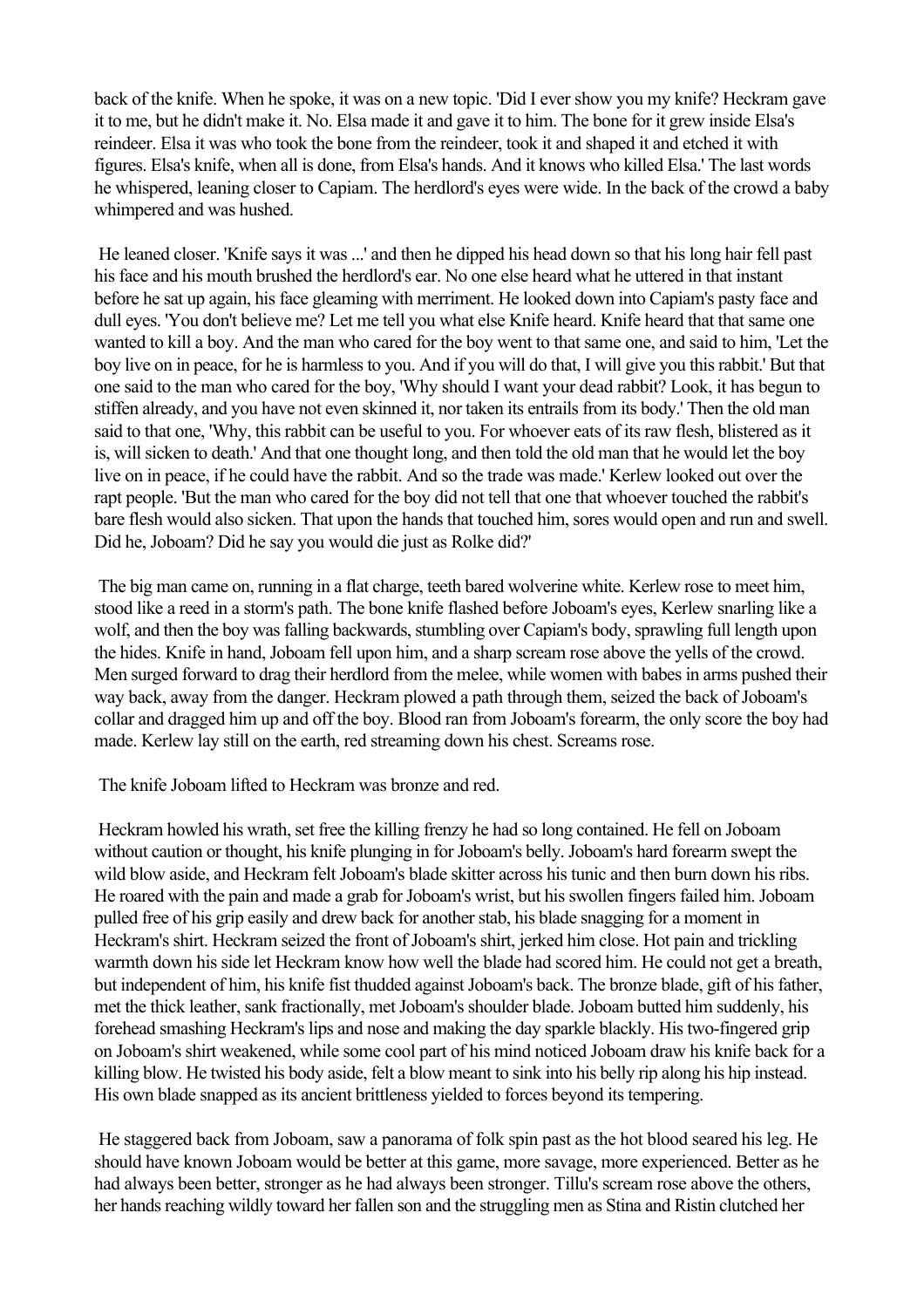back of the knife. When he spoke, it was on a new topic. 'Did I ever show you my knife? Heckram gave it to me, but he didn't make it. No. Elsa made it and gave it to him. The bone for it grew inside Elsa's reindeer. Elsa it was who took the bone from the reindeer, took it and shaped it and etched it with figures. Elsa's knife, when all is done, from Elsa's hands. And it knows who killed Elsa.' The last words he whispered, leaning closer to Capiam. The herdlord's eyes were wide. In the back of the crowd a baby whimpered and was hushed.

He leaned closer. 'Knife says it was ...' and then he dipped his head down so that his long hair fell past his face and his mouth brushed the herdlord's ear. No one else heard what he uttered in that instant before he sat up again, his face gleaming with merriment. He looked down into Capiam's pasty face and dull eyes. 'You don't believe me? Let me tell you what else Knife heard. Knife heard that that same one wanted to kill a boy. And the man who cared for the boy went to that same one, and said to him, 'Let the boy live on in peace, for he is harmless to you. And if you will do that, I will give you this rabbit.' But that one said to the man who cared for the boy, 'Why should I want your dead rabbit? Look, it has begun to stiffen already, and you have not even skinned it, nor taken its entrails from its body.' Then the old man said to that one, 'Why, this rabbit can be useful to you. For whoever eats of its raw flesh, blistered as it is, will sicken to death.' And that one thought long, and then told the old man that he would let the boy live on in peace, if he could have the rabbit. And so the trade was made.' Kerlew looked out over the rapt people. 'But the man who cared for the boy did not tell that one that whoever touched the rabbit's bare flesh would also sicken. That upon the hands that touched him, sores would open and run and swell. Did he, Joboam? Did he say you would die just as Rolke did?'

The big man came on, running in a flat charge, teeth bared wolverine white. Kerlew rose to meet him, stood like a reed in a storm's path. The bone knife flashed before Joboam's eyes, Kerlew snarling like a wolf, and then the boy was falling backwards, stumbling over Capiam's body, sprawling full length upon the hides. Knife in hand, Joboam fell upon him, and a sharp scream rose above the yells of the crowd. Men surged forward to drag their herdlord from the melee, while women with babes in arms pushed their way back, away from the danger. Heckram plowed a path through them, seized the back of Joboam's collar and dragged him up and off the boy. Blood ran from Joboam's forearm, the only score the boy had made. Kerlew lay still on the earth, red streaming down his chest. Screams rose.

The knife Joboam lifted to Heckram was bronze and red.

Heckram howled his wrath, set free the killing frenzy he had so long contained. He fell on Joboam without caution or thought, his knife plunging in for Joboam's belly. Joboam's hard forearm swept the wild blow aside, and Heckram felt Joboam's blade skitter across his tunic and then burn down his ribs. He roared with the pain and made a grab for Joboam's wrist, but his swollen fingers failed him. Joboam pulled free of his grip easily and drew back for another stab, his blade snagging for a moment in Heckram's shirt. Heckram seized the front of Joboam's shirt, jerked him close. Hot pain and trickling warmth down his side let Heckram know how well the blade had scored him. He could not get a breath, but independent of him, his knife fist thudded against Joboam's back. The bronze blade, gift of his father, met the thick leather, sank fractionally, met Joboam's shoulder blade. Joboam butted him suddenly, his forehead smashing Heckram's lips and nose and making the day sparkle blackly. His two-fingered grip on Joboam's shirt weakened, while some cool part of his mind noticed Joboam draw his knife back for a killing blow. He twisted his body aside, felt a blow meant to sink into his belly rip along his hip instead. His own blade snapped as its ancient brittleness yielded to forces beyond its tempering.

He staggered back from Joboam, saw a panorama of folk spin past as the hot blood seared his leg. He should have known Joboam would be better at this game, more savage, more experienced. Better as he had always been better, stronger as he had always been stronger. Tillu's scream rose above the others, her hands reaching wildly toward her fallen son and the struggling men as Stina and Ristin clutched her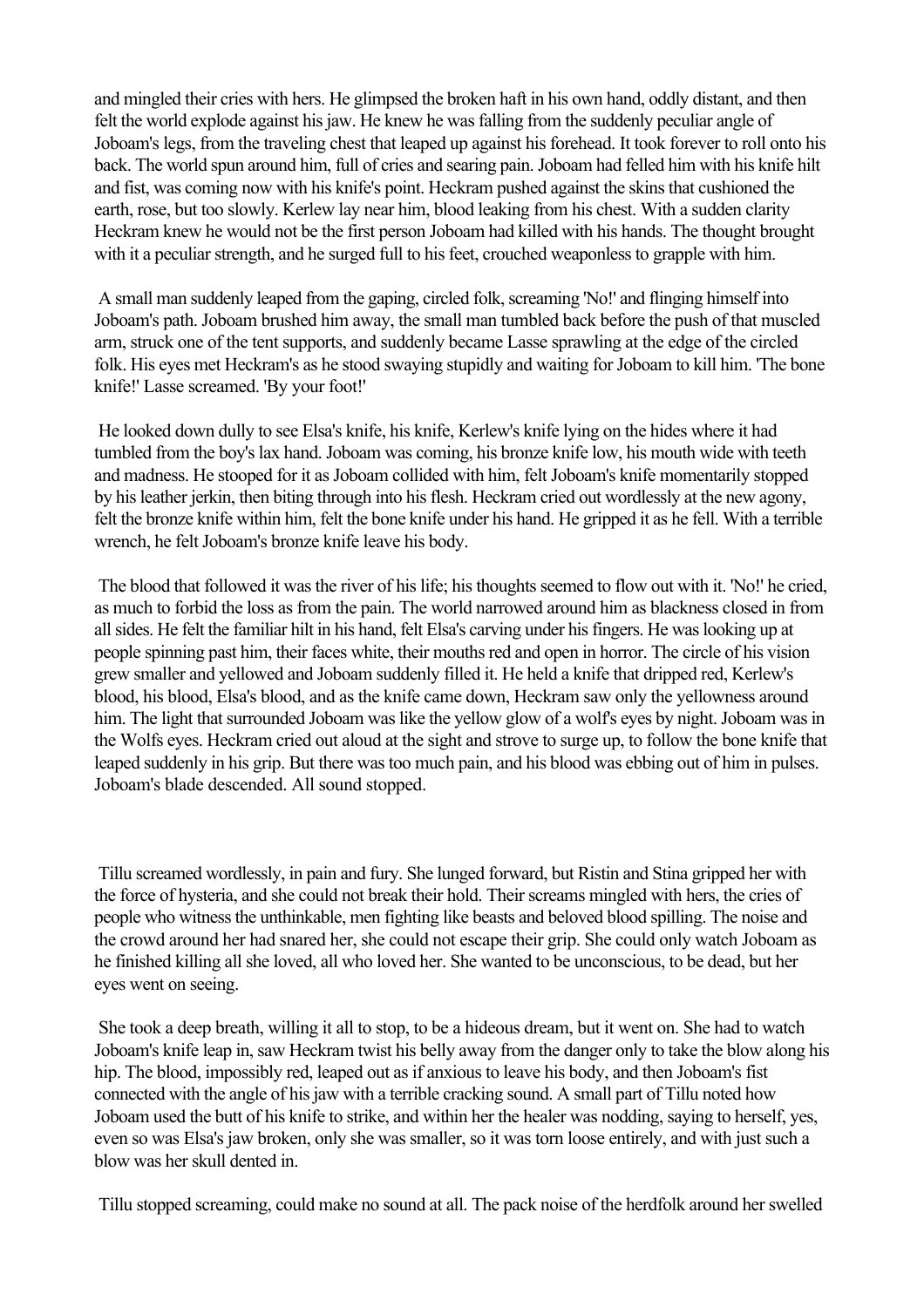and mingled their cries with hers. He glimpsed the broken haft in his own hand, oddly distant, and then felt the world explode against his jaw. He knew he was falling from the suddenly peculiar angle of Joboam's legs, from the traveling chest that leaped up against his forehead. It took forever to roll onto his back. The world spun around him, full of cries and searing pain. Joboam had felled him with his knife hilt and fist, was coming now with his knife's point. Heckram pushed against the skins that cushioned the earth, rose, but too slowly. Kerlew lay near him, blood leaking from his chest. With a sudden clarity Heckram knew he would not be the first person Joboam had killed with his hands. The thought brought with it a peculiar strength, and he surged full to his feet, crouched weaponless to grapple with him.

A small man suddenly leaped from the gaping, circled folk, screaming 'No!' and flinging himself into Joboam's path. Joboam brushed him away, the small man tumbled back before the push of that muscled arm, struck one of the tent supports, and suddenly became Lasse sprawling at the edge of the circled folk. His eyes met Heckram's as he stood swaying stupidly and waiting for Joboam to kill him. 'The bone knife!' Lasse screamed. 'By your foot!'

He looked down dully to see Elsa's knife, his knife, Kerlew's knife lying on the hides where it had tumbled from the boy's lax hand. Joboam was coming, his bronze knife low, his mouth wide with teeth and madness. He stooped for it as Joboam collided with him, felt Joboam's knife momentarily stopped by his leather jerkin, then biting through into his flesh. Heckram cried out wordlessly at the new agony, felt the bronze knife within him, felt the bone knife under his hand. He gripped it as he fell. With a terrible wrench, he felt Joboam's bronze knife leave his body.

The blood that followed it was the river of his life; his thoughts seemed to flow out with it. 'No!' he cried, as much to forbid the loss as from the pain. The world narrowed around him as blackness closed in from all sides. He felt the familiar hilt in his hand, felt Elsa's carving under his fingers. He was looking up at people spinning past him, their faces white, their mouths red and open in horror. The circle of his vision grew smaller and yellowed and Joboam suddenly filled it. He held a knife that dripped red, Kerlew's blood, his blood, Elsa's blood, and as the knife came down, Heckram saw only the yellowness around him. The light that surrounded Joboam was like the yellow glow of a wolf's eyes by night. Joboam was in the Wolfs eyes. Heckram cried out aloud at the sight and strove to surge up, to follow the bone knife that leaped suddenly in his grip. But there was too much pain, and his blood was ebbing out of him in pulses. Joboam's blade descended. All sound stopped.

Tillu screamed wordlessly, in pain and fury. She lunged forward, but Ristin and Stina gripped her with the force of hysteria, and she could not break their hold. Their screams mingled with hers, the cries of people who witness the unthinkable, men fighting like beasts and beloved blood spilling. The noise and the crowd around her had snared her, she could not escape their grip. She could only watch Joboam as he finished killing all she loved, all who loved her. She wanted to be unconscious, to be dead, but her eyes went on seeing.

She took a deep breath, willing it all to stop, to be a hideous dream, but it went on. She had to watch Joboam's knife leap in, saw Heckram twist his belly away from the danger only to take the blow along his hip. The blood, impossibly red, leaped out as if anxious to leave his body, and then Joboam's fist connected with the angle of his jaw with a terrible cracking sound. A small part of Tillu noted how Joboam used the butt of his knife to strike, and within her the healer was nodding, saying to herself, yes, even so was Elsa's jaw broken, only she was smaller, so it was torn loose entirely, and with just such a blow was her skull dented in.

Tillu stopped screaming, could make no sound at all. The pack noise of the herdfolk around her swelled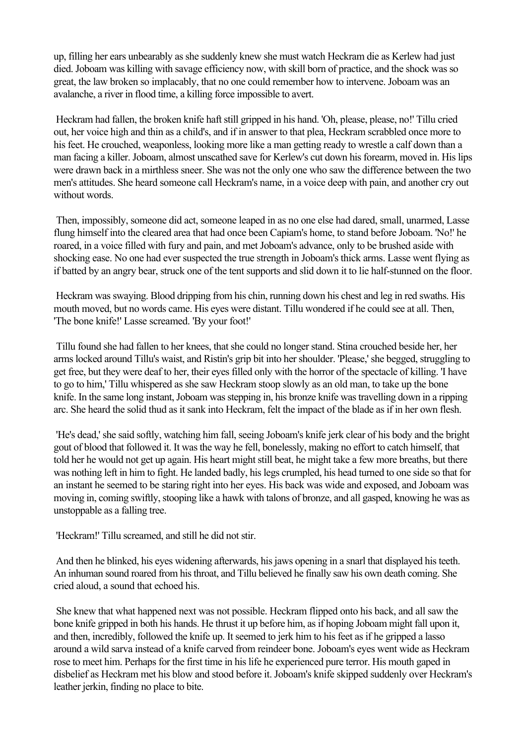up, filling her ears unbearably as she suddenly knew she must watch Heckram die as Kerlew had just died. Joboam was killing with savage efficiency now, with skill born of practice, and the shock was so great, the law broken so implacably, that no one could remember how to intervene. Joboam was an avalanche, a river in flood time, a killing force impossible to avert.

Heckram had fallen, the broken knife haft still gripped in his hand. 'Oh, please, please, no!' Tillu cried out, her voice high and thin as a child's, and if in answer to that plea, Heckram scrabbled once more to his feet. He crouched, weaponless, looking more like a man getting ready to wrestle a calf down than a man facing a killer. Joboam, almost unscathed save for Kerlew's cut down his forearm, moved in. His lips were drawn back in a mirthless sneer. She was not the only one who saw the difference between the two men's attitudes. She heard someone call Heckram's name, in a voice deep with pain, and another cry out without words.

Then, impossibly, someone did act, someone leaped in as no one else had dared, small, unarmed, Lasse flung himself into the cleared area that had once been Capiam's home, to stand before Joboam. 'No!' he roared, in a voice filled with fury and pain, and met Joboam's advance, only to be brushed aside with shocking ease. No one had ever suspected the true strength in Joboam's thick arms. Lasse went flying as if batted by an angry bear, struck one of the tent supports and slid down it to lie half-stunned on the floor.

Heckram was swaying. Blood dripping from his chin, running down his chest and leg in red swaths. His mouth moved, but no words came. His eyes were distant. Tillu wondered if he could see at all. Then, 'The bone knife!' Lasse screamed. 'By your foot!'

Tillu found she had fallen to her knees, that she could no longer stand. Stina crouched beside her, her arms locked around Tillu's waist, and Ristin's grip bit into her shoulder. 'Please,' she begged, struggling to get free, but they were deaf to her, their eyes filled only with the horror of the spectacle of killing. 'I have to go to him,' Tillu whispered as she saw Heckram stoop slowly as an old man, to take up the bone knife. In the same long instant, Joboam was stepping in, his bronze knife was travelling down in a ripping arc. She heard the solid thud as it sank into Heckram, felt the impact of the blade as if in her own flesh.

'He's dead,' she said softly, watching him fall, seeing Joboam's knife jerk clear of his body and the bright gout of blood that followed it. It was the way he fell, bonelessly, making no effort to catch himself, that told her he would not get up again. His heart might still beat, he might take a few more breaths, but there was nothing left in him to fight. He landed badly, his legs crumpled, his head turned to one side so that for an instant he seemed to be staring right into her eyes. His back was wide and exposed, and Joboam was moving in, coming swiftly, stooping like a hawk with talons of bronze, and all gasped, knowing he was as unstoppable as a falling tree.

'Heckram!' Tillu screamed, and still he did not stir.

And then he blinked, his eyes widening afterwards, his jaws opening in a snarl that displayed his teeth. An inhuman sound roared from his throat, and Tillu believed he finally saw his own death coming. She cried aloud, a sound that echoed his.

She knew that what happened next was not possible. Heckram flipped onto his back, and all saw the bone knife gripped in both his hands. He thrust it up before him, as if hoping Joboam might fall upon it, and then, incredibly, followed the knife up. It seemed to jerk him to his feet as if he gripped a lasso around a wild sarva instead of a knife carved from reindeer bone. Joboam's eyes went wide as Heckram rose to meet him. Perhaps for the first time in his life he experienced pure terror. His mouth gaped in disbelief as Heckram met his blow and stood before it. Joboam's knife skipped suddenly over Heckram's leather jerkin, finding no place to bite.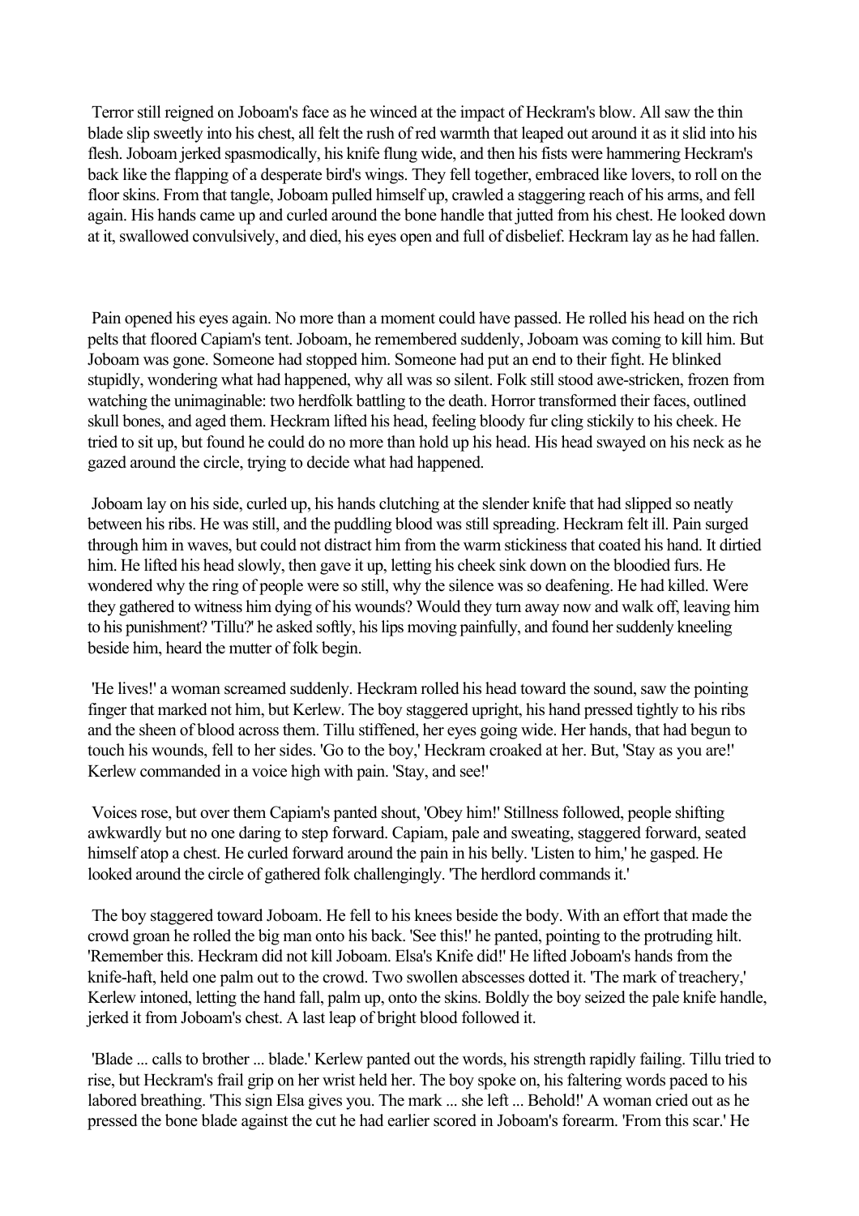Terror still reigned on Joboam's face as he winced at the impact of Heckram's blow. All saw the thin blade slip sweetly into his chest, all felt the rush of red warmth that leaped out around it as it slid into his flesh. Joboam jerked spasmodically, his knife flung wide, and then his fists were hammering Heckram's back like the flapping of a desperate bird's wings. They fell together, embraced like lovers, to roll on the floor skins. From that tangle, Joboam pulled himself up, crawled a staggering reach of his arms, and fell again. His hands came up and curled around the bone handle that jutted from his chest. He looked down at it, swallowed convulsively, and died, his eyes open and full of disbelief. Heckram lay as he had fallen.

Pain opened his eyes again. No more than a moment could have passed. He rolled his head on the rich pelts that floored Capiam's tent. Joboam, he remembered suddenly, Joboam was coming to kill him. But Joboam was gone. Someone had stopped him. Someone had put an end to their fight. He blinked stupidly, wondering what had happened, why all was so silent. Folk still stood awe-stricken, frozen from watching the unimaginable: two herdfolk battling to the death. Horror transformed their faces, outlined skull bones, and aged them. Heckram lifted his head, feeling bloody fur cling stickily to his cheek. He tried to sit up, but found he could do no more than hold up his head. His head swayed on his neck as he gazed around the circle, trying to decide what had happened.

Joboam lay on his side, curled up, his hands clutching at the slender knife that had slipped so neatly between his ribs. He was still, and the puddling blood was still spreading. Heckram felt ill. Pain surged through him in waves, but could not distract him from the warm stickiness that coated his hand. It dirtied him. He lifted his head slowly, then gave it up, letting his cheek sink down on the bloodied furs. He wondered why the ring of people were so still, why the silence was so deafening. He had killed. Were they gathered to witness him dying of his wounds? Would they turn away now and walk off, leaving him to his punishment? 'Tillu?' he asked softly, his lips moving painfully, and found her suddenly kneeling beside him, heard the mutter of folk begin.

'He lives!' a woman screamed suddenly. Heckram rolled his head toward the sound, saw the pointing finger that marked not him, but Kerlew. The boy staggered upright, his hand pressed tightly to his ribs and the sheen of blood across them. Tillu stiffened, her eyes going wide. Her hands, that had begun to touch his wounds, fell to her sides. 'Go to the boy,' Heckram croaked at her. But, 'Stay as you are!' Kerlew commanded in a voice high with pain. 'Stay, and see!'

Voices rose, but over them Capiam's panted shout, 'Obey him!' Stillness followed, people shifting awkwardly but no one daring to step forward. Capiam, pale and sweating, staggered forward, seated himself atop a chest. He curled forward around the pain in his belly. 'Listen to him,' he gasped. He looked around the circle of gathered folk challengingly. 'The herdlord commands it.'

The boy staggered toward Joboam. He fell to his knees beside the body. With an effort that made the crowd groan he rolled the big man onto his back. 'See this!' he panted, pointing to the protruding hilt. 'Remember this. Heckram did not kill Joboam. Elsa's Knife did!' He lifted Joboam's hands from the knife-haft, held one palm out to the crowd. Two swollen abscesses dotted it. 'The mark of treachery,' Kerlew intoned, letting the hand fall, palm up, onto the skins. Boldly the boy seized the pale knife handle, jerked it from Joboam's chest. A last leap of bright blood followed it.

'Blade ... calls to brother ... blade.' Kerlew panted out the words, his strength rapidly failing. Tillu tried to rise, but Heckram's frail grip on her wrist held her. The boy spoke on, his faltering words paced to his labored breathing. 'This sign Elsa gives you. The mark ... she left ... Behold!' A woman cried out as he pressed the bone blade against the cut he had earlier scored in Joboam's forearm. 'From this scar.' He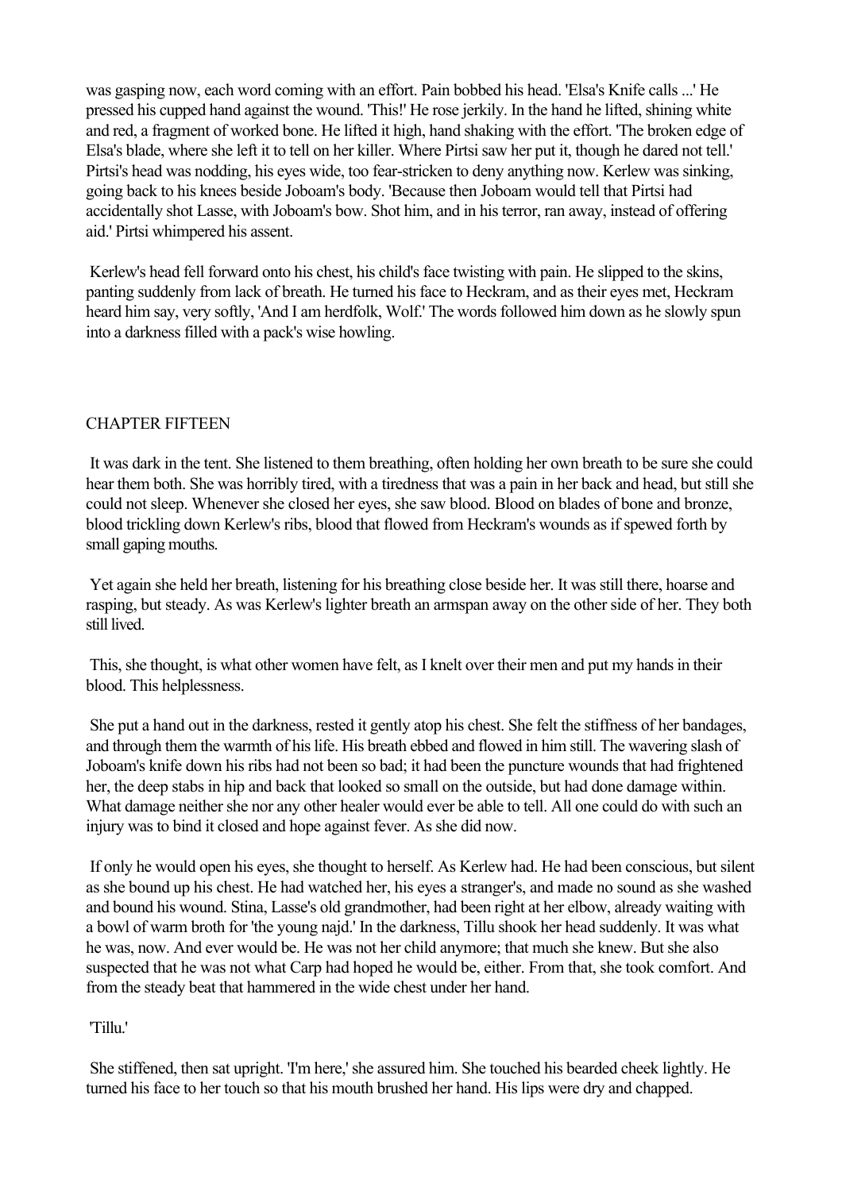was gasping now, each word coming with an effort. Pain bobbed his head. 'Elsa's Knife calls ...' He pressed his cupped hand against the wound. 'This!' He rose jerkily. In the hand he lifted, shining white and red, a fragment of worked bone. He lifted it high, hand shaking with the effort. 'The broken edge of Elsa's blade, where she left it to tell on her killer. Where Pirtsi saw her put it, though he dared not tell.' Pirtsi's head was nodding, his eyes wide, too fear-stricken to deny anything now. Kerlew was sinking, going back to his knees beside Joboam's body. 'Because then Joboam would tell that Pirtsi had accidentally shot Lasse, with Joboam's bow. Shot him, and in his terror, ran away, instead of offering aid.' Pirtsi whimpered his assent.

Kerlew's head fell forward onto his chest, his child's face twisting with pain. He slipped to the skins, panting suddenly from lack of breath. He turned his face to Heckram, and as their eyes met, Heckram heard him say, very softly, 'And I am herdfolk, Wolf.' The words followed him down as he slowly spun into a darkness filled with a pack's wise howling.

## CHAPTER FIFTEEN

It was dark in the tent. She listened to them breathing, often holding her own breath to be sure she could hear them both. She was horribly tired, with a tiredness that was a pain in her back and head, but still she could not sleep. Whenever she closed her eyes, she saw blood. Blood on blades of bone and bronze, blood trickling down Kerlew's ribs, blood that flowed from Heckram's wounds as if spewed forth by small gaping mouths.

Yet again she held her breath, listening for his breathing close beside her. It was still there, hoarse and rasping, but steady. As was Kerlew's lighter breath an armspan away on the other side of her. They both still lived.

This, she thought, is what other women have felt, as I knelt over their men and put my hands in their blood. This helplessness.

She put a hand out in the darkness, rested it gently atop his chest. She felt the stiffness of her bandages, and through them the warmth of his life. His breath ebbed and flowed in him still. The wavering slash of Joboam's knife down his ribs had not been so bad; it had been the puncture wounds that had frightened her, the deep stabs in hip and back that looked so small on the outside, but had done damage within. What damage neither she nor any other healer would ever be able to tell. All one could do with such an injury was to bind it closed and hope against fever. As she did now.

If only he would open his eyes, she thought to herself. As Kerlew had. He had been conscious, but silent as she bound up his chest. He had watched her, his eyes a stranger's, and made no sound as she washed and bound his wound. Stina, Lasse's old grandmother, had been right at her elbow, already waiting with a bowl of warm broth for 'the young najd.' In the darkness, Tillu shook her head suddenly. It was what he was, now. And ever would be. He was not her child anymore; that much she knew. But she also suspected that he was not what Carp had hoped he would be, either. From that, she took comfort. And from the steady beat that hammered in the wide chest under her hand.

'Tillu.'

She stiffened, then sat upright. 'I'm here,' she assured him. She touched his bearded cheek lightly. He turned his face to her touch so that his mouth brushed her hand. His lips were dry and chapped.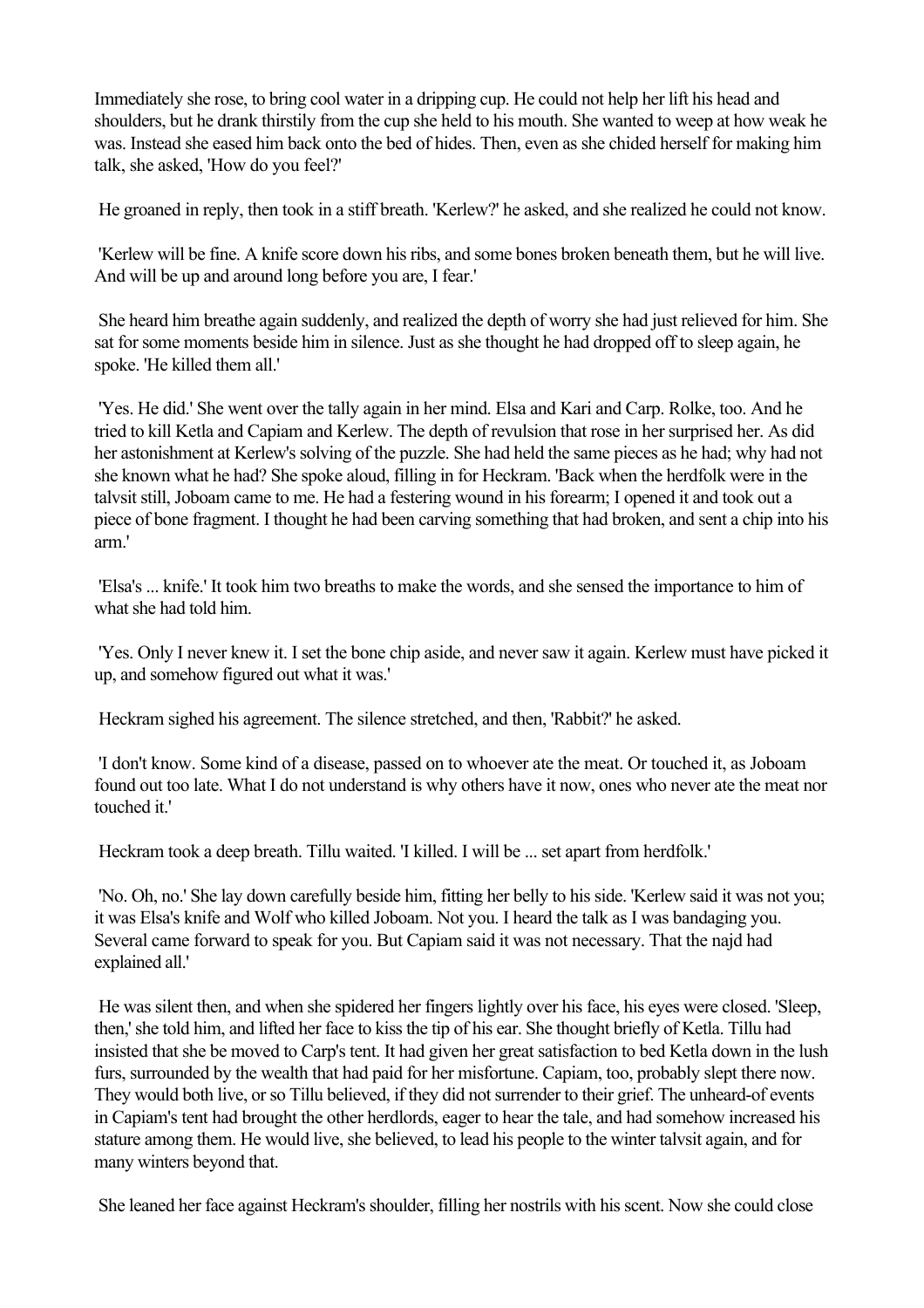Immediately she rose, to bring cool water in a dripping cup. He could not help her lift his head and shoulders, but he drank thirstily from the cup she held to his mouth. She wanted to weep at how weak he was. Instead she eased him back onto the bed of hides. Then, even as she chided herself for making him talk, she asked, 'How do you feel?'

He groaned in reply, then took in a stiff breath. 'Kerlew?' he asked, and she realized he could not know.

'Kerlew will be fine. A knife score down his ribs, and some bones broken beneath them, but he will live. And will be up and around long before you are, I fear.'

She heard him breathe again suddenly, and realized the depth of worry she had just relieved for him. She sat for some moments beside him in silence. Just as she thought he had dropped off to sleep again, he spoke. 'He killed them all.'

'Yes. He did.' She went over the tally again in her mind. Elsa and Kari and Carp. Rolke, too. And he tried to kill Ketla and Capiam and Kerlew. The depth of revulsion that rose in her surprised her. As did her astonishment at Kerlew's solving of the puzzle. She had held the same pieces as he had; why had not she known what he had? She spoke aloud, filling in for Heckram. 'Back when the herdfolk were in the talvsit still, Joboam came to me. He had a festering wound in his forearm; I opened it and took out a piece of bone fragment. I thought he had been carving something that had broken, and sent a chip into his arm.'

'Elsa's ... knife.' It took him two breaths to make the words, and she sensed the importance to him of what she had told him.

'Yes. Only I never knew it. I set the bone chip aside, and never saw it again. Kerlew must have picked it up, and somehow figured out what it was.'

Heckram sighed his agreement. The silence stretched, and then, 'Rabbit?' he asked.

'I don't know. Some kind of a disease, passed on to whoever ate the meat. Or touched it, as Joboam found out too late. What I do not understand is why others have it now, ones who never ate the meat nor touched it.'

Heckram took a deep breath. Tillu waited. 'I killed. I will be ... set apart from herdfolk.'

'No. Oh, no.' She lay down carefully beside him, fitting her belly to his side. 'Kerlew said it was not you; it was Elsa's knife and Wolf who killed Joboam. Not you. I heard the talk as I was bandaging you. Several came forward to speak for you. But Capiam said it was not necessary. That the najd had explained all.'

He was silent then, and when she spidered her fingers lightly over his face, his eyes were closed. 'Sleep, then,' she told him, and lifted her face to kiss the tip of his ear. She thought briefly of Ketla. Tillu had insisted that she be moved to Carp's tent. It had given her great satisfaction to bed Ketla down in the lush furs, surrounded by the wealth that had paid for her misfortune. Capiam, too, probably slept there now. They would both live, or so Tillu believed, if they did not surrender to their grief. The unheard-of events in Capiam's tent had brought the other herdlords, eager to hear the tale, and had somehow increased his stature among them. He would live, she believed, to lead his people to the winter talvsit again, and for many winters beyond that.

She leaned her face against Heckram's shoulder, filling her nostrils with his scent. Now she could close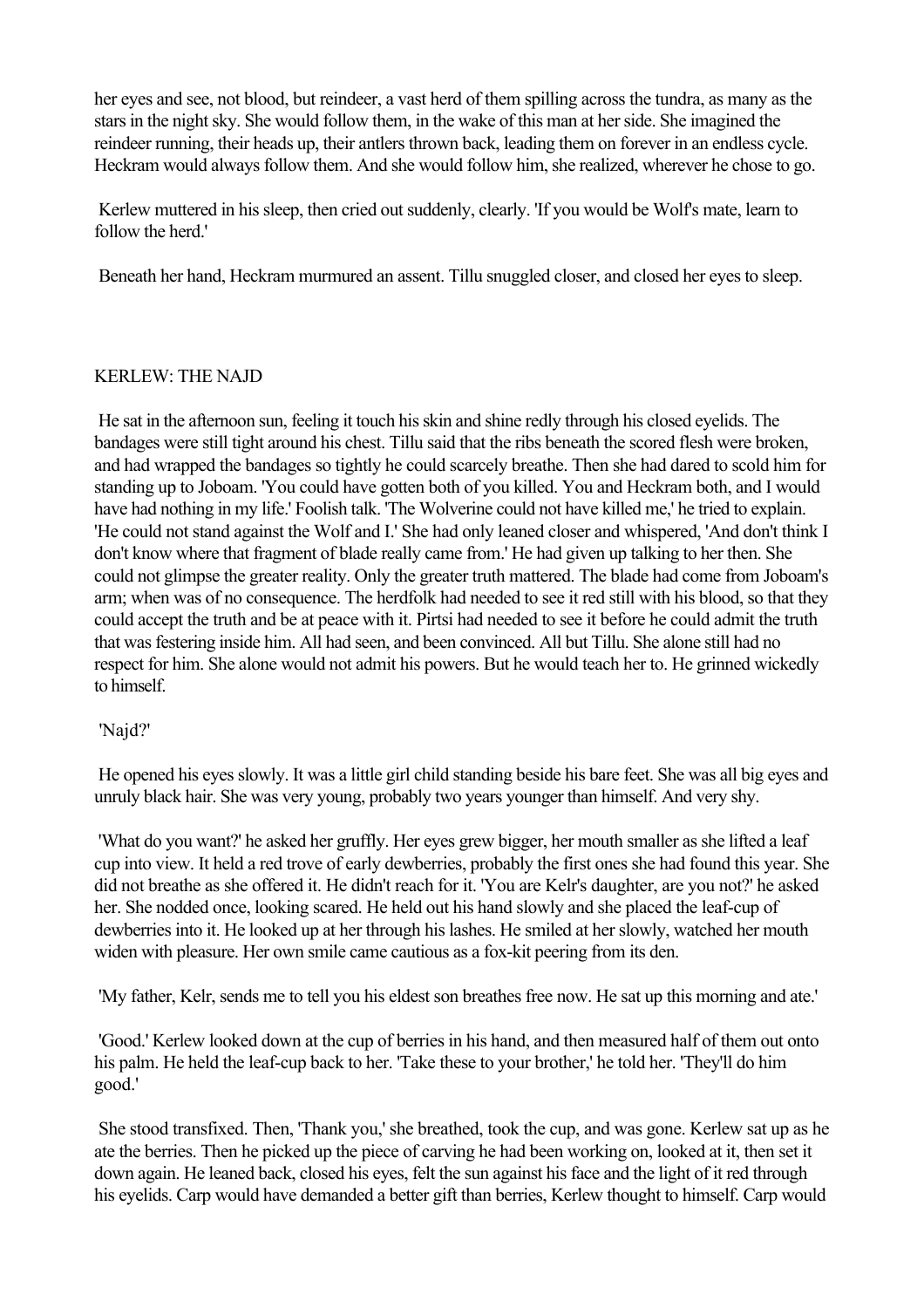her eyes and see, not blood, but reindeer, a vast herd of them spilling across the tundra, as many as the stars in the night sky. She would follow them, in the wake of this man at her side. She imagined the reindeer running, their heads up, their antlers thrown back, leading them on forever in an endless cycle. Heckram would always follow them. And she would follow him, she realized, wherever he chose to go.

Kerlew muttered in his sleep, then cried out suddenly, clearly. 'If you would be Wolf's mate, learn to follow the herd.'

Beneath her hand, Heckram murmured an assent. Tillu snuggled closer, and closed her eyes to sleep.

## KERLEW: THE NAJD

He sat in the afternoon sun, feeling it touch his skin and shine redly through his closed eyelids. The bandages were still tight around his chest. Tillu said that the ribs beneath the scored flesh were broken, and had wrapped the bandages so tightly he could scarcely breathe. Then she had dared to scold him for standing up to Joboam. 'You could have gotten both of you killed. You and Heckram both, and I would have had nothing in my life.' Foolish talk. 'The Wolverine could not have killed me,' he tried to explain. 'He could not stand against the Wolf and I.' She had only leaned closer and whispered, 'And don't think I don't know where that fragment of blade really came from.' He had given up talking to her then. She could not glimpse the greater reality. Only the greater truth mattered. The blade had come from Joboam's arm; when was of no consequence. The herdfolk had needed to see it red still with his blood, so that they could accept the truth and be at peace with it. Pirtsi had needed to see it before he could admit the truth that was festering inside him. All had seen, and been convinced. All but Tillu. She alone still had no respect for him. She alone would not admit his powers. But he would teach her to. He grinned wickedly to himself.

'Najd?'

He opened his eyes slowly. It was a little girl child standing beside his bare feet. She was all big eyes and unruly black hair. She was very young, probably two years younger than himself. And very shy.

'What do you want?' he asked her gruffly. Her eyes grew bigger, her mouth smaller as she lifted a leaf cup into view. It held a red trove of early dewberries, probably the first ones she had found this year. She did not breathe as she offered it. He didn't reach for it. 'You are Kelr's daughter, are you not?' he asked her. She nodded once, looking scared. He held out his hand slowly and she placed the leaf-cup of dewberries into it. He looked up at her through his lashes. He smiled at her slowly, watched her mouth widen with pleasure. Her own smile came cautious as a fox-kit peering from its den.

'My father, Kelr, sends me to tell you his eldest son breathes free now. He sat up this morning and ate.'

'Good.' Kerlew looked down at the cup of berries in his hand, and then measured half of them out onto his palm. He held the leaf-cup back to her. 'Take these to your brother,' he told her. 'They'll do him good.'

She stood transfixed. Then, 'Thank you,' she breathed, took the cup, and was gone. Kerlew sat up as he ate the berries. Then he picked up the piece of carving he had been working on, looked at it, then set it down again. He leaned back, closed his eyes, felt the sun against his face and the light of it red through his eyelids. Carp would have demanded a better gift than berries, Kerlew thought to himself. Carp would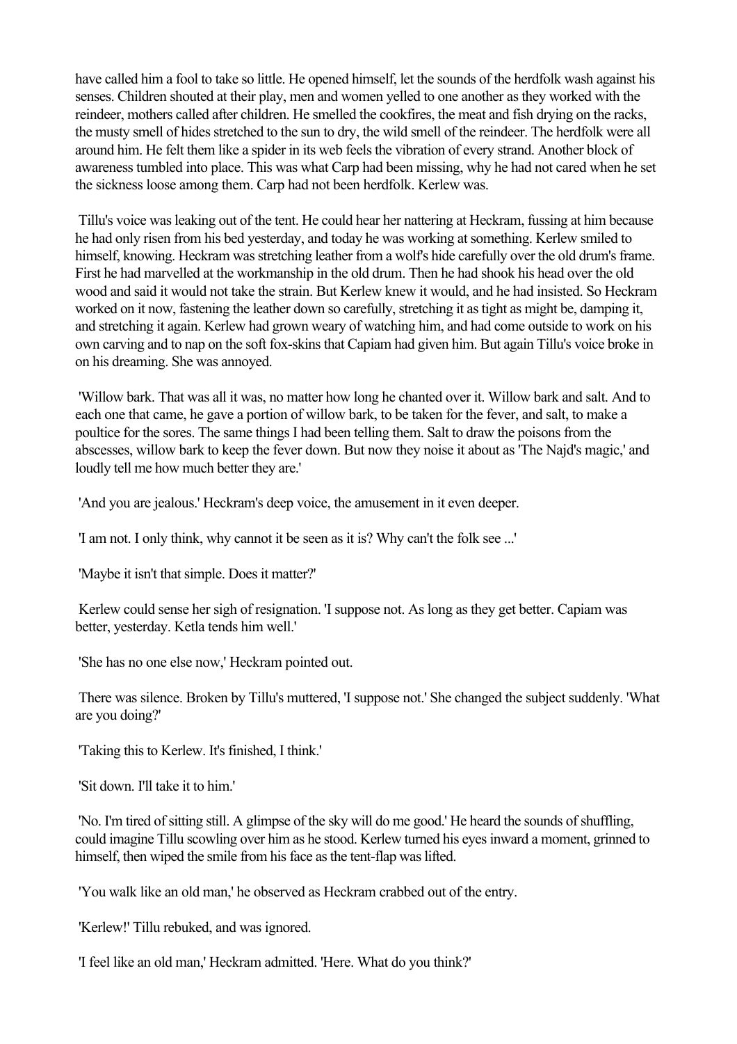have called him a fool to take so little. He opened himself, let the sounds of the herdfolk wash against his senses. Children shouted at their play, men and women yelled to one another as they worked with the reindeer, mothers called after children. He smelled the cookfires, the meat and fish drying on the racks, the musty smell of hides stretched to the sun to dry, the wild smell of the reindeer. The herdfolk were all around him. He felt them like a spider in its web feels the vibration of every strand. Another block of awareness tumbled into place. This was what Carp had been missing, why he had not cared when he set the sickness loose among them. Carp had not been herdfolk. Kerlew was.

Tillu's voice was leaking out of the tent. He could hear her nattering at Heckram, fussing at him because he had only risen from his bed yesterday, and today he was working at something. Kerlew smiled to himself, knowing. Heckram was stretching leather from a wolf's hide carefully over the old drum's frame. First he had marvelled at the workmanship in the old drum. Then he had shook his head over the old wood and said it would not take the strain. But Kerlew knew it would, and he had insisted. So Heckram worked on it now, fastening the leather down so carefully, stretching it as tight as might be, damping it, and stretching it again. Kerlew had grown weary of watching him, and had come outside to work on his own carving and to nap on the soft fox-skins that Capiam had given him. But again Tillu's voice broke in on his dreaming. She was annoyed.

'Willow bark. That was all it was, no matter how long he chanted over it. Willow bark and salt. And to each one that came, he gave a portion of willow bark, to be taken for the fever, and salt, to make a poultice for the sores. The same things I had been telling them. Salt to draw the poisons from the abscesses, willow bark to keep the fever down. But now they noise it about as 'The Najd's magic,' and loudly tell me how much better they are.'

'And you are jealous.' Heckram's deep voice, the amusement in it even deeper.

'I am not. I only think, why cannot it be seen as it is? Why can't the folk see ...'

'Maybe it isn't that simple. Does it matter?'

Kerlew could sense her sigh of resignation. 'I suppose not. As long as they get better. Capiam was better, yesterday. Ketla tends him well.'

'She has no one else now,' Heckram pointed out.

There was silence. Broken by Tillu's muttered, 'I suppose not.' She changed the subject suddenly. 'What are you doing?'

'Taking this to Kerlew. It's finished, I think.'

'Sit down. I'll take it to him.'

'No. I'm tired of sitting still. A glimpse of the sky will do me good.' He heard the sounds of shuffling, could imagine Tillu scowling over him as he stood. Kerlew turned his eyes inward a moment, grinned to himself, then wiped the smile from his face as the tent-flap was lifted.

'You walk like an old man,' he observed as Heckram crabbed out of the entry.

'Kerlew!' Tillu rebuked, and was ignored.

'I feel like an old man,' Heckram admitted. 'Here. What do you think?'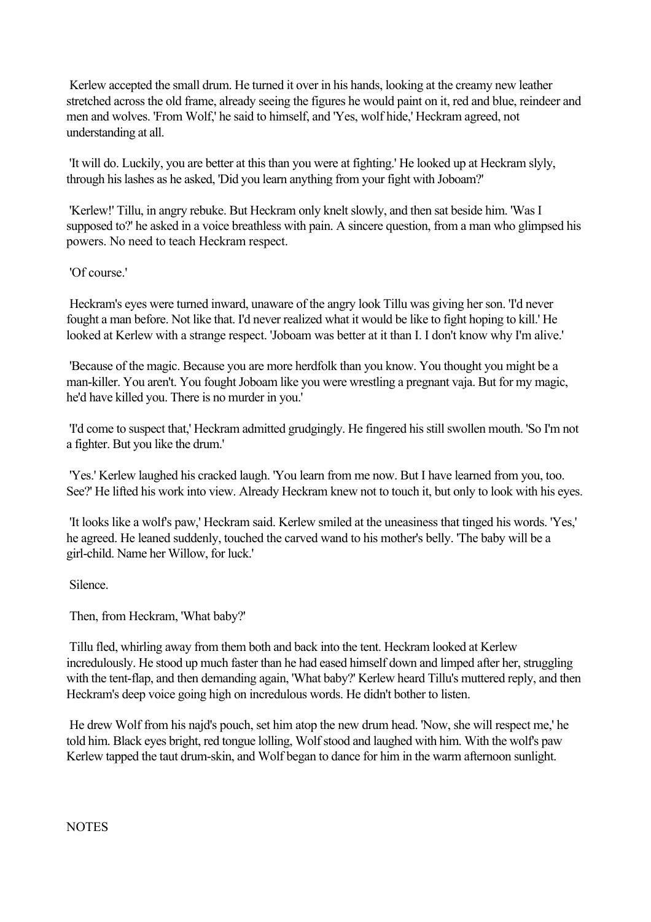Kerlew accepted the small drum. He turned it over in his hands, looking at the creamy new leather stretched across the old frame, already seeing the figures he would paint on it, red and blue, reindeer and men and wolves. 'From Wolf,' he said to himself, and 'Yes, wolf hide,' Heckram agreed, not understanding at all.

'It will do. Luckily, you are better at this than you were at fighting.' He looked up at Heckram slyly, through his lashes as he asked, 'Did you learn anything from your fight with Joboam?'

'Kerlew!' Tillu, in angry rebuke. But Heckram only knelt slowly, and then sat beside him. 'Was I supposed to?' he asked in a voice breathless with pain. A sincere question, from a man who glimpsed his powers. No need to teach Heckram respect.

'Of course.'

Heckram's eyes were turned inward, unaware of the angry look Tillu was giving her son. 'I'd never fought a man before. Not like that. I'd never realized what it would be like to fight hoping to kill.' He looked at Kerlew with a strange respect. 'Joboam was better at it than I. I don't know why I'm alive.'

'Because of the magic. Because you are more herdfolk than you know. You thought you might be a man-killer. You aren't. You fought Joboam like you were wrestling a pregnant vaja. But for my magic, he'd have killed you. There is no murder in you.'

'I'd come to suspect that,' Heckram admitted grudgingly. He fingered his still swollen mouth. 'So I'm not a fighter. But you like the drum.'

'Yes.' Kerlew laughed his cracked laugh. 'You learn from me now. But I have learned from you, too. See?' He lifted his work into view. Already Heckram knew not to touch it, but only to look with his eyes.

'It looks like a wolf's paw,' Heckram said. Kerlew smiled at the uneasiness that tinged his words. 'Yes,' he agreed. He leaned suddenly, touched the carved wand to his mother's belly. 'The baby will be a girl-child. Name her Willow, for luck.'

Silence.

Then, from Heckram, 'What baby?'

Tillu fled, whirling away from them both and back into the tent. Heckram looked at Kerlew incredulously. He stood up much faster than he had eased himself down and limped after her, struggling with the tent-flap, and then demanding again, 'What baby?' Kerlew heard Tillu's muttered reply, and then Heckram's deep voice going high on incredulous words. He didn't bother to listen.

He drew Wolf from his najd's pouch, set him atop the new drum head. 'Now, she will respect me,' he told him. Black eyes bright, red tongue lolling, Wolf stood and laughed with him. With the wolf's paw Kerlew tapped the taut drum-skin, and Wolf began to dance for him in the warm afternoon sunlight.

NOTES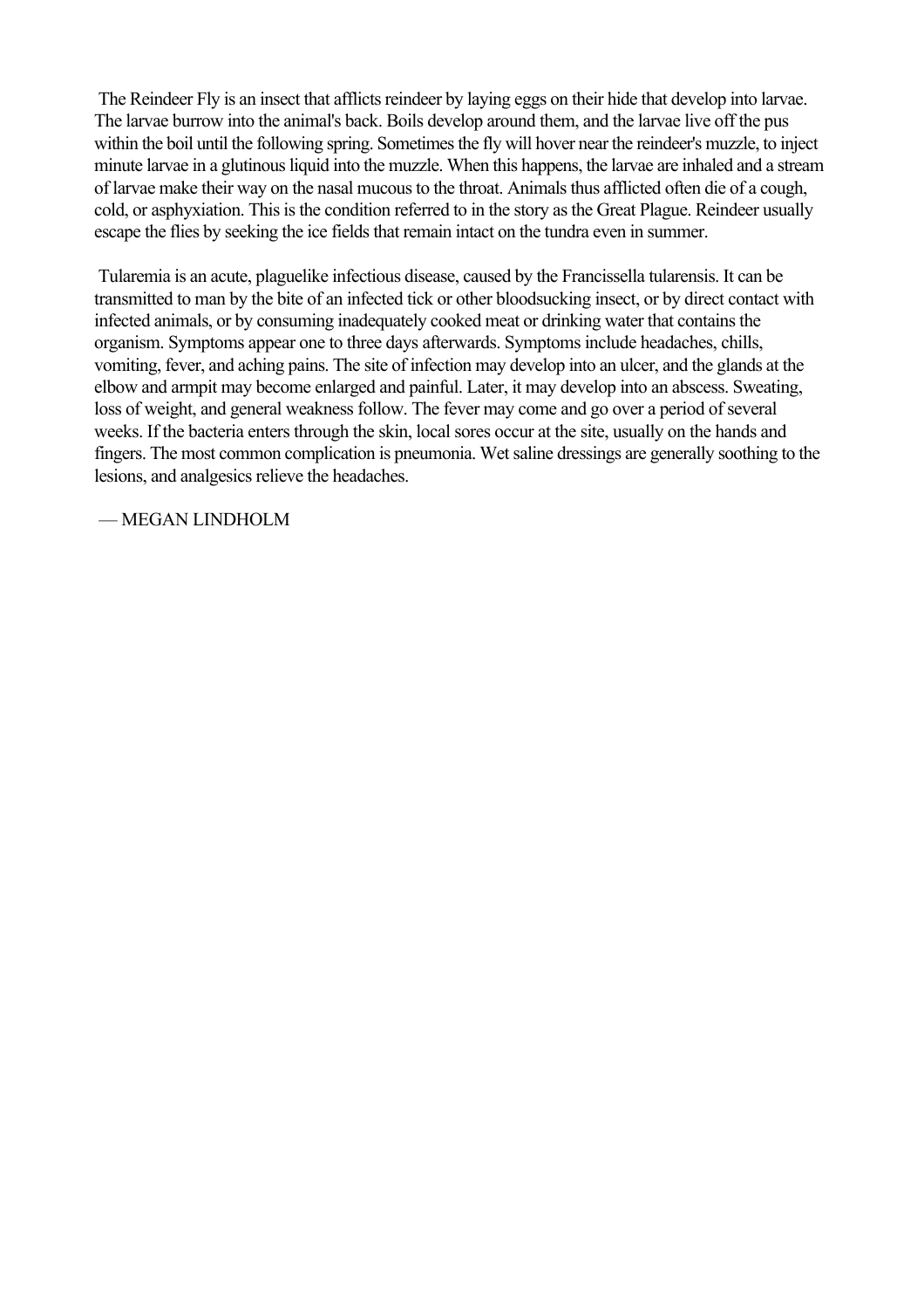The Reindeer Fly is an insect that afflicts reindeer by laying eggs on their hide that develop into larvae. The larvae burrow into the animal's back. Boils develop around them, and the larvae live off the pus within the boil until the following spring. Sometimes the fly will hover near the reindeer's muzzle, to inject minute larvae in a glutinous liquid into the muzzle. When this happens, the larvae are inhaled and a stream of larvae make their way on the nasal mucous to the throat. Animals thus afflicted often die of a cough, cold, or asphyxiation. This is the condition referred to in the story as the Great Plague. Reindeer usually escape the flies by seeking the ice fields that remain intact on the tundra even in summer.

Tularemia is an acute, plaguelike infectious disease, caused by the Francissella tularensis. It can be transmitted to man by the bite of an infected tick or other bloodsucking insect, or by direct contact with infected animals, or by consuming inadequately cooked meat or drinking water that contains the organism. Symptoms appear one to three days afterwards. Symptoms include headaches, chills, vomiting, fever, and aching pains. The site of infection may develop into an ulcer, and the glands at the elbow and armpit may become enlarged and painful. Later, it may develop into an abscess. Sweating, loss of weight, and general weakness follow. The fever may come and go over a period of several weeks. If the bacteria enters through the skin, local sores occur at the site, usually on the hands and fingers. The most common complication is pneumonia. Wet saline dressings are generally soothing to the lesions, and analgesics relieve the headaches.

— MEGAN LINDHOLM